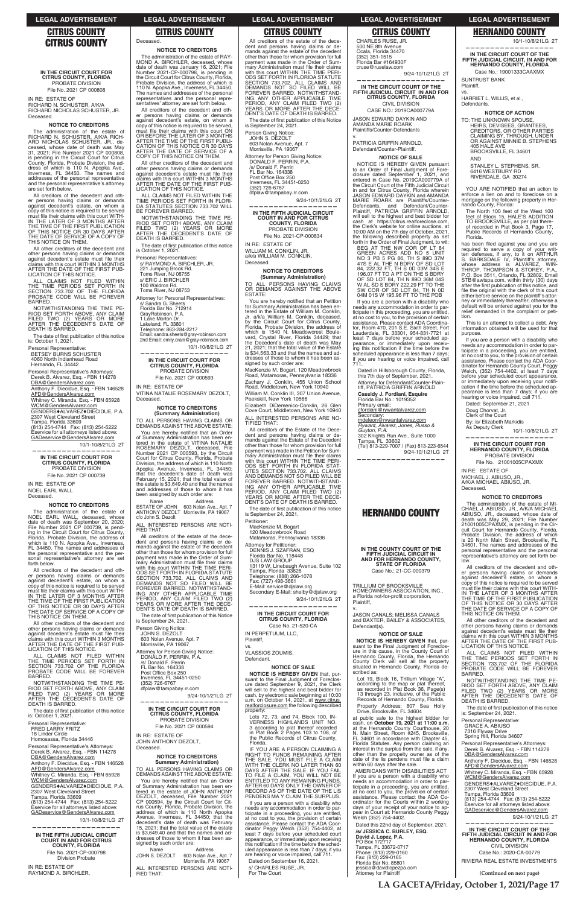# CITRUS COUNTY

## IN THE CIRCUIT COURT FOR CITRUS COUNTY, FLORIDA
PROBATE DIVISION
File No. 2021 CP 000808

IN RE: ESTATE OF
RICHARD N. SCHUSTER, A/K/A RICHARD NICHOLAS SCHUSTER, JR.
Deceased.

### NOTICE TO CREDITORS

The administration of the estate of RICHARD N. SCHUSTER, A/K/A RICHARD NICHOLAS SCHUSTER, JR., deceased, whose date of death was May 31, 2021; File Number 2021 CP 000808, is pending in the Circuit Court for Citrus County, Florida, Probate Division, the address of which is 110 N. Apopka Ave., Inverness, FL 34450. The names and addresses of the personal representative and the personal representative's attorney are set forth below.

All creditors of the decedent and other persons having claims or demands against decedent's estate, on whom a copy of this notice is required to be served must file their claims with this court WITHIN THE LATER OF 3 MONTHS AFTER THE TIME OF THE FIRST PUBLICATION OF THIS NOTICE OR 30 DAYS AFTER THE DATE OF SERVICE OF A COPY OF THIS NOTICE ON THEM.

All other creditors of the decedent and other persons having claims or demands against decedent's estate must file their claims with this court WITHIN 3 MONTHS AFTER THE DATE OF THE FIRST PUBLICATION OF THIS NOTICE.

ALL CLAIMS NOT FILED WITHIN THE TIME PERIODS SET FORTH IN SECTION 733.702 OF THE FLORIDA PROBATE CODE WILL BE FOREVER BARRED.

NOTWITHSTANDING THE TIME PERIOD SET FORTH ABOVE, ANY CLAIM FILED TWO (2) YEARS OR MORE AFTER THE DECEDENT'S DATE OF DEATH IS BARRED.

The date of first publication of this notice is: October 1, 2021.

Personal Representative:
BETSEY BURNS SCHUSTER
4060 North Indianhead Road
Hernando, FL 34442

Personal Representative's Attorneys:
Derek B. Alvarez, Esq. - FBN 114278
DBA@GendersAlvarez.com
Anthony F. Diecidue, Esq. - FBN 146528
AFD@GendersAlvarez.com
Whitney C. Miranda, Esq. - FBN 65928
WCM@GendersAlvarez.com
GENDERS♦ALVAREZ♦DIECIDUE, P.A.
2307 West Cleveland Street
Tampa, Florida 33609
(813) 254-4744 Fax: (813) 254-5222
Eservice for all attorneys listed above:
GADeservice@GendersAlvarez.com

10/1-10/8/21LG 2T

---

## IN THE CIRCUIT COURT FOR CITRUS COUNTY, FLORIDA
PROBATE DIVISION
File No. 2021 CP 000739

IN RE: ESTATE OF
NOEL EARL WALL
Deceased.

### NOTICE TO CREDITORS

The administration of the estate of NOEL EARL WALL, deceased, whose date of death was September 20, 2020; File Number 2021 CP 000739, is pending in the Circuit Court for Citrus County, Florida, Probate Division, the address of which is 110 N. Apopka Ave., Inverness, FL 34450. The names and addresses of the personal representative and the personal representative's attorney are set forth below.

All creditors of the decedent and other persons having claims or demands against decedent's estate, on whom a copy of this notice is required to be served must file their claims with this court WITHIN THE LATER OF 3 MONTHS AFTER THE TIME OF THE FIRST PUBLICATION OF THIS NOTICE OR 30 DAYS AFTER THE DATE OF SERVICE OF A COPY OF THIS NOTICE ON THEM.

All other creditors of the decedent and other persons having claims or demands against decedent's estate must file their claims with this court WITHIN 3 MONTHS AFTER THE DATE OF THE FIRST PUBLICATION OF THIS NOTICE.

ALL CLAIMS NOT FILED WITHIN THE TIME PERIODS SET FORTH IN SECTION 733.702 OF THE FLORIDA PROBATE CODE WILL BE FOREVER BARRED.

NOTWITHSTANDING THE TIME PERIOD SET FORTH ABOVE, ANY CLAIM FILED TWO (2) YEARS OR MORE AFTER THE DECEDENT'S DATE OF DEATH IS BARRED.

The date of first publication of this notice is: October 1, 2021.

Personal Representative:
FRED LARRY FRITZ
18 Linder Circle
Homosassa, Florida 34446

Personal Representative's Attorneys:
Derek B. Alvarez, Esq. - FBN 114278
DBA@GendersAlvarez.com
Anthony F. Diecidue, Esq. - FBN 146528
AFD@GendersAlvarez.com
Whitney C. Miranda, Esq. - FBN 65928
WCM@GendersAlvarez.com
GENDERS♦ALVAREZ♦DIECIDUE, P.A.
2307 West Cleveland Street
Tampa, Florida 33609
(813) 254-4744 Fax: (813) 254-5222
Eservice for all attorneys listed above:
GADeservice@GendersAlvarez.com

10/1-10/8/21LG 2T

---

## IN THE FIFTH JUDICIAL CIRCUIT COURT IN AND FOR CITRUS COUNTY, FLORIDA
File No. 2021-CP-000798
Division Probate

IN RE: ESTATE OF
RAYMOND A. BIRCHLER,
Deceased.

### NOTICE TO CREDITORS

The administration of the estate of RAYMOND A. BIRCHLER, deceased, whose date of death was January 16, 2021; File Number 2021-CP-000798, is pending in the Circuit Court for Citrus County, Florida, Probate Division, the address of which is 110 N. Apopka Ave., Inverness, FL 34450. The names and addresses of the personal representatives and the personal representatives' attorney are set forth below.

All creditors of the decedent and other persons having claims or demands against decedent's estate, on whom a copy of this notice is required to be served, must file their claims with this court ON OR BEFORE THE LATER OF 3 MONTHS AFTER THE TIME OF THE FIRST PUBLICATION OF THIS NOTICE OR 30 DAYS AFTER THE DATE OF SERVICE OF A COPY OF THIS NOTICE ON THEM.

All other creditors of the decedent and other persons having claims or demands against decedent's estate must file their claims with this court WITHIN 3 MONTHS AFTER THE DATE OF THE FIRST PUBLICATION OF THIS NOTICE.

ALL CLAIMS NOT FILED WITHIN THE TIME PERIODS SET FORTH IN FLORIDA STATUTES SECTION 733.702 WILL BE FOREVER BARRED.

NOTWITHSTANDING THE TIME PERIOD SET FORTH ABOVE, ANY CLAIM FILED TWO (2) YEARS OR MORE AFTER THE DECEDENT'S DATE OF DEATH IS BARRED.

The date of first publication of this notice is October 1, 2021.

Personal Representatives:
s/ RAYMOND A. BIRCHLER, JR.
221 Jumping Brook Rd.
Toms River, NJ 08755
s/ ERIC J. BIRCHLER
100 Waldron Rd.
Toms River, NJ 08753

Attorney for Personal Representatives:
s/ Sandra G. Sheets
Florida Bar No. 712914
GrayRobinson, P.A.
1 Lake Morton Dr.
Lakeland, FL 33801
Telephone: 863-284-2217
Email: sandra.sheets@gray-robinson.com
2nd Email: emily.crain@gray-robinson.com

10/1-10/8/21LG 2T

---

## IN THE CIRCUIT COURT FOR CITRUS COUNTY, FLORIDA
PROBATE DIVISION
File No. 2021 CP 000593

IN RE: ESTATE OF
VITINA NATALIE ROSEMARY DEZOLT,
Deceased.

### NOTICE TO CREDITORS (Summary Administration)

TO ALL PERSONS HAVING CLAIMS OR DEMANDS AGAINST THE ABOVE ESTATE:

You are hereby notified that an Order of Summary Administration has been entered in the estate of VITINA NATALIE ROSEMARY DEZOLT, deceased, File Number 2021 CP 000593, by the Circuit Court for Citrus County, Florida, Probate Division, the address of which is 110 North Apopka Avenue, Inverness, FL 34450; that the decedent's date of death was February 15, 2021; that the total value of the estate is $3,649.40 and that the names and addresses of those to whom it has been assigned by such order are:

| Name | Address |
|---|---|
| ESTATE OF JOHN ANTHONY DEZOLT c/o John S. Dezolt | 603 Nolan Ave., Apt. 7 Morrisville, PA 19067 |

ALL INTERESTED PERSONS ARE NOTIFIED THAT:

All creditors of the estate of the decedent and persons having claims or demands against the estate of the decedent other than those for whom provision for full payment was made in the Order of Summary Administration must file their claims with this court WITHIN THE TIME PERIODS SET FORTH IN FLORIDA STATUTE SECTION 733.702. ALL CLAIMS AND DEMANDS NOT SO FILED WILL BE FOREVER BARRED. NOTWITHSTANDING ANY OTHER APPLICABLE TIME PERIOD, ANY CLAIM FILED TWO (2) YEARS OR MORE AFTER THE DECEDENT'S DATE OF DEATH IS BARRED.

The date of first publication of this Notice is September 24, 2021.

Person Giving Notice:
JOHN S. DEZOLT
603 Nolan Avenue, Apt. 7
Morrisville, PA 19067

Attorney for Person Giving Notice:
DONALD F. PERRIN, P.A.
/s/ Donald F. Perrin
FL Bar No. 164338
Post Office Box 250
Inverness, FL 34451-0250
(352) 726-6767
dfplaw@tampabay.rr.com

9/24-10/1/21LG 2T

---

## IN THE CIRCUIT COURT FOR CITRUS COUNTY, FLORIDA
PROBATE DIVISION
File No. 2021 CP 000594

IN RE: ESTATE OF
JOHN ANTHONY DEZOLT,
Deceased.

### NOTICE TO CREDITORS Summary Administration)

TO ALL PERSONS HAVING CLAIMS OR DEMANDS AGAINST THE ABOVE ESTATE:

You are hereby notified that an Order of Summary Administration has been entered in the estate of JOHN ANTHONY DEZOLT, deceased, File Number 2021 CP 000594, by the Circuit Court for Citrus County, Florida, Probate Division, the address of which is 110 North Apopka Avenue, Inverness, FL 34450; that the decedent's date of death was February 15, 2021; that the total value of the estate is $3,649.40 and that the names and addresses of those to whom it has been assigned by such order are:

| Name | Address |
|---|---|
| JOHN S. DEZOLT | 603 Nolan Ave., Apt. 7 Morrisville, PA 19067 |

ALL INTERESTED PERSONS ARE NOTIFIED THAT:

All creditors of the estate of the decedent and persons having claims or demands against the estate of the decedent other than those for whom provision for full payment was made in the Order of Summary Administration must file their claims with this court WITHIN THE TIME PERIODS SET FORTH IN FLORIDA STATUTE SECTION 733.702. ALL CLAIMS AND DEMANDS NOT SO FILED WILL BE FOREVER BARRED. NOTWITHSTANDING ANY OTHER APPLICABLE TIME PERIOD, ANY CLAIM FILED TWO (2) YEARS OR MORE AFTER THE DECEDENT'S DATE OF DEATH IS BARRED.

The date of first publication of this Notice is September 24, 2021.

Person Giving Notice:
JOHN S. DEZOLT
603 Nolan Avenue, Apt. 7
Morrisville, PA 19067

Attorney for Person Giving Notice:
DONALD F. PERRIN, P.A.
/s/ Donald F. Perrin
FL Bar No. 164338
Post Office Box 250
Inverness, FL 34451-0250
(352) 726-6767
dfplaw@tampabay.rr.com

9/24-10/1/21LG 2T

---

## IN THE FIFTH JUDICIAL CIRCUIT COURT IN AND FOR CITRUS COUNTY, FLORIDA
PROBATE DIVISION
File No. 2021-CP-000834

IN RE: ESTATE OF
WILLIAM M. CONKLIN, JR.
a/k/a WILLIAM M. CONKLIN,
Deceased.

### NOTICE TO CREDITORS (Summary Administration)

TO ALL PERSONS HAVING CLAIMS OR DEMANDS AGAINST THE ABOVE ESTATE:

You are hereby notified that an Petition for Summary Administration has been entered in the Estate of William M. Conklin, Jr. a/k/a William M. Conklin, deceased, by the Circuit Court for Citrus County, Florida, Probate Division, the address of which is 1540 N. Meadowcrest Boulevard, Crystal River, Florida 34429; that the Decedent's date of death was May 21, 2021; that the total value of the Estate is $34,563.33 and that the names and addresses of those to whom it has been assigned by such order are:

MacKenzie M. Bogart, 120 Meadowbrook Road, Matamoras, Pennsylvania 18336
Zachary J. Conklin, 455 Union School Road, Middletown, New York 10940
William M. Conklin III, 307 Union Avenue, Peekskill, New York 10566
Elizabeth DiDemenico-Conklin, 26 Glen Cove Court, Middletown, New York 10940

ALL INTERESTED PERSONS ARE NOTIFIED THAT:

All creditors of the Estate of the Decedent and persons having claims or demands against the Estate of the Decedent other than those for whom provision for full payment was made in the Petition for Summary Administration must file their claims with this court WITHIN THE TIME PERIODS SET FORTH IN FLORIDA STATUTES SECTION 733.702. ALL CLAIMS AND DEMANDS NOT SO FILED WILL BE FOREVER BARRED. NOTWITHSTANDING ANY OTHER APPLICABLE TIME PERIOD, ANY CLAIM FILED TWO (2) YEARS OR MORE AFTER THE DECEDENT'S DATE OF DEATH IS BARRED.

The date of first publication of this notice is September 24, 2021.

Petitioner:
MacKenzie M. Bogart
120 Meadowbrook Road
Matamoras, Pennsylvania 18336

Attorney for Petitioner:
DENNIS J. SZAFRAN, ESQ
Florida Bar No. 118448
DJS LAW GROUP
13119 W. Linebaugh Avenue, Suite 102
Tampa, Florida 33626
Telephone: (888) 266-1078
Fax: (727) 498-3661
E-Mail: service@djslaw.org
Secondary E-Mail: shelby@djslaw.org

9/24-10/1/21LG 2T

---

## IN THE CIRCUIT COURT FOR CITRUS COUNTY, FLORIDA
Case No. 21-520-CA

IN PERPETUUM, LLC,
Plaintiff,
vs.
VLASSIOS ZOUMIS,
Defendant.

### NOTICE OF SALE

**NOTICE IS HEREBY GIVEN** that, pursuant to the Final Judgment of Foreclosure dated September 9, 2021, the Clerk will sell to the highest and best bidder for cash, by electronic sale beginning at 10:00 a.m. on October 14, 2021, at www.citrus.realforeclose.com the following described property:

Lots 72, 73, and 74, Block 100, INVERNESS HIGHLANDS UNIT NO. 3 according to plat thereof recorded in Plat Book 2 Pages 103 to 108, of the Public Records of Citrus County, Florida.

IF YOU ARE A PERSON CLAIMING A RIGHT TO FUNDS REMAINING AFTER THE SALE, YOU MUST FILE A CLAIM WITH THE CLERK NO LATER THAN 60 DAYS AFTER THE SALE. IF YOU FAIL TO FILE A CLAIM, YOU WILL NOT BE ENTITLED TO ANY REMAINING FUNDS. AFTER 60 DAYS ONLY THE OWNER OF RECORD AS OF THE DATE OF THE LIS PENDENS MA Y CLAIM THE SURPLUS.

If you are a person with a disability who needs any accommodation in order to participate in a proceeding, you are entitled, at no cost to you, to the provision of certain assistance. Please contact the ADA Coordinator Peggy Welch (352) 754-4402, at least 7 days before your scheduled court appearance, or immediately upon receiving this notification if the time before the scheduled appearance is less than 7 days; if you are hearing or voice impaired, call 711.

Dated on September 16, 2021.

s/ CHARLES RUSE, JR.
For The Court
CHARLES RUSE, JR.
500 NE 8th Avenue
Ocala, Florida 34470
(352) 351-1515
Florida Bar #164930F
cruse@ruselaw.com

9/24-10/1/21LG 2T

---

## IN THE CIRCUIT COURT OF THE FIFTH JUDICIAL CIRCUIT IN AND FOR CITRUS COUNTY, FLORIDA
CIVIL DIVISION
CASE NO.: 2019CA000779A

JASON EDWARD DAYKIN AND AMANDA MARIE ROARK
Plaintiffs/Counter-Defendants
v.
PATRICIA GRIFFIN ARNOLD,
Defendant/Counter-Plaintiff.

### NOTICE OF SALE

NOTICE IS HEREBY GIVEN pursuant to an Order of Final Judgment of Foreclosure dated September 1, 2021, and entered in Case No. 2019CA000779A of the Circuit Court of the Fifth Judicial Circuit in and for Citrus County, Florida wherein JASON EDWARD DAYKIN and AMANDA MARIE ROARK are Plaintiffs/Counter-Defendants, and Defendant/Counter-Plaintiff, PATRICIA GRIFFIN ARNOLD, will sell to the highest and best bidder for cash at https://citrus.realforeclose.com, the Clerk's website for online auctions, at 10:00 AM on the 7th day of October, 2021, the following described property as set forth in the Order of Final Judgment, to wit:

BEG AT THE NW COR OF LT 84 GREEN ACRES ADD NO 5 UNIT NO 3 PB 5 PG 86, TH S 89D 37M 47S E AL THE N BDRY OF SD LOT 84, 222.32 FT, TH S 0D 03M 34S E 196.07 FT TO A PT ON THE S BDRY OF SD LOT 84, TH N 89D 36M 04S W AL SD S BDRY 222.29 FT TO THE SW COR OF SD LOT 84, TH N 0D 04M 01S W 195.96 FT TO THE POB

If you are a person with a disability who needs any accommodation in order to participate in this proceeding, you are entitled, at no cost to you, to the provision of certain assistance. Please contact ADA Coordinator, Room 470, 201 S.E. Sixth Street, Fort Lauderdale, FL 33301, 954-831-7721 at least 7 days before your scheduled appearance, or immediately upon receiving this notification if the time before the scheduled appearance is less than 7 days; if you are hearing or voice impaired, call 711.

Dated in Hillsborough County, Florida, this 7th day of September, 2021.

Attorney for Defendant/Counter-Plaintiff, PATRICIA GRIFFIN ARNOLD

**Cassidy J. Fordiani, Esquire**
Florida Bar No.: 1019352
Primary email:
cfordiani@rywantalvarez.com
Secondary:
mdeleon@rywantalvarez.com
*Rywant, Alvarez, Jones, Russo & Guyton, P.A.*
302 Knights Run Ave., Suite 1000
Tampa, FL 33602
(Tel) 813-229-7007 / (Fax) 813-223-6544

9/24-10/1/21LG 2T

---

# HERNANDO COUNTY

## IN THE COUNTY COURT OF THE FIFTH JUDICIAL CIRCUIT IN AND FOR HERNANDO COUNTY, STATE OF FLORIDA
Case No.: 21-CC-000379

TRILLIUM OF BROOKSVILLE HOMEOWNERS ASSOCIATION, INC., a Florida not-for-profit corporation,
Plaintiff,
v.
JASON CANALS; MELISSA CANALS and BAXTER, BAILEY & ASSOCIATES,
Defendant(s).

### NOTICE OF SALE

**NOTICE IS HEREBY GIVEN** that, pursuant to the Final Judgment of Foreclosure in this cause, in the County Court of Hernando County, Florida, the Hernando County Clerk will sell all the property situated in Hernando County, Florida described as:

Lot 19, Block 16, Trillium Village "A", according to the map or plat thereof, as recorded in Plat Book 36, Page(s) 13 through 23, inclusive, of the Public Records of Hernando County, Florida.

Property Address: 807 Sea Holly Drive, Brooksville, FL 34604

at public sale to the highest bidder for cash, on **October 19, 2021 at 11:00 a.m.** at the Hernando County Courthouse, 20 N. Main Street, Room #245, Brooksville, FL 34601 in accordance with Chapter 45, Florida Statutes. Any person claiming an interest in the surplus from the sale, if any, other than the property owner as of the date of the lis pendens must file a claim within 60 days after the sale.

AMERICANS WITH DISABILITIES ACT If you are a person with a disability who needs an accommodation in order to participate in a proceeding, you are entitled, at no cost to you, to the provision of certain assistance. Please contact the ADA Coordinator for the Courts within 2 working days of your receipt of your notice to appear in Court at: Hernando County Peggy Welch (352) 754-4402.

Dated this 22nd day of September, 2021.

**/s/ JESSICA C. BURLEY, ESQ.**
**David J. Lopez, P.A.**
PO Box 172717
Tampa, FL 33672-0717
Phone: (813) 229-0160
Fax: (813) 229-0165
Florida Bar No. 85801
jessica@davidlopezpa.com
Attorney for Plaintiff

10/1-10/8/21LG 2T

---

## IN THE CIRCUIT COURT OF THE FIFTH JUDICIAL CIRCUIT, IN AND FOR HERNANDO COUNTY, FLORIDA
Case No.: 19001333CAAXMX

SUNTRUST BANK
Plaintiff,
vs.
HARRIET L. WILLIS, et al.,
Defendants.

### NOTICE OF ACTION

TO: THE UNKNOWN SPOUSE, HEIRS, DEVISEES, GRANTEES, CREDITORS, OR OTHER PARTIES CLAIMING BY, THROUGH, UNDER OR AGAINST MINNIE B. STEPHENS
405 HALE AVE
BROOKSVILLE, FL 34601

AND

STANLEY L. STEPHENS, SR.
6416 WESTBURY RD
RIVERDALE, GA 30274

YOU ARE NOTIFIED that an action to enforce a lien on and to foreclose on a mortgage on the following property in Hernando County, Florida:

The North 100 feet of the West 100 feet of Block 15, HALE'S ADDITION TO BROOKSVILLE, as per plat thereof recorded in Plat Book 3, Page 17, Public Records of Hernando County, Florida.

has been filed against you and you are required to serve a copy of your written defenses, if any, to it on ARTHUR S. BARKSDALE IV, Plaintiff's attorney, whose address is ALVAREZ, WINTHROP, THOMPSON & STOREY, P.A., P.O. Box 3511, Orlando, FL 32802, Email STB@awtspa.com, within thirty (30) days after the first publication of this notice, and file the original with the clerk of this court either before service on the plaintiff's attorney or immediately thereafter; otherwise a default will be entered against you for the relief demanded in the complaint or petition.

This is an attempt to collect a debt. Any information obtained will be used for that purpose.

If you are a person with a disability who needs any accommodation in order to participate in a proceeding, you are entitled, at no cost to you, to the provision of certain assistance. Please contact the ADA Coordinator for Hernando County, Peggy Welch, (352) 754-4402, at least 7 days before your scheduled court appearance, or immediately upon receiving your notification if the time before the scheduled appearance is less than 7 days; if you are hearing or voice impaired, call 711.

Dated: September 21, 2021

Doug Chorvat, Jr.
Clerk of the Court
By: /s/ Elizabeth Markidis
As Deputy Clerk

10/1-10/8/21LG 2T

---

## IN THE CIRCUIT COURT FOR HERNANDO COUNTY, FLORIDA
PROBATE DIVISION
File No. 21001005CPAXMX

IN RE: ESTATE OF
MICHAEL J. ABIUSO, JR.,
A/K/A MICHAEL ABIUSO, JR.
Deceased.

### NOTICE TO CREDITORS

The administration of the estate of MICHAEL J. ABIUSO, JR., A/K/A MICHAEL ABIUSO, JR., deceased, whose date of death was May 29, 2021; File Number 21001005CPAXMX, is pending in the Circuit Court for Hernando County, Florida, Probate Division, the address of which is 20 North Main Street, Brooksville, FL 34601. The names and addresses of the personal representative and the personal representative's attorney are set forth below.

All creditors of the decedent and other persons having claims or demands against decedent's estate, on whom a copy of this notice is required to be served must file their claims with this court WITHIN THE LATER OF 3 MONTHS AFTER THE TIME OF THE FIRST PUBLICATION OF THIS NOTICE OR 30 DAYS AFTER THE DATE OF SERVICE OF A COPY OF THIS NOTICE ON THEM.

All other creditors of the decedent and other persons having claims or demands against decedent's estate must file their claims with this court WITHIN 3 MONTHS AFTER THE DATE OF THE FIRST PUBLICATION OF THIS NOTICE.

ALL CLAIMS NOT FILED WITHIN THE TIME PERIODS SET FORTH IN SECTION 733.702 OF THE FLORIDA PROBATE CODE WILL BE FOREVER BARRED.

NOTWITHSTANDING THE TIME PERIOD SET FORTH ABOVE, ANY CLAIM FILED TWO (2) YEARS OR MORE AFTER THE DECEDENT'S DATE OF DEATH IS BARRED.

The date of first publication of this notice is: September 24, 2021.

Personal Representative:
GRACE A. ABIUSO
7316 Flyway Drive
Spring Hill, Florida 34607

Personal Representative's Attorneys:
Derek B. Alvarez, Esq. - FBN 114278
DBA@GendersAlvarez.com
Anthony F. Diecidue, Esq. - FBN 146528
AFD@GendersAlvarez.com
Whitney C. Miranda, Esq. - FBN 65928
WCM@GendersAlvarez.com
GENDERS♦ALVAREZ♦DIECIDUE, P.A.
2307 West Cleveland Street
Tampa, Florida 33609
(813) 254-4744 Fax: (813) 254-5222
Eservice for all attorneys listed above:
GADeservice@GendersAlvarez.com

9/24-10/1/21LG 2T

---

## IN THE CIRCUIT COURT OF THE FIFTH JUDICIAL CIRCUIT IN AND FOR HERNANDO COUNTY, FLORIDA
CIVIL DIVISION
Case No.: 2020-CA-00779

RIVIERA REAL ESTATE INVESTMENTS

**(Continued on next page)**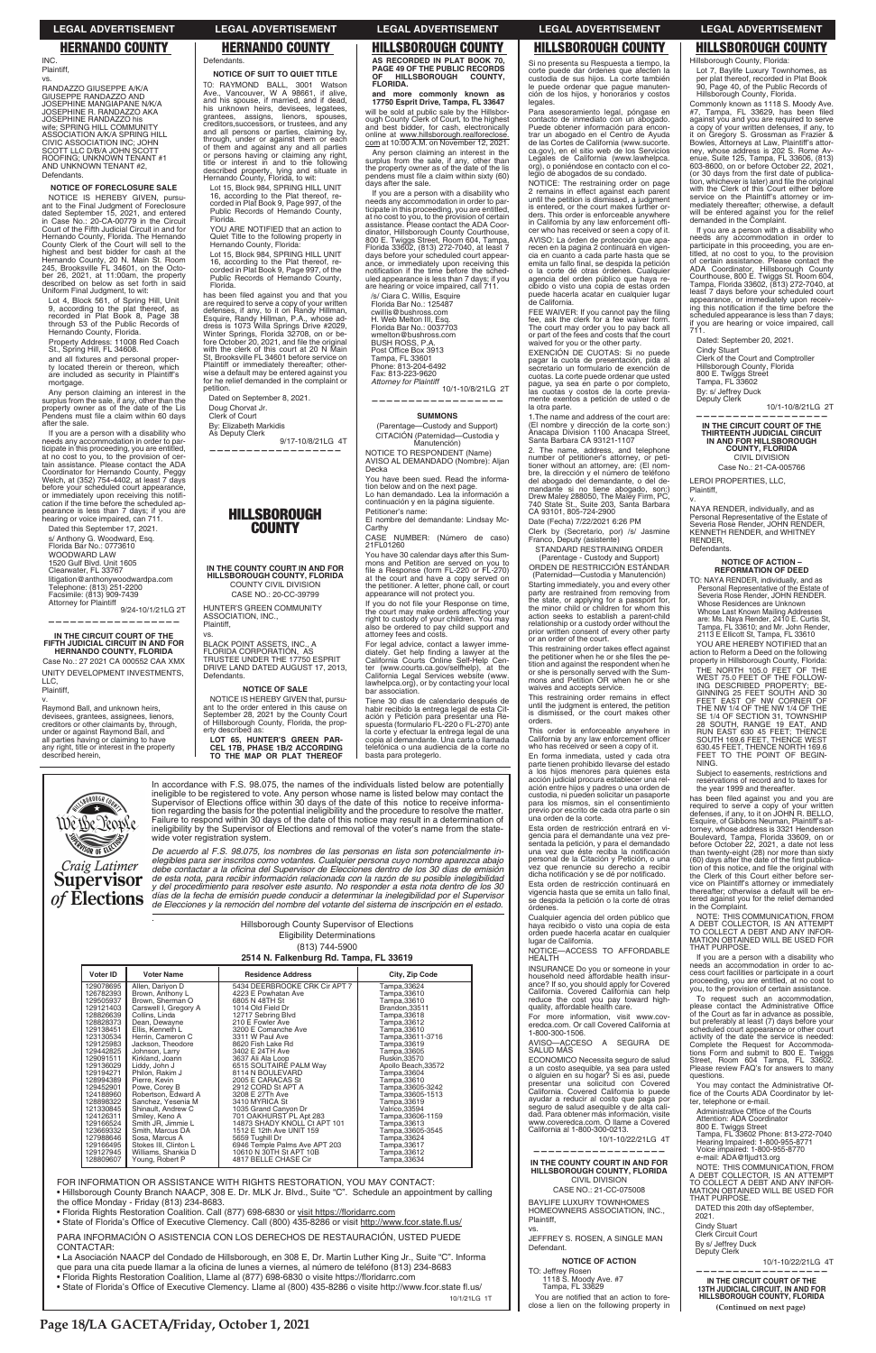## HERNANDO COUNTY

INC.
Plaintiff,
vs.
RANDAZZO GIUSEPPE A/K/A GIUSEPPE RANDAZZO AND JOSEPHINE MANGIAPANE N/K/A JOSEPHINE R. RANDAZZO AKA JOSEPHINE RANDAZZO his wife; SPRING HILL COMMUNITY ASSOCIATION A/K/A SPRING HILL CIVIC ASSOCIATION INC; JOHN SCOTT LLC D/B/A JOHN SCOTT ROOFING; UNKNOWN TENANT #1 AND UNKNOWN TENANT #2,
Defendants.

**NOTICE OF FORECLOSURE SALE**

NOTICE IS HEREBY GIVEN, pursuant to the Final Judgment of Foreclosure dated September 15, 2021, and entered in Case No.: 20-CA-00779 in the Circuit Court of the Fifth Judicial Circuit in and for Hernando County, Florida. The Hernando County Clerk of the Court will sell to the highest and best bidder for cash at the Hernando County, 20 N. Main St. Room 245, Brooksville FL 34601, on the October 26, 2021, at 11:00am, the property described on below as set forth in said Uniform Final Judgment, to wit:

Lot 4, Block 561, of Spring Hill, Unit 9, according to the plat thereof, as recorded in Plat Book 8, Page 38 through 53 of the Public Records of Hernando County, Florida.

Property Address: 11008 Red Coach St., Spring Hill, FL 34608.

and all fixtures and personal property located therein or thereon, which are included as security in Plaintiff's mortgage.

Any person claiming an interest in the surplus from the sale, if any, other than the property owner as of the date of the Lis Pendens must file a claim within 60 days after the sale.

If you are a person with a disability who needs any accommodation in order to participate in this proceeding, you are entitled, at no cost to you, to the provision of certain assistance. Please contact the ADA Coordinator for Hernando County, Peggy Welch, at (352) 754-4402, at least 7 days before your scheduled court appearance, or immediately upon receiving this notification if the time before the scheduled appearance is less than 7 days; if you are hearing or voice impaired, call 711.

Dated this September 17, 2021.
s/ Anthony G. Woodward, Esq.
Florida Bar No.: 0773610
WOODWARD LAW
1520 Gulf Blvd. Unit 1605
Clearwater, FL 33767
litigation@anthonywoodwardpa.com
Telephone: (813) 251-2200
Facsimile: (813) 909-7439
Attorney for Plaintiff

9/24-10/1/21LG 2T

---

**IN THE CIRCUIT COURT OF THE FIFTH JUDICIAL CIRCUIT IN AND FOR HERNANDO COUNTY, FLORIDA**
Case No.: 27 2021 CA 000552 CAA XMX

UNITY DEVELOPMENT INVESTMENTS, LLC,
Plaintiff,
v.
Raymond Ball, and unknown heirs, devisees, grantees, assignees, lienors, creditors or other claimants by, through, under or against Raymond Ball, and all parties having or claiming to have any right, title or interest in the property described herein,
Defendants.

**NOTICE OF SUIT TO QUIET TITLE**

TO: RAYMOND BALL, 3001 Watson Ave., Vancouver, W A 98661, if alive, and his spouse, if married, and if dead, his unknown heirs, devisees, legatees, grantees, assigns, lienors, spouses, creditors,successors, or trustees, and any and all persons or parties, claiming by, through, under or against them or each of them and against any and all parties or persons having or claiming any right, title or interest in and to the following described property, lying and situate in Hernando County, Florida, to wit:

Lot 15, Block 984, SPRING HILL UNIT 16, according to the Plat thereof, recorded in Plat Book 9, Page 997, of the Public Records of Hernando County, Florida.

YOU ARE NOTIFIED that an action to Quiet Title to the following property in Hernando County, Florida:

Lot 15, Block 984, SPRING HILL UNIT 16, according to the Plat thereof, recorded in Plat Book 9, Page 997, of the Public Records of Hernando County, Florida.

has been filed against you and that you are required to serve a copy of your written defenses, if any, to it on Randy Hillman, Esquire, Randy Hillman, P.A., whose address is 1073 Willa Springs Drive #2029, Winter Springs, Florida 32708, on or before October 20, 2021, and file the original with the clerk of this court at 20 N Main St, Brooksville FL 34601 before service on Plaintiff or immediately thereafter; otherwise a default may be entered against you for the relief demanded in the complaint or petition.

Dated on September 8, 2021.
Doug Chorvat Jr.
Clerk of Court
By: Elizabeth Markidis
As Deputy Clerk

9/17-10/8/21LG 4T

---

## HILLSBOROUGH COUNTY

**IN THE COUNTY COURT IN AND FOR HILLSBOROUGH COUNTY, FLORIDA**
COUNTY CIVIL DIVISION
CASE NO.: 20-CC-39799

HUNTER'S GREEN COMMUNITY ASSOCIATION, INC.,
Plaintiff,
vs.
BLACK POINT ASSETS, INC., A FLORIDA CORPORATION, AS TRUSTEE UNDER THE 17750 ESPRIT DRIVE LAND DATED AUGUST 17, 2013,
Defendants.

**NOTICE OF SALE**

NOTICE IS HEREBY GIVEN that, pursuant to the order entered in this cause on September 28, 2021 by the County Court of Hillsborough County, Florida, the property described as:

**LOT 65, HUNTER'S GREEN PARCEL 17B, PHASE 1B/2 ACCORDING TO THE MAP OR PLAT THEREOF AS RECORDED IN PLAT BOOK 70, PAGE 49 OF THE PUBLIC RECORDS OF HILLSBOROUGH COUNTY, FLORIDA.**

**and more commonly known as 17750 Esprit Drive, Tampa, FL 33647**

will be sold at public sale by the Hillsborough County Clerk of Court, to the highest and best bidder, for cash, electronically online at www.hillsborough.realforeclose.com at 10:00 A.M. on November 12, 2021.

Any person claiming an interest in the surplus from the sale, if any, other than the property owner as of the date of the lis pendens must file a claim within sixty (60) days after the sale.

If you are a person with a disability who needs any accommodation in order to participate in this proceeding, you are entitled, at no cost to you, to the provision of certain assistance. Please contact the ADA Coordinator, Hillsborough County Courthouse, 800 E. Twiggs Street, Room 604, Tampa, Florida 33602, (813) 272-7040, at least 7 days before your scheduled court appearance, or immediately upon receiving this notification if the time before the scheduled appearance is less than 7 days; if you are hearing or voice impaired, call 711.

/s/ Ciara C. Willis, Esquire
Florida Bar No.: 125487
cwillis@bushross.com
H. Web Melton III, Esq.
Florida Bar No.: 0037703
wmelton@bushross.com
BUSH ROSS, P.A.
Post Office Box 3913
Tampa, FL 33601
Phone: 813-204-6492
Fax: 813-223-9620
*Attorney for Plaintiff*

10/1-10/8/21LG 2T

---

**SUMMONS**
(Parentage—Custody and Support)
CITACIÓN (Paternidad—Custodia y Manutención)

NOTICE TO RESPONDENT (Name)
AVISO AL DEMANDADO (Nombre): Aljan Decka

You have been sued. Read the information below and on the next page.
Lo han demandado. Lea la información a continuación y en la página siguiente.

Petitioner's name:
El nombre del demandante: Lindsay McCarthy

CASE NUMBER: (Número de caso) 21FL01260

You have 30 calendar days after this Summons and Petition are served on you to file a Response (form FL-220 or FL-270) at the court and have a copy served on the petitioner. A letter, phone call, or court appearance will not protect you.

If you do not file your Response on time, the court may make orders affecting your right to custody of your children. You may also be ordered to pay child support and attorney fees and costs.

For legal advice, contact a lawyer immediately. Get help finding a lawyer at the California Courts Online Self-Help Center (www.courts.ca.gov/selfhelp), at the California Legal Services website (www.lawhelpca.org), or by contacting your local bar association.

Tiene 30 días de calendario después de haber recibido la entrega legal de esta Citación y Petición para presentar una Respuesta (formulario FL-220 o FL-270) ante la corte y efectuar la entrega legal de una copia al demandante. Una carta o llamada telefónica o una audiencia de la corte no basta para protegerlo.

Si no presenta su Respuesta a tiempo, la corte puede dar órdenes que afecten la custodia de sus hijos. La corte también le puede ordenar que pague manutención de los hijos, y honorarios y costos legales.

Para asesoramiento legal, póngase en contacto de inmediato con un abogado. Puede obtener información para encontrar un abogado en el Centro de Ayuda de las Cortes de California (www.sucorte.ca.gov), en el sitio web de los Servicios Legales de California (www.lawhelpca.org), o poniéndose en contacto con el colegio de abogados de su condado.

NOTICE: The restraining order on page 2 remains in effect against each parent until the petition is dismissed, a judgment is entered, or the court makes further orders. This order is enforceable anywhere in California by any law enforcement officer who has received or seen a copy of it.

AVISO: La orden de protección que aparecen en la pagina 2 continuará en vigencia en cuanto a cada parte hasta que se emita un fallo final, se despida la petición o la corte dé otras órdenes. Cualquier agencia del orden público que haya recibido o visto una copia de estas orden puede hacerla acatar en cualquier lugar de California.

FEE WAIVER: If you cannot pay the filing fee, ask the clerk for a fee waiver form. The court may order you to pay back all or part of the fees and costs that the court waived for you or the other party.

EXENCIÓN DE CUOTAS: Si no puede pagar la cuota de presentación, pida al secretario un formulario de exención de cuotas. La corte puede ordenar que usted pague, ya sea en parte o por completo, las cuotas y costos de la corte previamente exentos a petición de usted o de la otra parte.

1.The name and address of the court are: (El nombre y dirección de la corte son:) Anacapa Division 1100 Anacapa Street, Santa Barbara CA 93121-1107

2. The name, address, and telephone number of petitioner's attorney, or petitioner without an attorney, are: (El nombre, la dirección y el número de teléfono del abogado del demandante, o del demandante si no tiene abogado, son:) Drew Maley 288050, The Maley Firm, PC, 740 State St., Suite 203, Santa Barbara CA 93101, 805-724-2900

Date (Fecha) 7/22/2021 6:26 PM

Clerk by (Secretario, por) /s/ Jasmine Franco, Deputy (asistente)

STANDARD RESTRAINING ORDER
(Parentage - Custody and Support)
ORDEN DE RESTRICCIÓN ESTÁNDAR
(Paternidad—Custodia y Manutención)

Starting immediately, you and every other party are restrained from removing from the state, or applying for a passport for, the minor child or children for whom this action seeks to establish a parent-child relationship or a custody order without the prior written consent of every other party or an order of the court.

This restraining order takes effect against the petitioner when he or she files the petition and against the respondent when he or she is personally served with the Summons and Petition OR when he or she waives and accepts service.

This restraining order remains in effect until the judgment is entered, the petition is dismissed, or the court makes other orders.

This order is enforceable anywhere in California by any law enforcement officer who has received or seen a copy of it.

En forma inmediata, usted y cada otra parte tienen prohibido llevarse del estado a los hijos menores para quienes esta acción judicial procura establecer una relación entre hijos y padres o una orden de custodia, ni pueden solicitar un pasaporte para los mismos, sin el consentimiento previo por escrito de cada otra parte o sin una orden de la corte.

Esta orden de restricción entrará en vigencia para el demandante una vez presentada la petición, y para el demandado una vez que éste reciba la notificación personal de la Citación y Petición, o una vez que renuncie su derecho a recibir dicha notificación y se dé por notificado.

Esta orden de restricción continuará en vigencia hasta que se emita un fallo final, se despida la petición o la corte dé otras órdenes.

Cualquier agencia del orden público que haya recibido o visto una copia de esta orden puede hacerla acatar en cualquier lugar de California.

NOTICE—ACCESS TO AFFORDABLE HEALTH

INSURANCE Do you or someone in your household need affordable health insurance? If so, you should apply for Covered California. Covered California can help reduce the cost you pay toward high-quality, affordable health care.

For more information, visit www.coveredca.com. Or call Covered California at 1-800-300-1506.

AVISO—ACCESO A SEGURA DE SALUD MAS

ECONÓMICO Necesita seguro de salud a un costo asequible, ya sea para usted o alguien en su hogar? Si es asi, puede presentar una solicitud con Covered California. Covered California lo puede ayudar a reducir al costo que paga por seguro de salud asequible y de alta calidad. Para obtener más información, visite www.coveredca.com. O llame a Covered California al 1-800-300-0213.

10/1-10/22/21LG 4T

---

**IN THE COUNTY COURT IN AND FOR HILLSBOROUGH COUNTY, FLORIDA**
CIVIL DIVISION
CASE NO.: 21-CC-075008

BAYLIFE LUXURY TOWNHOMES HOMEOWNERS ASSOCIATION, INC.,
Plaintiff,
vs.
JEFFREY S. ROSEN, A SINGLE MAN
Defendant.

**NOTICE OF ACTION**

TO: Jeffrey Rosen
1118 S. Moody Ave. #7
Tampa, FL 33629

You are notified that an action to foreclose a lien on the following property in Hillsborough County, Florida:

Lot 7, Baylife Luxury Townhomes, as per plat thereof, recorded in Plat Book 90, Page 40, of the Public Records of Hillsborough County, Florida.

Commonly known as 1118 S. Moody Ave. #7, Tampa, FL 33629, has been filed against you and you are required to serve a copy of your written defenses, if any, to it on Gregory S. Grossman as Frazier & Bowles, Attorneys at Law, Plaintiff's attorney, whose address is 202 S. Rome Avenue, Suite 125, Tampa, FL 33606, (813) 603-8600, on or before October 22, 2021, (or 30 days from the first date of publication, whichever is later) and file the original with the Clerk of this Court either before service on the Plaintiff's attorney or immediately thereafter; otherwise, a default will be entered against you for the relief demanded in the Complaint.

If you are a person with a disability who needs any accommodation in order to participate in this proceeding, you are entitled, at no cost to you, to the provision of certain assistance. Please contact the ADA Coordinator, Hillsborough County Courthouse, 800 E. Twiggs St. Room 604, Tampa, Florida 33602, (813) 272-7040, at least 7 days before your scheduled court appearance, or immediately upon receiving this notification if the time before the scheduled appearance is less than 7 days; if you are hearing or voice impaired, call 711.

Dated: September 20, 2021.
Cindy Stuart
Clerk of the Court and Comptroller
Hillsborough County, Florida
800 E. Twiggs Street
Tampa, FL 33602
By: s/ Jeffrey Duck
Deputy Clerk

10/1-10/8/21LG 2T

---

**IN THE CIRCUIT COURT OF THE THIRTEENTH JUDICIAL CIRCUIT IN AND FOR HILLSBOROUGH COUNTY, FLORIDA**
CIVIL DIVISION
Case No.: 21-CA-005766

LEROI PROPERTIES, LLC,
Plaintiff,
v.
NAYA RENDER, individually, and as Personal Representative of the Estate of Severia Rose Render, JOHN RENDER, KENNETH RENDER, and WHITNEY RENDER,
Defendants.

**NOTICE OF ACTION – REFORMATION OF DEED**

TO: NAYA RENDER, individually, and as Personal Representative of the Estate of Severia Rose Render, JOHN RENDER. Whose Residences are Unknown Whose Last Known Mailing Addresses are: Ms. Naya Render, 2410 E. Curtis St, Tampa, FL 33610; and Mr. John Render, 2113 E Elliott St, Tampa, FL 33610

YOU ARE HEREBY NOTIFIED that an action to Reform a Deed on the following property in Hillsborough County, Florida:

THE NORTH 105.0 FEET OF THE WEST 75.0 FEET OF THE FOLLOWING DESCRIBED PROPERTY; BEGINNING 25 FEET SOUTH AND 30 FEET EAST OF NW CORNER OF THE NW 1/4 OF THE NW 1/4 OF THE SE 1/4 OF SECTION 31, TOWNSHIP 28 SOUTH, RANGE 19 EAT, AND RUN EAST 630.45 FEET; THENCE SOUTH 169.6 FEET, THENCE WEST 630.45 FEET, THENCE NORTH 169.6 FEET TO THE POINT OF BEGINNING.

Subject to easements, restrictions and reservations of record and to taxes for the year 1999 and thereafter.

has been filed against you and you are required to serve a copy of your written defenses, if any, to it on JOHN R. BELLO, Esquire, of Gibbons Neuman, Plaintiff's attorney, whose address is 3321 Henderson Boulevard, Tampa, Florida 33609, on or before October 22, 2021, a date not less than twenty-eight (28) nor more than sixty (60) days after the date of the first publication of this notice, and file the original with the Clerk of this Court either before service on Plaintiff's attorney or immediately thereafter; otherwise a default will be entered against you for the relief demanded in the Complaint.

NOTE: THIS COMMUNICATION, FROM A DEBT COLLECTOR, IS AN ATTEMPT TO COLLECT A DEBT AND ANY INFORMATION OBTAINED WILL BE USED FOR THAT PURPOSE.

If you are a person with a disability who needs an accommodation in order to access court facilities or participate in a court proceeding, you are entitled, at no cost to you, to the provision of certain assistance.

To request such an accommodation, please contact the Administrative Office of the Court as far in advance as possible, but preferably at least (7) days before your scheduled court appearance or other court activity of the date the service is needed: Complete the Request for Accommodations Form and submit to 800 E. Twiggs Street, Room 604 Tampa, FL 33602. Please review FAQ's for answers to many questions.

You may contact the Administrative Office of the Courts ADA Coordinator by letter, telephone or e-mail.

Administrative Office of the Courts
Attention: ADA Coordinator
800 E. Twiggs Street
Tampa, FL 33602 Phone: 813-272-7040
Hearing Impaired: 1-800-955-8771
Voice impaired: 1-800-955-8770
e-mail: ADA@fljud13.org

NOTE: THIS COMMUNICATION, FROM A DEBT COLLECTOR, IS AN ATTEMPT TO COLLECT A DEBT AND ANY INFORMATION OBTAINED WILL BE USED FOR THAT PURPOSE.

DATED this 20th day ofSeptember, 2021.
Cindy Stuart
Clerk Circuit Court
By s/ Jeffrey Duck
Deputy Clerk

10/1-10/22/21LG 4T

---

**IN THE CIRCUIT COURT OF THE 13TH JUDICIAL CIRCUIT, IN AND FOR HILLSBOROUGH COUNTY, FLORIDA**

**(Continued on next page)**

---

Craig Latimer Supervisor of Elections

In accordance with F.S. 98.075, the names of the individuals listed below are potentially ineligible to be registered to vote. Any person whose name is listed below may contact the Supervisor of Elections office within 30 days of the date of this notice to receive information regarding the basis for the potential ineligibility and the procedure to resolve the matter. Failure to respond within 30 days of the date of this notice may result in a determination of ineligibility by the Supervisor of Elections and removal of the voter's name from the statewide voter registration system.

*De acuerdo al F.S. 98.075, los nombres de las personas en lista son potencialmente inelegibles para ser inscritos como votantes. Cualquier persona cuyo nombre aparezca abajo debe contactar a la oficina del Supervisor de Elecciones dentro de los 30 días de emisión de esta nota, para recibir información relacionada con la razón de su posible inelegibilidad y del procedimiento para resolver este asunto. No responder a esta nota dentro de los 30 días de la fecha de emisión puede conducir a determinar la inelegibilidad por el Supervisor de Elecciones y la remoción del nombre del votante del sistema de inscripción en el estado.*

Hillsborough County Supervisor of Elections
Eligibility Determinations
(813) 744-5900
**2514 N. Falkenburg Rd. Tampa, FL 33619**

| Voter ID | Voter Name | Residence Address | City, Zip Code |
|---|---|---|---|
| 129078695 | Allen, Dariyon D | 5434 DEERBROOKE CRK Cir APT 7 | Tampa,33624 |
| 126782393 | Brown, Anthony L | 4223 E Powhatan Ave | Tampa,33610 |
| 129505937 | Brown, Sherman O | 6805 N 48TH St | Tampa,33610 |
| 129121403 | Carswell I, Gregory A | 1014 Old Field Dr | Brandon,33511 |
| 128826639 | Collins, Linda | 12717 Sebring Blvd | Tampa,33618 |
| 128828373 | Dean, Dewayne | 210 E Fowler Ave | Tampa,33612 |
| 129138451 | Ellis, Kenneth L | 3200 E Comanche Ave | Tampa,33610 |
| 123130534 | Herrin, Cameron C | 3311 W Paul Ave | Tampa,33611-3716 |
| 129125983 | Jackson, Theodore | 8620 Fish Lake Rd | Tampa,33619 |
| 129442825 | Johnson, Larry | 3402 E 24TH Ave | Tampa,33605 |
| 129091511 | Kirkland, Joann | 3637 Ali Ala Loop | Ruskin,33570 |
| 129136029 | Liddy, John J | 6515 SOLITAIRE PALM Way | Apollo Beach,33572 |
| 129194271 | Philon, Rakim J | 8114 N BOULEVARD | Tampa,33604 |
| 128994389 | Pierre, Kevin | 2005 E CARACAS St | Tampa,33610 |
| 129452901 | Powe, Corey B | 2912 CORD St APT A | Tampa,33605-3242 |
| 124188960 | Robertson, Edward A | 3208 E 27TH Ave | Tampa,33605-1513 |
| 128898322 | Sanchez, Yesenia M | 3410 MYRICA St | Tampa,33619 |
| 121330845 | Shinault, Andrew C | 1035 Grand Canyon Dr | Valrico,33594 |
| 124126311 | Smiley, Keno A | 701 OAKHURST PL Apt 283 | Tampa,33606-1159 |
| 129166524 | Smith JR, Jimmie L | 14873 SHADY KNOLL Ct APT 101 | Tampa,33613 |
| 123669332 | Smith, Marcus DA | 1512 E 12th Ave UNIT 159 | Tampa,33605-3545 |
| 127988646 | Sosa, Marcus A | 5659 Tughill Dr | Tampa,33624 |
| 129166495 | Stokes III, Clinton L | 6946 Temple Palms Ave APT 203 | Tampa,33617 |
| 129127945 | Williams, Shankia D | 10610 N 30TH St APT 10B | Tampa,33612 |
| 128809607 | Young, Robert P | 4817 BELLE CHASE Cir | Tampa,33634 |

FOR INFORMATION OR ASSISTANCE WITH RIGHTS RESTORATION, YOU MAY CONTACT:

- Hillsborough County Branch NAACP, 308 E. Dr. MLK Jr. Blvd., Suite "C". Schedule an appointment by calling the office Monday - Friday (813) 234-8683.
- Florida Rights Restoration Coalition. Call (877) 698-6830 or visit https://floridarrc.com
- State of Florida's Office of Executive Clemency. Call (800) 435-8286 or visit http://www.fcor.state.fl.us/

PARA INFORMACIÓN O ASISTENCIA CON LOS DERECHOS DE RESTAURACIÓN, USTED PUEDE CONTACTAR:

- La Asociación NAACP del Condado de Hillsborough, en 308 E, Dr. Martin Luther King Jr., Suite "C". Informa que para una cita puede llamar a la oficina de lunes a viernes, al número de teléfono (813) 234-8683
- Florida Rights Restoration Coalition, Llame al (877) 698-6830 o visite https://floridarrc.com
- State of Florida's Office of Executive Clemency. Llame al (800) 435-8286 o visite http://www.fcor.state fl.us/

10/1/21LG 1T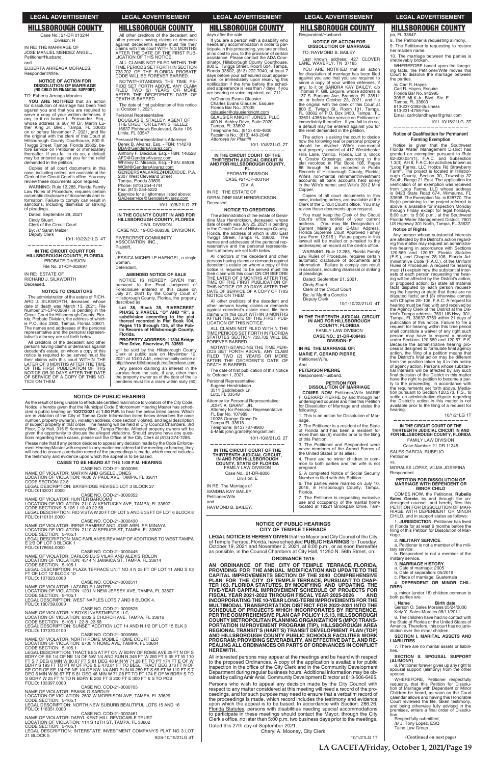LEGAL ADVERTISEMENT

## HILLSBOROUGH COUNTY

Case No.: 21-DR 013244
Division: R

IN RE: THE MARRIAGE OF
JOSE MANUEL MENDEZ ANGEL,
Petitioner/Husband,

and

EUBERTA ARREAGA MORALES,
Respondent/Wife.

**NOTICE OF ACTION FOR DISSOLUTION OF MARRIAGE (NO CHILD OR FINANCIAL SUPPORT)**

TO: Euberta Arreaga Morales

**YOU ARE NOTIFIED** that an action for dissolution of marriage has been filed against you and that you are required to serve a copy of your written defenses, if any, to it on Ivonne L. Fernandez, Esq., whose address is 607 W. Dr. Martin Luther King Jr. Blvd., Tampa, FL 33603 on or before November 7, 2021, and file the original with the clerk of this Court at Hillsborough County Courthouse, 800 E. Twiggs Street, Tampa, Florida 33602, before service on Petitioner or immediately thereafter. If you fail to do so, a default may be entered against you for the relief demanded in the petition.

Copies of all court documents in this case, including orders, are available at the Clerk of the Circuit Court's office. You may review these documents upon request.

WARNING: Rule 12.285, Florida Family Law Rules of Procedure, requires certain automatic disclosure of documents and information. Failure to comply can result in sanctions, including dismissal or striking of pleadings.

Dated: September 28, 2021

Cindy Stuart
Clerk of the Circuit Court
By: /s/ Sarah Melzer
Deputy Clerk

10/1-10/22/21LG 4T

---

**IN THE CIRCUIT COURT FOR HILLSBOROUGH COUNTY, FLORIDA**
PROBATE DIVISION
File No. 21-CP-002697

IN RE: ESTATE OF
RICHARD J. SILKWORTH
Deceased.

**NOTICE TO CREDITORS**

The administration of the estate of RICHARD J. SILKWORTH, deceased, whose date of death was March 13, 2021; File Number 21-CP-002697, is pending in the Circuit Court for Hillsborough County, Florida, Probate Division, the address of which is P.O. Box 3360, Tampa, Florida 33601. The names and addresses of the personal representative and the personal representative's attorney are set forth below.

All creditors of the decedent and other persons having claims or demands against decedent's estate, on whom a copy of this notice is required to be served must file their claims with this court WITHIN THE LATER OF 3 MONTHS AFTER THE TIME OF THE FIRST PUBLICATION OF THIS NOTICE OR 30 DAYS AFTER THE DATE OF SERVICE OF A COPY OF THIS NOTICE ON THEM.

All other creditors of the decedent and other persons having claims or demands against decedent's estate must file their claims with this court WITHIN 3 MONTHS AFTER THE DATE OF THE FIRST PUBLICATION OF THIS NOTICE.

ALL CLAIMS NOT FILED WITHIN THE TIME PERIODS SET FORTH IN SECTION 733.702 OF THE FLORIDA PROBATE CODE WILL BE FOREVER BARRED.

NOTWITHSTANDING THE TIME PERIOD SET FORTH ABOVE, ANY CLAIM FILED TWO (2) YEARS OR MORE AFTER THE DECEDENT'S DATE OF DEATH IS BARRED.

The date of first publication of this notice is: October 1, 2021.

Personal Representative:
DOUGLAS B. STALLEY, AGENT OF THE CREDITOR LEYANIS TELLEZ
16637 Fishhawk Boulevard, Suite 106
Lithia, FL 33547

Personal Representative's Attorneys:
Derek B. Alvarez, Esq. - FBN: 114278
DBA@GendersAlvarez.com
Anthony F. Diecidue, Esq. - FBN: 146528
AFD@GendersAlvarez.com
Whitney C. Miranda, Esq. - FBN: 65928
WCM@GendersAlvarez.com
GENDERS♦ALVAREZ♦DIECIDUE, P.A.
2307 West Cleveland Street
Tampa, Florida 33609
Phone: (813) 254-4744
Fax: (813) 254-5222
Eservice for all attorneys listed above:
GADeservice@GendersAlvarez.com

10/1-10/8/21LG 2T

---

**IN THE COUNTY COURT IN AND FOR HILLSBOROUGH COUNTY, FLORIDA**
CIVIL DIVISION
CASE NO.: 19-CC-068336, DIVISION K

RIVERCREST COMMUNITY ASSOCIATION, INC.,
Plaintiff,

vs.

JESSICA MICHELLE HAENGEL, a single woman,
Defendant.

**AMENDED NOTICE OF SALE**

NOTICE IS HEREBY GIVEN that, pursuant to the Final Judgment of Foreclosure entered in this cause on July 27, 2021 by the County Court of Hillsborough County, Florida, the property described as:

**Lot 38, Block 28, RIVERCREST PHASE 2 PARCEL "O" AND "R", a subdivision according to the plat thereof recorded in Plat Book 104, Pages 115 through 126, of the Public Records of Hillsborough County, Florida.**

**PROPERTY ADDRESS: 11334 Bridge Pine Drive, Riverview, FL 33569**

will be sold by the Hillsborough County Clerk at public sale on November 12, 2021 at 10:00 A.M., electronically online at http://www.hillsborough.realforeclose.com.

Any person claiming an interest in the surplus from the sale, if any, other than the property owner as of the date of the lis pendens must file a claim within sixty (60) days after the sale.

If you are a person with a disability who needs any accommodation in order to participate in this proceeding, you are entitled, at no cost to you, to the provision of certain assistance. Please contact the ADA Coordinator, Hillsborough County Courthouse, 800 E. Twiggs Street, Room 604, Tampa, Florida 33602, (813) 272-7040, at least 7 days before your scheduled court appearance, or immediately upon receiving this notification if the time before the scheduled appearance is less than 7 days; if you are hearing or voice impaired, call 711.

/s/Charles Evans Glausier
Charles Evans Glausier, Esquire
Florida Bar No.: 37035
cglausier@glausierknight.com
GLAUSIER KNIGHT JONES, PLLC
400 N. Ashley Drive, Suite 2020
Tampa, FL 33602
Telephone No.: (813) 440-4600
Facsimile No.: (813) 440-2046
*Attorneys for Plaintiff*

10/1-10/8/21LG 2T

---

**IN THE CIRCUIT COURT OF THE THIRTEENTH JUDICIAL CIRCUIT IN AND FOR HILLSBOROUGH COUNTY, FL**
PROBATE DIVISION
CASE #21-CP-003164
DIV: A

IN RE: THE ESTATE OF
GERALDINE MAE HENDRICKSON,
Deceased.

**NOTICE TO CREDITORS**

The administration of the estate of Geraldine Mae Hendrickson, deceased, whose date of death was July 25, 2021 is pending in the Circuit Court of Hillsborough County, Florida, the address of which is 800 East Twiggs Street, Tampa, FL 33602. The names and addresses of the personal representative and the personal representative's attorney are set forth below.

All creditors of the decedent and other persons having claims or demands against decedent's estate on whom a copy of this notice is required to be served must file their claim with this court ON OR BEFORE THE LATER OF 3 MONTHS AFTER THE TIME OF THE FIRST PUBLICATION OF THIS NOTICE OR 30 DAYS AFTER THE DATE OF SERVICE OF A COPY OF THIS NOTICE ON THEM.

All other creditors of the decedent and other persons having claims or demands against decedent's estate must file their claims with this court WITHIN 3 MONTHS AFTER THE DATE OF THE FIRST PUBLICATION OF THIS NOTICE.

ALL CLAIMS NOT FILED WITHIN THE TIME PERIODS SET FORTH IN FLORIDA STATUTES SECTION 733.702 WILL BE FOREVER BARRED.

NOTWITHSTANDING THE TIME PERIODS SET FORTH ABOVE, ANY CLAIM FILED TWO (2) YEARS OR MORE AFTER THE DECEDENT'S DATE OF DEATH IS BARRED.

The date of first publication of this Notice is: October 1, 2021.

Personal Representative:
Eugene Hendrickson
3511 Saddleback Ln.
Lutz, FL 33548

Attorney for Personal Representative:
JOHN A. GRANT, JR.
Attorney for Personal Representative
FL Bar No. 107989
10025 Orange Grove Dr
Tampa FL 33618
Telephone: (813) 787-9900
E-Mail: john.grant@johngrant.net

10/1-10/8/21LG 2T

---

**IN THE CIRCUIT COURT OF THE THIRTEENTH JUDICIAL CIRCUIT, IN AND FOR HILLSBOROUGH COUNTY, STATE OF FLORIDA**
FAMILY LAW DIVISION
Case No.: 21-DR-8806
Division: E

IN RE: The Marriage of
SANDRA KAY BAILEY,
Petitioner/Wife
and
RAYMOND B. BAILEY,
Respondent/Husband.

**NOTICE OF ACTION FOR DISSOLUTION OF MARRIAGE**

TO: RAYMOND B. BAILEY

Last known address: 427 CLOVER LANE, WAVERLY, TN 37185

YOU ARE NOTIFIED that an action for dissolution of marriage has been filed against you and that you are required to serve a copy of your written defenses, if any, to it on SANDRA KAY BAILEY, c/o Thomas P. Gill, Esquire, whose address is 137 S. Parsons Ave, Brandon, FL 33511 on or before October 23, 2021, and file the original with the clerk of this Court at 800 E. Twiggs St., Room 101, Tampa, FL 33602 or P.O. Box 3450, Tampa, FL 33601-4358 before service on Petitioner or immediately thereafter. If you fail to do so, a default may be entered against you for the relief demanded in the petition.

The action is asking the court to decide how the following real or personal property should be divided: Wife's non-marital real property located at 417 Westchester Hills Lane, Valrico, Florida, Lot 3, Block 4, Crosby Crossings, according to the plat recorded in Plat Book 108, Pages 88 through 94, as recorded in Public Records of Hillsborough County, Florida; Wife's non-marital retirement/investment accounts; all bank accounts held solely in the Wife's name; and Wife's 2012 Mini Copper.

Copies of all court documents in this case, including orders, are available at the Clerk of the Circuit Court's office. You may review these documents upon request.

You must keep the Clerk of the Circuit Court's office notified of your current address. (You may file Designation of Current Mailing and E-Mail Address, Florida Supreme Court Approved Family Law Form 12.915.) Future papers in this lawsuit will be mailed or e-mailed to the address(es) on record at the clerk's office.

WARNING: Rule 12.285, Florida Family Law Rules of Procedure, requires certain automatic disclosure of documents and information. Failure to comply can result in sanctions, including dismissal or striking of pleadings.

Dated: September 21, 2021.

Cindy Stuart
Clerk of the Circuit Court
By: /s/ Martha Concilio
Deputy Clerk

10/1-10/22/21LG 4T

---

**IN THE THIRTEENTH JUDICIAL CIRCUIT IN AND FOR HILLSBOROUGH COUNTY, FLORIDA**
FAMILY LAW DIVISION
**CASE NO.: 21-DR-009483**
**DIVISION: F**

**IN RE THE MARRIAGE OF:**
**MARIE F. GERARD PIERRE**
Petitioner/Wife,

And

**PETERSON PIERRE**
Respondent/Husband.

**PETITION FOR DISSOLUTION OF MARRIAGE**

**COMES NOW** Petitioner/Wife MARIE F. GERARD PIERRE by and through her undersigned counsel and files this Petition for Dissolution of Marriage and states the following:

1. This is an action for Dissolution of Marriage.

2. The Petitioner is a resident of the State of Florida and has been a resident for more than six (6) months prior to the filing of this Petition.

3. The Petitioner and Respondent were never members of the Armed Forces of the United States or its allies.

4. There are no minor children in common to both parties and the wife is not pregnant.

5. A completed Notice of Social Security Number is filed with this Petition.

6. The parties were married on July 10, 2016, in Hillsborough County, Tampa, Florida.

7. The Petitioner is requesting exclusive use and occupancy of the marital home located at 18221 Brookpark Drive, Tampa, FL 33647.

8. The Petitioner is requesting a divorce.

9. The Petitioner is requesting to restore her maiden name.

10. The marriage between the parties is irretrievably broken.

WHEREFORE based upon the foregoing facts, the Petitioner/Wife moves this Court to dissolve the marriage between the parties.

/s/ Carl R. Hayes
Carl R. Hayes, Esquire
Florida Bar No. 942995
308 E. M.L.K. Jr., Blvd., Ste. E
Tampa, FL 33603
813-237-2392-Business
813-231-4758-Fax
Email: carlrolandhayes@gmail.com

10/1-10/15/21LG 3T

---

**Notice of Qualification for Permanent Farming Exemption**

Notice is given that the Southwest Florida Water Management District has granted an exemption pursuant to Rule 62-330.051(1), F.A.C. and Subsection 1.3(3), AH II, F.A.C. for activities known as "Loop Farms, LLC Hobbs Rd Strawberry Farm". The project is located in Hillsborough County, Section 30, Township 32 South, Range 21 East. The application for verification of an exemption was received from Loop Farms, LLC whose address is 8423 State Road 674, Wimauma, FL 33598. The Exemption No. is 828770. The file(s) pertaining to the project referred to above is available for inspection Monday through Friday except for legal holidays, 8:00 a.m. to 5:00 p.m., at the Southwest Florida Water Management District, 7601 US Highway 301 North, Tampa, FL 33637.

**Notice of Rights**

Any person whose substantial interests are affected by the District's action regarding this matter may request an administrative hearing in accordance with Sections 120.569 and 120.57, Florida Statutes (F.S.), and Chapter 28-106, Florida Administrative Code (F.A.C.), of the Uniform Rules of Procedure. A request for hearing must (1) explain how the substantial interests of each person requesting the hearing will be affected by the District's action, or proposed action; (2) state all material facts disputed by each person requesting the hearing or state that there are no disputed facts; and (3) otherwise comply with Chapter 28- 106, F.A.C. A request for hearing must be filed with and received by the Agency Clerk of the District at the District's Tampa address, 7601 US Hwy. 301, Tampa, FL 33637-6759 within 21 days of publication of this notice. Failure to file a request for hearing within this time period shall constitute a waiver of any right such person may have to request a hearing under Sections 120.569 and 120.57, F.S. Because the administrative hearing process is designed to formulate final agency action, the filing of a petition means that the District's final action may be different from the position taken by it in this notice of agency action. Persons whose substantial interests will be affected by any such final decision of the District in this matter have the right to petition to become a party to the proceeding, in accordance with the requirements set forth above. Mediation pursuant to Section 120.573, F.S., to settle an administrative dispute regarding the District's action in this matter is not available prior to the filing of a request for hearing.

10/1/21LG 1T

---

**IN THE CIRCUIT COURT OF THE THIRTEENTH JUDICIAL CIRCUIT IN AND FOR HILLSBOROUGH COUNTY, FLORIDA**
FAMILY LAW DIVISION
Case Number: 21 DR 11345

SALES GARCIA, RUBELIO
Petitioner,

vs.

MORALES LOPEZ, VILMA JOSEFINA
Respondent

**PETITION FOR DISSOLUTION OF MARRIAGE WITH DEPENDENT OR MINOR CHILD**

COMES NOW, the Petitioner, **Rubelio Sales Garcia**, by and through the undersigned counsel, and hereby files this PETITION FOR DISSOLUTION OF MARRIAGE WITH DEPENDENT OR MINOR CHILD, and in support states as follows:

1. **JURISDICTION**. Petitioner has lived in Florida for at least 6 months before the filing of this Petition for Dissolution of Marriage.

2. **MILITARY SERVICE**.
a. Petitioner is not a member of the military service.
b. Respondent is not a member of the military service.

3. **MARRIAGE HISTORY**.
a. Date of marriage: 2005
b. Date of separation: 05/2019
c. Place of marriage: Guatemala

4. **DEPENDENT OR MINOR CHILDREN**
a. minor (under 18) children common to both parties are:

| i. Name | Birth date |
|---|---|
| Gerson O. Sales Morales | 05/24/2006 |
| Kely Y. Sales Morales | 08/11/2011 |

6. The children have had no contact with the State of Florida or the United States of America. Therefore, this court has no jurisdiction over the minor children.

**SECTION I. MARITAL ASSETS AND LIABILITIES**

7. There are no marital assets or liabilities.

**SECTION II. SPOUSAL SUPPORT (ALIMONY)**

8. Petitioner forever gives up any right to spousal support (alimony) from the other spouse.

WHEREFORE, Petitioner respectfully requests, that this Petition for Dissolution of Marriage with Dependent or Minor Children be heard, as soon as the Court calendar allows and having this Honorable Court reviewed the file, taken testimony, and being otherwise fully advised in the premises, enters a final order of Dissolution.

Respectfully submitted,
/s/ J. Tony Lopez, ESQ
Taino Law Group

**(Continued on next page)**

---

**NOTICE OF PUBLIC HEARING**

As the result of being unable to effectuate certified mail notice to violators of the City Code, Notice is hereby given that the Municipal Code Enforcement Hearing Master has scheduled a public hearing on **10/27/2021** at **1:00 P.M.** to hear the below listed cases. Which are in violation of the City of Tampa Code Information listed below describes the case number, property owner(s), violation address, code section violated, and legal description of subject property in that order. The hearing will be held in City Council Chambers, 3rd Floor, City Hall, 315 E Kennedy Blvd., Tampa Florida. Affected property owners will be given the opportunity to discuss the alleged violations. Should anyone have any questions regarding these cases, please call the Office of the City Clerk at (813) 274-7286.

Please note that if any person decides to appeal any decision made by the Code Enforcement Hearing Master with respect to any matter considered at the meeting or hearing, they will need to ensure a verbatim record of the proceedings is made, which record includes the testimony and evidence upon which the appeal is to be based.

**CASES TO BE HEARD AT THE 1:00 P.M. HEARING**

CASE NO. COD-21-0000056
NAME OF VIOLATOR: MARVIN AND GISELE JONES
LOCATION OF VIOLATION: 4606 W PAUL AVE, TAMPA, FL 33611
CODE SECTION: 22-8
LEGAL DESCRIPTION: BAYBRIDGE REVISED LOT 3 BLOCK 27
FOLIO:132031.0000

CASE NO. COD-21-0000352
NAME OF VIOLATOR: HUNTER BARCOMB
LOCATION OF VIOLATION: 2110 W KENTUCKY AVE, TAMPA, FL 33607
CODE SECTIONS: 5-105.1 19-49 22-58
LEGAL DESCRIPTION: RIO VISTA W 20 FT OF LOT 5 AND E 35 FT OF LOT 6 BLOCK 8
FOLIO:110101.0000

CASE NO. COD-21-0000430
NAME OF VIOLATOR: IRENE RAMIREZ AND JOSE ABEL SR MINAYA
LOCATION OF VIOLATION: 2110 W SPRUCE ST, TAMPA, FL 33607
CODE SECTION: 5-105.1
LEGAL DESCRIPTION: MAC FARLANES REV MAP OF ADDITIONS TO WEST TAMPA E 2/3 OF LOT 3 BLOCK 1
FOLIO:178654.0000

CASE NO. COD-21-0000445
NAME OF VIOLATOR: CARLOS LUIS VILAR AND ALEXIS ROLON
LOCATION OF VIOLATION: 4514 N JAMAICA ST, TAMPA, FL 33614
CODE SECTION: 5-105.1
LEGAL DESCRIPTION: PLAZA TERRACE UNIT NO 4 N 25 FT OF LOT 11 AND S 53 FT OF LOT 12 BLOCK 10
FOLIO: 107023.0000

CASE NO. COD-21-0000511
NAME OF VIOLATOR: LAZARO R LANTES
LOCATION OF VIOLATION: 1201 N NEW JERSEY AVE, TAMPA, FL 33607
CODE SECTION: 5-105.1
LEGAL DESCRIPTION: WEST NAPLES LOTS 7 AND 8 BLOCK 4.
FOLIO: 180739.0000

CASE NO. COD-21-0000525
NAME OF VIOLATOR: Y BOYS INVESTMENTS LLC
LOCATION OF VIOLATION: 6302 S CHURCH AVE, TAMPA, FL 33616
CODE SECTION: 5-105.1 22-8 22-58
LEGAL DESCRIPTION: SUNSET ADDITION LOT 14 AND N 1/2 OF LOT 15 BLK 3
FOLIO: 137370.0100

CASE NO. COD-21-0000666
NAME OF VIOLATOR: NORTH ROME MOBILE HOME COURT LLC
LOCATION OF VIOLATION: 6700 N ROME AVE, TAMPA, FL 33604
CODE SECTION: 5-105.1
LEGAL DESCRIPTION: TRACT BEG AT PT ON W BDRY OF ROME AVE 25 FT N OF S BDRY OF SE 1/4 OF NE 1/4 OF NW 1/4 AND RUN N 348 FT W 280 FT S 65 FT W 110 FT S 7 DEG 6 MIN W 80.67 FT S 81 DEG 48 MIN W 71.28 FT TO PT 174 FT E OF W BDRY S 193 FT TO PT W OF POB & E 470.81 FT TO BEG...TRACT BEG 373 FT N OF SE COR OF SE 1/4 OF NE 1/4 OF NW 1/4 AND RUN W 280 FT S 65 FT W 110 FT S 7 DEG 6 MIN W 80.67 FT S 81 DEG 48 MIN W 71.28 FT TO PT 174 E OF W BDRY S TO S BDRY W 25 FT N TO N BDRY E 200 FT S 200 FT E 300 FT & S TO POB
FOLIO: 103397.0000

CASE NO. COD-21-0000705
NAME OF VIOLATOR: FRANK O SARDUY
LOCATION OF VIOLATION: 2602 W MORRISON AVE, TAMPA, FL 33629
CODE SECTION: 5-105.1
LEGAL DESCRIPTION: NORTH NEW SUBURB BEAUTIFUL LOTS 15 AND 16
FOLIO: 118351.0000

CASE NO. COD-21-0002461
NAME OF VIOLATOR: DARYL KENT HILL REVOCABLE TRUST
LOCATION OF VIOLATION: 114 S 12TH ST, TAMPA, FL 33602
CODE SECTION: 5-105.1
LEGAL DESCRIPTION: INTERSTATE INVESTMENT COMPANY'S PLAT NO 3 LOT 21 BLOCK 5

9/24-10/15/21LG 4T

---

**NOTICE OF PUBLIC HEARINGS**
**CITY OF TEMPLE TERRACE**

**LEGAL NOTICE IS HEREBY GIVEN** that the Mayor and City Council of the City of Temple Terrace, Florida, have scheduled **PUBLIC HEARINGS** for Tuesday, October 19, 2021 and November 2, 2021, at 6:00 p.m., or as soon thereafter as possible, in the Council Chambers at City Hall, 11250 N. 56th Street, on:

**ORDINANCE 1515**

**AN ORDINANCE OF THE CITY OF TEMPLE TERRACE, FLORIDA, PROVIDING FOR THE ANNUAL MODIFICATION AND UPDATE TO THE CAPITAL IMPROVEMENTS SECTION OF THE 2040 COMPREHENSIVE PLAN FOR THE CITY OF TEMPLE TERRACE, PURSUANT TO CHAPTER 163, FLORIDA STATUTES, BY MODIFYING AND UPDATING THE FIVE-YEAR CAPITAL IMPROVEMENT SCHEDULE OF PROJECTS FOR FISCAL YEAR 2021-2022 THROUGH FISCAL YEAR 2025-2026 AND INCORPORATING THE 10-YEAR LONG-TERM IMPROVEMENTS FOR THE MULTIMODAL TRANSPORTATION DISTRICT FOR 2022-2031 INTO THE SCHEDULE OF PROJECTS WHICH INCORPORATES BY REFERENCE, PER THE COMPREHENSIVE PLAN CAP POLICY 1.5.13, HILLSBOROUGH COUNTY METROPOLITAN PLANNING ORGANIZATION'S (MPO) TRANSPORTATION IMPROVEMENT PROGRAM (TIP), HILLSBOROUGH AREA REGIONAL TRANSIT'S (HART'S) TRANSIT DEVELOPMENT PLAN (TDP) AND HILLSBOROUGH COUNTY PUBLIC SCHOOLS FACILITIES WORK PROGRAM; PROVIDING SEVERABILITY, AN EFFECTIVE DATE, AND REPEALING ALL ORDINANCES OR PARTS OF ORDINANCES IN CONFLICT HEREWITH.**

All interested persons may appear at the meetings and be heard with respect to the proposed Ordinances. A copy of the application is available for public inspection in the office of the City Clerk and in the Community Development Department during regular business hours. Additional information may be obtained by calling Amir Arisi, Community Development Director at 813-506-6465.

Persons who wish to appeal any decision made by the City Council with respect to any matter considered at this meeting will need a record of the proceedings, and for such purpose may need to ensure that a verbatim record of the proceedings is made, which record includes the testimony and evidence upon which the appeal is to be based. In accordance with Section. 286.26, Florida Statutes, persons with disabilities needing special accommodations to participate in these meetings should contact the Mayor, through the City Clerk's office, no later than 5:00 p.m. two business days prior to the meetings.

Dated this 27th day of September 2021.

Cheryl A. Mooney, City Clerk

10/1/21LG 1T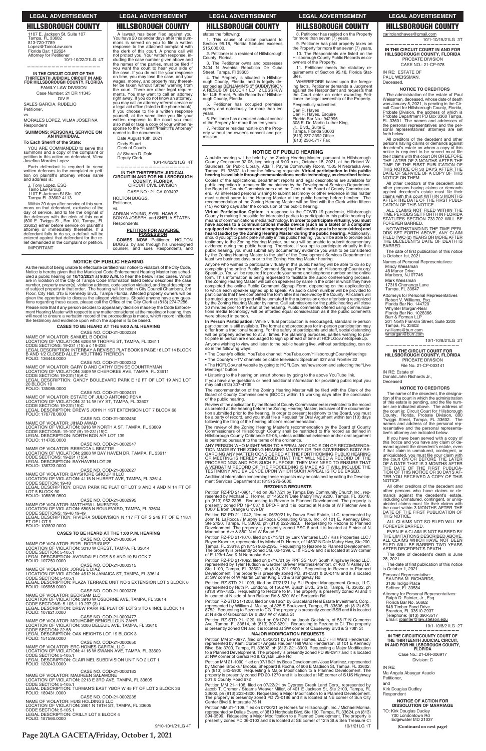## HILLSBOROUGH COUNTY

1107 E. Jackson St. Suite 107
Tampa, FL 33602
813-720-7789
Lopez@TainoLaw.com
Florida Bar: 122624
Attorney for Petitioner

10/1-10/22/21LG 4T

**IN THE CIRCUIT COURT OF THE THIRTEENTH JUDICIAL CIRCUIT IN AND FOR HILLSBOROUGH COUNTY, FLORIDA**
FAMILY LAW DIVISION
Case Number: 21 DR 11345
DIV E

SALES GARCIA, RUBELIO
Petitioner,

vs.

MORALES LOPEZ, VILMA JOSEFINA
Respondent

**SUMMONS: PERSONAL SERVICE ON AN INDIVIDUAL**

**To Each Sheriff of the State:**

YOU ARE COMMANDED to serve this summons and a copy of the complaint or petition in this action on defendant, Vilma Josefina Morales Lopez.

Each defendant is required to serve written defenses to the complaint or petition on plaintiff's attorney whose name and address is:

J. Tony Lopez, ESQ
Taino Law Group
1107 E Jackson St Ste. 107
Tampa FL 33602-4113

Within 20 days after service of this summons on that defendant, exclusive of the day of service, and to file the original of the defenses with the clerk of this court (800 E. Twiggs St., Rm 101, Tampa, FL 33602) either before service on plaintiff's attorney or immediately thereafter. If a defendant fails to do so, a default will be entered against that defendant for the relief demanded in the complaint or petition.

IMPORTANT

A lawsuit has been filed against you. You have 20 calendar days after this summons is served on you to file a written response to the attached complaint with the clerk of this court. A phone call will not protect you. Your written response, including the case number given above and the names of the parties, must be filed if you want the court to hear your side of the case. If you do not file your response on time, you may lose the case, and your wages, money, and property may thereafter be taken without further warning from the court. There are other legal requirements. You may want to call an attorney right away. If you do not know an attorney, you may call an attorney referral service or a legal aid office (listed in the phone book). If you choose to file a written response yourself, at the same time you file your written response to the court you must also mail or take a copy of your written response to the "Plaintiff/Plaintiff's Attorney" named in the documents.

Date August 16th, 2021

Cindy Stuart
Clerk of Courts

/s/ Sharon D. Dale
Deputy Clerk

10/1-10/22/21LG 4T

**IN THE THIRTEENTH JUDICIAL CIRCUIT IN AND FOR HILLSBOROUGH COUNTY, FLORIDA**
CIRCUIT CIVIL DIVISION
CASE NO.: 21-CA-003497

HOLTON BUGGS,
Petitioner,

vs.

ADRIAN YOUNG, SYBIL HAWKS, SONYA JOSEPH, and SHELIA STATEN
Respondents.

**PETITION FOR ADVERSE POSSESSION**

**COMES NOW** Petitioner, HOLTON BUGGS, by and through his undersigned counsel, and sues Respondents and states the following:

1. This cause of action pursuant to Section 95.18, Florida Statutes exceeds $15,000.00.

2. Petitioner is a resident of Hillsborough County, Florida.

3. The Petitioner owns and possesses 3404 N Avenida Republica De Cuba Street, Tampa, Fl 33605

4. The Property is situated in Hillsborough County, Florida, and is legally described as BENJAMIN'S 3rd SUBDIVISION A RESUB OF BLOCK 1 LOT 2 LESS R/W for 14th Street, Public Records of Hillsborough County, Florida.

5. Petitioner has occupied premises openly and notoriously for more than ten years.

6. Petitioner has exercised actual control of the Property for more than ten years.

7. Petitioner resides hostile on the Property without the owner's consent and permission.

8. Petitioner has resided on the Property for more than seven (7) years.

9. Petitioner has paid property taxes on the Property for more than seven (7) years.

10. The Respondents are listed on the Hillsborough County Public Records as co-owners of the Property.

11. Petitioner meets the statutory requirements of Section 95.18, Florida Statutes.

WHEREFORE based upon the foregoing facts, Petitioner demands a Judgment against the Respondent and requests that the Court enter an order awarding Petitioner the legal ownership of the Property.

Respectfully submitted,

Carl R. Hayes
Carl R. Hayes, Esquire
Florida Bar No.: 942995
308 E. Dr. Martin Luther King, Jr., Blvd., Suite E
Tampa, Florida 33603
(813) 237-2392 Office
(813) 236-5717 Fax
carlrolandhayes@gmail.com

10/1-10/15/21LG 3T

**IN THE CIRCUIT COURT IN AND FOR HILLSBOROUGH COUNTY, FLORIDA**
PROBATE DIVISION
CASE NO.: 21-CP-978

IN RE: ESTATE OF
PAUL WEISSMAN,
Deceased.

**NOTICE TO CREDITORS**

The administration of the estate of Paul Weissman, deceased, whose date of death was January 5, 2021, is pending in the Circuit Court for Hillsborough County, Florida, Probate Division, the address of which is Probate Department PO Box 3360 Tampa, FL 33601. The names and addresses of the personal representatives and the personal representatives' attorneys are set forth below.

All creditors of the decedent and other persons having claims or demands against decedent's estate on whom a copy of this notice is required to be served must file their claims with this court ON OR BEFORE THE LATER OF 3 MONTHS AFTER THE TIME OF THE FIRST PUBLICATION OF THIS NOTICE OR 30 DAYS AFTER THE DATE OF SERVICE OF A COPY OF THIS NOTICE ON THEM.

All other creditors of the decedent and other persons having claims or demands against decedent's estate must file their claims with this court WITHIN 3 MONTHS AFTER THE DATE OF THE FIRST PUBLICATION OF THIS NOTICE.

ALL CLAIMS NOT FILED WITHIN THE TIME PERIODS SET FORTH IN FLORIDA STATUTES SECTION 733.702 WILL BE FOREVER BARRED.

NOTWITHSTANDING THE TIME PERIODS SET FORTH ABOVE, ANY CLAIM FILED TWO (2) YEARS OR MORE AFTER THE DECEDENT'S DATE OF DEATH IS BARRED.

The date of first publication of this notice is October 1st, 2021.

Names of Personal Representatives:
Mindy Weissman
48 Manor Drive
Marlboro, NJ 07746
Nina Weissman
17316 Chenango Lane
Tampa, FL 33647

Attorneys for Personal Representatives
Robert V. Williams, Esq.
Florida Bar No. 144720
Whynter Morgan-Neal
Florida Bar No. 1028366
Burr & Forman LLP
201 North Franklin Street, Suite 3200
Tampa, FL 33602
rwilliams@burr.com
wmorgan@burr.com

10/1-10/8/21LG 2T

**IN THE CIRCUIT COURT FOR HILLSBOROUGH COUNTY, FLORIDA**
PROBATE DIVISION
File No. 21-CP-003141

IN RE: Estate of
Donald John Richards Jr.,
Deceased

**NOTICE TO CREDITORS**

The name of the decedent, the designation of the court in which the administration of this estate is pending, and the file number are indicated above. The address of the court is: Circuit Court for Hillsborough County, Florida, Probate Division, 800 Twiggs Street, Tampa, FL 33602. The names and address of the personal representative and the personal representative's attorney are indicated below.

If you have been served with a copy of this notice and you have any claim or demand against the decedent's estate, even if that claim is unmatured, contingent, or unliquidated, you must file your claim with the court ON OR BEFORE THE LATER OF A DATE THAT IS 3 MONTHS AFTER THE DATE OF THE FIRST PUBLICATION OF THIS NOTICE OR 30 DAYS AFTER YOU RECEIVED A COPY OF THIS NOTICE.

All other creditors of the decedent and other persons who have claims or demands against the decedent's estate, including unmatured, contingent, or unliquidated claims must file their claims with the court within 3 MONTHS AFTER THE DATE OF THE FIRST PUBLICATION OF THIS NOTICE.

ALL CLAIMS NOT SO FILED WILL BE FOREVER BARRED.

EVEN IF A CLAIM IS NOT BARRED BY THE LIMITATIONS DESCRIBED ABOVE, ALL CLAIMS WHICH HAVE NOT BEEN FILED WILL BE BARRED TWO YEARS AFTER DECEDENT'S DEATH.

The date of decedent's death is June 28, 2021.

The date of first publication of this notice is October 1, 2021.

Personal Representative:
SANDRA M. RICHARDS,
3106 Indigo Place
Seffner, FL 33584

Attorney for Personal Representatives:
Ralph D. Painter, Jr., Esq.
Florida Bar No. 56662
648 Timber Pond Drive
Brandon, FL 33510-2937
Telephone: (813) 390-3517
Email: rpainter@law.stetson.edu

10/1-10/8/21LG 2T

**IN THE CIRCUIT/COUNTY COURT OF THE THIRTEENTH JUDICIAL CIRCUIT, IN AND FOR HILLSBOROUGH COUNTY, FLORIDA**
Case No.: 21-DR-006917
Division: C

IN RE:
Ma Angela Abaygar Asuelo
Petitioner,

and

Kirk Douglas Dudley
Respondent

**NOTICE OF ACTION FOR DISSOLUTION OF MARRIAGE**

TO: Kirk Douglas Dudley
700 Londontown Rd
Edgewater MD 21037

**(Continued on next page)**

### NOTICE OF PUBLIC HEARING

As the result of being unable to effectuate certified mail notice to violators of the City Code, Notice is hereby given that the Municipal Code Enforcement Hearing Master has scheduled a public hearing on **10/13/2021** at **9:00 A.M.** to hear the below listed cases. Which are in violation of the City of Tampa Code Information listed below describes the case number, property owner(s), violation address, code section violated, and legal description of property involved in that order. The hearing will be held in City Council Chambers, 3rd Floor, City Hall, 315 E Kennedy Blvd., Tampa Florida. Affected property owners will be given the opportunity to discuss the alleged violations. Should anyone have any questions regarding these cases, please call the Office of the City Clerk at (813) 274-7286.

Please note that if any person decides to appeal any decision made by the Code Enforcement Hearing Master with respect to any matter considered at the meeting or hearing, they will need to ensure a verbatim record of the proceedings is made, which record includes the testimony and evidence upon which the appeal is to be based.

**CASES TO BE HEARD AT THE 9:00 A.M. HEARING**

CASE NO. COD-21-0002324
NAME OF VIOLATOR: SAMUEL B ODOM
LOCATION OF VIOLATION: 6208 W THORPE ST, TAMPA, FL 33611
CODE SECTIONS: 19-231 (15) a c 19-238
LEGAL DESCRIPTION: INTERBAY A REVISED PLAT BOOK 9 PAGE 16 LOT 14 BLOCK B AND 1/2 CLOSED ALLEY ABUTTING THEREON
FOLIO: 136448.0000

CASE NO. COD-21-0002342
NAME OF VIOLATOR: GARY D AND CATHY DENISE COUNTRYMAN
LOCATION OF VIOLATION: 3409 W CHEROKEE AVE, TAMPA, FL 33611
CODE SECTION: 19-231(15)A C
LEGAL DESCRIPTION: GANDY BOULEVARD PARK E 12 FT OF LOT 19 AND LOT 20 BLOCK 10
FOLIO: 135085.0000

CASE NO. COD-21-0002431
NAME OF VIOLATOR: ESTATE OF JULIO ANTONIO PENA
LOCATION OF VIOLATION: 3114 W IVY ST, TAMPA, FL 33607
CODE SECTION: 19-231(15)C
LEGAL DESCRIPTION: DREW'S JOHN H 1ST EXTENSION LOT 7 BLOCK 68
FOLIO: 176778.0000

CASE NO. COD-21-0002450
NAME OF VIOLATOR: JIHAD AWAD
LOCATION OF VIOLATION: 3916 W NORTH A ST, TAMPA, FL 33609
CODE SECTIONS: 19-107 (B) 19-231(15)C
LEGAL DESCRIPTION: NORTH BON AIR LOT 139
FOLIO: 114785.0000

CASE NO. COD-21-0002547
NAME OF VIOLATOR: REBECCA L BEATTIE
LOCATION OF VIOLATION: 2808 W BAY HAVEN DR, TAMPA, FL 33611
CODE SECTIONS: 19-231 (15)A
LEGAL DESCRIPTION: BAYHAVEN LOT 28
FOLIO: 136723.0000

CASE NO. COD-21-0002627
NAME OF VIOLATOR: BAYSHORE GROUP II LLC
LOCATION OF VIOLATION: 4115 N HUBERT AVE, TAMPA, FL 33614
CODE SECTION: 19-48
LEGAL DESCRIPTION: DREW PARK RE PLAT OF LOT 3 AND 4 AND N 14 FT OF LOT 5 BLOCK 90
FOLIO: 108895.0500

CASE NO. COD-21-0002995
NAME OF VIOLATOR: MATTHEW L MUENTES
LOCATION OF VIOLATION: 6808 N BOULEVARD, TAMPA, FL 33604
CODE SECTIONS: 19-46 19-49
LEGAL DESCRIPTION: RIVIERA SUBDIVISION N 117 FT OF S 249 FT OF E 118.1 FT OF LOT 9
FOLIO: 103893.0000

**CASES TO BE HEARD AT THE 1:00 P.M. HEARING**

CASE NO. COD-21-0000054
NAME OF VIOLATOR: FIDEL RODRIGUEZ
LOCATION OF VIOLATION: 3010 W CREST, TAMPA, FL 33614
CODE SECTION: 5-105.1
LEGAL DESCRIPTION: AVONDALE LOTS 8 9 AND 10 BLOCK 7
FOLIO: 107250.0000

CASE NO. COD-21-0000315
NAME OF VIOLATOR: JORGE L DIAZ
LOCATION OF VIOLATION: 4612 N JAMAICA ST, TAMPA, FL 33614
CODE SECTION: 5-105.1
LEGAL DESCRIPTION: PLAZA TERRACE UNIT NO 3 EXTENSION LOT 3 BLOCK 6
FOLIO: 106968.0000

CASE NO. COD-21-0000376
NAME OF VIOLATOR: BECKSAM LLC
LOCATION OF VIOLATION: 3910 W OSBORNE AVE, TAMPA, FL 33614
CODE SECTIONS: 5-105.1 19-237 (3) i
LEGAL DESCRIPTION: DREW PARK RE PLAT OF LOTS 3 TO 6 INCL BLOCK 14
FOLIO: 107821.0000

CASE NO. COD-21-0000477
NAME OF VIOLATOR: MOUHCINE BENGELLOUN ZAHR
LOCATION OF VIOLATION: 3006 DELEUIL AVE, TAMPA, FL 33610
CODE SECTION: 22-58
LEGAL DESCRIPTION: OAK HEIGHTS LOT 19 BLOCK 3
FOLIO: 151539.0000

CASE NO. COD-21-0000650
NAME OF VIOLATOR: ERC HOMES CAPITAL LLC
LOCATION OF VIOLATION: 4116 W SWANN AVE, TAMPA, FL 33609
CODE SECTION: 5-105.1
LEGAL DESCRIPTION: CLAIR MEL SUBDIVISION UNIT NO 2 LOT 1
FOLIO: 120243.0000

CASE NO. COD-21-0002183
NAME OF VIOLATOR: MAUREEN SALAMONE
LOCATION OF VIOLATION: 2213 E 3RD AVE, TAMPA, FL 33605
CODE SECTION: 5-105.1
LEGAL DESCRIPTION: TURMAN'S EAST YBOR W 45 FT OF LOT 2 BLOCK 36
FOLIO: 189431.0000

CASE NO. COD-21-0002235
NAME OF VIOLATOR: HUIS HOLDINGS LLC
LOCATION OF VIOLATION: 2901 N 19TH ST, TAMPA, FL 33605
CODE SECTION: 5-105.1
LEGAL DESCRIPTION: CRILLY LOT 8 BLOCK 4
FOLIO: 187566.0000

9/10-10/1/21LG 4T

### NOTICE OF PUBLIC HEARING

A public hearing will be held by the Zoning Hearing Master, pursuant to Hillsborough County Ordinance 92-05, beginning at 6:00 p.m., October 18, 2021, at the Robert W. Saunders, Sr. Public Library, Ada T. Payne Community Room, 1505 N Nebraska Ave, Tampa, FL 33602, to hear the following requests. **Virtual participation in this public hearing is available through communications media technology, as described below.**

Copies of the applications, department reports and legal descriptions are available for public inspection in a master file maintained by the Development Services Department, the Board of County Commissioners and the Clerk of the Board of County Commissioners. All interested persons wishing to submit testimony or other evidence in this matter must submit same to the Hearing Master at the public hearing before him/her. The recommendation of the Zoning Hearing Master will be filed with the Clerk within fifteen (15) working days after the conclusion of the public hearing.

**Virtual Participation Option:** In response to the COVID-19 pandemic, Hillsborough County is making it possible for interested parties to participate in this public hearing by means of communications media technology. **In order to participate virtually, you must have access to a communications media device (such as a tablet or a computer equipped with a camera and microphone) that will enable you to be seen (video) and heard (audio) by the Zoning Hearing Master during the public hearing.** Additionally, should you opt to participate virtually in this public hearing, you will be able to provide oral testimony to the Zoning Hearing Master, but you will be unable to submit documentary evidence during the public hearing. Therefore, if you opt to participate virtually in this public hearing, you must submit any documentary evidence you wish to be considered by the Zoning Hearing Master to the staff of the Development Services Department at least two business days prior to the Zoning Hearing Master hearing.

Anyone who wishes to participate virtually in this public hearing will be able to do so by completing the online Public Comment Signup Form found at: HillsboroughCounty.org/SpeakUp. You will be required to provide your name and telephone number on the online form. This information is being requested to facilitate the audio conferencing process. The Zoning Hearing Master will call on speakers by name in the order in which they have completed the online Public Comment Signup Form, depending on the application(s) to which each speaker signed up to speak. An audio call-in number will be provided to participants that have completed the form after it is received by the County. All callers will be muted upon calling and will be unmuted in the submission order after being recognized by the Zoning Hearing Master by name. Call submissions for the public hearing will close 30 minutes prior to the start of the hearing. Public comments offered using communications media technology will be afforded equal consideration as if the public comments were offered in person.

**In Person Participation:** While virtual participation is encouraged, standard in-person participation is still available. The format and procedures for in-person participation may differ from a traditional hearing. For the safety of participants and staff, social distancing will be properly adhered to at all times. For planning purposes, parties wishing to participate in person are encouraged to sign up ahead of time at HCFLGov.net/SpeakUp.

Anyone wishing to view and listen to the public hearing live, without participating, can do so in the following ways:

- The County's official YouTube channel: YouTube.com/HillsboroughCountyMeetings
- The County's HTV channels on cable television: Spectrum 637 and Frontier 22
- The HCFLGov.net website by going to HCFLGov.net/newsroom and selecting the "Live Meetings" button
- Listening to the hearing on smart phones by going to the above YouTube link.

If you have any questions or need additional information for providing public input you may call (813) 307-4739.

The recommendation of the Zoning Hearing Master will be filed with the Clerk of the Board of County Commissioners (BOCC) within 15 working days after the conclusion of the public hearing.

Review of the application by the Board of County Commissioners is restricted to the record as created at the hearing before the Zoning Hearing Master, inclusive of the documentation submitted prior to the hearing. In order to present testimony to the Board, you must be a party of record, and you must file a Request for Oral Argument within ten (10) days following the filing of the hearing officer's recommendation.

The review of the Zoning Hearing Master's recommendation by the Board of County Commissioners of Hillsborough County shall be restricted to the record as defined in Hillsborough County Ordinance 92-05, unless additional evidence and/or oral argument is permitted pursuant to the terms of the ordinance.

ANY PERSON WHO MIGHT WISH TO APPEAL ANY DECISION OR RECOMMENDATION MADE BY THE ZONING HEARING MASTER OR THE GOVERNING BODY REGARDING ANY MATTER CONSIDERED AT THE FORTHCOMING PUBLIC HEARING OR MEETING IS HEREBY ADVISED THAT THEY WILL NEED A RECORD OF THE PROCEEDINGS AND FOR SUCH PURPOSE, THEY MAY NEED TO ENSURE THAT A VERBATIM RECORD OF THE PROCEEDING IS MADE AS IT WILL INCLUDE THE TESTIMONY AND EVIDENCE UPON WHICH SUCH APPEAL IS TO BE BASED.

Additional information concerning these requests may be obtained by calling the Development Services Department at (813) 272-5600.

**REZONING REQUESTS**

Petition RZ-PD 21-0961, filed on 06/17/21 by Tampa Bay Community Church Inc., represented by Michael D. Horner, of 14502 N Dale Mabry Hwy #200, Tampa, FL 33618, ph (813) 962-2395. Requesting to Rezone to Planned Development. The property is presently zoned PD 19-1037 & BPO-R and it is located at N side of W Fletcher Ave & 1000' E from Orange Grove Dr

Petition RZ-PD 21-1042, filed on 06/30/21 by Danva Real Estate, LLC, represented by John N. LaRocca / Murphy LaRocca Consulting Group, inc., of 101 E. Kennedy Blvd, Ste 2420, Tampa, FL 33602, ph (813) 222-8923. Requesting to Rezone to Planned Development. The property is presently zoned RSC-6 and it is located at E side of N Manhattan Ave & 880' N of W Broad St

Petition RZ-PD 21-1076, filed on 07/13/21 by Lark Ventures LLC / Kiss Properties LLC / Royce Kroenke, represented by Michael D. Horner, of 14502 N Dale Mabry Hwy, Ste 200, Tampa, FL 33618, ph (813) 962-2395. Requesting to Rezone to Planned Development. The property is presently zoned CG, 02-1399, CI & RSC-9 and it is located at SW corner of E 123rd Ave & N Nebraska Ave

Petition RZ-PD 21-1092, filed on 07/16/21 by PPF SS 1601 South Kingsway Road LLC, represented by Tyler Hudson & Gardner Brewer Martinez-Monfort, of 400 N Ashley Dr, Ste 1100, Tampa, FL 33602, ph (813) 221-9600. Requesting to Rezone to Planned Development. The property is presently zoned PD, 81-0331 & 20-0118 and it is located at SW corner of W Martin Luther King Blvd & S Kingsway Rd

Petition RZ-STD 21-1099, filed on 07/21/21 by RU Project Management Group, LLC, represented by Ruth P. Londono, of 1502 W. Busch Blvd., Ste D, Tampa, FL 33602, ph (813) 919-7802. Requesting to Rezone to M. The property is presently zoned AI and it is located at N side of Ann Ballard Rd & 520' W of Benjamin Rd

Petition RZ-STD 21-1208, filed on 08/16/21 by Graceland Real Estate Investment, Corp., represented by William J. Molloy, of 325 S Boulevard, Tampa, FL 33606, ph (813) 629-8752. Requesting to Rezone to CG. The property is presently zoned RSB and it is located at N side of Gibsonton Dr & 280' W of Alafia St

Petition RZ-STD 21-1220, filed on 08/17/21 by Jacob Goldstein, of 5817 N Cameron Ave, Tampa, FL 33614, ph (813) 397-8291. Requesting to Rezone to CI. The property is presently zoned CN and it is located at SW corner of Causeway Blvd & S 70th St

**MAJOR MODIFICATION REQUESTS**

Petition MM 21-0877, filed on 05/20/21 by Lennar Homes, LLC / Hill Ward Henderson, represented by Kami Corbett / Angela Rauber / Hill Ward Henderson, of 101 E Kennedy Blvd, Ste 3700, Tampa, FL 33602, ph (813) 221-3900. Requesting a Major Modification to a Planned Development. The property is presently zoned PD 98-0917 and it is located at NW corner of Geraci Rd & Crystal Lake Rd

Petition MM 21-1090, filed on 07/16/21 by Boos Development / Jose Martinez, represented by Michael Brooks / Brooks, Sheppard & Rocha, of 606 E Madison St, Tampa, FL 33602, ph (813) 543-5900. Requesting a Major Modification to a Planned Development. The property is presently zoned PD 20-1270 and it is located at NE corner of S US Highway 301 & County Road 672

Petition MM 21-1106, filed on 07/22/21 by Cypress Creek Land Corp., represented by Jacob T. Cremer / Stearns Weaver Miller, of 401 E Jackson St, Ste 2100, Tampa, FL 33602, ph (813) 223-4800. Requesting a Major Modification to a Planned Development. The property is presently zoned PD 73-0186 and it is located at NE corner of Sun City Center Blvd & Interstate 75 N

Petition MM 21-1108, filed on 07/20/21 by Homes for Hillsborough, Inc. / Michael Morina, represented by Dallas Evans, of 3810 Northdale Blvd, Ste 100, Tampa, FL 33624, ph (813) 394-0599. Requesting a Major Modification to a Planned Development. The property is presently zoned PD 06-0103 and it is located at SE corner of 12th St & Sea Treasure Ct

10/1/21LG 1T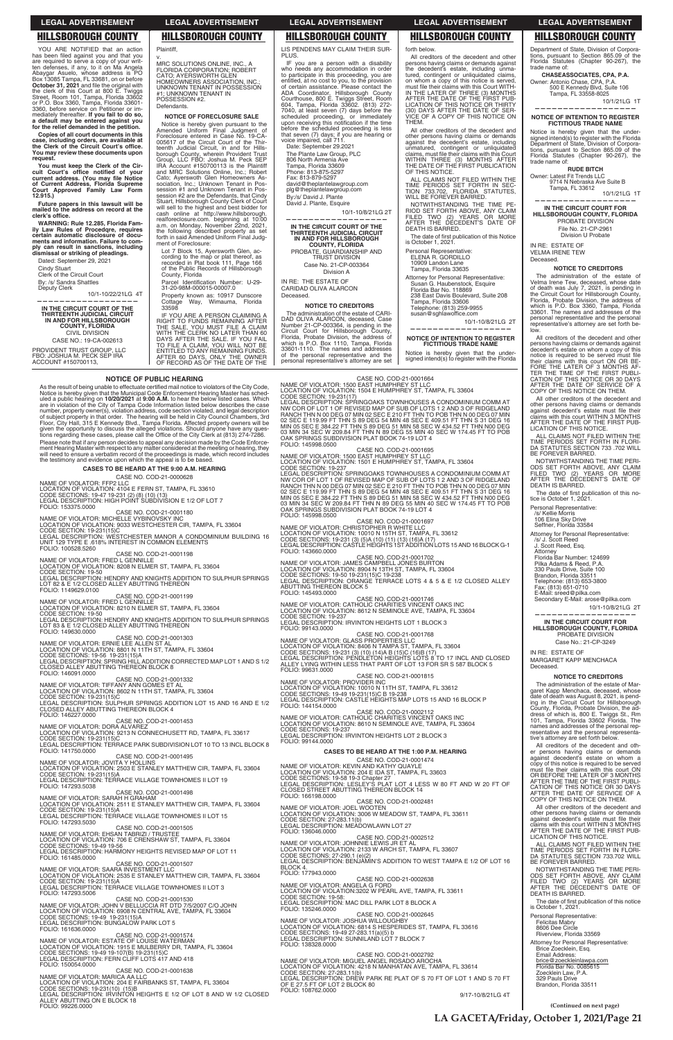YOU ARE NOTIFIED that an action has been filed against you and that you are required to serve a copy of your written defenses, if any, to it on Ma Angela Abaygar Asuelo, whose address is PO Box 13085 Tampa, FL 33681, on or before **October 31, 2021** and file the original with the clerk of this Court at 800 E. Twiggs Street, Room 101, Tampa, Florida 33602 or P.O. Box 3360, Tampa, Florida 33601-3360, before service on Petitioner or immediately thereafter. **If you fail to do so, a default may be entered against you for the relief demanded in the petition.**

**Copies of all court documents in this case, including orders, are available at the Clerk of the Circuit Court's office. You may review these documents upon request.**

**You must keep the Clerk of the Circuit Court's office notified of your current address. (You may file Notice of Current Address, Florida Supreme Court Approved Family Law Form 12.915.)**

**Future papers in this lawsuit will be mailed to the address on record at the clerk's office.**

**WARNING: Rule 12.285, Florida Family Law Rules of Procedure, requires certain automatic disclosure of documents and information. Failure to comply can result in sanctions, including dismissal or striking of pleadings.**

Dated: September 29, 2021

Cindy Stuart
Clerk of the Circuit Court
By: /s/ Sandra Shattles
Deputy Clerk

10/1-10/22/21LG 4T

---

**IN THE CIRCUIT COURT OF THE THIRTEENTH JUDICIAL CIRCUIT IN AND FOR HILLSBOROUGH COUNTY, FLORIDA**
CIVIL DIVISION
CASE NO.: 19-CA-002613

PROVIDENT TRUST GROUP, LLC FBO: JOSHUA M. PECK SEP IRA ACCOUNT #150700113,
Plaintiff,
v.
MRC SOLUTIONS ONLINE, INC., A FLORIDA CORPORATION; ROBERT CATO; AYERSWORTH GLEN HOMEOWNERS ASSOCIATION, INC.; UNKNOWN TENANT IN POSSESSION #1; UNKNOWN TENANT IN POSSESSION #2.
Defendants.

**NOTICE OF FORECLOSURE SALE**

Notice is hereby given pursuant to the Amended Uniform Final Judgment of Foreclosure entered in Case No. 19-CA-005617 of the Circuit Court of the Thirteenth Judicial Circuit, in and for Hillsborough County, wherein Provident Trust Group, LLC FBO: Joshua M. Peck SEP IRA Account #150700113 is the Plaintiff and MRC Solutions Online, Inc.; Robert Cato; Ayersworth Glen Homeowners Association, Inc.; Unknown Tenant in Possession #1 and Unknown Tenant in Possession #2 are the Defendants, that Cindy Stuart, Hillsborough County Clerk of Court will sell to the highest and best bidder for cash online at http://www.hillsborough.realforeclosure.com, beginning at 10:00 a.m. on Monday, November 22nd, 2021, the following described property as set forth in said Amended Uniform Final Judgment of Foreclosure:

Lot 7 Block 15, Ayersworth Glen, according to the map or plat thereof, as recorded in Plat book 111, Page 166 of the Public Records of Hillsborough County, Florida

Parcel Identification Number: U-29-31-20-98M-000015-00007.0

Property known as: 10917 Dunscore Cottage Way, Wimauma, Florida 33598

IF YOU ARE A PERSON CLAIMING A RIGHT TO FUNDS REMAINING AFTER THE SALE, YOU MUST FILE A CLAIM WITH THE CLERK NO LATER THAN 60 DAYS AFTER THE SALE. IF YOU FAIL TO FILE A CLAIM, YOU WILL NOT BE ENTITLED TO ANY REMAINING FUNDS. AFTER 60 DAYS, ONLY THE OWNER OF RECORD AS OF THE DATE OF THE LIS PENDENS MAY CLAIM THEIR SURPLUS.

IF you are a person with a disability who needs any accommodation in order to participate in this proceeding, you are entitled, at no cost to you, to the provision of certain assistance. Please contact the ADA Coordinator, Hillsborough County Courthouse, 800 E. Twiggs Street, Room 604, Tampa, Florida 33602. (813) 272-7040, at least seven (7) days before the scheduled proceeding, or immediately upon receiving this notification if the time before the scheduled proceeding is less that seven (7) days; if you are hearing or voice impaired, call 711.

Date: September 29.2021
The Plante Law Group, PLC
806 North Armenia Ave
Tampa, Florida 33609
Phone: 813-875-5297
Fax: 813-879-5297
david@theplantelawgroup.com
plg@theplantelawgroup.com
By:/s/ David J. Plante
David J. Plante, Esquire

10/1-10/8/21LG 2T

---

**IN THE CIRCUIT COURT OF THE THIRTEENTH JUDICIAL CIRCUIT IN AND FOR HILLSBOROUGH COUNTY, FLORIDA**
PROBATE, GUARDIANSHIP AND TRUST DIVISION
Case No. 21-CP-003364
Division A

IN RE: THE ESTATE OF CARIDAD OLIVA ALARCON
Deceased.

**NOTICE TO CREDITORS**

The administration of the estate of CARIDAD OLIVA ALARCON, deceased, Case Number 21-CP-003364, is pending in the Circuit Court for Hillsborough County, Florida, Probate Division, the address of which is P.O. Box 1110, Tampa, Florida 33601-1110. The names and addresses of the personal representative and the personal representative's attorney are set forth below.

All creditors of the decedent and other persons having claims or demands against the decedent's estate, including unmatured, contingent or unliquidated claims, on whom a copy of this notice is served, must file their claims with this Court WITHIN THE LATER OF THREE (3) MONTHS AFTER THE DATE OF THE FIRST PUBLICATION OF THIS NOTICE OR THIRTY (30) DAYS AFTER THE DATE OF SERVICE OF A COPY OF THIS NOTICE ON THEM.

All other creditors of the decedent and other persons having claims or demands against the decedent's estate, including unmatured, contingent or unliquidated claims, must file their claims with this Court WITHIN THREE (3) MONTHS AFTER THE DATE OF THE FIRST PUBLICATION OF THIS NOTICE.

ALL CLAIMS NOT FILED WITHIN THE TIME PERIODS SET FORTH IN SECTION 733.702, FLORIDA STATUTES, WILL BE FOREVER BARRED.

NOTWITHSTANDING THE TIME PERIOD SET FORTH ABOVE, ANY CLAIM FILED TWO (2) YEARS OR MORE AFTER THE DECEDENT'S DATE OF DEATH IS BARRED.

The date of first publication of this Notice is October 1, 2021.

Personal Representative:
ELENA R. GORDILLO
10909 Landon Lane
Tampa, Florida 33635

Attorney for Personal Representative:
Susan G. Haubenstock, Esquire
Florida Bar No. 118869
238 East Davis Boulevard, Suite 208
Tampa, Florida 33606
Telephone: (813) 259-9955
susan@sghlawoffice.com

10/1-10/8/21LG 2T

---

**NOTICE OF INTENTION TO REGISTER FICTITIOUS TRADE NAME**

Notice is hereby given that the undersigned intend(s) to register with the Florida Department of State, Division of Corporations, pursuant to Section 865.09 of the Florida Statutes (Chapter 90-267), the trade name of:

**CHASEASSOCIATES, CPA, P.A.**

Owner: Antonio Chase, CPA, P.A.
500 E Kennedy Blvd, Suite 106
Tampa, FL 33558-8025

10/1/21LG 1T

---

**NOTICE OF INTENTION TO REGISTER FICTITIOUS TRADE NAME**

Notice is hereby given that the undersigned intend(s) to register with the Florida Department of State, Division of Corporations, pursuant to Section 865.09 of the Florida Statutes (Chapter 90-267), the trade name of:

**RUDE BITCH**

Owner: Latest Fit Trends LLC
9714 N Nebraska Ave Suite B
Tampa, FL 33612

10/1/21LG 1T

---

**IN THE CIRCUIT COURT FOR HILLSBOROUGH COUNTY, FLORIDA**
PROBATE DIVISION
File No. 21-CP-2961
Division U Probate

IN RE: ESTATE OF VELMA IRENE TEW
Deceased.

**NOTICE TO CREDITORS**

The administration of the estate of Velma Irene Tew, deceased, whose date of death was July 7, 2021, is pending in the Circuit Court for Hillsborough County, Florida, Probate Division, the address of which is P.O. Box 3360, Tampa, Florida 33601. The names and addresses of the personal representative and the personal representative's attorney are set forth below.

All creditors of the decedent and other persons having claims or demands against decedent's estate on whom a copy of this notice is required to be served must file their claims with this court ON OR BEFORE THE LATER OF 3 MONTHS AFTER THE TIME OF THE FIRST PUBLICATION OF THIS NOTICE OR 30 DAYS AFTER THE DATE OF SERVICE OF A COPY OF THIS NOTICE ON THEM.

All other creditors of the decedent and other persons having claims or demands against decedent's estate must file their claims with this court WITHIN 3 MONTHS AFTER THE DATE OF THE FIRST PUBLICATION OF THIS NOTICE.

ALL CLAIMS NOT FILED WITHIN THE TIME PERIODS SET FORTH IN FLORIDA STATUTES SECTION 733 .702 WILL BE FOREVER BARRED.

NOTWITHSTANDING THE TIME PERIODS SET FORTH ABOVE, ANY CLAIM FILED TWO (2) YEARS OR MORE AFTER THE DECEDENT'S DATE OF DEATH IS BARRED.

The date of first publication of this notice is October 1, 2021.

Personal Representative:
/s/ Kellie Morris
106 Elina Sky Drive
Seffner, Florida 33584

Attorney for Personal Representative:
/s/ J. Scott Reed
J. Scott Reed, Esq.
Attorney
Florida Bar Number: 124699
Pilka Adams & Reed, P.A.
330 Pauls Drive, Suite 100
Brandon, Florida 33511
Telephone: (813) 653-3800
Fax: (813) 651-0710
E-Mail: sreed@pilka.com
Secondary E-Mail: arose@pilka.com

10/1-10/8/21LG 2T

---

**IN THE CIRCUIT COURT FOR HILLSBOROUGH COUNTY, FLORIDA**
PROBATE DIVISION
Case No.: 21-CP-3249

IN RE: ESTATE OF MARGARET KAPP MENCHACA
Deceased.

**NOTICE TO CREDITORS**

The administration of the estate of Margaret Kapp Menchaca, deceased, whose date of death was August 8, 2021, is pending in the Circuit Court for Hillsborough County, Florida, Probate Division, the address of which is 800 E. Twiggs St., Rm 101, Tampa, Florida 33602 Florida. The names and addresses of the personal representative and the personal representative's attorney are set forth below.

All creditors of the decedent and other persons having claims or demands against decedent's estate on whom a copy of this notice is required to be served must file their claims with this court ON OR BEFORE THE LATER OF 3 MONTHS AFTER THE TIME OF THE FIRST PUBLICATION OF THIS NOTICE OR 30 DAYS AFTER THE DATE OF SERVICE OF A COPY OF THIS NOTICE ON THEM.

All other creditors of the decedent and other persons having claims or demands against decedent's estate must file their claims with this court WITHIN 3 MONTHS AFTER THE DATE OF THE FIRST PUBLICATION OF THIS NOTICE.

ALL CLAIMS NOT FILED WITHIN THE TIME PERIODS SET FORTH IN FLORIDA STATUTES SECTION 733.702 WILL BE FOREVER BARRED.

NOTWITHSTANDING THE TIME PERIODS SET FORTH ABOVE, ANY CLAIM FILED TWO (2) YEARS OR MORE AFTER THE DECEDENT'S DATE OF DEATH IS BARRED.

The date of first publication of this notice is October 1, 2021.

Personal Representative:
Felicitas Mabry
8806 Dee Circle
Riverview, Florida 33569

Attorney for Personal Representative:
Brice Zoecklein, Esq.
Email Address:
brice@zoeckleinlawpa.com
Florida Bar No. 0085615
Zoecklein Law, P.A.
329 Pauls Drive
Brandon, Florida 33511

(Continued on next page)

---

**NOTICE OF PUBLIC HEARING**

As the result of being unable to effectuate certified mail notice to violators of the City Code, Notice is hereby given that the Municipal Code Enforcement Hearing Master has scheduled a public hearing on **10/20/2021** at **9:00 A.M.** to hear the below listed cases. Which are in violation of the City of Tampa Code Information listed below describes the case number, property owner(s), violation address, code section violated, and legal description of subject property in that order. The hearing will be held in City Council Chambers, 3rd Floor, City Hall, 315 E Kennedy Blvd., Tampa Florida. Affected property owners will be given the opportunity to discuss the alleged violations. Should anyone have any questions regarding these cases, please call the Office of the City Clerk at (813) 274-7286.

Please note that if any person decides to appeal any decision made by the Code Enforcement Hearing Master with respect to any matter considered at the meeting or hearing, they will need to ensure a verbatim record of the proceedings is made, which record includes the testimony and evidence upon which the appeal is to be based.

**CASES TO BE HEARD AT THE 9:00 A.M. HEARING**

CASE NO. COD-21-0000628
NAME OF VIOLATOR: FFP2 LLC
LOCATION OF VIOLATION: 4104 E FERN ST, TAMPA, FL 33610
CODE SECTIONS: 19-47 19-231 (2) (8) (10) (13)
LEGAL DESCRIPTION: HIGH POINT SUBDIVISION E 1/2 OF LOT 7
FOLIO: 153375.0000

CASE NO. COD-21-0001180
NAME OF VIOLATOR: MICHELLE VYBINOVSKY INC
LOCATION OF VIOLATION: 9033 WESTCHESTER CIR, TAMPA, FL 33604
CODE SECTION: 19-231(15)C
LEGAL DESCRIPTION: WESTCHESTER MANOR A CONDOMINIUM BUILDING 16 UNIT 129 TYPE E .618% INTEREST IN COMMON ELEMENTS
FOLIO: 100528.5260

CASE NO. COD-21-0001198
NAME OF VIOLATOR: FRED L GENNILLE
LOCATION OF VIOLATION: 8208 N ELMER ST, TAMPA, FL 33604
CODE SECTION: 19-50
LEGAL DESCRIPTION: HENDRY AND KNIGHTS ADDITION TO SULPHUR SPRINGS LOT 82 & E 1/2 CLOSED ALLEY ABUTTING THEREON
FOLIO: 1149629.0100

CASE NO. COD-21-0001199
NAME OF VIOLATOR: FRED L GENNILLE
LOCATION OF VIOLATION: 8210 N ELMER ST, TAMPA, FL 33604
CODE SECTION: 19-50
LEGAL DESCRIPTION: HENDRY AND KNIGHTS ADDITION TO SULPHUR SPRINGS LOT 83 & E 1/2 CLOSED ALLEY ABUTTING THEREON
FOLIO: 149630.0000

CASE NO. COD-21-0001303
NAME OF VIOLATOR: ERNIE LEE ALLEN ST AL
LOCATION OF VIOLATION: 8801 N 11TH ST, TAMPA, FL 33604
CODE SECTIONS: 19-56 19-231(15)A
LEGAL DESCRIPTION: SPRING HILL ADDITION CORRECTED MAP LOT 1 AND S 1/2 CLOSED ALLEY ABUTTING THEREON BLOCK 8
FOLIO: 146091.0000

CASE NO. COD-21-0001332
NAME OF VIOLATOR: TIFFANY ANN GOMES ET AL
LOCATION OF VIOLATION: 8602 N 11TH ST, TAMPA, FL 33604
CODE SECTION: 19-231(15)C
LEGAL DESCRIPTION: SULPHUR SPRINGS ADDITION LOT 15 AND 16 AND E 1/2 CLOSED ALLEY ABUTTING THEREON BLOCK 4
FOLIO: 146227.0000

CASE NO. COD-21-0001453
NAME OF VIOLATOR: DORA ALVAREZ
LOCATION OF VIOLATION: 9213 N CONNECHUSETT RD, TAMPA, FL 33617
CODE SECTION: 19-231(15)C
LEGAL DESCRIPTION: TERRACE PARK SUBDIVISION LOT 10 TO 13 INCL BLOCK 8
FOLIO: 141750.0000

CASE NO. COD-21-0001495
NAME OF VIOLATOR: JOVITA Y HOLLINS
LOCATION OF VIOLATION: 2503 E STANLEY MATTHEW CIR, TAMPA, FL 33604
CODE SECTION: 19-231(15)A
LEGAL DESCRIPTION: TERRACE VILLAGE TOWNHOMES II LOT 19
FOLIO: 147293.5038

CASE NO. COD-21-0001498
NAME OF VIOLATOR: SARAH H GRAHAM
LOCATION OF VIOLATION: 2511 E STANLEY MATTHEW CIR, TAMPA, FL 33604
CODE SECTION: 19-231(15)A
LEGAL DESCRIPTION: TERRACE VILLAGE TOWNHOMES II LOT 15
FOLIO: 147293.5030

CASE NO. COD-21-0001505
NAME OF VIOLATOR: EHSAN TABRIZI / TRUSTEE
LOCATION OF VIOLATION: 706 E CRENSHAW ST, TAMPA, FL 33604
CODE SECTIONS: 19-49 19-56
LEGAL DESCRIPTION: HARMONY HEIGHTS REVISED MAP OF LOT 11
FOLIO: 161485.0000

CASE NO. COD-21-0001507
NAME OF VIOLATOR: SAARA INVESTMENT LLC
LOCATION OF VIOLATION: 2535 E STANLEY MATTHEW CIR, TAMPA, FL 33604
CODE SECTION: 19-231(15)A
LEGAL DESCRIPTION: TERRACE VILLAGE TOWNHOMES II LOT 3
FOLIO: 147293.5006

CASE NO. COD-21-0001530
NAME OF VIOLATOR: JOHN V BELLUCCIA RT DTD 7/5/2007 C/O JOHN
LOCATION OF VIOLATION: 6908 N CENTRAL AVE, TAMPA, FL 33604
CODE SECTIONS: 19-49 19-231(15)A
LEGAL DESCRIPTION: BUNGALOW PARK LOT 5
FOLIO: 161636.0000

CASE NO. COD-21-0001574
NAME OF VIOLATOR: ESTATE OF LOUISE WATERMAN
LOCATION OF VIOLATION: 1915 E MULBERRY DR, TAMPA, FL 33604
CODE SECTIONS: 19-49 19-107(B) 19-231(15)C
LEGAL DESCRIPTION: FERN CLIFF LOTS 417 AND 418
FOLIO: 150054.0000

CASE NO. COD-21-0001638
NAME OF VIOLATOR: MARICA AA LLC
LOCATION OF VIOLATION: 204 E FAIRBANKS ST, TAMPA, FL 33604
CODE SECTIONS: 19-231(10) (15)B
LEGAL DESCRIPTION: IRVINTON HEIGHTS E 1/2 OF LOT 8 AND W 1/2 CLOSED ALLEY ABUTTING ON E BLOCK 18
FOLIO: 99226.0000

CASE NO. COD-21-0001664
NAME OF VIOLATOR: 1500 EAST HUMPHREY ST LLC
LOCATION OF VIOLATION: 1504 E HUMPHREY ST, TAMPA, FL 33604
CODE SECTION: 19-231(17)
LEGAL DESCRIPTION: SPRINGOAKS TOWNHOUSES A CONDOMINIUM COMM AT NW COR OF LOT 1 OF REVISED MAP OF SUB OF LOTS 1 2 AND 3 OF RIDGELAND RANCH THN N 00 DEG 07 MIN 02 SEC E 210 FT THN TO POB THN N 00 DEG 07 MIN 02 SEC E 119.99 FT THN S 89 DEG 54 MIN 48 SEC E 409.51 FT THN S 31 DEG 16 MIN 05 SEC E 384.22 FT THN S 89 DEG 51 MIN 58 SEC W 434.52 FT THN N00 DEG 03 MIN 34 SEC W 209.84 FT THN N 89 DEG 55 MIN 40 SEC W 174.45 FT TO POB OAK SPRINGS SUBDIVISION PLAT BOOK 74-19 LOT 4
FOLIO: 145998.0500

CASE NO. COD-21-0001695
NAME OF VIOLATOR: 1500 EAST HUMPHREY ST LLC
LOCATION OF VIOLATION: 1501 E HUMPHREY ST, TAMPA, FL 33604
CODE SECTION: 19-237
LEGAL DESCRIPTION: SPRINGOAKS TOWNHOUSES A CONDOMINIUM COMM AT NW COR OF LOT 1 OF REVISED MAP OF SUB OF LOTS 1 2 AND 3 OF RIDGELAND RANCH THN N 00 DEG 07 MIN 02 SEC E 210 FT THN TO POB THN N 00 DEG 07 MIN 02 SEC E 119.99 FT THN S 89 DEG 54 MIN 48 SEC E 409.51 FT THN S 31 DEG 16 MIN 05 SEC E 384.22 FT THN S 89 DEG 51 MIN 58 SEC W 434.52 FT THN N00 DEG 03 MIN 34 SEC W 209.84 FT THN N 89 DEG 55 MIN 40 SEC W 174.45 FT TO POB OAK SPRINGS SUBDIVISION PLAT BOOK 74-19 LOT 4
FOLIO: 145998.0500

CASE NO. COD-21-0001697
NAME OF VIOLATOR: CHRISTOPHER R WHITE LLC
LOCATION OF VIOLATION: 10010 N 15TH ST, TAMPA, FL 33612
CODE SECTIONS: 19-231 (3) (5)A (10) (11) (13) (16)A (17)
LEGAL DESCRIPTION: CASTLE HEIGHTS 1ST ADDITION LOTS 15 AND 16 BLOCK G-1
FOLIO: 143660.0000

CASE NO. COD-21-0001702
NAME OF VIOLATOR: JAMES CAMPBELL JONES BURTON
LOCATION OF VIOLATION: 8904 N 13TH ST, TAMPA, FL 33604
CODE SECTIONS: 19-50 19-231(15)C 19-238
LEGAL DESCRIPTION: ORANGE TERRACE LOTS 4 & 5 & E 1/2 CLOSED ALLEY ABUTTING THEREON BLOCK 5
FOLIO: 145493.0000

CASE NO. COD-21-0001746
NAME OF VIOLATOR: CATHOLIC CHARITIES VINCENT OAKS INC
LOCATION OF VIOLATION: 8612 N SEMINOLE AVE, TAMPA, FL 33604
CODE SECTION: 19-237
LEGAL DESCRIPTION: IRVINTON HEIGHTS LOT 1 BLOCK 3
FOLIO: 99143.0000

CASE NO. COD-21-0001768
NAME OF VIOLATOR: GLASS PROPERTIES LLC
LOCATION OF VIOLATION: 8406 N TAMPA ST, TAMPA, FL 33604
CODE SECTIONS: 19-231 (3) (10) (14)A B (15)C (16)B (17)
LEGAL DESCRIPTION: PENDLETON HEIGHTS LOTS 8 TO 17 INCL AND CLOSED ALLEY LYING WITHIN LESS THAT PART OF LOT 13 FOR SR S 587 BLOCK 5
FOLIO: 99631.0000

CASE NO. COD-21-0001815
NAME OF VIOLATOR: PROVIDER INC
LOCATION OF VIOLATION: 10010 N 11TH ST, TAMPA, FL 33612
CODE SECTIONS: 19-49 19-231(15)C B 19-238
LEGAL DESCRIPTION: CASTLE HEIGHTS MAP LOTS 15 AND 16 BLOCK P
FOLIO: 144154.0000

CASE NO. COD-21-0002112
NAME OF VIOLATOR: CATHOLIC CHARITIES VINCENT OAKS INC
LOCATION OF VIOLATION: 8610 N SEMINOLE AVE, TAMPA, FL 33604
CODE SECTIONS: 19-237
LEGAL DESCRIPTION: IRVINTON HEIGHTS LOT 2 BLOCK 3
FOLIO: 99144.0000

**CASES TO BE HEARD AT THE 1:00 P.M. HEARING**

CASE NO. COD-21-0001474
NAME OF VIOLATOR: KEVIN AND KATHY QUAYLE
LOCATION OF VIOLATION: 204 E IDA ST, TAMPA, FL 33603
CODE SECTIONS: 19-58 19-3 Chapter 27
LEGAL DESCRIPTION: LESLEY'S PLAT LOT 4 LESS W 80 FT AND W 20 FT OF CLOSED STREET ABUTTING THEREON BLOCK 14
FOLIO: 166198.0000

CASE NO. COD-21-0002481
NAME OF VIOLATOR: JOEL WOOTEN
LOCATION OF VIOLATION: 3006 W MEADOW ST, TAMPA, FL 33611
CODE SECTION: 27-283.11(b)
LEGAL DESCRIPTION: MEADOWLAWN LOT 27
FOLIO: 136046.0000

CASE NO. COD-21-0002512
NAME OF VIOLATOR: JOHNNIE LEWIS JR ET AL
LOCATION OF VIOLATION: 2133 W ARCH ST, TAMPA, FL 33607
CODE SECTIONS: 27-290.1 (e)(2)
LEGAL DESCRIPTION: BENJAMIN'S ADDITION TO WEST TAMPA E 1/2 OF LOT 16 BLOCK 4.
FOLIO: 177943.0000

CASE NO. COD-21-0002638
NAME OF VIOLATOR: ANGELA G FORD
LOCATION OF VIOLATION:3202 W PEARL AVE, TAMPA, FL 33611
CODE SECTIONS: 19-58:
LEGAL DESCRIPTION: MAC DILL PARK LOT 8 BLOCK A
FOLIO: 135246.0000

CASE NO. COD-21-0002645
NAME OF VIOLATOR: JOSHUA WILLOUGHBY
LOCATION OF VIOLATION: 6814 S HESPERIDES ST, TAMPA, FL 33616
CODE SECTIONS: 19-49 27-283.11(a)(5) b
LEGAL DESCRIPTION: SUNNILAND LOT 7 BLOCK 7
FOLIO: 138328.0000

CASE NO. COD-21-0002792
NAME OF VIOLATOR: MIGUEL ANGEL ROSADO AROCHA
LOCATION OF VIOLATION: 4218 N MANHATAN AVE, TAMPA, FL 33614
CODE SECTION: 27-283.11(b)
LEGAL DESCRIPTION: DREW PARK RE PLAT OF S 70 FT OF LOT 1 AND S 70 FT OF E 27.5 FT OF LOT 2 BLOCK 80
FOLIO: 108762.0000

9/17-10/8/21LG 4T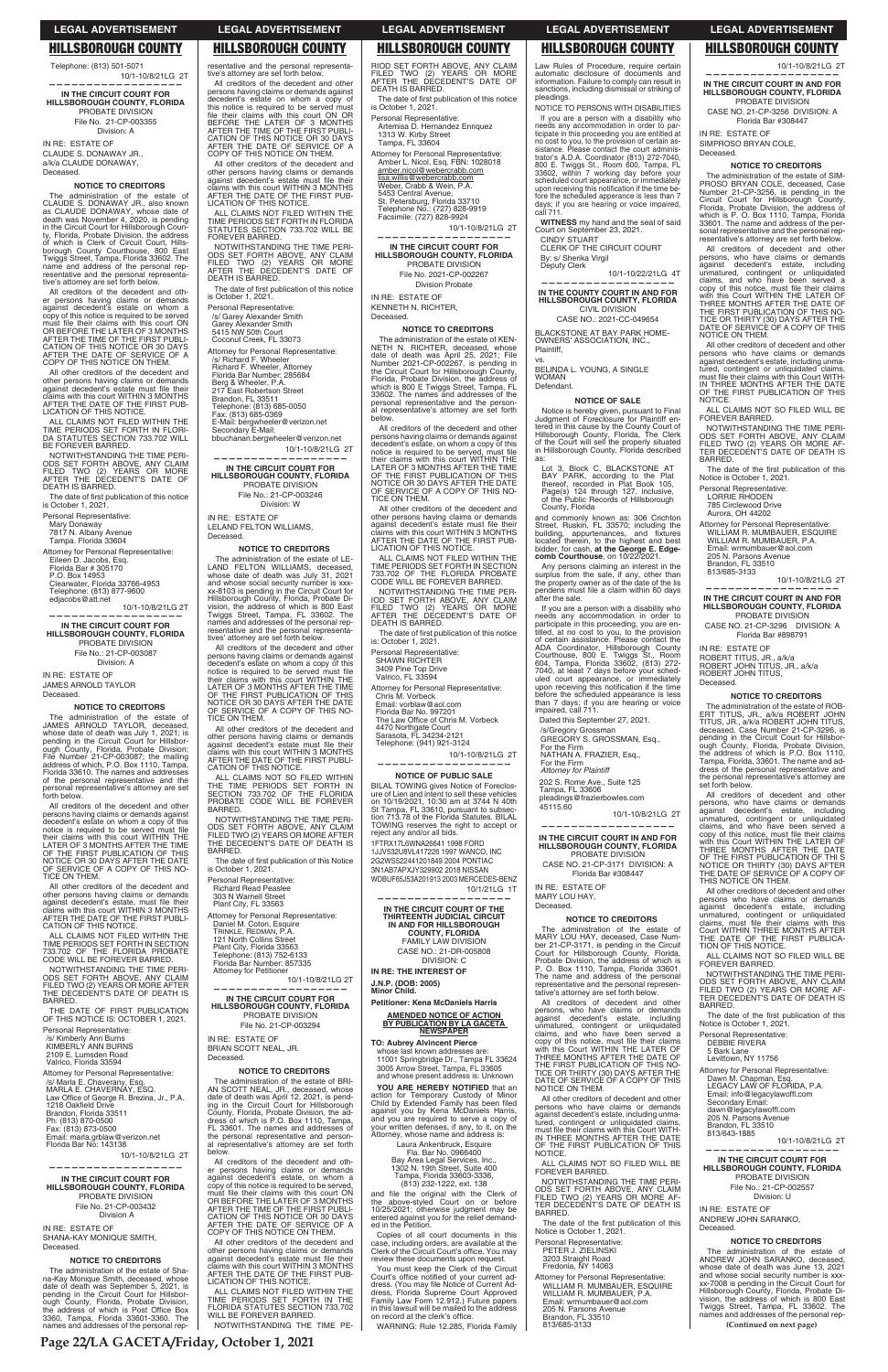Telephone: (813) 501-5071

10/1-10/8/21LG 2T

**IN THE CIRCUIT COURT FOR HILLSBOROUGH COUNTY, FLORIDA**
PROBATE DIVISION
File No. 21-CP-003355
Division: A

IN RE: ESTATE OF
CLAUDE S. DONAWAY JR.,
a/k/a CLAUDE DONAWAY,
Deceased.

**NOTICE TO CREDITORS**

The administration of the estate of CLAUDE S. DONAWAY JR., also known as CLAUDE DONAWAY, whose date of death was November 4, 2020, is pending in the Circuit Court for Hillsborough County, Florida, Probate Division, the address of which is Clerk of Circuit Court, Hillsborough County Courthouse, 800 East Twiggs Street, Tampa, Florida 33602. The name and address of the personal representative and the personal representative's attorney are set forth below.

All creditors of the decedent and other persons having claims or demands against decedent's estate on whom a copy of this notice is required to be served must file their claims with this court ON OR BEFORE THE LATER OF 3 MONTHS AFTER THE TIME OF THE FIRST PUBLICATION OF THIS NOTICE OR 30 DAYS AFTER THE DATE OF SERVICE OF A COPY OF THIS NOTICE ON THEM.

All other creditors of the decedent and other persons having claims or demands against decedent's estate must file their claims with this court WITHIN 3 MONTHS AFTER THE DATE OF THE FIRST PUBLICATION OF THIS NOTICE.

ALL CLAIMS NOT FILED WITHIN THE TIME PERIODS SET FORTH IN FLORIDA STATUTES SECTION 733.702 WILL BE FOREVER BARRED.

NOTWITHSTANDING THE TIME PERIODS SET FORTH ABOVE, ANY CLAIM FILED TWO (2) YEARS OR MORE AFTER THE DECEDENT'S DATE OF DEATH IS BARRED.

The date of first publication of this notice is October 1, 2021.

Personal Representative:
Mary Donaway
7817 N. Albany Avenue
Tampa, Florida 33604

Attorney for Personal Representative:
Eileen D. Jacobs, Esq.
Florida Bar # 305170
P.O. Box 14953
Clearwater, Florida 33766-4953
Telephone: (813) 877-9600
edjacobs@att.net

10/1-10/8/21LG 2T

**IN THE CIRCUIT COURT FOR HILLSBOROUGH COUNTY, FLORIDA**
PROBATE DIVISION
File No.: 21-CP-003087
Division: A

IN RE: ESTATE OF
JAMES ARNOLD TAYLOR
Deceased.

**NOTICE TO CREDITORS**

The administration of the estate of JAMES ARNOLD TAYLOR, deceased, whose date of death was July 1, 2021; is pending in the Circuit Court for Hillsborough County, Florida, Probate Division; File Number 21-CP-003087; the mailing address of which is, P.O. Box 1110, Tampa, Florida 33610. The names and addresses of the personal representative and the personal representative's attorney are set forth below.

All creditors of the decedent and other persons having claims or demands against decedent's estate on whom a copy of this notice is required to be served must file their claims with this court WITHIN THE LATER OF 3 MONTHS AFTER THE TIME OF THE FIRST PUBLICATION OF THIS NOTICE OR 30 DAYS AFTER THE DATE OF SERVICE OF A COPY OF THIS NOTICE ON THEM.

All other creditors of the decedent and other persons having claims or demands against decedent's estate, must file their claims with this court WITHIN 3 MONTHS AFTER THE DATE OF THE FIRST PUBLICATION OF THIS NOTICE.

ALL CLAIMS NOT FILED WITHIN THE TIME PERIODS SET FORTH IN SECTION 733.702 OF THE FLORIDA PROBATE CODE WILL BE FOREVER BARRED.

NOTWITHSTANDING THE TIME PERIODS SET FORTH ABOVE, ANY CLAIM FILED TWO (2) YEARS OR MORE AFTER THE DECEDENT'S DATE OF DEATH IS BARRED.

THE DATE OF FIRST PUBLICATION OF THIS NOTICE IS: OCTOBER 1, 2021.

Personal Representative:
/s/ Kimberly Ann Burns
KIMBERLY ANN BURNS
2109 E. Lumsden Road
Valrico, Florida 33594

Attorney for Personal Representative:
/s/ Marla E. Chavernay, Esq.
MARLA E. CHAVERNAY, ESQ.
Law Office of George R. Brezina, Jr., P.A.
1218 Oakfield Drive
Brandon, Florida 33511
Ph: (813) 870-0500
Fax: (813) 873-0500
Email: marla.grblaw@verizon.net
Florida Bar No: 143138

10/1-10/8/21LG 2T

**IN THE CIRCUIT COURT FOR HILLSBOROUGH COUNTY, FLORIDA**
PROBATE DIVISION
File No. 21-CP-003432
Division A

IN RE: ESTATE OF
SHANA-KAY MONIQUE SMITH,
Deceased.

**NOTICE TO CREDITORS**

The administration of the estate of Shana-Kay Monique Smith, deceased, whose date of death was September 5, 2021, is pending in the Circuit Court for Hillsborough County, Florida, Probate Division, the address of which is Post Office Box 3360, Tampa, Florida 33601-3360. The names and addresses of the personal representative and the personal representative's attorney are set forth below.

All creditors of the decedent and other persons having claims or demands against decedent's estate on whom a copy of this notice is required to be served must file their claims with this court ON OR BEFORE THE LATER OF 3 MONTHS AFTER THE TIME OF THE FIRST PUBLICATION OF THIS NOTICE OR 30 DAYS AFTER THE DATE OF SERVICE OF A COPY OF THIS NOTICE ON THEM.

All other creditors of the decedent and other persons having claims or demands against decedent's estate must file their claims with this court WITHIN 3 MONTHS AFTER THE DATE OF THE FIRST PUBLICATION OF THIS NOTICE.

ALL CLAIMS NOT FILED WITHIN THE TIME PERIODS SET FORTH IN FLORIDA STATUTES SECTION 733.702 WILL BE FOREVER BARRED.

NOTWITHSTANDING THE TIME PERIODS SET FORTH ABOVE, ANY CLAIM FILED TWO (2) YEARS OR MORE AFTER THE DECEDENT'S DATE OF DEATH IS BARRED.

The date of first publication of this notice is October 1, 2021.

Personal Representative:
/s/ Garey Alexander Smith
Garey Alexander Smith
5415 NW 50th Court
Coconut Creek, FL 33073

Attorney for Personal Representative:
/s/ Richard F. Wheeler
Richard F. Wheeler, Attorney
Florida Bar Number: 285684
Berg & Wheeler, P.A.
217 East Robertson Street
Brandon, FL 33511
Telephone: (813) 685-0050
Fax: (813) 685-0369
E-Mail: bergwheeler@verizon.net
Secondary E-Mail: bbuchanan.bergwheeler@verizon.net

10/1-10/8/21LG 2T

**IN THE CIRCUIT COURT FOR HILLSBOROUGH COUNTY, FLORIDA**
PROBATE DIVISION
File No.: 21-CP-003246
Division: W

IN RE: ESTATE OF
LELAND FELTON WILLIAMS,
Deceased.

**NOTICE TO CREDITORS**

The administration of the estate of LELAND FELTON WILLIAMS, deceased, whose date of death was July 31, 2021 and whose social security number is xxx-xx-8103 is pending in the Circuit Court for Hillsborough County, Florida, Probate Division, the address of which is 800 East Twiggs Street, Tampa, FL 33602. The names and addresses of the personal representative and the personal representatives' attorney are set forth below.

All creditors of the decedent and other persons having claims or demands against decedent's estate on whom a copy of this notice is required to be served must file their claims with this court WITHIN THE LATER OF 3 MONTHS AFTER THE TIME OF THE FIRST PUBLICATION OF THIS NOTICE OR 30 DAYS AFTER THE DATE OF SERVICE OF A COPY OF THIS NOTICE ON THEM.

All other creditors of the decedent and other persons having claims or demands against decedent's estate must file their claims with this court WITHIN 3 MONTHS AFTER THE DATE OF THE FIRST PUBLICATION OF THIS NOTICE.

ALL CLAIMS NOT SO FILED WITHIN THE TIME PERIODS SET FORTH IN SECTION 733.702 OF THE FLORIDA PROBATE CODE WILL BE FOREVER BARRED.

NOTWITHSTANDING THE TIME PERIODS SET FORTH ABOVE, ANY CLAIM FILED TWO (2) YEARS OR MORE AFTER THE DECEDENT'S DATE OF DEATH IS BARRED.

The date of first publication of this Notice is October 1, 2021.

Personal Representative:
Richard Read Peaslee
303 N Warnell Street
Plant City, FL 33563

Attorney for Personal Representative:
Daniel M. Coton, Esquire
TRINKLE, REDMAN, P.A.
121 North Collins Street
Plant City, Florida 33563
Telephone: (813) 752-6133
Florida Bar Number: 857335
Attorney for Petitioner

10/1-10/8/21LG 2T

**IN THE CIRCUIT COURT FOR HILLSBOROUGH COUNTY, FLORIDA**
PROBATE DIVISION
File No. 21-CP-003294

IN RE: ESTATE OF
BRIAN SCOTT NEAL, JR.
Deceased.

**NOTICE TO CREDITORS**

The administration of the estate of BRIAN SCOTT NEAL, JR., deceased, whose date of death was April 12, 2021, is pending in the Circuit Court for Hillsborough County, Florida, Probate Division, the address of which is P.O. Box 1110, Tampa, FL 33601. The names and addresses of the personal representative and the personal representative's attorney are set forth below.

All creditors of the decedent and other persons having claims or demands against decedent's estate, on whom a copy of this notice is required to be served, must file their claims with this court ON OR BEFORE THE LATER OF 3 MONTHS AFTER THE TIME OF THE FIRST PUBLICATION OF THIS NOTICE OR 30 DAYS AFTER THE DATE OF SERVICE OF A COPY OF THIS NOTICE ON THEM.

All other creditors of the decedent and other persons having claims or demands against decedent's estate must file their claims with this court WITHIN 3 MONTHS AFTER THE DATE OF THE FIRST PUBLICATION OF THIS NOTICE.

ALL CLAIMS NOT FILED WITHIN THE TIME PERIODS SET FORTH IN FLORIDA STATUTES SECTION 733.702 WILL BE FOREVER BARRED.

NOTWITHSTANDING THE TIME PERIOD SET FORTH ABOVE, ANY CLAIM FILED TWO (2) YEARS OR MORE AFTER THE DECEDENT'S DATE OF DEATH IS BARRED.

The date of first publication of this notice is October 1, 2021.

Personal Representative:
Artemisa D. Hernandez Enriquez
1313 W. Kirby Street
Tampa, FL 33604

Attorney for Personal Representative:
Amber L. Nicol, Esq. FBN: 1028018
amber.nicol@webercrabb.com
lisa.willis@webercrabb.com
Weber, Crabb & Wein, P.A.
5453 Central Avenue,
St. Petersburg, Florida 33710
Telephone No.: (727) 828-9919
Facsimile: (727) 828-9924

10/1-10/8/21LG 2T

**IN THE CIRCUIT COURT FOR HILLSBOROUGH COUNTY, FLORIDA**
PROBATE DIVISION
File No. 2021-CP-002267
Division Probate

IN RE: ESTATE OF
KENNETH N. RICHTER,
Deceased.

**NOTICE TO CREDITORS**

The administration of the estate of KENNETH N. RICHTER, deceased, whose date of death was April 25, 2021; File Number 2021-CP-002267, is pending in the Circuit Court for Hillsborough County, Florida, Probate Division, the address of which is 800 E Twiggs Street, Tampa, FL 33602. The names and addresses of the personal representative and the personal representative's attorney are set forth below.

All creditors of the decedent and other persons having claims or demands against decedent's estate, on whom a copy of this notice is required to be served, must file their claims with this court WITHIN THE LATER OF 3 MONTHS AFTER THE TIME OF THE FIRST PUBLICATION OF THIS NOTICE OR 30 DAYS AFTER THE DATE OF SERVICE OF A COPY OF THIS NOTICE ON THEM.

All other creditors of the decedent and other persons having claims or demands against decedent's estate must file their claims with this court WITHIN 3 MONTHS AFTER THE DATE OF THE FIRST PUBLICATION OF THIS NOTICE.

ALL CLAIMS NOT FILED WITHIN THE TIME PERIODS SET FORTH IN SECTION 733.702 OF THE FLORIDA PROBATE CODE WILL BE FOREVER BARRED.

NOTWITHSTANDING THE TIME PERIOD SET FORTH ABOVE, ANY CLAIM FILED TWO (2) YEARS OR MORE AFTER THE DECEDENT'S DATE OF DEATH IS BARRED.

The date of first publication of this notice is: October 1, 2021.

Personal Representative:
SHAWN RICHTER
3409 Pine Top Drive
Valrico, FL 33594

Attorney for Personal Representative:
Chris M. Vorbeck
Email: vorblaw@aol.com
Florida Bar No. 997201
The Law Office of Chris M. Vorbeck
4470 Northgate Court
Sarasota, FL 34234-2121
Telephone: (941) 921-3124

10/1-10/8/21LG 2T

**NOTICE OF PUBLIC SALE**

BILAL TOWING gives Notice of Foreclosure of Lien and intent to sell these vehicles on 10/19/2021, 10:30 am at 3744 N 40th St Tampa, FL 33610, pursuant to subsection 713.78 of the Florida Statutes. BILAL TOWING reserves the right to accept or reject any and/or all bids.

1FTRX17L6WNA26641 1998 FORD
1JJV532U8VL417226 1997 WANCO, INC
2G2WS522441201849 2004 PONTIAC
3N1AB7AP2JY329902 2018 NISSAN
WDBUF65J53A201913 2003 MERCEDES-BENZ

10/1/21LG 1T

**IN THE CIRCUIT COURT OF THE THIRTEENTH JUDICIAL CIRCUIT IN AND FOR HILLSBOROUGH COUNTY, FLORIDA**
FAMILY LAW DIVISION
CASE NO.: 21-DR-005808
DIVISION: C

**IN RE: THE INTEREST OF**

**J.N.P. (DOB: 2005)**
**Minor Child.**

**Petitioner: Kena McDaniels Harris**

**AMENDED NOTICE OF ACTION BY PUBLICATION BY LA GACETA NEWSPAPER**

**TO: Aubrey Alvincent Pierce**
whose last known addresses are:
11001 Springbridge Dr., Tampa FL 33624
3005 Arrow Street, Tampa, FL 33605
and whose present address is: Unknown

**YOU ARE HEREBY NOTIFIED** that an action for Temporary Custody of Minor Child by Extended Family has been filed against you by Kena McDaniels Harris, and you are required to serve a copy of your written defenses, if any, to it, on the Attorney, whose name and address is:

Laura Ankenbruck, Esquire
Fla. Bar No. 0966400
Bay Area Legal Services, Inc.,
1302 N. 19th Street, Suite 400
Tampa, Florida 33605-3336,
(813) 232-1222, ext. 138

and file the original with the Clerk of the above-styled Court on or before 10/25/2021; otherwise judgment may be entered against you for the relief demanded in the Petition.

Copies of all court documents in this case, including orders, are available at the Clerk of the Circuit Court's office. You may review these documents upon request.

You must keep the Clerk of the Circuit Court's office notified of your current address. (You may file Notice of Current Address, Florida Supreme Court Approved Family Law Form 12.912.) Future papers in this lawsuit will be mailed to the address on record at the clerk's office.

WARNING: Rule 12.285, Florida Family Law Rules of Procedure, require certain automatic disclosure of documents and information. Failure to comply can result in sanctions, including dismissal or striking of pleadings.

NOTICE TO PERSONS WITH DISABILITIES

If you are a person with a disability who needs any accommodation in order to participate in this proceeding you are entitled at no cost to you, to the provision of certain assistance. Please contact the court administrator's A.D.A. Coordinator (813) 272-7040, 800 E. Twiggs St., Room 604, Tampa, FL 33602, within 7 working day before your scheduled court appearance, or immediately upon receiving this notification if the time before the scheduled appearance is less than 7 days; if you are hearing or voice impaired, call 711.

**WITNESS** my hand and the seal of said Court on September 23, 2021.

CINDY STUART
CLERK OF THE CIRCUIT COURT
By: s/ Sherika Virgil
Deputy Clerk

10/1-10/22/21LG 4T

**IN THE COUNTY COURT IN AND FOR HILLSBOROUGH COUNTY, FLORIDA**
CIVIL DIVISION
CASE NO.: 2021-CC-049654

BLACKSTONE AT BAY PARK HOMEOWNERS' ASSOCIATION, INC.,
Plaintiff,

vs.

BELINDA L. YOUNG, A SINGLE WOMAN
Defendant.

**NOTICE OF SALE**

Notice is hereby given, pursuant to Final Judgment of Foreclosure for Plaintiff entered in this cause by the County Court of Hillsborough County, Florida, The Clerk of the Court will sell the property situated in Hillsborough County, Florida described as:

Lot 3, Block C, BLACKSTONE AT BAY PARK, according to the Plat thereof, recorded in Plat Book 105, Page(s) 124 through 127, inclusive, of the Public Records of Hillsborough County, Florida

and commonly known as: 306 Crichton Street, Ruskin, FL 33570; including the building, appurtenances, and fixtures located therein, to the highest and best bidder, for cash, **at the George E. Edgecomb Courthouse**, on 10/22/2021.

Any persons claiming an interest in the surplus from the sale, if any, other than the property owner as of the date of the lis pendens must file a claim within 60 days after the sale.

If you are a person with a disability who needs any accommodation in order to participate in this proceeding, you are entitled, at no cost to you, to the provision of certain assistance. Please contact the ADA Coordinator, Hillsborough County Courthouse, 800 E. Twiggs St., Room 604, Tampa, Florida 33602, (813) 272-7040, at least 7 days before your scheduled court appearance, or immediately upon receiving this notification if the time before the scheduled appearance is less than 7 days; if you are hearing or voice impaired, call 711.

Dated this September 27, 2021.

/s/Gregory Grossman
GREGORY S. GROSSMAN, Esq.,
For the Firm
NATHAN A. FRAZIER, Esq.,
For the Firm
*Attorney for Plaintiff*

202 S. Rome Ave., Suite 125
Tampa, FL 33606
pleadings@frazierbowles.com
45115.60

10/1-10/8/21LG 2T

**IN THE CIRCUIT COURT IN AND FOR HILLSBOROUGH COUNTY, FLORIDA**
PROBATE DIVISION
CASE NO. 21-CP-3171 DIVISION: A
Florida Bar #308447

IN RE: ESTATE OF
MARY LOU HAY,
Deceased.

**NOTICE TO CREDITORS**

The administration of the estate of MARY LOU HAY, deceased, Case Number 21-CP-3171, is pending in the Circuit Court for Hillsborough County, Florida, Probate Division, the address of which is P. O. Box 1110, Tampa, Florida 33601. The name and address of the personal representative and the personal representative's attorney are set forth below.

All creditors of decedent and other persons, who have claims or demands against decedent's estate, including unmatured, contingent or unliquidated claims, and who have been served a copy of this notice, must file their claims with this Court WITHIN THE LATER OF THREE MONTHS AFTER THE DATE OF THE FIRST PUBLICATION OF THIS NOTICE OR THIRTY (30) DAYS AFTER THE DATE OF SERVICE OF A COPY OF THIS NOTICE ON THEM.

All other creditors of decedent and other persons who have claims or demands against decedent's estate, including unmatured, contingent or unliquidated claims, must file their claims with this Court WITHIN THREE MONTHS AFTER THE DATE OF THE FIRST PUBLICATION OF THIS NOTICE.

ALL CLAIMS NOT SO FILED WILL BE FOREVER BARRED.

NOTWITHSTANDING THE TIME PERIODS SET FORTH ABOVE, ANY CLAIM FILED TWO (2) YEARS OR MORE AFTER THE DECEDENT'S DATE OF DEATH IS BARRED.

The date of the first publication of this Notice is October 1, 2021.

Personal Representative:
PETER J. ZIELINSKI
3203 Straight Road
Fredonia, NY 14063

Attorney for Personal Representative:
WILLIAM R. MUMBAUER, ESQUIRE
WILLIAM R. MUMBAUER, P.A.
Email: wmumbauer@aol.com
205 N. Parsons Avenue
Brandon, FL 33510
813/685-3133

10/1-10/8/21LG 2T

**IN THE CIRCUIT COURT IN AND FOR HILLSBOROUGH COUNTY, FLORIDA**
PROBATE DIVISION
CASE NO. 21-CP-3256 DIVISION: A
Florida Bar #308447

IN RE: ESTATE OF
SIMPROSO BRYAN COLE,
Deceased.

**NOTICE TO CREDITORS**

The administration of the estate of SIMPROSO BRYAN COLE, deceased, Case Number 21-CP-3256, is pending in the Circuit Court for Hillsborough County, Florida, Probate Division, the address of which is P. O. Box 1110, Tampa, Florida 33601. The name and address of the personal representative and the personal representative's attorney are set forth below.

All creditors of decedent and other persons, who have claims or demands against decedent's estate, including unmatured, contingent or unliquidated claims, and who have been served a copy of this notice, must file their claims with this Court WITHIN THE LATER OF THREE MONTHS AFTER THE DATE OF THE FIRST PUBLICATION OF THIS NOTICE OR THIRTY (30) DAYS AFTER THE DATE OF SERVICE OF A COPY OF THIS NOTICE ON THEM.

All other creditors of decedent and other persons who have claims or demands against decedent's estate, including unmatured, contingent or unliquidated claims, must file their claims with this Court WITHIN THREE MONTHS AFTER THE DATE OF THE FIRST PUBLICATION OF THIS NOTICE.

ALL CLAIMS NOT SO FILED WILL BE FOREVER BARRED.

NOTWITHSTANDING THE TIME PERIODS SET FORTH ABOVE, ANY CLAIM FILED TWO (2) YEARS OR MORE AFTER THE DECEDENT'S DATE OF DEATH IS BARRED.

The date of the first publication of this Notice is October 1, 2021.

Personal Representative:
LORRIE RHODEN
785 Circlewood Drive
Aurora, OH 44202

Attorney for Personal Representative:
WILLIAM R. MUMBAUER, ESQUIRE
WILLIAM R. MUMBAUER, P.A.
Email: wmumbauer@aol.com
205 N. Parsons Avenue
Brandon, FL 33510
813/685-3133

10/1-10/8/21LG 2T

**IN THE CIRCUIT COURT IN AND FOR HILLSBOROUGH COUNTY, FLORIDA**
PROBATE DIVISION
CASE NO. 21-CP-3296 DIVISION: A
Florida Bar #898791

IN RE: ESTATE OF
ROBERT TITUS, JR., a/k/a
ROBERT JOHN TITUS, JR., a/k/a
ROBERT JOHN TITUS,
Deceased.

**NOTICE TO CREDITORS**

The administration of the estate of ROBERT TITUS, JR., a/k/a ROBERT JOHN TITUS, JR., a/k/a ROBERT JOHN TITUS, deceased, Case Number 21-CP-3296, is pending in the Circuit Court for Hillsborough County, Florida, Probate Division, the address of which is P.O. Box 1110, Tampa, Florida, 33601. The name and address of the personal representative and the personal representative's attorney are set forth below.

All creditors of decedent and other persons, who have claims or demands against decedent's estate, including unmatured, contingent or unliquidated claims, and who have been served a copy of this notice, must file their claims with this Court WITHIN THE LATER OF THREE MONTHS AFTER THE DATE OF THE FIRST PUBLICATION OF THIS NOTICE OR THIRTY (30) DAYS AFTER THE DATE OF SERVICE OF A COPY OF THIS NOTICE ON THEM.

All other creditors of decedent and other persons who have claims or demands against decedent's estate, including unmatured, contingent or unliquidated claims, must file their claims with this Court WITHIN THREE MONTHS AFTER THE DATE OF THE FIRST PUBLICATION OF THIS NOTICE.

ALL CLAIMS NOT SO FILED WILL BE FOREVER BARRED.

NOTWITHSTANDING THE TIME PERIODS SET FORTH ABOVE, ANY CLAIM FILED TWO (2) YEARS OR MORE AFTER THE DECEDENT'S DATE OF DEATH IS BARRED.

The date of the first publication of this Notice is October 1, 2021.

Personal Representative:
DEBBIE RIVERA
5 Bark Lane
Levittown, NY 11756

Attorney for Personal Representative:
Dawn M. Chapman, Esq.
LEGACY LAW OF FLORIDA, P.A.
Email: info@legacylawoffl.com
Secondary Email: dawn@legacylawoffl.com
205 N. Parsons Avenue
Brandon, FL 33510
813/643-1885

10/1-10/8/21LG 2T

**IN THE CIRCUIT COURT FOR HILLSBOROUGH COUNTY, FLORIDA**
PROBATE DIVISION
File No.: 21-CP-002557
Division: U

IN RE: ESTATE OF
ANDREW JOHN SARANKO,
Deceased.

**NOTICE TO CREDITORS**

The administration of the estate of ANDREW JOHN SARANKO, deceased, whose date of death was June 13, 2021 and whose social security number is xxx-xx-7008 is pending in the Circuit Court for Hillsborough County, Florida, Probate Division, the address of which is 800 East Twiggs Street, Tampa, FL 33602. The names and addresses of the personal rep-

**(Continued on next page)**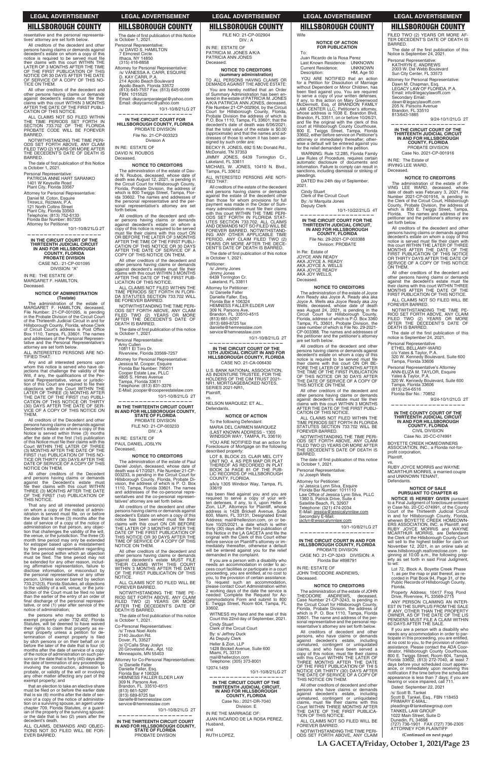resentative and the personal representatives' attorney are set forth below.

All creditors of the decedent and other persons having claims or demands against decedent's estate on whom a copy of this notice is required to be served must file their claims with this court WITHIN THE LATER OF 3 MONTHS AFTER THE TIME OF THE FIRST PUBLICATION OF THIS NOTICE OR 30 DAYS AFTER THE DATE OF SERVICE OF A COPY OF THIS NOTICE ON THEM.

All other creditors of the decedent and other persons having claims or demands against decedent's estate must file their claims with this court WITHIN 3 MONTHS AFTER THE DATE OF THE FIRST PUBLICATION OF THIS NOTICE.

ALL CLAIMS NOT SO FILED WITHIN THE TIME PERIODS SET FORTH IN SECTION 733.702 OF THE FLORIDA PROBATE CODE WILL BE FOREVER BARRED.

NOTWITHSTANDING THE TIME PERIODS SET FORTH ABOVE, ANY CLAIM FILED TWO (2) YEARS OR MORE AFTER THE DECEDENT'S DATE OF DEATH IS BARRED.

The date of first publication of this Notice is October 1, 2021.

Personal Representative:
PATRICIA ANNE HART SARANKO
1401 W Keysville Road
Plant City, Florida 33567

Attorney for Personal Representative:
Daniel M. Coton, Esquire
TRINKLE, REDMAN, P.A.
121 North Collins Street
Plant City, Florida 33563
Telephone: (813) 752-6133
Florida Bar Number: 857335
Attorney for Petitioner

10/1-10/8/21LG 2T

---

**IN THE CIRCUIT COURT OF THE THIRTEENTH JUDICIAL CIRCUIT IN AND FOR HILLSBOROUGH COUNTY, FLORIDA PROBATE DIVISION**

CASE NO.: 21-CP-001095
DIVISION: "A"

IN RE: THE ESTATE OF:
MARGARET F. HAMILTON,
Deceased.

**NOTICE OF ADMINISTRATION (Testate)**

The administration of the estate of MARGARET F. HAMILTON, deceased, File Number: 21-CP-001095, is pending in the Probate Division of the Circuit Court of the Thirteenth Judicial Circuit in and for Hillsborough County, Florida, whose Clerk of Circuit Court's address is Post Office Box 1110, Tampa, FL 33601. The names and addresses of the Personal Representative and the Personal Representative's attorney are set forth below.

ALL INTERESTED PERSONS ARE NOTIFIED THAT:

Any and all interested persons upon whom this notice is served who have objections that challenge the validity of the Will, if any, the qualifications of the Personal Representative, venue or jurisdiction of this Court are required to file their objections with this Court WITHIN THE LATER OF THREE (3) MONTHS AFTER THE DATE OF THE FIRST (1st) PUBLICATION OF THIS NOTICE OR THIRTY (30) DAYS AFTER THE DATE OF SERVICE OF A COPY OF THIS NOTICE ON THEM.

All creditors of the decedent and other persons having claims or demands against Decedent's estate on whom a copy of this Notice is served within three (3) months after the date of the first (1st) publication of this Notice must file their claims with this Court WITHIN THE LATER OF THREE (3) MONTHS AFTER THE DATE OF THE FIRST (1st) PUBLICATION OF THIS NOTICE OR THIRTY (30) DAYS AFTER THE DATE OF SERVICE OF A COPY OF THIS NOTICE ON THEM.

All other creditors of the Decedent and persons having claims or demands against the Decedent's estate must file their claims with this court WITHIN THREE (3) MONTHS AFTER THE DATE OF THE FIRST (1st) PUBLICATION OF THIS NOTICE.

That any and all interested person(s) on whom a copy of the notice of administration is served must file, on or before the date that is three (3) months after the date of service of a copy of the notice of administration on that person, any objection that challenges the validity of the will, the venue, or the jurisdiction. The three (3) month time period may only be extended for estoppel based upon a misstatement by the personal representative regarding the time period within which an objection must be filed. The time period may not be extended for any other reason, including affirmative representation, failure to disclose information, or misconduct by the personal representative or any other person. Unless sooner barred by section 733.212(3), Florida Statutes, all objections to the validity of a will, venue, or the jurisdiction of the Court must be filed no later than the earlier of the entry of an order of final discharge of the personal representative, or one (1) year after service of the notice of administration;

the persons who may be entitled to exempt property under 732.402, Florida Statutes, will be deemed to have waived their rights to claim that property as exempt property unless a petition for determination of exempt property is filed by slich persons or on their behalf on or before the later of the date that is four (4) months after the date of service of a copy of the notice of administration on such persons or the date that is forty (40) days after the date of termination of any proceedings involving the construction, admission to probate, or validity of the will or involving any other matter affecting any part of the exempt property; and

that an election to take an elective share must be filed on or before the earlier date that is six (6) months after the date of service of a copy of the notice of administration on a surviving spouse, an agent under chapter 709, Florida Statutes, or a guardian of the property of the surviving spouse; or the date that is two (2) years after the decedent's death.

ALL CLAIMS, DEMANDS AND OBJECTIONS NOT SO FILED WILL BE FOREVER BARRED.

The date of first publication of this Notice is October 1, 2021.

Personal Representative:
/s/ DAVID S. HAMILTON
7 Elmcrest Circle
Ithaca, NY 14850
(315) 416-8858

Attorney for Personal Representative:
/s/ VANESSA A. CARR, ESQUIRE
D. KAY CARR, P.A.
214 Apollo Beach Boulevard
Apollo Beach, Florida 33572
(813) 645-7557 Fax: (813) 645-0099
FBN: 1015525
Email: dkaycarrparalegal@yahoo.com
Email: dkaycarrvc@yahoo.com

10/1-10/8/21LG 2T

---

**IN THE CIRCUIT COURT FOR HILLSBOROUGH COUNTY, FLORIDA PROBATE DIVISION**

File No. 21-CP-003323
Division A

IN RE: ESTATE OF
DAVID N. ROUBOS
Deceased.

**NOTICE TO CREDITORS**

The administration of the estate of David N. Roubos, deceased, whose date of death was August 12, 2021, is pending in the Circuit Court for Hillsborough County, Florida, Probate Division, the address of which is 800 Twiggs Street, Tampa, Florida 33602. The names and addresses of the personal representative and the personal representative's attorney are set forth below.

All creditors of the decedent and other persons having claims or demands against decedent's estate on whom a copy of this notice is required to be served must file their claims with this court ON OR BEFORE THE LATER OF 3 MONTHS AFTER THE TIME OF THE FIRST PUBLICATION OF THIS NOTICE OR 30 DAYS AFTER THE DATE OF SERVICE OF A COPY OF THIS NOTICE ON THEM.

All other creditors of the decedent and other persons having claims or demands against decedent's estate must file their claims with this court WITHIN 3 MONTHS AFTER THE DATE OF THE FIRST PUBLICATION OF THIS NOTICE.

ALL CLAIMS NOT FILED WITHIN THE TIME PERIODS SET FORTH IN FLORIDA STATUTES SECTION 733.702 WILL BE FOREVER BARRED.

NOTWITHSTANDING THE TIME PERIODS SET FORTH ABOVE, ANY CLAIM FILED TWO (2) YEARS OR MORE AFTER THE DECEDENT'S DATE OF DEATH IS BARRED.

The date of first publication of this notice is October 1, 2021.

Personal Representative:
Amy Cullen
10811 El Toro Dr.
Riverview, Florida 33569-7257

Attorney for Personal Representative:
Jessica M. Cooper, Esquire
Florida Bar Number: 795011
Cooper Estate Law, PLLC
4805 S. Himes Avenue
Tampa, Florida 33611
Telephone: (813) 831-3376
E-Mail: jcooper@cooperestatelaw.com

10/1-10/8/21LG 2T

---

**IN THE THIRTEENTH CIRCUIT COURT IN AND FOR HILLSBOROUGH COUNTY, STATE OF FLORIDA PROBATE DIVISION**

FILE NO: 21-CP-003233
DIV.: A

IN RE: ESTATE OF
PAUL DANIEL JOSLYN
Deceased.

**NOTICE TO CREDITORS**

The administration of the estate of Paul Daniel Joslyn, deceased, whose date of death was 4/17/2021, File Number 21-CP-003233, is pending in the Circuit Court for Hillsborough County, Florida, Probate Division, the address of which is P. O. Box 1110, Tampa, Florida 33601. The names and addresses of the co-personal representatives and the co-personal representatives' attorney are set forth below.

All creditors of the decedent and other persons having claims or demands against decedent's Estate on whom a copy of this notice has been served must file their claims with this court ON OR BEFORE THE LATER OF 3 MONTHS AFTER THE DATE OF THE FIRST PUBLICATION OF THIS NOTICE OR 30 DAYS AFTER THE TIME OF SERVICE OF A COPY OF THIS NOTICE ON THEM.

All other creditors of the decedent and other persons having claims or demands against decedent's estate MUST FILE THEIR CLAIMS WITH THIS COURT WITHIN 3 MONTHS AFTER THE DATE OF THE FIRST PUBLICATION OF THIS NOTICE.

ALL CLAIMS NOT SO FILED WILL BE FOREVER BARRED.

NOTWITHSTANDING THE TIME PERIOD SET FORTH ABOVE, ANY CLAIM FILED TWO (2) YEARS OR MORE AFTER THE DECEDENT'S DATE OF DEATH IS BARRED.

The date of first publication of this notice is October 1, 2021.

Co-Personal Representatives:
/s/ Treva Noel Alofs
2140 Jaudon Rd.
Dover, FL 33527
/s/ O'Calla Shay Joslyn
20 Groveland Ave., Apt. 102
Minneapolis, MN 55403

Attorney for Co-Personal Representatives:
/s/ Danielle Faller
Danielle Faller, Esq.
Florida Bar # 106324
HEMNESS FALLER ELDER LAW
309 N. Parsons Ave.
Brandon, FL 33510-4515
(813) 661-5297
(813) 689-8725 fax
danielle@hemnesslaw.com
service@hemnesslaw.com

10/1-10/8/21LG 2T

---

**IN THE THIRTEENTH CIRCUIT COURT IN AND FOR HILLSBOROUGH COUNTY, STATE OF FLORIDA PROBATE DIVISION**

FILE NO: 21-CP-002904
DIV.: A

IN RE: ESTATE OF
PATRICIA M. JONES A/K/A
PATRICIA ANN JONES
Deceased.

**NOTICE TO CREDITORS (summary administration)**

TO ALL PERSONS HAVING CLAIMS OR DEMANDS AGAINST THE ABOVE ESTATE:

You are hereby notified that an Order of Summary Administration has been entered in the estate of PATRICIA M. JONES A/K/A PATRICIA ANN JONES, deceased, File Number 21-CP-002904, by the Circuit Court for Hillsborough County, Florida, Probate Division the address of which is P. O. Box 1110, Tampa, FL 33601; that the decedent's date of death was 6/06/2021; that the total value of the estate is $0.00 (approximate) and that the names and addresses of those to whom it has been assigned by such order are:

BECKY R. JONES, 692 S Mc Donald Rd., McDonald, TN 37353
JIMMY JONES, 6439 Torrington Cr., Lakeland, FL 33811
MICHAEL W. JONES, 10410 N. Blvd., Tampa, FL 33612

ALL INTERESTED PERSONS ARE NOTIFIED THAT:

All creditors of the estate of the decedent and persons having claims or demands against the estate of the decedent other than those for whom provisions for full payment was made in the Order of Summary administration must file their claims with this court WITHIN THE TIME PERIODS SET FORTH IN FLORIDA STATUTES SECTION 733.702. ALL CLAIMS AND DEMANDS NOT SO FILED WILL BE FOREVER BARRED. NOTWITHSTANDING ANY OTHER APPLICABLE TIME PERIOD, ANY CLAIM FILED TWO (2) YEARS OR MORE AFTER THE DECEDENT'S DATE OF DEATH IS BARRED.

The date of first publication of this notice is October 1, 2021.

Petitioner:
/s/ Jimmy Jones
Jimmy Jones
6439 Torrington Cr.
Lakeland, FL 33811

Attorney for Petitioner:
/s/ Danielle Faller
Danielle Faller, Esq.
Florida Bar # 106324
HEMNESS FALLER ELDER LAW
309 N. Parsons Ave.
Brandon, FL 33510-4515
(813) 661-5297
(813) 689-8725 fax
danielle@hemnesslaw.com
service@hemnesslaw.com

10/1-10/8/21LG 2T

---

**IN THE CIRCUIT COURT OF THE 13TH JUDICIAL CIRCUIT IN AND FOR HILLSBOROUGH COUNTY, FLORIDA**

CASE NO. 21-CA-006430

U.S. BANK NATIONAL ASSOCIATION, AS INDENTURE TRUSTEE, FOR THE HOLDERS OF THE CIM TRUST 2021-NR1, MORTGAGEBACKED NOTES, SERIES 2021-NR1,
Plaintiff,

vs.

NELSON MARQUEZ; ET AL.,
Defendants.

**NOTICE OF ACTION**

To the following Defendant:
MARIA DEL CARMEN MARQUEZ
(LAST KNOWN ADDRESS - 1305 WINDSOR WAY, TAMPA, FL 33619)

YOU ARE NOTIFIED that an action for Foreclosure of Mortgage on the following described property:

LOT 8, BLOCK 23, CLAIR MEL CITY UNIT NO. 4, AS PER MAP OR PLAT THEREOF AS RECORDED IN PLAT BOOK 34 PAGE 81 OF THE PUBLIC RECORDS OF HILLSBOROUGH COUNTY, FLORIDA.

a/k/a 1305 Windsor Way, Tampa, FL 33619

has been filed against you and you are required to serve a copy of your written defenses, if any, to it, upon Heller & Zion, LLP, Attorneys for Plaintiff, whose address is 1428 Brickell Avenue, Suite 600, Miami, FL 33131, Designated Email Address: mail@hellerzion.com, on or before 10/25/2021, a date which is within thirty (30) days after the first publication of this Notice in the LA GACETA and file the original with the Clerk of this Court either before service on Plaintiff's attorney or immediately thereafter; otherwise a default will be entered against you for the relief demanded in the complaint.

If you are a person with a disability who needs an accommodation in order to access court facilities or participate in a court proceeding, you are entitled, at no cost to you, to the provision of certain assistance. To request such an accommodation, please contact Court Administration within 2 working days of the date the service is needed: Complete the Request for Accommodations Form and submit to 800 E. Twiggs Street, Room 604, Tampa, FL 33602.

WITNESS my hand and the seal of this Court this 22nd day of September, 2021.

Cindy Stuart
Clerk of the Circuit Court
By: s/ Jeffrey Duck
As Deputy Clerk
Heller & Zion, LLP
1428 Brickell Avenue, Suite 600
Miami, FL 33131
mail@hellerzion.com
Telephone: (305) 373-8001

12074.1459

10/1-10/8/21LG 2T

---

**IN THE CIRCUIT COURT OF THE THIRTEENTH JUDICIAL CIRCUIT, IN AND FOR HILLSBOROUGH COUNTY, FLORIDA**

Case No.: 2021-DR-7040
Division: E

IN RE THE MARRIAGE OF:
JUAN RICARDO DE LA ROSA PEREZ,
Husband,

and

RUTH LOPEZ,
Wife

**NOTICE OF ACTION FOR PUBLICATION**

To:
Juan Ricardo de la Rosa Perez
Last Known Residence: UNKNOWN
Current Residence: UNKNOWN
Description: HM, Age 50

YOU ARE NOTIFIED that an action for a Petition for Dissolution of Marriage without Dependent or Minor Children, has been filed against you. You are required to serve a copy of your written defenses, if any, to this action on Mary Greenwood McDermott, Esq, of BRANDON FAMILY LAW CENTER LLC, Petitioner's attorney, whose address is 1038 E. Brandon Blvd, Brandon, FL 33511, on or before 10/26/21, and file the original with the clerk of this court at Hillsborough County Courthouse, 800 E. Twiggs Street, Tampa, Florida 33602, either before service on Petitioner's attorney or immediately thereafter; otherwise a default will be entered against you for the relief demanded in the petition.

WARNING: Rule 12.285, Florida Family Law Rules of Procedure, requires certain automatic disclosure of documents and information. Failure to comply can result in sanctions, including dismissal or striking of pleadings.

DATED this 24th day of September, 2021.

Cindy Stuart
Clerk of the Circuit Court
By: /s/ Marquita Jones
Deputy Clerk

10/1-10/22/21LG 4T

---

**IN THE CIRCUIT COURT FOR THE THIRTEENTH JUDICIAL CIRCUIT, IN AND FOR HILLSBOROUGH COUNTY, FLORIDA**

File No. 29-2021-CP-003388
Division: PROBATE

In Re: Estate of
JOYCE ANN READY
AKA JOYCE A. READY
AKA JOYCE A. WELLS
AKA JOYCE READY
AKA JOY WELLS,
Deceased.

**NOTICE TO CREDITORS**

The administration of the estate of Joyce Ann Ready aka Joyce A. Ready aka aka Joyce A. Wells aka Joyce Ready aka Joy Wells, deceased, whose date of death was August 24, 2021, is pending in the Circuit Court for Hillsborough County, Florida, address of which is P.O. Box 3360 Tampa, FL 33601, Probate Division, the case number of which is File No. 29-2021-CP-003388. The names and addresses of the petitioner and the petitioner's attorney are set forth below.

All creditors of the decedent and other persons having claims or demands against decedent's estate on whom a copy of this notice is required to be served must file their claims with this court ON OR BEFORE THE LATER OF 3 MONTHS AFTER THE TIME OF THE FIRST PUBLICATION OF THIS NOTICE OR 30 DAYS AFTER THE DATE OF SERVICE OF A COPY OF THIS NOTICE ON THEM.

All other creditors of the decedent and other persons having claims or demands against decedent's estate must file their claims with this court WITHIN 3 MONTHS AFTER THE DATE OF THE FIRST PUBLICATION OF THIS NOTICE.

ALL CLAIMS NOT FILED WITHIN THE TIME PERIODS SET FORTH IN FLORIDA STATUTES SECTION 733.702 WILL BE FOREVER BARRED.

NOTWITHSTANDING THE TIME PERIODS SET FORTH ABOVE, ANY CLAIM FILED TWO (2) YEARS OR MORE AFTER THE DECEDENT'S DATE OF DEATH IS BARRED.

The date of first publication of this notice is October 1, 2021.

Personal Representative:
/s/ Joseph Wells

Attorney for Petitioner:
/s/ Jessica Lynn Silva, Esquire
Florida Bar Number: 1011110
Law Office of Jessica Lynn Silva, PLLC
1360 S. Patrick Drive, Suite 4
Satellite Beach, FL 32937
Telephone: (321) 474-2034
E-Mail: jessica@jessicalynnlaw.com
Secondary E-Mail:
jaclyn@jessicalynnlaw.com

10/1-10/8/21LG 2T

---

**IN THE CIRCUIT COURT IN AND FOR HILLSBOROUGH COUNTY, FLORIDA PROBATE DIVISION**

CASE NO. 21-CP-3243 DIVISION: A
Florida Bar #898791

IN RE: ESTATE OF
JOHN THEODORE ANDREWS,
Deceased.

**NOTICE TO CREDITORS**

The administration of the estate of JOHN THEODORE ANDREWS, deceased, Case Number 21-CP-3243, is pending in the Circuit Court for Hillsborough County, Florida, Probate Division, the address of which is P. O. Box 1110, Tampa, Florida 33601. The name and address of the personal representative and the personal representative's attorney are set forth below.

All creditors of decedent and other persons, who have claims or demands against decedent's estate, including unmatured, contingent or unliquidated claims, and who have been served a copy of this notice, must file their claims with this Court WITHIN THE LATER OF THREE MONTHS AFTER THE DATE OF THE FIRST PUBLICATION OF THIS NOTICE OR THIRTY (30) DAYS AFTER THE DATE OF SERVICE OF A COPY OF THIS NOTICE ON THEM.

All other creditors of the decedent and persons who have claims or demands against decedent's estate, including unmatured, contingent or unliquidated claims, must file their claims with this Court WITHIN THREE MONTHS AFTER THE DATE OF THE FIRST PUBLICATION OF THIS NOTICE.

ALL CLAIMS NOT SO FILED WILL BE FOREVER BARRED.

NOTWITHSTANDING THE TIME PERIODS SET FORTH ABOVE, ANY CLAIM FILED TWO (2) YEARS OR MORE AFTER DECEDENT'S DATE OF DEATH IS BARRED.

The date of the first publication of this Notice is September 24, 2021.

Personal Representative:
KATHRYN E. ANDREWS
2003 W. Del Webb Boulevard
Sun City Center, FL 33573

Attorney for Personal Representative:
Dawn M. Chapman, Esq.
LEGACY LAW OF FLORIDA, P.A.
Email: info@legacylawoffl.com
Secondary Email:
dawn@legacylawoffl.com
205 N. Parsons Avenue
Brandon, FL 33510
813/643-1885

9/24-10/1/21LG 2T

---

**IN THE CIRCUIT COURT OF THE THIRTEENTH JUDICIAL CIRCUIT IN AND FOR HILLSBOROUGH COUNTY, FLORIDA PROBATE DIVISION**

Case No. 2021-CP-001916

IN RE: The Estate of
IRVING LEE WARD,
Deceased.

**NOTICE TO CREDITORS**

The administration of the estate of IRVING LEE WARD, deceased, whose date of death was February 3, 2021, File Number 2021-CP-001916, is pending in the Clerk of the Circuit Court, Hillsborough County, Probate Division, the address of which is 800 E. Twiggs Street, Tampa, Florida. The names and addresses of the petitioner and the petitioner's attorney are set forth below.

All creditors of the decedent and other persons having claims or demands against decedent's estate on whom a copy of this notice is served must file their claim with this court WITHIN THE LATER OF THREE MONTHS AFTER THE DATE OF THE FIRST PUBLICATION OF THIS NOTICE OR THIRTY DAYS AFTER THE DATE OF SERVICE OF A COPY OF THIS NOTICE ON THEM.

All other creditors of the decedent and other persons having claims or demands against the decedent's estate must file their claims with this court WITHIN THREE MONTHS AFTER THE DATE OF THE FIRST PUBLICATION OF THIS NOTICE.

ALL CLAIMS NOT SO FILED WILL BE FOREVER BARRED.

NOTWITHSTANDING THE TIME PERIOD SET FORTH ABOVE, ANY CLAIM FILED TWO (2) YEARS OR MORE AFTER THE DECEDENT'S DATE OF DEATH IS BARRED.

The date of the first publication of this notice is September 24, 2021.

Personal Representative
ETHEL BELLAMY-WARD
c/o Yates & Taylor, P.A.
320 W. Kennedy Boulevard, Suite 600
Tampa, Florida 33606

Personal Representative's Attorney
ANN-ELIZA M. TAYLOR, Esquire
Yates & Taylor, P.A.
320 W. Kennedy Boulevard, Suite 600
Tampa, Florida 33606
(813) 254-6516
Florida Bar No.: 70852

9/24-10/1/21LG 2T

---

**IN THE COUNTY COURT OF THE THIRTEENTH JUDICIAL CIRCUIT IN AND FOR HILLSBOROUGH COUNTY, FLORIDA CIVIL DIVISION**

Case No. 20-CC-074991

BOYETTE CREEK HOMEOWNERS ASSOCIATION, INC., a Florida not-for-profit corporation,
Plaintiff,

vs.

RUBY JOYCE MORRIS and WAYNE MCARTHUR MORRIS, a married couple and UNKNOWN TENANT,
Defendants.

**NOTICE OF SALE PURSUANT TO CHAPTER 45**

**NOTICE IS HEREBY GIVEN** pursuant to a Final Judgment of foreclosure entered in Case No. 20-CC-074991, of the County Court of the Thirteenth Judicial Circuit in and for Hillsborough County, Florida, wherein BOYETTE CREEK HOMEOWNERS ASSOCIATION, INC. is Plaintiff, and RUBY JOYCE MORRIS and WAYNE MCARTHUR MORRIS, are Defendants, the Clerk of the Hillsborough County Court will sell to the highest bidder for cash on November 12, 2021, in an online sale at www.hillsborough.realforeclose.com, beginning at 10:00 a.m., the following property as set forth in said Final Judgment, to wit:

Lot 72, Block A, Boyette Creek Phase 1, as per the map or plat thereof, as recorded in Plat Book 94, Page 31, of the Public Records of Hillsborough County, Florida.

Property Address: 10417 Frog Pond Drive, Riverview, FL 33569-2715

ANY PERSON CLAIMING AN INTEREST IN THE SURPLUS FROM THE SALE IF ANY, OTHER THAN THE PROPERTY OWNER, AS OF THE DATE OF THE LIS PENDENS MUST FILE A CLAIM WITHIN 60 DAYS AFTER THE SALE.

If you are a person with a disability who needs any accommodation in order to participate in this proceeding, you are entitled, at no cost to you, to the provision of certain assistance. Please contact the ADA Coordinator, Hillsborough County Courthouse, 800 E. Twiggs Street, Room 604, Tampa, Florida 33602, (813) 272-7040, at least 7 days before your scheduled court appearance, or immediately upon receiving this notification if the time before the scheduled appearance is less than 7 days; if you are hearing or voice impaired, call 711.

Dated: September 22, 2021

/s/ Scott B. Tankel
Scott B. Tankel, Esq., FBN 118453
PRIMARY E-MAIL:
pleadings@tankellawgroup.com
TANKEL LAW GROUP
1022 Main Street, Suite D
Dunedin, FL 34698
(727) 736-1901 FAX (727) 736-2305
ATTORNEY FOR PLAINTIFF

**(Continued on next page)**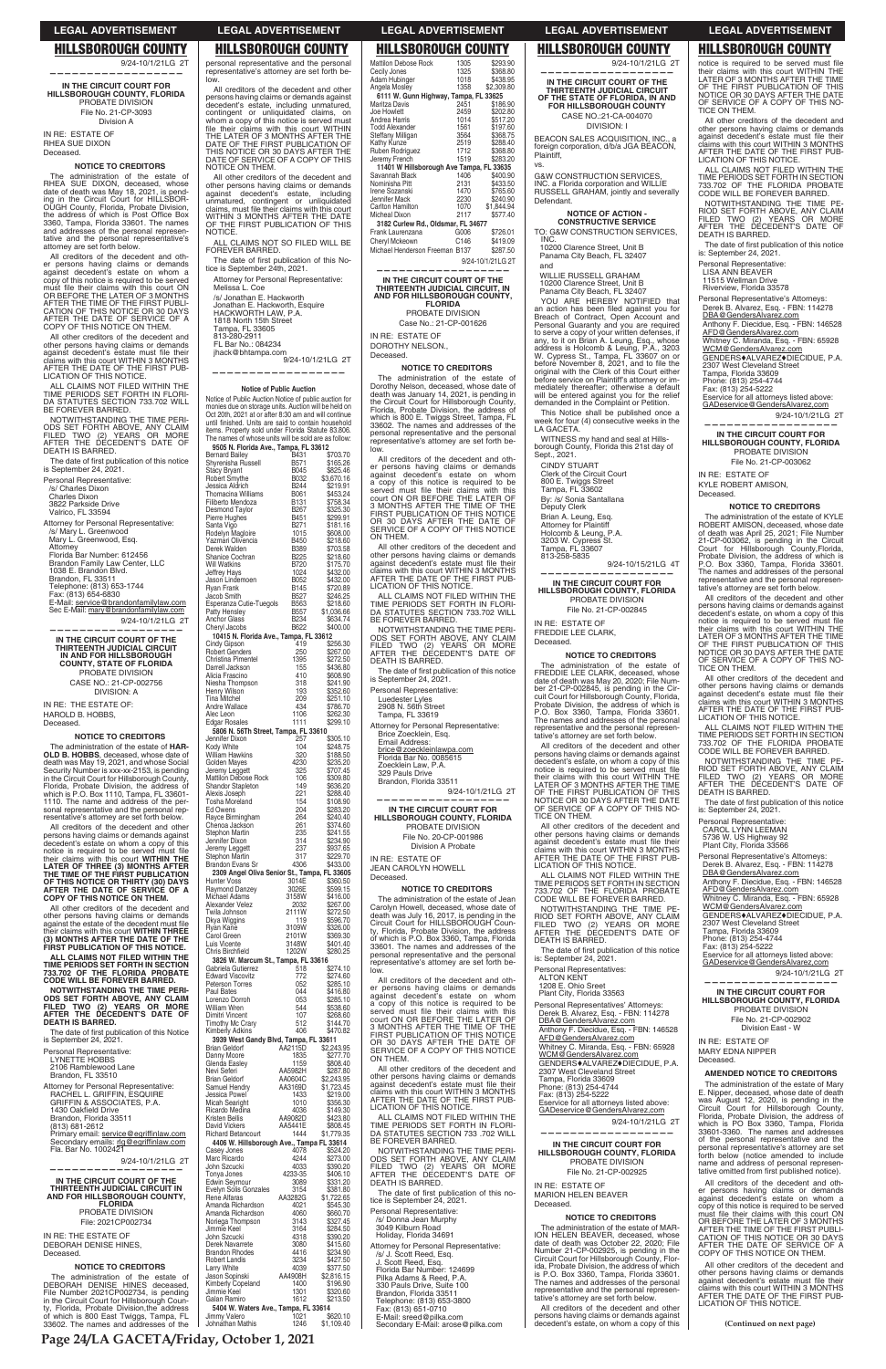# HILLSBOROUGH COUNTY

9/24-10/1/21LG 2T

---

**IN THE CIRCUIT COURT FOR HILLSBOROUGH COUNTY, FLORIDA**
PROBATE DIVISION
File No. 21-CP-3093
Division A

IN RE: ESTATE OF
RHEA SUE DIXON
Deceased.

**NOTICE TO CREDITORS**

The administration of the estate of RHEA SUE DIXON, deceased, whose date of death was May 18, 2021, is pending in the Circuit Court for HILLSBOROUGH County, Florida, Probate Division, the address of which is Post Office Box 3360, Tampa, Florida 33601. The names and addresses of the personal representative and the personal representative's attorney are set forth below.

All creditors of the decedent and other persons having claims or demands against decedent's estate on whom a copy of this notice is required to be served must file their claims with this court ON OR BEFORE THE LATER OF 3 MONTHS AFTER THE TIME OF THE FIRST PUBLICATION OF THIS NOTICE OR 30 DAYS AFTER THE DATE OF SERVICE OF A COPY OF THIS NOTICE ON THEM.

All other creditors of the decedent and other persons having claims or demands against decedent's estate must file their claims with this court WITHIN 3 MONTHS AFTER THE DATE OF THE FIRST PUBLICATION OF THIS NOTICE.

ALL CLAIMS NOT FILED WITHIN THE TIME PERIODS SET FORTH IN FLORIDA STATUTES SECTION 733.702 WILL BE FOREVER BARRED.

NOTWITHSTANDING THE TIME PERIODS SET FORTH ABOVE, ANY CLAIM FILED TWO (2) YEARS OR MORE AFTER THE DECEDENT'S DATE OF DEATH IS BARRED.

The date of first publication of this notice is September 24, 2021.

Personal Representative:
/s/ Charles Dixon
Charles Dixon
3822 Parkside Drive
Valrico, FL 33594

Attorney for Personal Representative:
/s/ Mary L. Greenwood
Mary L. Greenwood, Esq.
Attorney
Florida Bar Number: 612456
Brandon Family Law Center, LLC
1038 E. Brandon Blvd.
Brandon, FL 33511
Telephone: (813) 653-1744
Fax: (813) 654-6830
E-Mail: service@brandonfamilylaw.com
Sec E-Mail: mary@brandonfamilylaw.com

9/24-10/1/21LG 2T

---

**IN THE CIRCUIT COURT OF THE THIRTEENTH JUDICIAL CIRCUIT IN AND FOR HILLSBOROUGH COUNTY, STATE OF FLORIDA**
PROBATE DIVISION
CASE NO.: 21-CP-002756
DIVISION: A

IN RE: THE ESTATE OF:
HAROLD B. HOBBS,
Deceased.

**NOTICE TO CREDITORS**

The administration of the estate of **HAROLD B. HOBBS**, deceased, whose date of death was May 19, 2021, and whose Social Security Number is xxx-xx-2153, is pending in the Circuit Court for Hillsborough County, Florida, Probate Division, the address of which is P.O. Box 1110, Tampa, FL 33601-1110. The name and address of the personal representative and the personal representative's attorney are set forth below.

All creditors of the decedent and other persons having claims or demands against decedent's estate on whom a copy of this notice is required to be served must file their claims with this court **WITHIN THE LATER OF THREE (3) MONTHS AFTER THE TIME OF THE FIRST PUBLICATION OF THIS NOTICE OR THIRTY (30) DAYS AFTER THE DATE OF SERVICE OF A COPY OF THIS NOTICE ON THEM.**

All other creditors of the decedent and other persons having claims or demands against the estate of the decedent must file their claims with this court **WITHIN THREE (3) MONTHS AFTER THE DATE OF THE FIRST PUBLICATION OF THIS NOTICE.**

**ALL CLAIMS NOT FILED WITHIN THE TIME PERIODS SET FORTH IN SECTION 733.702 OF THE FLORIDA PROBATE CODE WILL BE FOREVER BARRED.**

**NOTWITHSTANDING THE TIME PERIODS SET FORTH ABOVE, ANY CLAIM FILED TWO (2) YEARS OR MORE AFTER THE DECEDENT'S DATE OF DEATH IS BARRED.**

The date of first publication of this notice is September 24, 2021.

Personal Representative:
LYNETTE HOBBS
2106 Ramblewood Lane
Brandon, FL 33510

Attorney for Personal Representative:
RACHEL L. GRIFFIN, ESQUIRE
GRIFFIN & ASSOCIATES, P.A.
1430 Oakfield Drive
Brandon, Florida 33511
(813) 681-2612
Primary email: service@griffinlaw.com
Secondary emails: rlg@griffinlaw.com
Fla. Bar No. 1002421

9/24-10/1/21LG 2T

---

**IN THE CIRCUIT COURT OF THE THIRTEENTH JUDICIAL CIRCUIT IN AND FOR HILLSBOROUGH COUNTY, FLORIDA**
PROBATE DIVISION
File: 2021CP002734

IN RE: THE ESTATE OF
DEBORAH DENISE HINES,
Deceased.

**NOTICE TO CREDITORS**

The administration of the estate of DEBORAH DENISE HINES deceased, File Number 2021CP002734, is pending in the Circuit Court for Hillsborough County, Florida, Probate Division,the address of which is 800 East Twiggs, Tampa, FL 33602. The names and addresses of the personal representative and the personal representative's attorney are set forth below.

All creditors of the decedent and other persons having claims or demands against decedent's estate, including unmatured, contingent or unliquidated claims, on whom a copy of this notice is served must file their claims with this court WITHIN THE LATER OF 3 MONTHS AFTER THE DATE OF THE FIRST PUBLICATION OF THIS NOTICE OR 30 DAYS AFTER THE DATE OF SERVICE OF A COPY OF THIS NOTICE ON THEM.

All other creditors of the decedent and other persons having claims or demands against decedent's estate, including unmatured, contingent or unliquidated claims, must file their claims with this court WITHIN 3 MONTHS AFTER THE DATE OF THE FIRST PUBLICATION OF THIS NOTICE.

ALL CLAIMS NOT SO FILED WILL BE FOREVER BARRED.

The date of first publication of this Notice is September 24th, 2021.

Attorney for Personal Representative:
Melissa L. Coe

/s/ Jonathan E. Hackworth
Jonathan E. Hackworth, Esquire
HACKWORTH LAW, P.A.
1818 North 15th Street
Tampa, FL 33605
813-280-2911
FL Bar No.: 084234
jhack@bhtampa.com

9/24-10/1/21LG 2T

---

**Notice of Public Auction**

Notice of Public Auction Notice of public auction for monies due on storage units. Auction will be held on Oct 20th, 2021 at or after 8:30 am and will continue until finished. Units are said to contain household items. Property sold under Florida Statute 83.806. The names of whose units will be sold are as follow:

**9505 N. Florida Ave., Tampa, FL 33612**

| Name | Unit | Amount |
|---|---|---|
| Bernard Bailey | B431 | $703.70 |
| Shyrenisha Russell | B571 | $165.26 |
| Stacy Bryant | B045 | $825.48 |
| Robert Smythe | B032 | $3,670.16 |
| Jessica Aldrich | B244 | $219.91 |
| Thomacina Williams | B061 | $453.24 |
| Filiberto Mendoza | B131 | $758.34 |
| Desmond Taylor | B267 | $325.30 |
| Pierre Hughes | B451 | $299.91 |
| Santa Vigo | B271 | $181.16 |
| Rodelyn Magloire | 1015 | $608.00 |
| Yazmin Olivencia | B450 | $218.60 |
| Derek Walden | B389 | $703.58 |
| Shanice Cochran | B225 | $218.60 |
| Will Watkins | B720 | $175.70 |
| Jeffrey Hays | 1024 | $432.00 |
| Jason Lindemoen | B052 | $432.00 |
| Ryan Frank | B145 | $720.89 |
| Jacob Smith | B527 | $246.25 |
| Esperanza Cutie-Tuegols | B563 | $218.60 |
| Patty Hensley | B557 | $1,036.66 |
| Anchor Glass | B234 | $634.74 |
| Cheryl Jacobs | B622 | $400.00 |

**10415 N. Florida Ave., Tampa, FL 33612**

| Name | Unit | Amount |
|---|---|---|
| Cindy Gipson | 419 | $256.30 |
| Robert Genders | 250 | $267.00 |
| Christina Pimentel | 1395 | $272.50 |
| Darrell Jackson | 155 | $436.80 |
| Alicia Frascino | 410 | $508.90 |
| Niesha Thompson | 318 | $241.90 |
| Henry Wilson | 193 | $352.60 |
| Tina Mitchel | 209 | $251.10 |
| Andre Wallace | 434 | $786.70 |
| Alec Leon | 1106 | $262.30 |
| Edgar Rosales | 1111 | $299.10 |

**5806 N. 56th Street, Tampa, FL 33610**

| Name | Unit | Amount |
|---|---|---|
| Jennifer Dixon | 257 | $305.10 |
| Kody White | 104 | $248.75 |
| William Hawkins | 320 | $188.85 |
| Golden Mayes | 4230 | $535.20 |
| Jeremy Leggett | 325 | $707.60 |
| Mattilon Debose Rock | 106 | $309.85 |
| Shandor Stapleton | 149 | $636.20 |
| Alexis Joseph | 221 | $288.40 |
| Tosha Moreland | 154 | $108.90 |
| Ed Owens | 204 | $283.20 |
| Rayce Birmingham | 264 | $240.40 |
| Chenoa Jackson | 261 | $374.60 |
| Stephon Martin | 235 | $241.55 |
| Jennifer Dixon | 314 | $234.90 |
| Jeremy Leggett | 237 | $937.65 |
| Stephon Martin | 317 | $229.70 |
| Brandon Evans Sr | 4306 | $433.00 |

**2309 Angel Oliva Senior St., Tampa, FL 33605**

| Name | Unit | Amount |
|---|---|---|
| Hunter Voss | 3014E | $360.50 |
| Raymond Danzey | 3026E | $599.15 |
| Michael Adams | 3158W | $416.05 |
| Alexander Velez | 2032 | $267.00 |
| Twila Johnson | 2111W | $272.50 |
| Dkya Wiggins | 119 | $596.70 |
| Ryan Kane | 3109W | $326.00 |
| Carol Green | 2101W | $369.30 |
| Luis Vicente | 3148W | $401.40 |
| Chris Birchfield | 1202W | $280.25 |

**3826 W. Marcum St., Tampa, FL 33616**

| Name | Unit | Amount |
|---|---|---|
| Gabriela Gutierrez | 518 | $274.10 |
| Edward Viscovitz | 772 | $274.60 |
| Peterson Torres | 052 | $285.10 |
| Paul Bates | 044 | $416.80 |
| Lorenzo Dorroh | 053 | $285.10 |
| William Wren | 544 | $538.60 |
| Dimitri Vincent | 107 | $268.60 |
| Timothy Mc Crary | 512 | $144.70 |
| Kimberly Adkins | 406 | $470.82 |

**3939 West Gandy Blvd, Tampa, FL 33611**

| Name | Unit | Amount |
|---|---|---|
| Brian Seidorf | AA2115D | $2,243.95 |
| Danny Moore | 1835 | $277.70 |
| Glenda Easley | 1159 | $808.40 |
| Nevi Seiler | AA5982H | $287.80 |
| Brian Seidorf | AA0604C | $2,243.95 |
| Samuel Hendry | AA3169D | $1,723.45 |
| Jessica Powel | 1433 | $219.00 |
| Micah Seeright | 1010 | $356.30 |
| Ricardo Medina | 4036 | $149.30 |
| Kristen Bellis | AA9082D | $423.80 |
| David Vickers | AA5441E | $808.45 |
| Richard Betancourt | 1444 | $1,779.35 |

**4406 W. Hillsborough Ave., Tampa, FL 33614**

| Name | Unit | Amount |
|---|---|---|
| Casey Jones | 4078 | $524.20 |
| Marc Ricardo | 4244 | $273.00 |
| John Szczucki | 4033 | $390.20 |
| Tonya Jones | 4233-35 | $406.10 |
| Edwin Seymour | 3089 | $331.20 |
| Evelyn Solis Gonzales | 3154 | $381.80 |
| Rene Alfaras | AA3282G | $1,722.65 |
| Amanda Richardson | 4021 | $545.30 |
| Amanda Richardson | 4060 | $660.70 |
| Noriega Thompson | 3143 | $327.45 |
| Jimmie Keel | 3164 | $284.50 |
| John Szczucki | 4318 | $390.20 |
| Derek Navarrete | 3080 | $415.60 |
| Brandon Rhodes | 4416 | $234.90 |
| Robert Landis | 3234 | $427.50 |
| Larry White | 4039 | $377.50 |
| Jason Sopinski | AA4908H | $2,816.15 |
| Kimberly Copeland | 1400 | $196.90 |
| Jimmie Keel | 1301 | $320.60 |
| Galan Ramiro | 1612 | $213.50 |

**5404 W. Waters Ave., Tampa, FL 33614**

| Name | Unit | Amount |
|---|---|---|
| Jimmy Valero | 1021 | $620.10 |
| Johnathan Mathis | 1246 | $1,109.40 |
| Mattilon Debose Rock | 1305 | $293.90 |
| Cecily Jones | 1325 | $368.80 |
| Adam Hubinger | 1018 | $438.95 |
| Angela Mosley | 1358 | $2,309.80 |

**6111 W. Gunn Highway, Tampa, FL 33625**

| Name | Unit | Amount |
|---|---|---|
| Maritza Davis | 2451 | $186.90 |
| Joe Howlett | 2459 | $202.80 |
| Andrea Harris | 1014 | $517.20 |
| Todd Alexander | 1561 | $197.60 |
| Steffany Milligan | 3564 | $368.75 |
| Kathy Kunze | 2519 | $288.40 |
| Ruben Rodriguez | 1712 | $368.80 |
| Jeremy French | 1519 | $283.20 |

**11401 W Hillsborough Ave Tampa, FL 33635**

| Name | Unit | Amount |
|---|---|---|
| Savannah Black | 1406 | $400.90 |
| Nominisha Pitt | 2131 | $433.50 |
| Irene Sozanski | 1470 | $765.60 |
| Jennifer Mack | 2230 | $240.90 |
| Carlton Hamilton | 1070 | $1,844.94 |
| Micheal Dixon | 2117 | $577.40 |

**3182 Curlew Rd., Oldsmar, FL 34677**

| Name | Unit | Amount |
|---|---|---|
| Frank Laurenzana | G006 | $726.01 |
| Cheryl Mckeown | C146 | $419.09 |
| Michael Henderson Freeman | B137 | $287.50 |

9/24-10/1/21LG 2T

---

**IN THE CIRCUIT COURT OF THE THIRTEENTH JUDICIAL CIRCUIT, IN AND FOR HILLSBOROUGH COUNTY, FLORIDA**
PROBATE DIVISION
Case No.: 21-CP-001626

IN RE: ESTATE OF
DOROTHY NELSON.,
Deceased.

**NOTICE TO CREDITORS**

The administration of the estate of Dorothy Nelson, deceased, whose date of death was January 14, 2021, is pending in the Circuit Court for Hillsborough County, Florida, Probate Division, the address of which is 800 E. Twiggs Street, Tampa, FL 33602. The names and addresses of the personal representative and the personal representative's attorney are set forth below.

All creditors of the decedent and other persons having claims or demands against decedent's estate on whom a copy of this notice is required to be served must file their claims with this court ON OR BEFORE THE LATER OF 3 MONTHS AFTER THE TIME OF THE FIRST PUBLICATION OF THIS NOTICE OR 30 DAYS AFTER THE DATE OF SERVICE OF A COPY OF THIS NOTICE ON THEM.

All other creditors of the decedent and other persons having claims or demands against decedent's estate must file their claims with this court WITHIN 3 MONTHS AFTER THE DATE OF THE FIRST PUBLICATION OF THIS NOTICE.

ALL CLAIMS NOT FILED WITHIN THE TIME PERIODS SET FORTH IN FLORIDA STATUTES SECTION 733.702 WILL BE FOREVER BARRED.

NOTWITHSTANDING THE TIME PERIODS SET FORTH ABOVE, ANY CLAIM FILED TWO (2) YEARS OR MORE AFTER THE DECEDENT'S DATE OF DEATH IS BARRED.

The date of first publication of this notice is September 24, 2021.

Personal Representative:
Luedester Lyles
2908 N. 56th Street
Tampa, FL 33619

Attorney for Personal Representative:
Brice Zoecklein, Esq.
Email Address:
brice@zoeckleinlawpa.com
Florida Bar No. 0085615
Zoecklein Law, P.A.
329 Pauls Drive
Brandon, Florida 33511

9/24-10/1/21LG 2T

---

**IN THE CIRCUIT COURT FOR HILLSBOROUGH COUNTY, FLORIDA**
PROBATE DIVISION
File No. 20-CP-001986
Division A Probate

IN RE: ESTATE OF
JEAN CAROLYN HOWELL
Deceased.

**NOTICE TO CREDITORS**

The administration of the estate of Jean Carolyn Howell, deceased, whose date of death was July 16, 2017, is pending in the Circuit Court for HILLSBOROUGH County, Florida, Probate Division, the address of which is P.O. Box 3360, Tampa, Florida 33601. The names and addresses of the personal representative and the personal representative's attorney are set forth below.

All creditors of the decedent and other persons having claims or demands against decedent's estate on whom a copy of this notice is required to be served must file their claims with this court ON OR BEFORE THE LATER OF 3 MONTHS AFTER THE TIME OF THE FIRST PUBLICATION OF THIS NOTICE OR 30 DAYS AFTER THE DATE OF SERVICE OF A COPY OF THIS NOTICE ON THEM.

All other creditors of the decedent and other persons having claims or demands against decedent's estate must file their claims with this court WITHIN 3 MONTHS AFTER THE DATE OF THE FIRST PUBLICATION OF THIS NOTICE.

ALL CLAIMS NOT FILED WITHIN THE TIME PERIODS SET FORTH IN FLORIDA STATUTES SECTION 733.702 WILL BE FOREVER BARRED.

NOTWITHSTANDING THE TIME PERIODS SET FORTH ABOVE, ANY CLAIM FILED TWO (2) YEARS OR MORE AFTER THE DECEDENT'S DATE OF DEATH IS BARRED.

The date of first publication of this notice is September 24, 2021.

Personal Representative:
/s/ Donna Jean Murphy
3049 Kilburn Road
Holiday, Florida 34691

Attorney for Personal Representative:
/s/ J. Scott Reed, Esq.
J. Scott Reed, Esq.
Florida Bar Number: 124699
Pilka Adams & Reed, P.A.
330 Pauls Drive, Suite 100
Brandon, Florida 33511
Telephone: (813) 653-3800
Fax: (813) 651-0710
E-Mail: sreed@pilka.com
Secondary E-Mail: arose@pilka.com

9/24-10/1/21LG 2T

---

**IN THE CIRCUIT COURT OF THE THIRTEENTH JUDICIAL CIRCUIT OF THE STATE OF FLORIDA, IN AND FOR HILLSBOROUGH COUNTY**
CASE NO.:21-CA-004070
DIVISION: I

BEACON SALES ACQUISITION, INC., a foreign corporation, d/b/a JGA BEACON,
Plaintiff,
vs.
G&W CONSTRUCTION SERVICES, INC. a Florida corporation and WILLIE RUSSELL GRAHAM, jointly and severally
Defendant.

**NOTICE OF ACTION - CONSTRUCTIVE SERVICE**

TO: G&W CONSTRUCTION SERVICES, INC.
10200 Clarence Street, Unit B
Panama City Beach, FL 32407

and

WILLIE RUSSELL GRAHAM
10200 Clarence Street, Unit B
Panama City Beach, FL 32407

YOU ARE HEREBY NOTIFIED that an action has been filed against you for Breach of Contract, Open Account and Personal Guaranty and you are required to serve a copy of your written defenses, if any, to it on Brian A. Leung, Esq., whose address is Holcomb & Leung, P.A., 3203 W. Cypress St., Tampa, FL 33607 on or before November 8, 2021, and to file the original with the Clerk of this Court either before service on Plaintiff's attorney or immediately thereafter; otherwise a default will be entered against you for the relief demanded in the Complaint or Petition.

This Notice shall be published once a week for four (4) consecutive weeks in the LA GACETA.

WITNESS my hand and seal at Hillsborough County, Florida this 21st day of Sept., 2021.

CINDY STUART
Clerk of the Circuit Court
800 E. Twiggs Street
Tampa, FL 33602
By: /s/ Sonia Santallana
Deputy Clerk
Brian A. Leung, Esq.
Attorney for Plaintiff
Holcomb & Leung, P.A.
3203 W. Cypress St.
Tampa, FL 33607
813-258-5835

9/24-10/15/21LG 4T

---

**IN THE CIRCUIT COURT FOR HILLSBOROUGH COUNTY, FLORIDA**
PROBATE DIVISION
File No. 21-CP-002845

IN RE: ESTATE OF
FREDDIE LEE CLARK,
Deceased.

**NOTICE TO CREDITORS**

The administration of the estate of FREDDIE LEE CLARK, deceased, whose date of death was May 20, 2020; File Number 21-CP-002845, is pending in the Circuit Court for Hillsborough County, Florida, Probate Division, the address of which is P.O. Box 3360, Tampa, Florida 33601. The names and addresses of the personal representative and the personal representative's attorney are set forth below.

All creditors of the decedent and other persons having claims or demands against decedent's estate, on whom a copy of this notice is required to be served must file their claims with this court WITHIN THE LATER OF 3 MONTHS AFTER THE TIME OF THE FIRST PUBLICATION OF THIS NOTICE OR 30 DAYS AFTER THE DATE OF SERVICE OF A COPY OF THIS NOTICE ON THEM.

All other creditors of the decedent and other persons having claims or demands against decedent's estate must file their claims with this court WITHIN 3 MONTHS AFTER THE DATE OF THE FIRST PUBLICATION OF THIS NOTICE.

ALL CLAIMS NOT FILED WITHIN THE TIME PERIODS SET FORTH IN SECTION 733.702 OF THE FLORIDA PROBATE CODE WILL BE FOREVER BARRED.

NOTWITHSTANDING THE TIME PERIOD SET FORTH ABOVE, ANY CLAIM FILED TWO (2) YEARS OR MORE AFTER THE DECEDENT'S DATE OF DEATH IS BARRED.

The date of first publication of this notice is: September 24, 2021.

Personal Representative:
ALTON KENT
1208 E. Ohio Sreet
Plant City, Florida 33563

Personal Representatives' Attorneys:
Derek B. Alvarez, Esq. - FBN: 114278
DBA@GendersAlvarez.com
Anthony F. Diecidue, Esq. - FBN: 146528
AFD@GendersAlvarez.com
Whitney C. Miranda, Esq. - FBN: 65928
WCM@GendersAlvarez.com
GENDERS♦ALVAREZ♦DIECIDUE, P.A.
2307 West Cleveland Street
Tampa, Florida 33609
Phone: (813) 254-4744
Fax: (813) 254-5222
Eservice for all attorneys listed above:
GADeservice@GendersAlvarez.com

9/24-10/1/21LG 2T

---

**IN THE CIRCUIT COURT FOR HILLSBOROUGH COUNTY, FLORIDA**
PROBATE DIVISION
File No. 21-CP-002925

IN RE: ESTATE OF
MARION HELEN BEAVER
Deceased.

**NOTICE TO CREDITORS**

The administration of the estate of MARION HELEN BEAVER, deceased, whose date of death was October 22, 2020; File Number 21-CP-002925, is pending in the Circuit Court for Hillsborough County, Florida, Probate Division, the address of which is P.O. Box 3360, Tampa, Florida 33601. The names and addresses of the personal representative and the personal representative's attorney are set forth below.

All creditors of the decedent and other persons having claims or demands against decedent's estate, on whom a copy of this notice is required to be served must file their claims with this court WITHIN THE LATER OF 3 MONTHS AFTER THE TIME OF THE FIRST PUBLICATION OF THIS NOTICE OR 30 DAYS AFTER THE DATE OF SERVICE OF A COPY OF THIS NOTICE ON THEM.

All other creditors of the decedent and other persons having claims or demands against decedent's estate must file their claims with this court WITHIN 3 MONTHS AFTER THE DATE OF THE FIRST PUBLICATION OF THIS NOTICE.

ALL CLAIMS NOT FILED WITHIN THE TIME PERIODS SET FORTH IN SECTION 733.702 OF THE FLORIDA PROBATE CODE WILL BE FOREVER BARRED.

NOTWITHSTANDING THE TIME PERIOD SET FORTH ABOVE, ANY CLAIM FILED TWO (2) YEARS OR MORE AFTER THE DECEDENT'S DATE OF DEATH IS BARRED.

The date of first publication of this notice is: September 24, 2021.

Personal Representative:
LISA ANN BEAVER
11515 Wellman Drive
Riverview, Florida 33578

Personal Representative's Attorneys:
Derek B. Alvarez, Esq. - FBN: 114278
DBA@GendersAlvarez.com
Anthony F. Diecidue, Esq. - FBN: 146528
AFD@GendersAlvarez.com
Whitney C. Miranda, Esq. - FBN: 65928
WCM@GendersAlvarez.com
GENDERS♦ALVAREZ♦DIECIDUE, P.A.
2307 West Cleveland Street
Tampa, Florida 33609
Phone: (813) 254-4744
Fax: (813) 254-5222
Eservice for all attorneys listed above:
GADeservice@GendersAlvarez.com

9/24-10/1/21LG 2T

---

**IN THE CIRCUIT COURT FOR HILLSBOROUGH COUNTY, FLORIDA**
PROBATE DIVISION
File No. 21-CP-003062

IN RE: ESTATE OF
KYLE ROBERT AMISON,
Deceased.

**NOTICE TO CREDITORS**

The administration of the estate of KYLE ROBERT AMISON, deceased, whose date of death was April 25, 2021; File Number 21-CP-003062, is pending in the Circuit Court for Hillsborough County,Florida, Probate Division, the address of which is P.O. Box 3360, Tampa, Florida 33601. The names and addresses of the personal representative and the personal representative's attorney are set forth below.

All creditors of the decedent and other persons having claims or demands against decedent's estate, on whom a copy of this notice is required to be served must file their claims with this court WITHIN THE LATER OF 3 MONTHS AFTER THE TIME OF THE FIRST PUBLICATION OF THIS NOTICE OR 30 DAYS AFTER THE DATE OF SERVICE OF A COPY OF THIS NOTICE ON THEM.

All other creditors of the decedent and other persons having claims or demands against decedent's estate must file their claims with this court WITHIN 3 MONTHS AFTER THE DATE OF THE FIRST PUBLICATION OF THIS NOTICE.

ALL CLAIMS NOT FILED WITHIN THE TIME PERIODS SET FORTH IN SECTION 733.702 OF THE FLORIDA PROBATE CODE WILL BE FOREVER BARRED.

NOTWITHSTANDING THE TIME PERIOD SET FORTH ABOVE, ANY CLAIM FILED TWO (2) YEARS OR MORE AFTER THE DECEDENT'S DATE OF DEATH IS BARRED.

The date of first publication of this notice is: September 24, 2021.

Personal Representative:
CAROL LYNN LEEMAN
5736 W. US Highway 92
Plant City, Florida 33566

Personal Representative's Attorneys:
Derek B. Alvarez, Esq. - FBN: 114278
DBA@GendersAlvarez.com
Anthony F. Diecidue, Esq. - FBN: 146528
AFD@GendersAlvarez.com
Whitney C. Miranda, Esq. - FBN: 65928
WCM@GendersAlvarez.com
GENDERS♦ALVAREZ♦DIECIDUE, P.A.
2307 West Cleveland Street
Tampa, Florida 33609
Phone: (813) 254-4744
Fax: (813) 254-5222
Eservice for all attorneys listed above:
GADeservice@GendersAlvarez.com

9/24-10/1/21LG 2T

---

**IN THE CIRCUIT COURT FOR HILLSBOROUGH COUNTY, FLORIDA**
PROBATE DIVISION
File No. 21-CP-002902
Division East - W

IN RE: ESTATE OF
MARY EDNA NIPPER
Deceased.

**AMENDED NOTICE TO CREDITORS**

The administration of the estate of Mary E. Nipper, deceased, whose date of death was August 12, 2020, is pending in the Circuit Court for Hillsborough County, Florida, Probate Division, the address of which is PO Box 3360, Tampa, Florida 33601-3360. The names and addresses of the personal representative and the personal representative's attorney are set forth below (notice amended to include name and address of personal representative omitted from first published notice).

All creditors of the decedent and other persons having claims or demands against decedent's estate on whom a copy of this notice is required to be served must file their claims with this court ON OR BEFORE THE LATER OF 3 MONTHS AFTER THE TIME OF THE FIRST PUBLICATION OF THIS NOTICE OR 30 DAYS AFTER THE DATE OF SERVICE OF A COPY OF THIS NOTICE ON THEM.

All other creditors of the decedent and other persons having claims or demands against decedent's estate must file their claims with this court WITHIN 3 MONTHS AFTER THE DATE OF THE FIRST PUBLICATION OF THIS NOTICE.

**(Continued on next page)**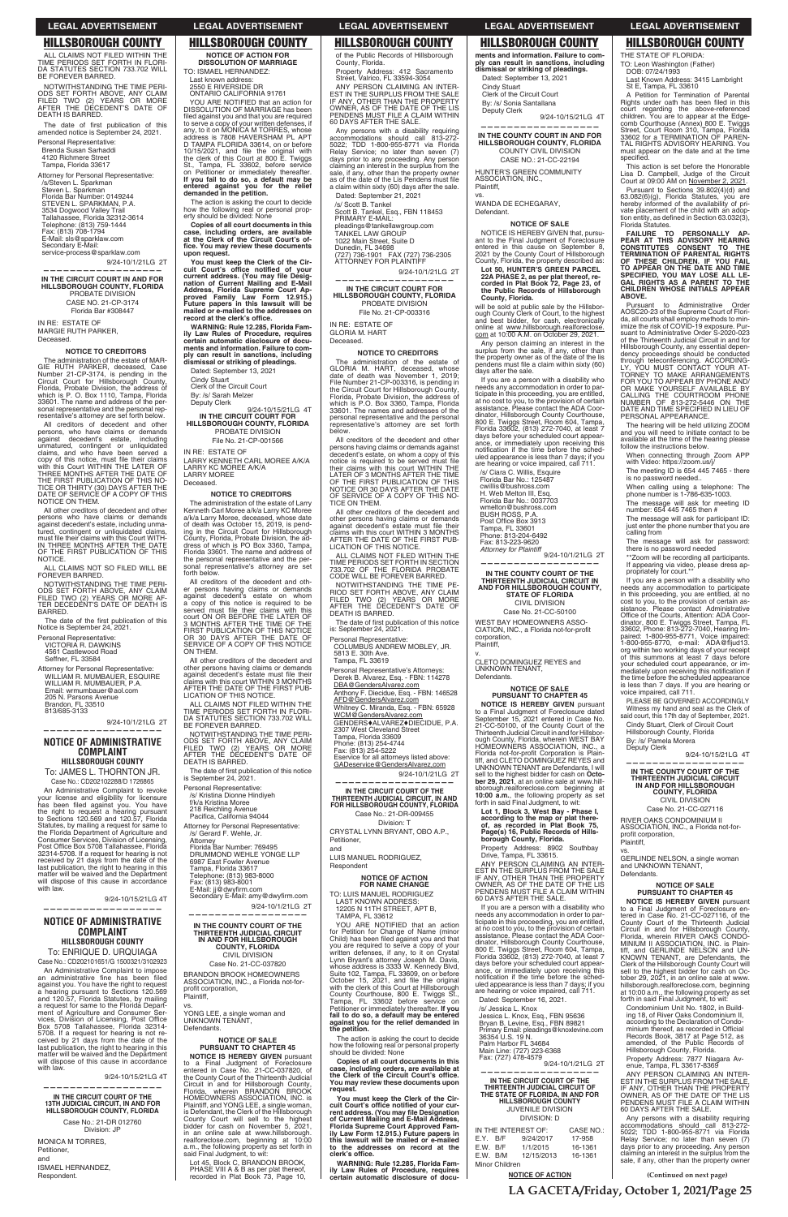ALL CLAIMS NOT FILED WITHIN THE TIME PERIODS SET FORTH IN FLORIDA STATUTES SECTION 733.702 WILL BE FOREVER BARRED.

NOTWITHSTANDING THE TIME PERIODS SET FORTH ABOVE, ANY CLAIM FILED TWO (2) YEARS OR MORE AFTER THE DECEDENT'S DATE OF DEATH IS BARRED.

The date of first publication of this amended notice is September 24, 2021.

Personal Representative:
Brenda Susan Sarhaddi
4120 Richmere Street
Tampa, Florida 33617

Attorney for Personal Representative:
/s/Steven L. Sparkman
Steven L. Sparkman
Florida Bar Number: 0149244
STEVEN L. SPARKMAN, P.A.
3534 Dogwood Valley Trail
Tallahassee, Florida 32312-3614
Telephone: (813) 759-1444
Fax: (813) 708-1794
E-Mail: sls@sparklaw.com
Secondary E-Mail: service-process@sparklaw.com

9/24-10/1/21LG 2T

---

**IN THE CIRCUIT COURT IN AND FOR HILLSBOROUGH COUNTY, FLORIDA**
PROBATE DIVISION
CASE NO. 21-CP-3174
Florida Bar #308447

IN RE: ESTATE OF
MARGIE RUTH PARKER,
Deceased.

**NOTICE TO CREDITORS**

The administration of the estate of MARGIE RUTH PARKER, deceased, Case Number 21-CP-3174, is pending in the Circuit Court for Hillsborough County, Florida, Probate Division, the address of which is P. O. Box 1110, Tampa, Florida 33601. The name and address of the personal representative and the personal representative's attorney are set forth below.

All creditors of decedent and other persons, who have claims or demands against decedent's estate, including unmatured, contingent or unliquidated claims, and who have been served a copy of this notice, must file their claims with this Court WITHIN THE LATER OF THREE MONTHS AFTER THE DATE OF THE FIRST PUBLICATION OF THIS NOTICE OR THIRTY (30) DAYS AFTER THE DATE OF SERVICE OF A COPY OF THIS NOTICE ON THEM.

All other creditors of the decedent and persons who have claims or demands against decedent's estate, including unmatured, contingent or unliquidated claims, must file their claims with this Court WITHIN THREE MONTHS AFTER THE DATE OF THE FIRST PUBLICATION OF THIS NOTICE.

ALL CLAIMS NOT SO FILED WILL BE FOREVER BARRED.

NOTWITHSTANDING THE TIME PERIODS SET FORTH ABOVE, ANY CLAIM FILED TWO (2) YEARS OR MORE AFTER THE DECEDENT'S DATE OF DEATH IS BARRED.

The date of the first publication of this Notice is September 24, 2021.

Personal Representative:
VICTORIA R. DAWKINS
4561 Castlewood Road
Seffner, FL 33584

Attorney for Personal Representative:
WILLIAM R. RUMBAUER, ESQUIRE
WILLIAM R. RUMBAUER, P.A.
E-Mail: wrrumbauer@aol.com
205 N. Parsons Avenue
Brandon, FL 33510
813/685-3133

9/24-10/1/21LG 2T

---

## NOTICE OF ADMINISTRATIVE COMPLAINT
**HILLSBOROUGH COUNTY**

To: JAMES L. THORNTON JR.
Case No.: CD202102288/D 1726865

An Administrative Complaint to revoke your license and eligibility for licensure has been filed against you. You have the right to request a hearing pursuant to Sections 120.569 and 120.57, Florida Statutes, by mailing a request for same to the Florida Department of Agriculture and Consumer Services, Division of Licensing, Post Office Box 5708 Tallahassee, Florida 32314-5708. If a request for hearing is not received by 21 days from the date of the last publication, the right to hearing in this matter will be waived and the Department will dispose of this cause in accordance with law.

9/24-10/15/21LG 4T

---

## NOTICE OF ADMINISTRATIVE COMPLAINT
**HILLSBOROUGH COUNTY**

To: ENRIQUE D. URQUIAGA
Case No.: CD202101651/G 1500321/3102923

An Administrative Complaint to impose an administrative fine has been filed against you. You have the right to request a hearing pursuant to Sections 120.569 and 120.57, Florida Statutes, by mailing a request for same to the Florida Department of Agriculture and Consumer Services, Division of Licensing, Post Office Box 5708 Tallahassee, Florida 32314-5708. If a request for hearing is not received by 21 days from the date of the last publication, the right to hearing in this matter will be waived and the Department will dispose of this cause in accordance with law.

9/24-10/15/21LG 4T

---

**IN THE CIRCUIT COURT OF THE 13TH JUDICIAL CIRCUIT, IN AND FOR HILLSBOROUGH COUNTY, FLORIDA**
Case No.: 21-DR 012760
Division: JP

MONICA M TORRES,
Petitioner,
and
ISMAEL HERNANDEZ,
Respondent.

**NOTICE OF ACTION FOR DISSOLUTION OF MARRIAGE**

TO: ISMAEL HERNANDEZ:
Last known address:
2550 E RIVERSIDE DR
ONTARIO CALIFORNIA 91761

YOU ARE NOTIFIED that an action for DISSOLUTION OF MARRIAGE has been filed against you and that you are required to serve a copy of your written defenses, if any, to it on MONICA M TORRES, whose address is 7808 HAVERSHAM PL APT D TAMPA FLORIDA 33614, on or before 10/15/2021, and file the original with the clerk of this Court at 800 E. Twiggs St., Tampa, FL 33602, before service on Petitioner or immediately thereafter. **If you fail to do so, a default may be entered against you for the relief demanded in the petition.**

The action is asking the court to decide how the following real or personal property should be divided: None

**Copies of all court documents in this case, including orders, are available at the Clerk of the Circuit Court's office. You may review these documents upon request.**

**You must keep the Clerk of the Circuit Court's office notified of your current address. (You may file Designation of Current Mailing and E-Mail Address, Florida Supreme Court Approved Family Law Form 12.915.) Future papers in this lawsuit will be mailed or e-mailed to the addresses on record at the clerk's office.**

**WARNING: Rule 12.285, Florida Family Law Rules of Procedure, requires certain automatic disclosure of documents and information. Failure to comply can result in sanctions, including dismissal or striking of pleadings.**

Dated: September 13, 2021
Cindy Stuart
Clerk of the Circuit Court
By: /s/ Sarah Melzer
Deputy Clerk

9/24-10/15/21LG 4T

---

**IN THE CIRCUIT COURT FOR HILLSBOROUGH COUNTY, FLORIDA**
PROBATE DIVISION
File No. 21-CP-001566

IN RE: ESTATE OF
LARRY KENNETH CARL MOREE A/K/A LARRY KC MOREE A/K/A LARRY MOREE
Deceased.

**NOTICE TO CREDITORS**

The administration of the estate of Larry Kenneth Carl Moree a/k/a Larry KC Moree a/k/a Larry Moree, deceased, whose date of death was October 15, 2019, is pending in the Circuit Court for Hillsborough County, Florida, Probate Division, the address of which is PO Box 3360, Tampa, Florida 33601. The name and address of the personal representative and the personal representative's attorney are set forth below.

All creditors of the decedent and other persons having claims or demands against decedent's estate on whom a copy of this notice is required to be served must file their claims with this court ON OR BEFORE THE LATER OF 3 MONTHS AFTER THE TIME OF THE FIRST PUBLICATION OF THIS NOTICE OR 30 DAYS AFTER THE DATE OF SERVICE OF A COPY OF THIS NOTICE ON THEM.

All other creditors of the decedent and other persons having claims or demands against decedent's estate must file their claims with this court WITHIN 3 MONTHS AFTER THE DATE OF THE FIRST PUBLICATION OF THIS NOTICE.

ALL CLAIMS NOT FILED WITHIN THE TIME PERIODS SET FORTH IN FLORIDA STATUTES SECTION 733.702 WILL BE FOREVER BARRED.

NOTWITHSTANDING THE TIME PERIODS SET FORTH ABOVE, ANY CLAIM FILED TWO (2) YEARS OR MORE AFTER THE DECEDENT'S DATE OF DEATH IS BARRED.

The date of first publication of this notice is September 24, 2021.

Personal Representative:
s/ Kristina Donne Hindiyeh
f/k/a Kristina Moree
218 Fleichling Avenue
Pacifica, California 94044

Attorney for Personal Representative:
/s/ Gerard F. Wehle, Jr.
Attorney
Florida Bar Number: 769495
DRUMMOND WEHLE YONGE LLP
6987 East Fowler Avenue
Tampa, Florida 33617
Telephone: (813) 983-8000
Fax: (813) 983-8001
E-Mail: jj@dwyfirm.com
Secondary E-Mail: amy@dwyfirm.com

9/24-10/1/21LG 2T

---

**IN THE COUNTY COURT OF THE THIRTEENTH JUDICIAL CIRCUIT IN AND FOR HILLSBOROUGH COUNTY, FLORIDA**
CIVIL DIVISION
Case No.: 21-CC-037820

BRANDON BROOK HOMEOWNERS ASSOCIATION, INC., a Florida not-for-profit corporation,
Plaintiff,
vs.
YONG LEE, a single woman and UNKNOWN TENANT,
Defendants.

**NOTICE OF SALE PURSUANT TO CHAPTER 45**

**NOTICE IS HEREBY GIVEN** pursuant to a Final Judgment of Foreclosure entered in Case No. 21-CC-037820, of the County Court of the Thirteenth Judicial Circuit in and for Hillsborough County, Florida, wherein BRANDON BROOK HOMEOWNERS ASSOCIATION, INC. is Plaintiff, and YONG LEE, a single woman, is Defendant, the Clerk of the Hillsborough County Court will sell to the highest bidder for cash on November 5, 2021, in an online sale at www.hillsborough.realforeclose.com, beginning at 10:00 a.m., the following property as set forth in said Final Judgment, to wit:

Lot 45, Block C, BRANDON BROOK, PHASE VIII A & B as per plat thereof, recorded in Plat Book 73, Page 10, of the Public Records of Hillsborough County, Florida.

Property Address: 412 Sacramento Street, Valrico, FL 33594-3054

ANY PERSON CLAIMING AN INTEREST IN THE SURPLUS FROM THE SALE IF ANY, OTHER THAN THE PROPERTY OWNER, AS OF THE DATE OF THE LIS PENDENS MUST FILE A CLAIM WITHIN 60 DAYS AFTER THE SALE.

Any persons with a disability requiring accommodations should call 813-272-5022; TDD 1-800-955-8771 via Florida Relay Service; no later than seven (7) days prior to any proceeding. Any person claiming an interest in the surplus from the sale, if any, other than the property owner as of the date of the Lis Pendens must file a claim within sixty (60) days after the sale.

Dated: September 21, 2021
/s/ Scott B. Tankel
Scott B. Tankel, Esq., FBN 118453
PRIMARY E-MAIL: pleadings@tankellawgroup.com
TANKEL LAW GROUP
1022 Main Street, Suite D
Dunedin, FL 34698
(727) 736-1901 FAX (727) 736-2305
ATTORNEY FOR PLAINTIFF

9/24-10/1/21LG 2T

---

**IN THE CIRCUIT COURT FOR HILLSBOROUGH COUNTY, FLORIDA**
PROBATE DIVISION
File No. 21-CP-003316

IN RE: ESTATE OF
GLORIA M. HART
Deceased.

**NOTICE TO CREDITORS**

The administration of the estate of GLORIA M. HART, deceased, whose date of death was November 1, 2019; File Number 21-CP-003316, is pending in the Circuit Court for Hillsborough County, Florida, Probate Division, the address of which is P.O. Box 3360, Tampa, Florida 33601. The names and addresses of the personal representative and the personal representative's attorney are set forth below.

All creditors of the decedent and other persons having claims or demands against decedent's estate, on whom a copy of this notice is required to be served must file their claims with this court WITHIN THE LATER OF 3 MONTHS AFTER THE TIME OF THE FIRST PUBLICATION OF THIS NOTICE OR 30 DAYS AFTER THE DATE OF SERVICE OF A COPY OF THIS NOTICE ON THEM.

All other creditors of the decedent and other persons having claims or demands against decedent's estate must file their claims with this court WITHIN 3 MONTHS AFTER THE DATE OF THE FIRST PUBLICATION OF THIS NOTICE.

ALL CLAIMS NOT FILED WITHIN THE TIME PERIODS SET FORTH IN SECTION 733.702 OF THE FLORIDA PROBATE CODE WILL BE FOREVER BARRED.

NOTWITHSTANDING THE TIME PERIOD SET FORTH ABOVE, ANY CLAIM FILED TWO (2) YEARS OR MORE AFTER THE DECEDENT'S DATE OF DEATH IS BARRED.

The date of first publication of this notice is: September 24, 2021.

Personal Representative:
COLUMBUS ANDREW MOBLEY, JR.
5813 E. 30th Ave.
Tampa, FL 33619

Personal Representative's Attorneys:
Derek B. Alvarez, Esq. - FBN: 114278
DBA@GendersAlvarez.com
Anthony F. Diecidue, Esq. - FBN: 146528
AFD@GendersAlvarez.com
Whitney C. Miranda, Esq. - FBN: 65928
WCM@GendersAlvarez.com
GENDERS♦ALVAREZ♦DIECIDUE, P.A.
2307 West Cleveland Street
Tampa, Florida 33609
Phone: (813) 254-4744
Fax: (813) 254-5222
Eservice for all attorneys listed above: GADeservice@GendersAlvarez.com

9/24-10/1/21LG 2T

---

**IN THE CIRCUIT COURT OF THE THIRTEENTH JUDICIAL CIRCUIT, IN AND FOR HILLSBOROUGH COUNTY, FLORIDA**
Case No.: 21-DR-009455
Division: T

CRYSTAL LYNN BRYANT, OBO A.P.,
Petitioner,
and
LUIS MANUEL RODRIGUEZ,
Respondent

**NOTICE OF ACTION FOR NAME CHANGE**

TO: LUIS MANUEL RODRIGUEZ
LAST KNOWN ADDRESS:
12205 N 11TH STREET, APT B,
TAMPA, FL 33612

YOU ARE NOTIFIED that an action for Petition for Change of Name (minor Child) has been filed against you and that you are required to serve a copy of your written defenses, if any, to it on Crystal Lynn Bryant's attorney Joseph M. Davis, whose address is 3333 W. Kennedy Blvd, Suite 102, Tampa, FL 33609, on or before October 15, 2021, and file the original with the clerk of this Court at Hillsborough County Courthouse, 800 E. Twiggs St., Tampa, FL 33602 before service on Petitioner or immediately thereafter. **If you fail to do so, a default may be entered against you for the relief demanded in the petition.**

The action is asking the court to decide how the following real or personal property should be divided: None

**Copies of all court documents in this case, including orders, are available at the Clerk of the Circuit Court's office. You may review these documents upon request.**

**You must keep the Clerk of the Circuit Court's office notified of your current address. (You may file Designation of Current Mailing and E-Mail Address, Florida Supreme Court Approved Family Law Form 12.915.) Future papers in this lawsuit will be mailed or e-mailed to the addresses on record at the clerk's office.**

**WARNING: Rule 12.285, Florida Family Law Rules of Procedure, requires certain automatic disclosure of documents and information. Failure to comply can result in sanctions, including dismissal or striking of pleadings.**

Dated: September 13, 2021
Cindy Stuart
Clerk of the Circuit Court
By: /s/ Sonia Santallana
Deputy Clerk

9/24-10/15/21LG 4T

---

**IN THE COUNTY COURT IN AND FOR HILLSBOROUGH COUNTY, FLORIDA**
COUNTY CIVIL DIVISION
CASE NO.: 21-CC-22194

HUNTER'S GREEN COMMUNITY ASSOCIATION, INC.,
Plaintiff,
vs.
WANDA DE ECHEGARAY,
Defendant.

**NOTICE OF SALE**

NOTICE IS HEREBY GIVEN that, pursuant to the Final Judgment of Foreclosure entered in this cause on September 8, 2021 by the County Court of Hillsborough County, Florida, the property described as:

**Lot 50, HUNTER'S GREEN PARCEL 22A PHASE 2, as per plat thereof, recorded in Plat Book 72, Page 23, of the Public Records of Hillsborough County, Florida.**

will be sold at public sale by the Hillsborough County Clerk of Court, to the highest and best bidder, for cash, electronically online at www.hillsborough.realforeclose.com at 10:00 A.M. on October 29, 2021.

Any person claiming an interest in the surplus from the sale, if any, other than the property owner as of the date of the lis pendens must file a claim within sixty (60) days after the sale.

If you are a person with a disability who needs any accommodation in order to participate in this proceeding, you are entitled, at no cost to you, to the provision of certain assistance. Please contact the ADA Coordinator, Hillsborough County Courthouse, 800 E. Twiggs Street, Room 604, Tampa, Florida 33602, (813) 272-7040, at least 7 days before your scheduled court appearance, or immediately upon receiving this notification if the time before the scheduled appearance is less than 7 days; if you are hearing or voice impaired, call 711.

/s/ Ciara C. Willis, Esquire
Florida Bar No.: 125487
cwillis@bushross.com
H. Web Melton III, Esq.
Florida Bar No.: 0037703
wmelton@bushross.com
BUSH ROSS, P.A.
Post Office Box 3913
Tampa, FL 33601
Phone: 813-204-6492
Fax: 813-223-9620
*Attorney for Plaintiff*

9/24-10/1/21LG 2T

---

**IN THE COUNTY COURT OF THE THIRTEENTH JUDICIAL CIRCUIT IN AND FOR HILLSBOROUGH COUNTY, STATE OF FLORIDA**
CIVIL DIVISION
Case No. 21-CC-050100

WEST BAY HOMEOWNERS ASSOCIATION, INC., a Florida not-for-profit corporation,
Plaintiff,
v.
CLETO DOMINGUEZ REYES and UNKNOWN TENANT,
Defendants.

**NOTICE OF SALE PURSUANT TO CHAPTER 45**

**NOTICE IS HEREBY GIVEN** pursuant to a Final Judgment of Foreclosure dated September 15, 2021 entered in Case No. 21-CC-50100, of the County Court of the Thirteenth Judicial Circuit in and for Hillsborough County, Florida, wherein WEST BAY HOMEOWNERS ASSOCIATION, INC., a Florida not-for-profit Corporation is Plaintiff, and CLETO DOMINGUEZ REYES and UNKNOWN TENANT are Defendants, I will sell to the highest bidder for cash on **October 29, 2021**, in an online sale at www.hillsborough.realforeclose.com beginning at **10:00 a.m.**, the following property as set forth in said Final Judgment, to wit:

**Lot 1, Block 3, West Bay - Phase I, according to the map or plat thereof, as recorded in Plat Book 75, Page(s) 16, Public Records of Hillsborough County, Florida.**

Property Address: 8902 Southbay Drive, Tampa, FL 33615.

ANY PERSON CLAIMING AN INTEREST IN THE SURPLUS FROM THE SALE IF ANY, OTHER THAN THE PROPERTY OWNER, AS OF THE DATE OF THE LIS PENDENS MUST FILE A CLAIM WITHIN 60 DAYS AFTER THE SALE.

If you are a person with a disability who needs any accommodation in order to participate in this proceeding, you are entitled, at no cost to you, to the provision of certain assistance. Please contact the ADA Coordinator, Hillsborough County Courthouse, 800 E. Twiggs Street, Room 604, Tampa, Florida 33602, (813) 272-7040, at least 7 days before your scheduled court appearance, or immediately upon receiving this notification if the time before the scheduled appearance is less than 7 days; if you are hearing or voice impaired, call 711.

Dated: September 16, 2021.

/s/ Jessica L. Knox
Jessica L. Knox, Esq., FBN 95636
Bryan B. Levine, Esq., FBN 89821
Primary Email: pleadings@knoxlevine.com
36354 U.S. 19 N.
Palm Harbor, FL 34684
Main Line: (727) 223-6368
Fax: (727) 478-4579

9/24-10/1/21LG 2T

---

**IN THE CIRCUIT COURT OF THE THIRTEENTH JUDICIAL CIRCUIT OF THE STATE OF FLORIDA, IN AND FOR HILLSBOROUGH COUNTY**
JUVENILE DIVISION
DIVISION: D

IN THE INTEREST OF:

| | | | CASE NO.: |
|---|---|---|---|
| E.Y. | B/F | 9/24/2017 | 17-958 |
| E.W. | B/F | 1/1/2015 | 16-1361 |
| E.W. | B/M | 12/15/2013 | 16-1361 |

Minor Children

**NOTICE OF ACTION**

THE STATE OF FLORIDA:
TO: Leon Washington (Father)
DOB: 07/24/1993
Last Known Address: 3415 Lambright St E, Tampa, FL 33610

A Petition for Termination of Parental Rights under oath has been filed in this court regarding the above-referenced children. You are to appear at the Edgecomb Courthouse (Annex) 800 E. Twiggs Street, Court Room 310, Tampa, Florida 33602 for a TERMINATION OF PARENTAL RIGHTS ADVISORY HEARING. You must appear on the date and at the time specified.

This action is set before the Honorable Lisa D. Campbell, Judge of the Circuit Court at 09:00 AM on November 2, 2021.

Pursuant to Sections 39.802(4)(d) and 63.082(6)(g), Florida Statutes, you are hereby informed of the availability of private placement of the child with an adoption entity, as defined in Section 63.032(3), Florida Statutes.

**FAILURE TO PERSONALLY APPEAR AT THIS ADVISORY HEARING CONSTITUTES CONSENT TO THE TERMINATION OF PARENTAL RIGHTS OF THESE CHILDREN. IF YOU FAIL TO APPEAR ON THE DATE AND TIME SPECIFIED, YOU MAY LOSE ALL LEGAL RIGHTS AS A PARENT TO THE CHILDREN WHOSE INITIALS APPEAR ABOVE.**

Pursuant to Administrative Order AOSC20-23 of the Supreme Court of Florida, all courts shall employ methods to minimize the risk of COVID-19 exposure. Pursuant to Administrative Order S-2020-023 of the Thirteenth Judicial Circuit in and for Hillsborough County, any essential dependency proceedings should be conducted through teleconferencing. ACCORDINGLY, YOU MUST CONTACT YOUR ATTORNEY TO MAKE ARRANGEMENTS FOR YOU TO APPEAR BY PHONE AND/OR MAKE YOURSELF AVAILABLE BY CALLING THE COURTROOM PHONE NUMBER OF 813-272-5446 ON THE DATE AND TIME SPECIFIED IN LIEU OF PERSONAL APPEARANCE.

The hearing will be held utilizing ZOOM and you will need to initiate contact to be available at the time of the hearing please follow the instructions below.

When connecting through Zoom APP with Video: https://zoom.us/j/

The meeting ID is 654 445 7465 - there is no password needed..

When calling using a telephone: The phone number is 1-786-635-1003.

The message will ask for meeting ID number: 654 445 7465 then #

The message will ask for participant ID: just enter the phone number that you are calling from

The message will ask for password: there is no password needed

**Zoom will be recording all participants. If appearing via video, please dress appropriately for court.**

If you are a person with a disability who needs any accommodation to participate in this proceeding, you are entitled, at no cost to you, to the provision of certain assistance. Please contact Administrative Office of the Courts, Attention: ADA Coordinator, 800 E. Twiggs Street, Tampa, FL 33602, Phone: 813-272-7040, Hearing Impaired: 1-800-955-8771, Voice impaired: 1-800-955-8770, e-mail: ADA@fljud13.org within two working days of your receipt of this summons at least 7 days before your scheduled court appearance, or immediately upon receiving this notification if the time before the scheduled appearance is less than 7 days. If you are hearing or voice impaired, call 711.

PLEASE BE GOVERNED ACCORDINGLY

Witness my hand and seal as the Clerk of said court, this 17th day of September, 2021.

Cindy Stuart, Clerk of Circuit Court
Hillsborough County, Florida
By: /s/ Pamela Morera
Deputy Clerk

9/24-10/15/21LG 4T

---

**IN THE COUNTY COURT OF THE THIRTEENTH JUDICIAL CIRCUIT IN AND FOR HILLSBOROUGH COUNTY, FLORIDA**
CIVIL DIVISION
Case No. 21-CC-027116

RIVER OAKS CONDOMINIUM II ASSOCIATION, INC., a Florida not-for-profit corporation,
Plaintiff,
vs.
GERLINDE NELSON, a single woman and UNKNOWN TENANT,
Defendants.

**NOTICE OF SALE PURSUANT TO CHAPTER 45**

**NOTICE IS HEREBY GIVEN** pursuant to a Final Judgment of Foreclosure entered in Case No. 21-CC-027116, of the County Court of the Thirteenth Judicial Circuit in and for Hillsborough County, Florida, wherein RIVER OAKS CONDOMINIUM II ASSOCIATION, INC. is Plaintiff, and GERLINDE NELSON and UNKNOWN TENANT, are Defendants, the Clerk of the Hillsborough County Court will sell to the highest bidder for cash on October 29, 2021, in an online sale at www.hillsborough.realforeclose.com, beginning at 10:00 a.m., the following property as set forth in said Final Judgment, to wit:

Condominium Unit No. 1802, in Building 18, of River Oaks Condominium II, according to the Declaration of Condominium thereof, as recorded in Official Records Book, 3817 at Page 512, as amended, of the Public Records of Hillsborough County, Florida.

Property Address: 7877 Niagara Avenue, Tampa, FL 33617-8369

ANY PERSON CLAIMING AN INTEREST IN THE SURPLUS FROM THE SALE, IF ANY, OTHER THAN THE PROPERTY OWNER, AS OF THE DATE OF THE LIS PENDENS MUST FILE A CLAIM WITHIN 60 DAYS AFTER THE SALE.

Any persons with a disability requiring accommodations should call 813-272-5022; TDD 1-800-955-8771 via Florida Relay Service; no later than seven (7) days prior to any proceeding. Any person claiming an interest in the surplus from the sale, if any, other than the property owner

**(Continued on next page)**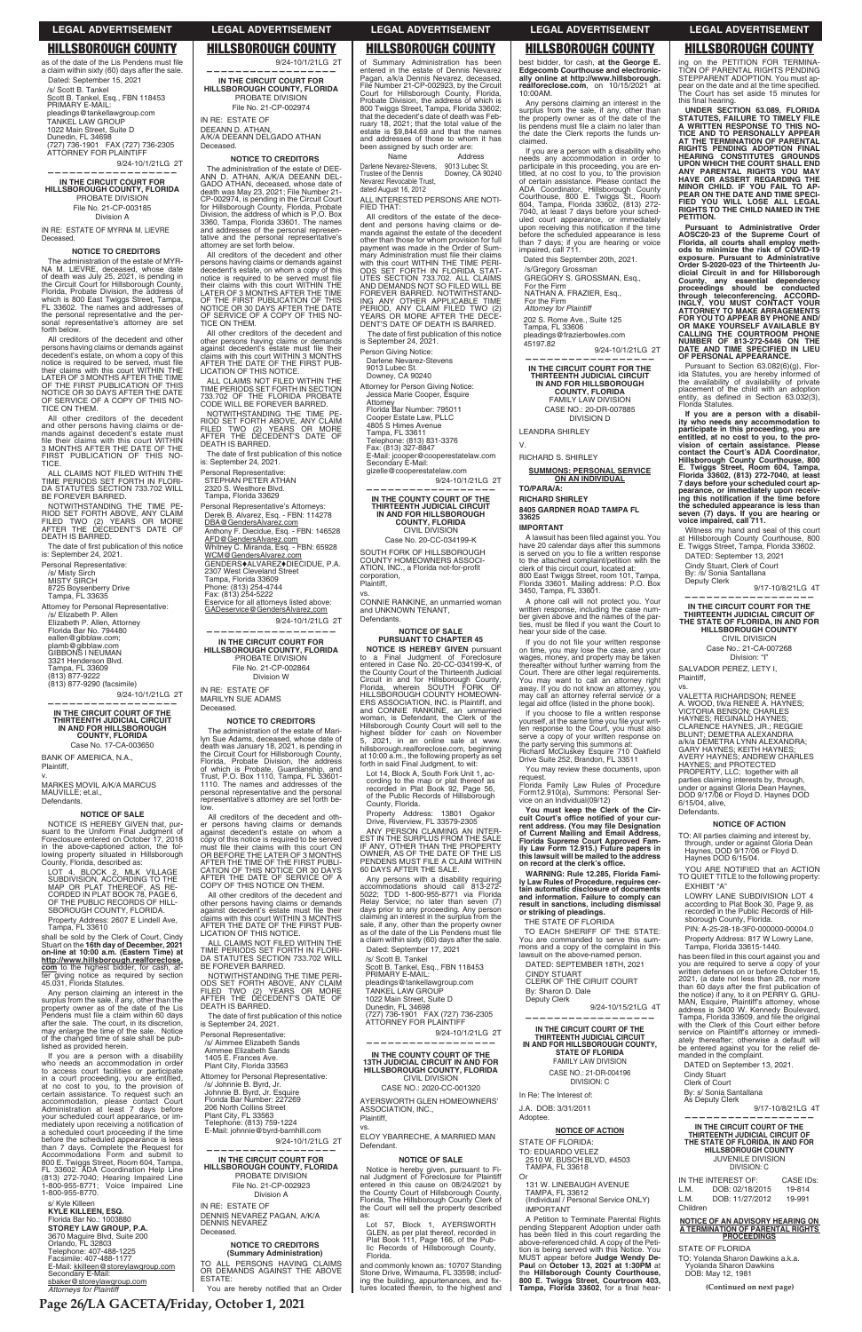as of the date of the Lis Pendens must file a claim within sixty (60) days after the sale.

Dated: September 15, 2021

/s/ Scott B. Tankel
Scott B. Tankel, Esq., FBN 118453
PRIMARY E-MAIL:
pleadings@tankellawgroup.com
TANKEL LAW GROUP
1022 Main Street, Suite D
Dunedin, FL 34698
(727) 736-1901 FAX (727) 736-2305
ATTORNEY FOR PLAINTIFF

9/24-10/1/21LG 2T

---

**IN THE CIRCUIT COURT FOR HILLSBOROUGH COUNTY, FLORIDA**
PROBATE DIVISION
File No. 21-CP-003185
Division A

IN RE: ESTATE OF MYRNA M. LIEVRE
Deceased.

**NOTICE TO CREDITORS**

The administration of the estate of MYRNA M. LIEVRE, deceased, whose date of death was July 25, 2021, is pending in the Circuit Court for Hillsborough County, Florida, Probate Division, the address of which is 800 East Twiggs Street, Tampa, FL 33602. The names and addresses of the personal representative and the personal representative's attorney are set forth below.

All creditors of the decedent and other persons having claims or demands against decedent's estate, on whom a copy of this notice is required to be served, must file their claims with this court WITHIN THE LATER OF 3 MONTHS AFTER THE TIME OF THE FIRST PUBLICATION OF THIS NOTICE OR 30 DAYS AFTER THE DATE OF SERVICE OF A COPY OF THIS NOTICE ON THEM.

All other creditors of the decedent and other persons having claims or demands against decedent's estate must file their claims with this court WITHIN 3 MONTHS AFTER THE DATE OF THE FIRST PUBLICATION OF THIS NOTICE.

ALL CLAIMS NOT FILED WITHIN THE TIME PERIODS SET FORTH IN FLORIDA STATUTES SECTION 733.702 WILL BE FOREVER BARRED.

NOTWITHSTANDING THE TIME PERIOD SET FORTH ABOVE, ANY CLAIM FILED TWO (2) YEARS OR MORE AFTER THE DECEDENT'S DATE OF DEATH IS BARRED.

The date of first publication of this notice is: September 24, 2021.

Personal Representative:
/s/ Misty Sirch
MISTY SIRCH
8725 Boysenberry Drive
Tampa, FL 33635

Attorney for Personal Representative:
/s/ Elizabeth P. Allen
Elizabeth P. Allen, Attorney
Florida Bar No. 794480
eallen@gibblaw.com;
plamb@gibblaw.com
GIBBONS I NEUMAN
3321 Henderson Blvd.
Tampa, FL 33609
(813) 877-9222
(813) 877-9290 (facsimile)

9/24-10/1/21LG 2T

---

**IN THE CIRCUIT COURT OF THE THIRTEENTH JUDICIAL CIRCUIT IN AND FOR HILLSBOROUGH COUNTY, FLORIDA**
Case No. 17-CA-003650

BANK OF AMERICA, N.A.,
Plaintiff,

v.

MARKES MOVIL A/K/A MARCUS MAUVILLE; et.al.,
Defendants.

**NOTICE OF SALE**

NOTICE IS HEREBY GIVEN that, pursuant to the Uniform Final Judgment of Foreclosure entered on October 17, 2018 in the above-captioned action, the following property situated in Hillsborough County, Florida, described as:

LOT 4, BLOCK 2, MLK VILLAGE SUBDIVISION, ACCORDING TO THE MAP OR PLAT THEREOF, AS RECORDED IN PLAT BOOK 78, PAGE 6, OF THE PUBLIC RECORDS OF HILLSBOROUGH COUNTY, FLORIDA.

Property Address: 2607 E Lindell Ave, Tampa, FL 33610

shall be sold by the Clerk of Court, Cindy Stuart on the **16th day of December, 2021 on-line at 10:00 a.m. (Eastern Time) at http://www.hillsborough.realforeclose.com** to the highest bidder, for cash, after giving notice as required by section 45.031, Florida Statutes.

Any person claiming an interest in the surplus from the sale, if any, other than the property owner as of the date of the Lis Pendens must file a claim within 60 days after the sale. The court, in its discretion, may enlarge the time of the sale. Notice of the changed time of sale shall be published as provided herein.

If you are a person with a disability who needs an accommodation in order to access court facilities or participate in a court proceeding, you are entitled, at no cost to you, to the provision of certain assistance. To request such an accommodation, please contact Court Administration at least 7 days before your scheduled court appearance, or immediately upon receiving a notification of a scheduled court proceeding if the time before the scheduled appearance is less than 7 days. Complete the Request for Accommodations Form and submit to 800 E. Twiggs Street, Room 604, Tampa, FL 33602. ADA Coordination Help Line (813) 272-7040; Hearing Impaired Line 1-800-955-8771; Voice Impaired Line 1-800-955-8770.

s/ Kyle Killeen
**KYLE KILLEEN, ESQ.**
Florida Bar No.: 1003880
**STOREY LAW GROUP, P.A.**
3670 Maguire Blvd, Suite 200
Orlando, FL 32803
Telephone: 407-488-1225
Facsimile: 407-488-1177
E-Mail: kkilleen@storeylawgroup.com
Secondary E-Mail: sbaker@storeylawgroup.com
*Attorneys for Plaintiff*

9/24-10/1/21LG 2T

---

**IN THE CIRCUIT COURT FOR HILLSBOROUGH COUNTY, FLORIDA**
PROBATE DIVISION
File No. 21-CP-002974

IN RE: ESTATE OF
DEEANN D. ATHAN,
A/K/A DEEANN DELGADO ATHAN
Deceased.

**NOTICE TO CREDITORS**

The administration of the estate of DEEANN D. ATHAN, A/K/A DEEANN DELGADO ATHAN, deceased, whose date of death was May 23, 2021; File Number 21-CP-002974, is pending in the Circuit Court for Hillsborough County, Florida, Probate Division, the address of which is P.O. Box 3360, Tampa, Florida 33601. The names and addresses of the personal representative and the personal representative's attorney are set forth below.

All creditors of the decedent and other persons having claims or demands against decedent's estate, on whom a copy of this notice is required to be served must file their claims with this court WITHIN THE LATER OF 3 MONTHS AFTER THE TIME OF THE FIRST PUBLICATION OF THIS NOTICE OR 30 DAYS AFTER THE DATE OF SERVICE OF A COPY OF THIS NOTICE ON THEM.

All other creditors of the decedent and other persons having claims or demands against decedent's estate must file their claims with this court WITHIN 3 MONTHS AFTER THE DATE OF THE FIRST PUBLICATION OF THIS NOTICE.

ALL CLAIMS NOT FILED WITHIN THE TIME PERIODS SET FORTH IN SECTION 733.702 OF THE FLORIDA PROBATE CODE WILL BE FOREVER BARRED.

NOTWITHSTANDING THE TIME PERIOD SET FORTH ABOVE, ANY CLAIM FILED TWO (2) YEARS OR MORE AFTER THE DECEDENT'S DATE OF DEATH IS BARRED.

The date of first publication of this notice is: September 24, 2021.

Personal Representative:
STEPHAN PETER ATHAN
2320 S. Westshore Blvd.
Tampa, Florida 33629

Personal Representative's Attorneys:
Derek B. Alvarez, Esq. - FBN: 114278
DBA@GendersAlvarez.com
Anthony F. Diecidue, Esq. - FBN: 146528
AFD@GendersAlvarez.com
Whitney C. Miranda, Esq. - FBN: 65928
WCM@GendersAlvarez.com
GENDERS♦ALVAREZ♦DIECIDUE, P.A.
2307 West Cleveland Street
Tampa, Florida 33609
Phone: (813) 254-4744
Fax: (813) 254-5222
Eservice for all attorneys listed above:
GADeservice@GendersAlvarez.com

9/24-10/1/21LG 2T

---

**IN THE CIRCUIT COURT FOR HILLSBOROUGH COUNTY, FLORIDA**
PROBATE DIVISION
File No. 21-CP-002864
Division W

IN RE: ESTATE OF
MARILYN SUE ADAMS
Deceased.

**NOTICE TO CREDITORS**

The administration of the estate of Marilyn Sue Adams, deceased, whose date of death was January 18, 2021, is pending in the Circuit Court for Hillsborough County, Florida, Probate Division, the address of which is Probate, Guardianship, and Trust, P.O. Box 1110, Tampa, FL 33601-1110. The names and addresses of the personal representative and the personal representative's attorney are set forth below.

All creditors of the decedent and other persons having claims or demands against decedent's estate on whom a copy of this notice is required to be served must file their claims with this court ON OR BEFORE THE LATER OF 3 MONTHS AFTER THE TIME OF THE FIRST PUBLICATION OF THIS NOTICE OR 30 DAYS AFTER THE DATE OF SERVICE OF A COPY OF THIS NOTICE ON THEM.

All other creditors of the decedent and other persons having claims or demands against decedent's estate must file their claims with this court WITHIN 3 MONTHS AFTER THE DATE OF THE FIRST PUBLICATION OF THIS NOTICE.

ALL CLAIMS NOT FILED WITHIN THE TIME PERIODS SET FORTH IN FLORIDA STATUTES SECTION 733.702 WILL BE FOREVER BARRED.

NOTWITHSTANDING THE TIME PERIODS SET FORTH ABOVE, ANY CLAIM FILED TWO (2) YEARS OR MORE AFTER THE DECEDENT'S DATE OF DEATH IS BARRED.

The date of first publication of this notice is September 24, 2021.

Personal Representative:
/s/ Aimmee Elizabeth Sands
Aimmee Elizabeth Sands
1405 E. Frances Ave.
Plant City, Florida 33563

Attorney for Personal Representative:
/s/ Johnnie B. Byrd, Jr.
Johnnie B. Byrd, Jr. Esquire
Florida Bar Number: 227269
206 North Collins Street
Plant City, FL 33563
Telephone: (813) 759-1224
E-Mail: johnnie@byrd-barnhill.com

9/24-10/1/21LG 2T

---

**IN THE CIRCUIT COURT FOR HILLSBOROUGH COUNTY, FLORIDA**
PROBATE DIVISION
File No. 21-CP-002923
Division A

IN RE: ESTATE OF
DENNIS NEVAREZ PAGAN, A/K/A DENNIS NEVAREZ
Deceased.

**NOTICE TO CREDITORS (Summary Administration)**

TO ALL PERSONS HAVING CLAIMS OR DEMANDS AGAINST THE ABOVE ESTATE:

You are hereby notified that an Order of Summary Administration has been entered in the estate of Dennis Nevarez Pagan, a/k/a Dennis Nevarez, deceased, File Number 21-CP-002923, by the Circuit Court for Hillsborough County, Florida, Probate Division, the address of which is 800 Twiggs Street, Tampa, Florida 33602; that the decedent's date of death was February 18, 2021; that the total value of the estate is $9,844.69 and that the names and addresses of those to whom it has been assigned by such order are:

| Name | Address |
| --- | --- |
| Darlene Nevarez-Stevens, Trustee of the Dennis Nevarez Revocable Trust, dated August 16, 2012 | 9013 Lubec St. Downey, CA 90240 |

ALL INTERESTED PERSONS ARE NOTIFIED THAT:

All creditors of the estate of the decedent and persons having claims or demands against the estate of the decedent other than those for whom provision for full payment was made in the Order of Summary Administration must file their claims with this court WITHIN THE TIME PERIODS SET FORTH IN FLORIDA STATUTES SECTION 733.702. ALL CLAIMS AND DEMANDS NOT SO FILED WILL BE FOREVER BARRED. NOTWITHSTANDING ANY OTHER APPLICABLE TIME PERIOD, ANY CLAIM FILED TWO (2) YEARS OR MORE AFTER THE DECEDENT'S DATE OF DEATH IS BARRED.

The date of first publication of this notice is September 24, 2021.

Person Giving Notice:
Darlene Nevarez-Stevens
9013 Lubec St.
Downey, CA 90240

Attorney for Person Giving Notice:
Jessica Marie Cooper, Esquire
Attorney
Florida Bar Number: 795011
Cooper Estate Law, PLLC
4805 S Himes Avenue
Tampa, FL 33611
Telephone: (813) 831-3376
Fax: (813) 327-8847
E-Mail: jcooper@cooperestatelaw.com
Secondary E-Mail:
gizelle@cooperestatelaw.com

9/24-10/1/21LG 2T

---

**IN THE COUNTY COURT OF THE THIRTEENTH JUDICIAL CIRCUIT IN AND FOR HILLSBOROUGH COUNTY, FLORIDA**
CIVIL DIVISION
Case No. 20-CC-034199-K

SOUTH FORK OF HILLSBOROUGH COUNTY HOMEOWNERS ASSOCIATION, INC., a Florida not-for-profit corporation,
Plaintiff,

vs.

CONNIE RANKINE, an unmarried woman and UNKNOWN TENANT,
Defendants.

**NOTICE OF SALE PURSUANT TO CHAPTER 45**

**NOTICE IS HEREBY GIVEN** pursuant to a Final Judgment of Foreclosure entered in Case No. 20-CC-034199-K, of the County Court of the Thirteenth Judicial Circuit in and for Hillsborough County, Florida, wherein SOUTH FORK OF HILLSBOROUGH COUNTY HOMEOWNERS ASSOCIATION, INC. is Plaintiff, and CONNIE RANKINE, an unmarried woman, is Defendant, the Clerk of the Hillsborough County Court will sell to the highest bidder for cash on November 5, 2021, in an online sale at www.hillsborough.realforeclose.com, beginning at 10:00 a.m., the following property as set forth in said Final Judgment, to wit:

Lot 14, Block A, South Fork Unit 1, according to the map or plat thereof as recorded in Plat Book 92, Page 56, of the Public Records of Hillsborough County, Florida.

Property Address: 13801 Ogakor Drive, Riverview, FL 33579-2305

ANY PERSON CLAIMING AN INTEREST IN THE SURPLUS FROM THE SALE IF ANY, OTHER THAN THE PROPERTY OWNER, AS OF THE DATE OF THE LIS PENDENS MUST FILE A CLAIM WITHIN 60 DAYS AFTER THE SALE.

Any persons with a disability requiring accommodations should call 813-272-5022; TDD 1-800-955-8771 via Florida Relay Service; no later than seven (7) days prior to any proceeding. Any person claiming an interest in the surplus from the sale, if any, other than the property owner as of the date of the Lis Pendens must file a claim within sixty (60) days after the sale.

Dated: September 17, 2021

/s/ Scott B. Tankel
Scott B. Tankel, Esq., FBN 118453
PRIMARY E-MAIL:
pleadings@tankellawgroup.com
TANKEL LAW GROUP
1022 Main Street, Suite D
Dunedin, FL 34698
(727) 736-1901 FAX (727) 736-2305
ATTORNEY FOR PLAINTIFF

9/24-10/1/21LG 2T

---

**IN THE COUNTY COURT OF THE 13TH JUDICIAL CIRCUIT IN AND FOR HILLSBOROUGH COUNTY, FLORIDA**
CIVIL DIVISION
CASE NO.: 2020-CC-001320

AYERSWORTH GLEN HOMEOWNERS' ASSOCIATION, INC.,
Plaintiff,

vs.

ELOY YBARRECHE, A MARRIED MAN
Defendant.

**NOTICE OF SALE**

Notice is hereby given, pursuant to Final Judgment of Foreclosure for Plaintiff entered in this cause on 08/24/2021 by the County Court of Hillsborough County, Florida. The Hillsborough County Clerk of the Court will sell the property described as:

Lot 57, Block 1, AYERSWORTH GLEN, as per plat thereof, recorded in Plat Book 111, Page 166, of the Public Records of Hillsborough County, Florida.

and commonly known as: 10707 Standing Stone Drive, Wimauma, FL 33598; including the building, appurtenances, and fixtures located therein, to the highest and best bidder, for cash, **at the George E. Edgecomb Courthouse and electronically online at http://www.hillsborough.realforeclose.com**, on 10/15/2021 at 10:00AM.

Any persons claiming an interest in the surplus from the sale, if any, other than the property owner as of the date of the lis pendens must file a claim no later than the date the Clerk reports the funds unclaimed.

If you are a person with a disability who needs any accommodation in order to participate in this proceeding, you are entitled, at no cost to you, to the provision of certain assistance. Please contact the ADA Coordinator, Hillsborough County Courthouse, 800 E. Twiggs St., Room 604, Tampa, Florida 33602, (813) 272-7040, at least 7 days before your scheduled court appearance, or immediately upon receiving this notification if the time before the scheduled appearance is less than 7 days; if you are hearing or voice impaired, call 711.

Dated this September 20th, 2021.

/s/Gregory Grossman
GREGORY S. GROSSMAN, Esq.,
For the Firm
NATHAN A. FRAZIER, Esq.,
For the Firm
*Attorney for Plaintiff*

202 S. Rome Ave., Suite 125
Tampa, FL 33606
pleadings@frazierbowles.com
45197.82

9/24-10/1/21LG 2T

---

**IN THE CIRCUIT COURT OF THE THIRTEENTH JUDICIAL CIRCUIT IN AND FOR HILLSBOROUGH COUNTY, FLORIDA**
FAMILY LAW DIVISION
CASE NO.: 20-DR-007885
DIVISION D

LEANDRA SHIRLEY

V.

RICHARD S. SHIRLEY

**SUMMONS: PERSONAL SERVICE ON AN INDIVIDUAL**

**TO/PARA/A:**
**RICHARD SHIRLEY**
**8405 GARDNER ROAD TAMPA FL 33625**

**IMPORTANT**

A lawsuit has been filed against you. You have 20 calendar days after this summons is served on you to file a written response to the attached complaint/petition with the clerk of this circuit court, located at: 800 East Twiggs Street, room 101, Tampa, Florida 33601. Mailing address: P.O. Box 3450, Tampa, FL 33601.

A phone call will not protect you. Your written response, including the case number given above and the names of the parties, must be filed if you want the Court to hear your side of the case.

If you do not file your written response on time, you may lose the case, and your wages, money, and property may be taken thereafter without further warning from the Court. There are other legal requirements. You may want to call an attorney right away. If you do not know an attorney, you may call an attorney referral service or a legal aid office (listed in the phone book).

If you choose to file a written response yourself, at the same time you file your written response to the Court, you must also serve a copy of your written response on the party serving this summons at: Richard McCluskey Esquire 710 Oakfield Drive Suite 252, Brandon, FL 33511

You may review these documents, upon request.

Florida Family Law Rules of Procedure Form12.910(a), Summons: Personal Service on an Individual(09/12)

**You must keep the Clerk of the Circuit Court's office notified of your current address. (You may file Designation of Current Mailing and Email Address, Florida Supreme Court Approved Family Law Form 12.915.) Future papers in this lawsuit will be mailed to the address on record at the clerk's office.**

**WARNING: Rule 12.285, Florida Family Law Rules of Procedure, requires certain automatic disclosure of documents and information. Failure to comply can result in sanctions, including dismissal or striking of pleadings.**

THE STATE OF FLORIDA

TO EACH SHERIFF OF THE STATE: You are commanded to serve this summons and a copy of the complaint in this lawsuit on the above-named person.

DATED: SEPTEMBER 18TH, 2021

CINDY STUART
CLERK OF THE CIRCUIT COURT
By: Sharon D. Dale
Deputy Clerk

9/24-10/15/21LG 4T

---

**IN THE CIRCUIT COURT OF THE THIRTEENTH JUDICIAL CIRCUIT IN AND FOR HILLSBOROUGH COUNTY, STATE OF FLORIDA**
FAMILY LAW DIVISION
CASE NO.: 21-DR-004196
DIVISION: C

In Re: The Interest of:

J.A. DOB: 3/31/2011
Adoptee.

**NOTICE OF ACTION**

STATE OF FLORIDA:
TO: EDUARDO VELEZ
2510 W. BUSCH BLVD, #4503
TAMPA, FL 33618
Or
131 W. LINEBAUGH AVENUE
TAMPA, FL 33612
(Individual / Personal Service ONLY)
IMPORTANT

A Petition to Terminate Parental Rights pending Stepparent Adoption under oath has been filed in this court regarding the above-referenced child. A copy of the Petition is being served with this Notice. You MUST appear before **Judge Wendy De-Paul on October 13, 2021 at 1:30PM** at the **Hillsborough County Courthouse, 800 E. Twiggs Street, Courtroom 403, Tampa, Florida 33602**, for a final hearing on the PETITION FOR TERMINATION OF PARENTAL RIGHTS PENDING STEPPARENT ADOPTION. You must appear on the date and at the time specified. The Court has set aside 15 minutes for this final hearing.

**UNDER SECTION 63.089, FLORIDA STATUTES, FAILURE TO TIMELY FILE A WRITTEN RESPONSE TO THIS NOTICE AND TO PERSONALLY APPEAR AT THE TERMINATION OF PARENTAL RIGHTS PENDING ADOPTION FINAL HEARING CONSTITUTES GROUNDS UPON WHICH THE COURT SHALL END ANY PARENTAL RIGHTS YOU MAY HAVE OR ASSERT REGARDING THE MINOR CHILD. IF YOU FAIL TO APPEAR ON THE DATE AND TIME SPECIFIED YOU WILL LOSE ALL LEGAL RIGHTS TO THE CHILD NAMED IN THE PETITION.**

**Pursuant to Administrative Order AOSC20-23 of the Supreme Court of Florida, all courts shall employ methods to minimize the risk of COVID-19 exposure. Pursuant to Administrative Order S-2020-023 of the Thirteenth Judicial Circuit in and for Hillsborough County, any essential dependency proceedings should be conducted through teleconferencing. ACCORDINGLY, YOU MUST CONTACT YOUR ATTORNEY TO MAKE ARRANGEMENTS FOR YOU TO APPEAR BY PHONE AND/OR MAKE YOURSELF AVAILABLE BY CALLING THE COURTROOM PHONE NUMBER OF 813-272-5446 ON THE DATE AND TIME SPECIFIED IN LIEU OF PERSONAL APPEARANCE.**

Pursuant to Section 63.082(6)(g), Florida Statutes, you are hereby informed of the availability of private placement of the child with an adoption entity, as defined in Section 63.032(3), Florida Statutes.

**If you are a person with a disability who needs any accommodation to participate in this proceeding, you are entitled, at no cost to you, to the provision of certain assistance. Please contact the Court's ADA Coordinator, Hillsborough County Courthouse, 800 E. Twiggs Street, Room 604, Tampa, Florida 33602, (813) 272-7040, at least 7 days before your scheduled court appearance, or immediately upon receiving this notification if the time before the scheduled appearance is less than seven (7) days. If you are hearing or voice impaired, call 711.**

Witness my hand and seal of this court at Hillsborough County Courthouse, 800 E. Twiggs Street, Tampa, Florida 33602.

DATED: September 13, 2021

Cindy Stuart, Clerk of Court
By: /s/ Sonia Santallana
Deputy Clerk

9/17-10/8/21LG 4T

---

**IN THE CIRCUIT COURT FOR THE THIRTEENTH JUDICIAL CIRCUIT OF THE STATE OF FLORIDA, IN AND FOR HILLSBOROUGH COUNTY**
CIVIL DIVISION
Case No.: 21-CA-007268
Division: "I"

SALVADOR PEREZ, LETY I,
Plaintiff,

vs.

VALETTA RICHARDSON; RENEE A. WOOD, f/k/a RENEE A. HAYNES; VICTORIA BENSON; CHARLES HAYNES; REGINALD HAYNES; CLARENCE HAYNES, JR.; REGGIE BLUNT; DEMETRA ALEXANDRA a/k/a DEMETRA LYNN ALEXANDRA; GARY HAYNES; KEITH HAYNES; AVERY HAYNES; ANDREW CHARLES HAYNES; and PROTECTED PROPERTY, LLC; together with all parties claiming interests by, through, under or against Gloria Dean Haynes, DOD 9/17/06 or Floyd D. Haynes DOD 6/15/04, alive,
Defendants.

**NOTICE OF ACTION**

TO: All parties claiming of interest by, through, under or against Gloria Dean Haynes, DOD 9/17/06 or Floyd D. Haynes DOD 6/15/04.

YOU ARE NOTIFIED that an ACTION TO QUIET TITLE to the following property:

EXHIBIT "A"

LOWRY LANE SUBDIVISION LOT 4 according to Plat Book 30, Page 9, as recorded in the Public Records of Hillsborough County, Florida.

PIN: A-25-28-18-3F0-000000-00004.0

Property Address: 817 W Lowry Lane, Tampa, Florida 33615-1440.

has been filed in this court against you and you are required to serve a copy of your written defenses on or before October 15, 2021, (a date not less than 28, nor more than 60 days after the first publication of the notice) if any, to it on PERRY G. GRUMAN, Esquire, Plaintiff's attorney, whose address is 3400 W. Kennedy Boulevard, Tampa, Florida 33609, and file the original with the Clerk of this Court either before service on Plaintiff's attorney or immediately thereafter; otherwise a default will be entered against you for the relief demanded in the complaint.

DATED on September 13, 2021.

Cindy Stuart
Clerk of Court
By: s/ Sonia Santallana
As Deputy Clerk

9/17-10/8/21LG 4T

---

**IN THE CIRCUIT COURT OF THE THIRTEENTH JUDICIAL CIRCUIT OF THE STATE OF FLORIDA, IN AND FOR HILLSBOROUGH COUNTY**
JUVENILE DIVISION
DIVISION: C

| IN THE INTEREST OF: | | CASE IDs: |
| --- | --- | --- |
| L.M. | DOB: 02/18/2015 | 19-814 |
| L.M. | DOB: 11/27/2012 | 19-991 |

Children

**NOTICE OF AN ADVISORY HEARING ON A TERMINATION OF PARENTAL RIGHTS PROCEEDINGS**

STATE OF FLORIDA

TO: Yolanda Sharon Dawkins a.k.a. Yyolanda Sharon Dawkins
DOB: May 12, 1981

**(Continued on next page)**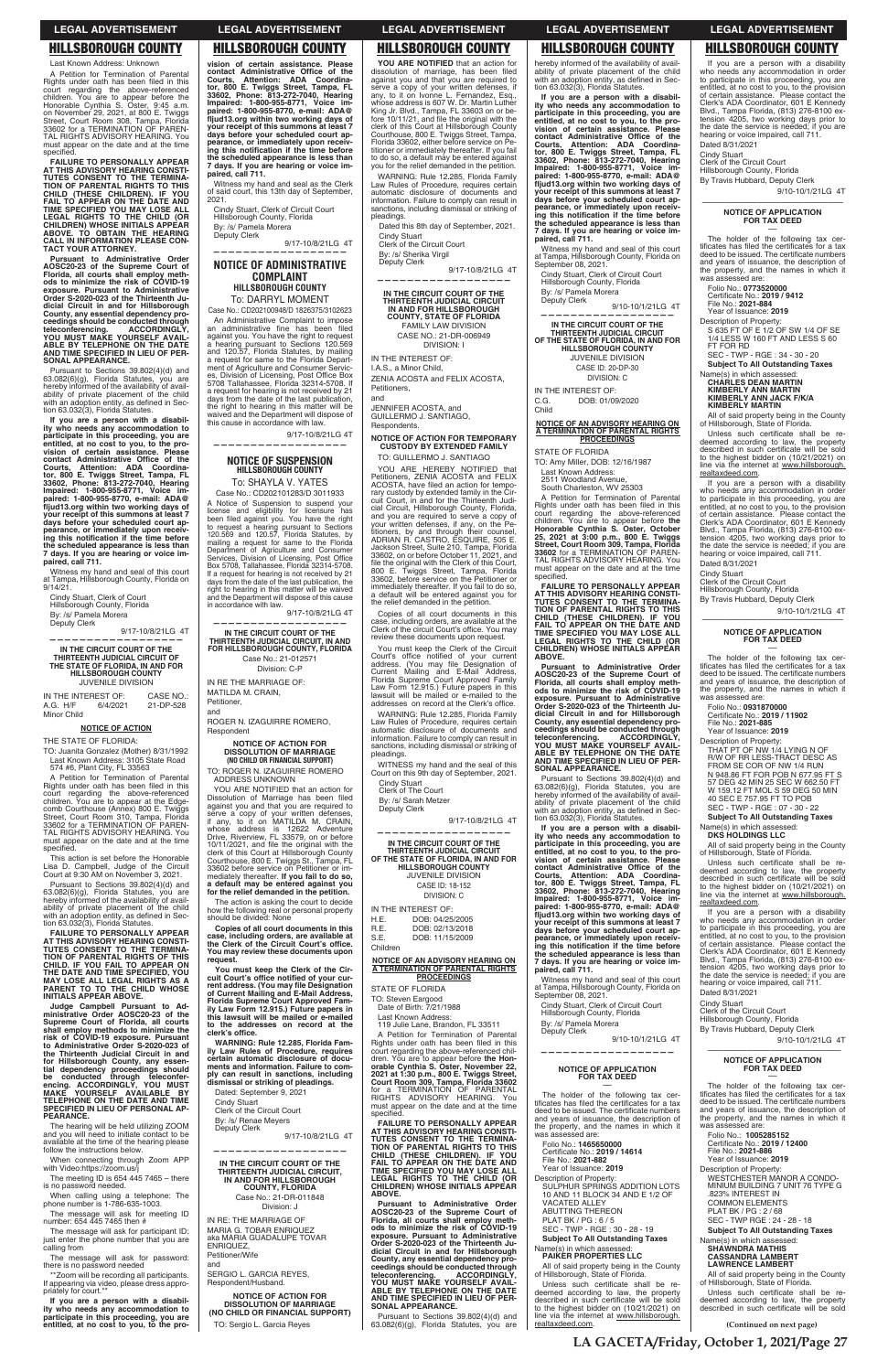## HILLSBOROUGH COUNTY

Last Known Address: Unknown

A Petition for Termination of Parental Rights under oath has been filed in this court regarding the above-referenced children. You are to appear before the Honorable Cynthia S. Oster, 9:45 a.m. on November 29, 2021, at 800 E. Twiggs Street, Court Room 308, Tampa, Florida 33602 for a TERMINATION OF PARENTAL RIGHTS ADVISORY HEARING. You must appear on the date and at the time specified.

**FAILURE TO PERSONALLY APPEAR AT THIS ADVISORY HEARING CONSTITUTES CONSENT TO THE TERMINATION OF PARENTAL RIGHTS TO THIS CHILD (THESE CHILDREN). IF YOU FAIL TO APPEAR ON THE DATE AND TIME SPECIFIED YOU MAY LOSE ALL LEGAL RIGHTS TO THE CHILD (OR CHILDREN) WHOSE INITIALS APPEAR ABOVE. TO OBTAIN THE HEARING CALL IN INFORMATION PLEASE CONTACT YOUR ATTORNEY.**

**Pursuant to Administrative Order AOSC20-23 of the Supreme Court of Florida, all courts shall employ methods to minimize the risk of COVID-19 exposure. Pursuant to Administrative Order S-2020-023 of the Thirteenth Judicial Circuit in and for Hillsborough County, any essential dependency proceedings should be conducted through teleconferencing. ACCORDINGLY, YOU MUST MAKE YOURSELF AVAILABLE BY TELEPHONE ON THE DATE AND TIME SPECIFIED IN LIEU OF PERSONAL APPEARANCE.**

Pursuant to Sections 39.802(4)(d) and 63.082(6)(g), Florida Statutes, you are hereby informed of the availability of availability of private placement of the child with an adoption entity, as defined in Section 63.032(3), Florida Statutes.

**If you are a person with a disability who needs any accommodation in order to participate in this proceeding, you are entitled, at no cost to you, to the provision of certain assistance. Please contact Administrative Office of the Courts, Attention: ADA Coordinator, 800 E. Twiggs Street, Tampa, FL 33602, Phone: 813-272-7040, Hearing Impaired: 1-800-955-8771, Voice impaired: 1-800-955-8770, e-mail: ADA@fljud13.org within two working days of your receipt of this summons at least 7 days before your scheduled court appearance, or immediately upon receiving this notification if the time before the scheduled appearance is less than 7 days. If you are hearing or voice impaired, call 711.**

Witness my hand and seal of this court at Tampa, Hillsborough County, Florida on 9/14/21.

Cindy Stuart, Clerk of Court
Hillsborough County, Florida
By: /s/ Pamela Morera
Deputy Clerk

9/17-10/8/21LG 4T

---

IN THE CIRCUIT COURT OF THE THIRTEENTH JUDICIAL CIRCUIT OF THE STATE OF FLORIDA, IN AND FOR HILLSBOROUGH COUNTY
JUVENILE DIVISION

IN THE INTEREST OF: CASE NO.:
A.G. H/F 6/4/2021 21-DP-528
Minor Child

**NOTICE OF ACTION**

THE STATE OF FLORIDA:

TO: Juanita Gonzalez (Mother) 8/31/1992
Last Known Address: 3105 State Road 574 #6, Plant City, FL 33563

A Petition for Termination of Parental Rights under oath has been filed in this court regarding the above-referenced children. You are to appear at the Edgecomb Courthouse (Annex) 800 E. Twiggs Street, Court Room 310, Tampa, Florida 33602 for a TERMINATION OF PARENTAL RIGHTS ADVISORY HEARING. You must appear on the date and at the time specified.

This action is set before the Honorable Lisa D. Campbell, Judge of the Circuit Court at 9:30 AM on November 3, 2021.

Pursuant to Sections 39.802(4)(d) and 63.082(6)(g), Florida Statutes, you are hereby informed of the availability of availability of private placement of the child with an adoption entity, as defined in Section 63.032(3), Florida Statutes.

**FAILURE TO PERSONALLY APPEAR AT THIS ADVISORY HEARING CONSTITUTES CONSENT TO THE TERMINATION OF PARENTAL RIGHTS TO THIS CHILD. IF YOU FAIL TO APPEAR ON THE DATE AND TIME SPECIFIED, YOU MAY LOSE ALL LEGAL RIGHTS AS A PARENT TO TO THE CHILD WHOSE INITIALS APPEAR ABOVE.**

**Judge Campbell Pursuant to Administrative Order AOSC20-23 of the Supreme Court of Florida, all courts shall employ methods to minimize the risk of COVID-19 exposure. Pursuant to Administrative Order S-2020-023 of the Thirteenth Judicial Circuit in and for Hillsborough County, any essential dependency proceedings should be conducted through teleconferencing. ACCORDINGLY, YOU MUST MAKE YOURSELF AVAILABLE BY TELEPHONE ON THE DATE AND TIME SPECIFIED IN LIEU OF PERSONAL APPEARANCE.**

The hearing will be held utilizing ZOOM and you will need to initiate contact to be available at the time of the hearing please follow the instructions below.

When connecting through Zoom APP with Video:https://zoom.us/j

The meeting ID is 654 445 7465 – there is no password needed.

When calling using a telephone: The phone number is 1-786-635-1003.

The message will ask for meeting ID number: 654 445 7465 then #

The message will ask for participant ID: just enter the phone number that you are calling from

The message will ask for password: there is no password needed

**Zoom will be recording all participants. If appearing via video, please dress appropriately for court.**

**If you are a person with a disability who needs any accommodation to participate in this proceeding, you are entitled, at no cost to you, to the provision of certain assistance. Please contact Administrative Office of the Courts, Attention: ADA Coordinator, 800 E. Twiggs Street, Tampa, FL 33602, Phone: 813-272-7040, Hearing Impaired: 1-800-955-8771, Voice impaired: 1-800-955-8770, e-mail: ADA@fljud13.org within two working days of your receipt of this summons at least 7 days before your scheduled court appearance, or immediately upon receiving this notification if the time before the scheduled appearance is less than 7 days. If you are hearing or voice impaired, call 711.**

Witness my hand and seal as the Clerk of said court, this 13th day of September, 2021.

Cindy Stuart, Clerk of Circuit Court
Hillsborough County, Florida
By: /s/ Pamela Morera
Deputy Clerk

9/17-10/8/21LG 4T

---

**NOTICE OF ADMINISTRATIVE COMPLAINT**
**HILLSBOROUGH COUNTY**

To: DARRYL MOMENT

Case No.: CD202100948/D 1826375/3102623

An Administrative Complaint to impose an administrative fine has been filed against you. You have the right to request a hearing pursuant to Sections 120.569 and 120.57, Florida Statutes, by mailing a request for same to the Florida Department of Agriculture and Consumer Services, Division of Licensing, Post Office Box 5708 Tallahassee, Florida 32314-5708. If a request for hearing is not received by 21 days from the date of the last publication, the right to hearing in this matter will be waived and the Department will dispose of this cause in accordance with law.

9/17-10/8/21LG 4T

---

**NOTICE OF SUSPENSION**
**HILLSBOROUGH COUNTY**

To: SHAYLA V. YATES

Case No.: CD202101283/D 3011933

A Notice of Suspension to suspend your license and eligibility for licensure has been filed against you. You have the right to request a hearing pursuant to Sections 120.569 and 120.57, Florida Statutes, by mailing a request for same to the Florida Department of Agriculture and Consumer Services, Division of Licensing, Post Office Box 5708, Tallahassee, Florida 32314-5708. If a request for hearing is not received by 21 days from the date of the last publication, the right to hearing in this matter will be waived and the Department will dispose of this cause in accordance with law.

9/17-10/8/21LG 4T

---

IN THE CIRCUIT COURT OF THE THIRTEENTH JUDICIAL CIRCUIT IN AND FOR HILLSBOROUGH COUNTY, FLORIDA
Case No.: 21-012571
Division: C-P

IN RE THE MARRIAGE OF:
MATILDA M. CRAIN,
Petitioner,
and
ROGER N. IZAGUIRRE ROMERO,
Respondent

**NOTICE OF ACTION FOR DISSOLUTION OF MARRIAGE**
**(NO CHILD OR FINANCIAL SUPPORT)**

TO: ROGER N. IZAGUIRRE ROMERO
ADDRESS UNKNOWN

YOU ARE NOTIFIED that an action for Dissolution of Marriage has been filed against you and that you are required to serve a copy of your written defenses, if any, to it on MATILDA M. CRAIN, whose address is 12622 Adventure Drive, Riverview, FL 33579, on or before 10/11/2021, and file the original with the clerk of this Court at Hillsborough County Courthouse, 800 E. Twiggs St., Tampa, FL 33602 before service on Petitioner or immediately thereafter. **If you fail to do so, a default may be entered against you for the relief demanded in the petition.**

The action is asking the court to decide how the following real or personal property should be divided: None

**Copies of all court documents in this case, including orders, are available at the Clerk of the Circuit Court's office. You may review these documents upon request.**

**You must keep the Clerk of the Circuit Court's office notified of your current address. (You may file Designation of Current Mailing and E-Mail Address, Florida Supreme Court Approved Family Law Form 12.915.) Future papers in this lawsuit will be mailed or e-mailed to the addresses on record at the clerk's office.**

**WARNING: Rule 12.285, Florida Family Law Rules of Procedure, requires certain automatic disclosure of documents and information. Failure to comply can result in sanctions, including dismissal or striking of pleadings.**

Dated: September 9, 2021
Cindy Stuart
Clerk of the Circuit Court
By: /s/ Renae Meyers
Deputy Clerk

9/17-10/8/21LG 4T

---

IN THE CIRCUIT COURT OF THE THIRTEENTH JUDICIAL CIRCUIT, IN AND FOR HILLSBOROUGH COUNTY, FLORIDA
Case No.: 21-DR-011848
Division: J

IN RE: THE MARRIAGE OF
MARIA G. TOBAR ENRIQUEZ
aka MARIA GUADALUPE TOVAR ENRIQUEZ,
Petitioner/Wife
and
SERGIO L. GARCIA REYES,
Respondent/Husband.

**NOTICE OF ACTION FOR DISSOLUTION OF MARRIAGE**
**(NO CHILD OR FINANCIAL SUPPORT)**

TO: Sergio L. Garcia Reyes

**YOU ARE NOTIFIED** that an action for dissolution of marriage, has been filed against you and that you are required to serve a copy of your written defenses, if any, to it on Ivonne L. Fernandez, Esq., whose address is 607 W. Dr. Martin Luther King Jr. Blvd., Tampa, FL 33603 on or before 10/11/21, and file the original with the clerk of this Court at Hillsborough County Courthouse, 800 E. Twiggs Street, Tampa, Florida 33602, either before service on Petitioner or immediately thereafter. If you fail to do so, a default may be entered against you for the relief demanded in the petition.

WARNING: Rule 12.285, Florida Family Law Rules of Procedure, requires certain automatic disclosure of documents and information. Failure to comply can result in sanctions, including dismissal or striking of pleadings.

Dated this 8th day of September, 2021.
Cindy Stuart
Clerk of the Circuit Court
By: /s/ Sherika Virgil
Deputy Clerk

9/17-10/8/21LG 4T

---

IN THE CIRCUIT COURT OF THE THIRTEENTH JUDICIAL CIRCUIT IN AND FOR HILLSBOROUGH COUNTY, STATE OF FLORIDA
FAMILY LAW DIVISION
CASE NO.: 21-DR-006949
DIVISION: I

IN THE INTEREST OF:
I.A.S., a Minor Child,

ZENIA ACOSTA and FELIX ACOSTA,
Petitioners,
and
JENNIFER ACOSTA, and
GUILLERMO J. SANTIAGO,
Respondents.

**NOTICE OF ACTION FOR TEMPORARY CUSTODY BY EXTENDED FAMILY**

TO: GUILLERMO J. SANTIAGO

YOU ARE HEREBY NOTIFIED that Petitioners, ZENIA ACOSTA and FELIX ACOSTA, have filed an action for temporary custody by extended family in the Circuit Court, in and for the Thirteenth Judicial Circuit, Hillsborough County, Florida, and you are required to serve a copy of your written defenses, if any, on the Petitioners, by and through their counsel, ADRIAN R. CASTRO, ESQUIRE, 505 E. Jackson Street, Suite 210, Tampa, Florida 33602, on or before October 11, 2021, and file the original with the Clerk of this Court, 800 E. Twiggs Street, Tampa, Florida 33602, before service on the Petitioner or immediately thereafter. If you fail to do so, a default will be entered against you for the relief demanded in the petition.

Copies of all court documents in this case, including orders, are available at the Clerk of the circuit Court's office. You may review these documents upon request.

You must keep the Clerk of the Circuit Court's office notified of your current address. (You may file the Designation of Current Mailing and E-Mail Address, Florida Supreme Court Approved Family Law Form 12.915.) Future papers in this lawsuit will be mailed or e-mailed to the addresses on record at the Clerk's office.

WARNING: Rule 12.285, Florida Family Law Rules of Procedure, requires certain automatic disclosure of documents and information. Failure to comply can result in sanctions, including dismissal or striking of pleadings.

WITNESS my hand and the seal of this Court on this 9th day of September, 2021.
Cindy Stuart
Clerk of The Court
By: /s/ Sarah Metzer
Deputy Clerk

9/17-10/8/21LG 4T

---

IN THE CIRCUIT COURT OF THE THIRTEENTH JUDICIAL CIRCUIT OF THE STATE OF FLORIDA, IN AND FOR HILLSBOROUGH COUNTY
JUVENILE DIVISION
CASE ID: 18-152
DIVISION: C

IN THE INTEREST OF:
H.E. DOB: 04/25/2005
R.E. DOB: 02/13/2018
S.E. DOB: 11/15/2009
Children

**NOTICE OF AN ADVISORY HEARING ON A TERMINATION OF PARENTAL RIGHTS PROCEEDINGS**

STATE OF FLORIDA

TO: Steven Eargood
Date of Birth: 7/21/1988
Last Known Address:
119 Julie Lane, Brandon, FL 33511

A Petition for Termination of Parental Rights under oath has been filed in this court regarding the above-referenced children. You are to appear before the **Honorable Cynthia S. Oster, November 22, 2021 at 1:30 p.m., 800 E. Twiggs Street, Court Room 309, Tampa, Florida 33602** for a TERMINATION OF PARENTAL RIGHTS ADVISORY HEARING. You must appear on the date and at the time specified.

**FAILURE TO PERSONALLY APPEAR AT THIS ADVISORY HEARING CONSTITUTES CONSENT TO THE TERMINATION OF PARENTAL RIGHTS TO THIS CHILD (THESE CHILDREN). IF YOU FAIL TO APPEAR ON THE DATE AND TIME SPECIFIED YOU MAY LOSE ALL LEGAL RIGHTS TO THE CHILD (OR CHILDREN) WHOSE INITIALS APPEAR ABOVE.**

**Pursuant to Administrative Order AOSC20-23 of the Supreme Court of Florida, all courts shall employ methods to minimize the risk of COVID-19 exposure. Pursuant to Administrative Order S-2020-023 of the Thirteenth Judicial Circuit in and for Hillsborough County, any essential dependency proceedings should be conducted through teleconferencing. ACCORDINGLY, YOU MUST MAKE YOURSELF AVAILABLE BY TELEPHONE ON THE DATE AND TIME SPECIFIED IN LIEU OF PERSONAL APPEARANCE.**

Pursuant to Sections 39.802(4)(d) and 63.082(6)(g), Florida Statutes, you are hereby informed of the availability of availability of private placement of the child with an adoption entity, as defined in Section 63.032(3), Florida Statutes.

**If you are a person with a disability who needs any accommodation to participate in this proceeding, you are entitled, at no cost to you, to the provision of certain assistance. Please contact Administrative Office of the Courts, Attention: ADA Coordinator, 800 E. Twiggs Street, Tampa, FL 33602, Phone: 813-272-7040, Hearing Impaired: 1-800-955-8771, Voice impaired: 1-800-955-8770, e-mail: ADA@fljud13.org within two working days of your receipt of this summons at least 7 days before your scheduled court appearance, or immediately upon receiving this notification if the time before the scheduled appearance is less than 7 days. If you are hearing or voice impaired, call 711.**

Witness my hand and seal of this court at Tampa, Hillsborough County, Florida on September 08, 2021.

Cindy Stuart, Clerk of Circuit Court
Hillsborough County, Florida
By: /s/ Pamela Morera
Deputy Clerk

9/10-10/1/21LG 4T

---

IN THE CIRCUIT COURT OF THE THIRTEENTH JUDICIAL CIRCUIT OF THE STATE OF FLORIDA, IN AND FOR HILLSBOROUGH COUNTY
JUVENILE DIVISION
CASE ID: 20-DP-30
DIVISION: C

IN THE INTEREST OF:
C.G. DOB: 01/09/2020
Child

**NOTICE OF AN ADVISORY HEARING ON A TERMINATION OF PARENTAL RIGHTS PROCEEDINGS**

STATE OF FLORIDA

TO: Amy Miller, DOB: 12/16/1987
Last Known Address:
2511 Woodland Avenue,
South Charleston, WV 25303

A Petition for Termination of Parental Rights under oath has been filed in this court regarding the above-referenced children. You are to appear before the **Honorable Cynthia S. Oster, October 25, 2021 at 3:00 p.m., 800 E. Twiggs Street, Court Room 309, Tampa, Florida 33602** for a TERMINATION OF PARENTAL RIGHTS ADVISORY HEARING. You must appear on the date and at the time specified.

**FAILURE TO PERSONALLY APPEAR AT THIS ADVISORY HEARING CONSTITUTES CONSENT TO THE TERMINATION OF PARENTAL RIGHTS TO THIS CHILD (THESE CHILDREN). IF YOU FAIL TO APPEAR ON THE DATE AND TIME SPECIFIED YOU MAY LOSE ALL LEGAL RIGHTS TO THE CHILD (OR CHILDREN) WHOSE INITIALS APPEAR ABOVE.**

**Pursuant to Administrative Order AOSC20-23 of the Supreme Court of Florida, all courts shall employ methods to minimize the risk of COVID-19 exposure. Pursuant to Administrative Order S-2020-023 of the Thirteenth Judicial Circuit in and for Hillsborough County, any essential dependency proceedings should be conducted through teleconferencing. ACCORDINGLY, YOU MUST MAKE YOURSELF AVAILABLE BY TELEPHONE ON THE DATE AND TIME SPECIFIED IN LIEU OF PERSONAL APPEARANCE.**

Pursuant to Sections 39.802(4)(d) and 63.082(6)(g), Florida Statutes, you are hereby informed of the availability of availability of private placement of the child with an adoption entity, as defined in Section 63.032(3), Florida Statutes.

**If you are a person with a disability who needs any accommodation in order to participate in this proceeding, you are entitled, at no cost to you, to the provision of certain assistance. Please contact Administrative Office of the Courts, Attention: ADA Coordinator, 800 E. Twiggs Street, Tampa, FL 33602, Phone: 813-272-7040, Hearing Impaired: 1-800-955-8771, Voice impaired: 1-800-955-8770, e-mail: ADA@fljud13.org within two working days of your receipt of this summons at least 7 days before your scheduled court appearance, or immediately upon receiving this notification if the time before the scheduled appearance is less than 7 days. If you are hearing or voice impaired, call 711.**

Witness my hand and seal of this court at Tampa, Hillsborough County, Florida on September 08, 2021.

Cindy Stuart, Clerk of Circuit Court
Hillsborough County, Florida
By: /s/ Pamela Morera
Deputy Clerk

9/10-10/1/21LG 4T

---

**NOTICE OF APPLICATION FOR TAX DEED**

The holder of the following tax certificates has filed the certificates for a tax deed to be issued. The certificate numbers and years of issuance, the description of the property, and the names in which it was assessed are:

Folio No.: **1465650000**
Certificate No.: **2019 / 14614**
File No.: **2021-882**
Year of Issuance: **2019**

Description of Property:
SULPHUR SPRINGS ADDITION LOTS 10 AND 11 BLOCK 34 AND E 1/2 OF VACATED ALLEY ABUTTING THEREON
PLAT BK / PG : 6 / 5
SEC - TWP - RGE : 30 - 28 - 19
**Subject To All Outstanding Taxes**

Name(s) in which assessed:
**PAIKER PROPERTIES LLC**

All of said property being in the County of Hillsborough, State of Florida.

Unless such certificate shall be redeemed according to law, the property described in such certificate will be sold to the highest bidder on (10/21/2021) on line via the internet at www.hillsborough.realtaxdeed.com.

If you are a person with a disability who needs any accommodation in order to participate in this proceeding, you are entitled, at no cost to you, to the provision of certain assistance. Please contact the Clerk's ADA Coordinator, 601 E Kennedy Blvd., Tampa Florida, (813) 276-8100 extension 4205, two working days prior to the date the service is needed; if you are hearing or voice impaired, call 711.

Dated 8/31/2021
Cindy Stuart
Clerk of the Circuit Court
Hillsborough County, Florida
By Travis Hubbard, Deputy Clerk

9/10-10/1/21LG 4T

---

**NOTICE OF APPLICATION FOR TAX DEED**

The holder of the following tax certificates has filed the certificates for a tax deed to be issued. The certificate numbers and years of issuance, the description of the property, and the names in which it was assessed are:

Folio No.: **0773520000**
Certificate No.: **2019 / 9412**
File No.: **2021-884**
Year of Issuance: **2019**

Description of Property:
S 635 FT OF E 1/2 OF SW 1/4 OF SE 1/4 LESS W 160 FT AND LESS S 60 FT FOR RD
SEC - TWP - RGE : 34 - 30 - 20
**Subject To All Outstanding Taxes**

Name(s) in which assessed:
**CHARLES DEAN MARTIN**
**KIMBERLY ANN MARTIN**
**KIMBERLY ANN JACK F/K/A KIMBERLY MARTIN**

All of said property being in the County of Hillsborough, State of Florida.

Unless such certificate shall be redeemed according to law, the property described in such certificate will be sold to the highest bidder on (10/21/2021) on line via the internet at www.hillsborough.realtaxdeed.com.

If you are a person with a disability who needs any accommodation in order to participate in this proceeding, you are entitled, at no cost to you, to the provision of certain assistance. Please contact the Clerk's ADA Coordinator, 601 E Kennedy Blvd., Tampa Florida, (813) 276-8100 extension 4205, two working days prior to the date the service is needed; if you are hearing or voice impaired, call 711.

Dated 8/31/2021
Cindy Stuart
Clerk of the Circuit Court
Hillsborough County, Florida
By Travis Hubbard, Deputy Clerk

9/10-10/1/21LG 4T

---

**NOTICE OF APPLICATION FOR TAX DEED**

The holder of the following tax certificates has filed the certificates for a tax deed to be issued. The certificate numbers and years of issuance, the description of the property, and the names in which it was assessed are:

Folio No.: **0931870000**
Certificate No.: **2019 / 11902**
File No.: **2021-885**
Year of Issuance: **2019**

Description of Property:
THAT PT OF NW 1/4 LYING N OF R/W OF RR LESS TRACT DESC AS FROM SE COR OF NW 1/4 RUN N 948.86 FT FOR POB N 677.95 FT S 57 DEG 42 MIN 25 SEC W 662.50 FT W 159.12 FT MOL S 59 DEG 50 MIN 40 SEC E 757.95 FT TO POB
SEC - TWP - RGE : 07 - 30 - 22
**Subject To All Outstanding Taxes**

Name(s) in which assessed:
**DKS HOLDINGS LLC**

All of said property being in the County of Hillsborough, State of Florida.

Unless such certificate shall be redeemed according to law, the property described in such certificate will be sold to the highest bidder on (10/21/2021) on line via the internet at www.hillsborough.realtaxdeed.com.

If you are a person with a disability who needs any accommodation in order to participate in this proceeding, you are entitled, at no cost to you, to the provision of certain assistance. Please contact the Clerk's ADA Coordinator, 601 E Kennedy Blvd., Tampa Florida, (813) 276-8100 extension 4205, two working days prior to the date the service is needed; if you are hearing or voice impaired, call 711.

Dated 8/31/2021
Cindy Stuart
Clerk of the Circuit Court
Hillsborough County, Florida
By Travis Hubbard, Deputy Clerk

9/10-10/1/21LG 4T

---

**NOTICE OF APPLICATION FOR TAX DEED**

The holder of the following tax certificates has filed the certificates for a tax deed to be issued. The certificate numbers and years of issuance, the description of the property, and the names in which it was assessed are:

Folio No.: **1005285152**
Certificate No.: **2019 / 12400**
File No.: **2021-886**
Year of Issuance: **2019**

Description of Property:
WESTCHESTER MANOR A CONDOMINIUM BUILDING 7 UNIT 76 TYPE G .823% INTEREST IN COMMON ELEMENTS
PLAT BK / PG : 2 / 68
SEC - TWP - RGE : 24 - 28 - 18
**Subject To All Outstanding Taxes**

Name(s) in which assessed:
**SHAWNDRA MATHIS**
**CASSANDRA LAMBERT**
**LAWRENCE LAMBERT**

All of said property being in the County of Hillsborough, State of Florida.

Unless such certificate shall be redeemed according to law, the property described in such certificate will be sold

**(Continued on next page)**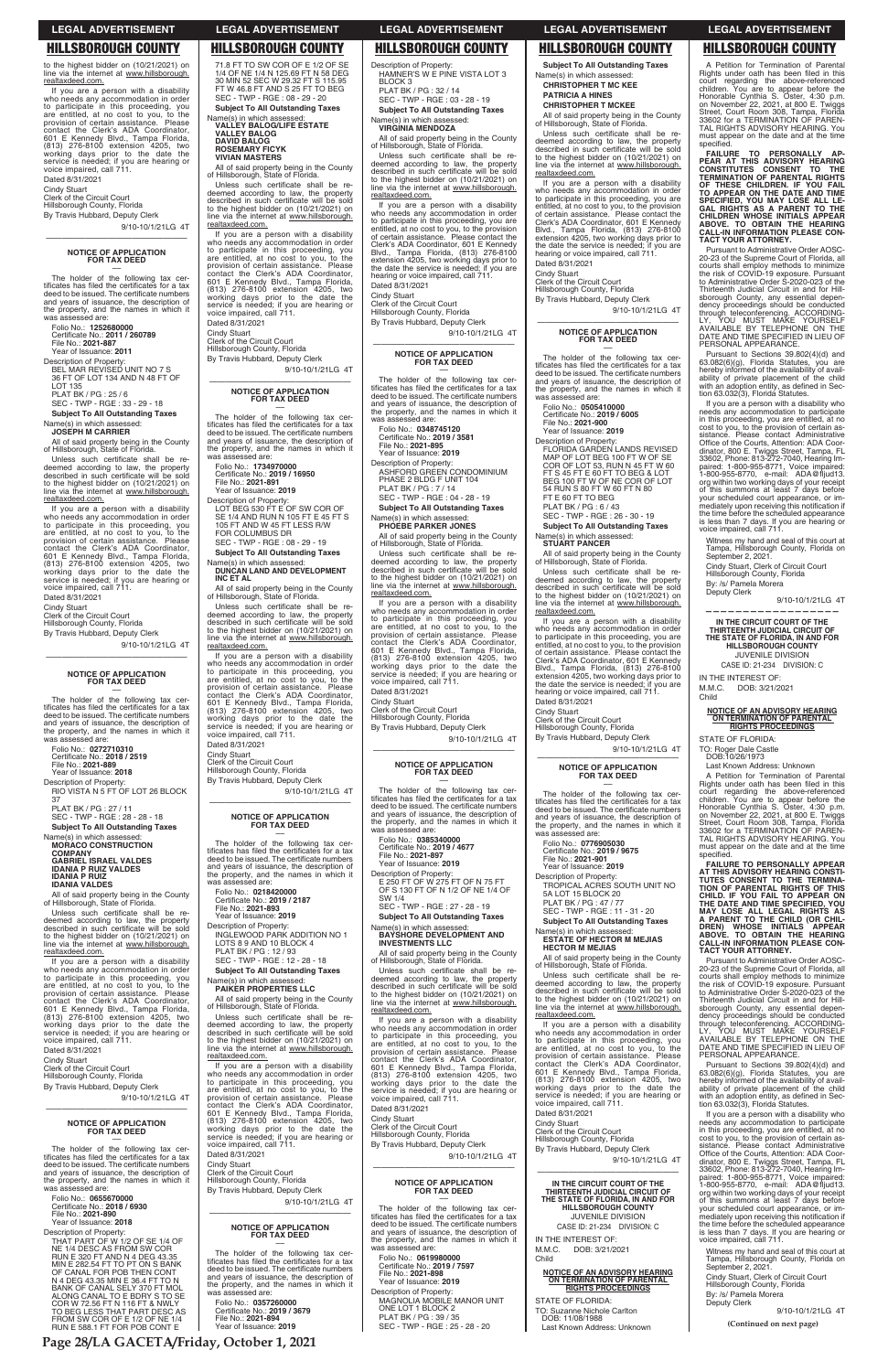to the highest bidder on (10/21/2021) on line via the internet at www.hillsborough.realtaxdeed.com.

If you are a person with a disability who needs any accommodation in order to participate in this proceeding, you are entitled, at no cost to you, to the provision of certain assistance. Please contact the Clerk's ADA Coordinator, 601 E Kennedy Blvd., Tampa Florida, (813) 276-8100 extension 4205, two working days prior to the date the service is needed; if you are hearing or voice impaired, call 711.

Dated 8/31/2021
Cindy Stuart
Clerk of the Circuit Court
Hillsborough County, Florida
By Travis Hubbard, Deputy Clerk

9/10-10/1/21LG 4T

---

**NOTICE OF APPLICATION FOR TAX DEED**

The holder of the following tax certificates has filed the certificates for a tax deed to be issued. The certificate numbers and years of issuance, the description of the property, and the names in which it was assessed are:

Folio No.: **1252680000**
Certificate No.: **2011 / 260789**
File No.: **2021-887**
Year of Issuance: **2011**

Description of Property:
BEL MAR REVISED UNIT NO 7 S 36 FT OF LOT 134 AND N 48 FT OF LOT 135
PLAT BK / PG : 25 / 6
SEC - TWP - RGE : 33 - 29 - 18

**Subject To All Outstanding Taxes**

Name(s) in which assessed:
**JOSEPH M CARRIER**

All of said property being in the County of Hillsborough, State of Florida.

Unless such certificate shall be redeemed according to law, the property described in such certificate will be sold to the highest bidder on (10/21/2021) on line via the internet at www.hillsborough.realtaxdeed.com.

If you are a person with a disability who needs any accommodation in order to participate in this proceeding, you are entitled, at no cost to you, to the provision of certain assistance. Please contact the Clerk's ADA Coordinator, 601 E Kennedy Blvd., Tampa Florida, (813) 276-8100 extension 4205, two working days prior to the date the service is needed; if you are hearing or voice impaired, call 711.

Dated 8/31/2021
Cindy Stuart
Clerk of the Circuit Court
Hillsborough County, Florida
By Travis Hubbard, Deputy Clerk

9/10-10/1/21LG 4T

---

**NOTICE OF APPLICATION FOR TAX DEED**

The holder of the following tax certificates has filed the certificates for a tax deed to be issued. The certificate numbers and years of issuance, the description of the property, and the names in which it was assessed are:

Folio No.: **0272710310**
Certificate No.: **2018 / 2519**
File No.: **2021-889**
Year of Issuance: **2018**

Description of Property:
RIO VISTA N 5 FT OF LOT 26 BLOCK 37
PLAT BK / PG : 27 / 11
SEC - TWP - RGE : 28 - 28 - 18

**Subject To All Outstanding Taxes**

Name(s) in which assessed:
**MORACO CONSTRUCTION COMPANY**
**GABRIEL ISRAEL VALDES**
**IDANIA P RUIZ VALDES**
**IDANIA P RUIZ**
**IDANIA VALDES**

All of said property being in the County of Hillsborough, State of Florida.

Unless such certificate shall be redeemed according to law, the property described in such certificate will be sold to the highest bidder on (10/21/2021) on line via the internet at www.hillsborough.realtaxdeed.com.

If you are a person with a disability who needs any accommodation in order to participate in this proceeding, you are entitled, at no cost to you, to the provision of certain assistance. Please contact the Clerk's ADA Coordinator, 601 E Kennedy Blvd., Tampa Florida, (813) 276-8100 extension 4205, two working days prior to the date the service is needed; if you are hearing or voice impaired, call 711.

Dated 8/31/2021
Cindy Stuart
Clerk of the Circuit Court
Hillsborough County, Florida
By Travis Hubbard, Deputy Clerk

9/10-10/1/21LG 4T

---

**NOTICE OF APPLICATION FOR TAX DEED**

The holder of the following tax certificates has filed the certificates for a tax deed to be issued. The certificate numbers and years of issuance, the description of the property, and the names in which it was assessed are:

Folio No.: **0655670000**
Certificate No.: **2018 / 6930**
File No.: **2021-890**
Year of Issuance: **2018**

Description of Property:
THAT PART OF W 1/2 OF SE 1/4 OF NE 1/4 DESC AS FROM SW COR RUN E 320 FT AND N 4 DEG 43.35 MIN E 282.54 FT TO PT ON S BANK OF CANAL FOR POB THEN CONT N 4 DEG 43.35 MIN E 36.4 FT TO N BANK OF CANAL SELY 370 FT MOL ALONG CANAL TO E BDRY S TO SE COR W 72.56 FT N 116 FT & NWLY TO BEG LESS THAT PART DESC AS FROM SW COR OF E 1/2 OF NE 1/4 RUN E 588.1 FT FOR POB CONT E 71.8 FT TO SW COR OF E 1/2 OF SE 1/4 OF NE 1/4 N 125.69 FT N 58 DEG 30 MIN 52 SEC W 29.32 FT S 115.95 FT W 46.8 FT AND S 25 FT TO BEG
SEC - TWP - RGE : 08 - 29 - 20

**Subject To All Outstanding Taxes**

Name(s) in which assessed:
**VALLEY BALOG/LIFE ESTATE**
**VALLEY BALOG**
**DAVID BALOG**
**ROSEMARY FICYK**
**VIVIAN MASTERS**

All of said property being in the County of Hillsborough, State of Florida.

Unless such certificate shall be redeemed according to law, the property described in such certificate will be sold to the highest bidder on (10/21/2021) on line via the internet at www.hillsborough.realtaxdeed.com.

If you are a person with a disability who needs any accommodation in order to participate in this proceeding, you are entitled, at no cost to you, to the provision of certain assistance. Please contact the Clerk's ADA Coordinator, 601 E Kennedy Blvd., Tampa Florida, (813) 276-8100 extension 4205, two working days prior to the date the service is needed; if you are hearing or voice impaired, call 711.

Dated 8/31/2021
Cindy Stuart
Clerk of the Circuit Court
Hillsborough County, Florida
By Travis Hubbard, Deputy Clerk

9/10-10/1/21LG 4T

---

**NOTICE OF APPLICATION FOR TAX DEED**

The holder of the following tax certificates has filed the certificates for a tax deed to be issued. The certificate numbers and years of issuance, the description of the property, and the names in which it was assessed are:

Folio No.: **1734970000**
Certificate No.: **2019 / 16950**
File No.: **2021-891**
Year of Issuance: **2019**

Description of Property:
LOT BEG 530 FT E OF SW COR OF SE 1/4 AND RUN N 105 FT E 45 FT S 105 FT AND W 45 FT LESS R/W FOR COLUMBUS DR
SEC - TWP - RGE : 08 - 29 - 19

**Subject To All Outstanding Taxes**

Name(s) in which assessed:
**DUNCAN LAND AND DEVELOPMENT INC ET AL**

All of said property being in the County of Hillsborough, State of Florida.

Unless such certificate shall be redeemed according to law, the property described in such certificate will be sold to the highest bidder on (10/21/2021) on line via the internet at www.hillsborough.realtaxdeed.com.

If you are a person with a disability who needs any accommodation in order to participate in this proceeding, you are entitled, at no cost to you, to the provision of certain assistance. Please contact the Clerk's ADA Coordinator, 601 E Kennedy Blvd., Tampa Florida, (813) 276-8100 extension 4205, two working days prior to the date the service is needed; if you are hearing or voice impaired, call 711.

Dated 8/31/2021
Cindy Stuart
Clerk of the Circuit Court
Hillsborough County, Florida
By Travis Hubbard, Deputy Clerk

9/10-10/1/21LG 4T

---

**NOTICE OF APPLICATION FOR TAX DEED**

The holder of the following tax certificates has filed the certificates for a tax deed to be issued. The certificate numbers and years of issuance, the description of the property, and the names in which it was assessed are:

Folio No.: **0218420000**
Certificate No.: **2019 / 2187**
File No.: **2021-893**
Year of Issuance: **2019**

Description of Property:
INGLEWOOD PARK ADDITION NO 1 LOTS 8 9 AND 10 BLOCK 4
PLAT BK / PG : 12 / 93
SEC - TWP - RGE : 12 - 28 - 18

**Subject To All Outstanding Taxes**

Name(s) in which assessed:
**PAIKER PROPERTIES LLC**

All of said property being in the County of Hillsborough, State of Florida.

Unless such certificate shall be redeemed according to law, the property described in such certificate will be sold to the highest bidder on (10/21/2021) on line via the internet at www.hillsborough.realtaxdeed.com.

If you are a person with a disability who needs any accommodation in order to participate in this proceeding, you are entitled, at no cost to you, to the provision of certain assistance. Please contact the Clerk's ADA Coordinator, 601 E Kennedy Blvd., Tampa Florida, (813) 276-8100 extension 4205, two working days prior to the date the service is needed; if you are hearing or voice impaired, call 711.

Dated 8/31/2021
Cindy Stuart
Clerk of the Circuit Court
Hillsborough County, Florida
By Travis Hubbard, Deputy Clerk

9/10-10/1/21LG 4T

---

**NOTICE OF APPLICATION FOR TAX DEED**

The holder of the following tax certificates has filed the certificates for a tax deed to be issued. The certificate numbers and years of issuance, the description of the property, and the names in which it was assessed are:

Folio No.: **0357260000**
Certificate No.: **2019 / 3679**
File No.: **2021-894**
Year of Issuance: **2019**

Description of Property:
HAMNER'S W E PINE VISTA LOT 3 BLOCK 3
PLAT BK / PG : 32 / 14
SEC - TWP - RGE : 03 - 28 - 19

**Subject To All Outstanding Taxes**

Name(s) in which assessed:
**VIRGINIA MENDOZA**

All of said property being in the County of Hillsborough, State of Florida.

Unless such certificate shall be redeemed according to law, the property described in such certificate will be sold to the highest bidder on (10/21/2021) on line via the internet at www.hillsborough.realtaxdeed.com.

If you are a person with a disability who needs any accommodation in order to participate in this proceeding, you are entitled, at no cost to you, to the provision of certain assistance. Please contact the Clerk's ADA Coordinator, 601 E Kennedy Blvd., Tampa Florida, (813) 276-8100 extension 4205, two working days prior to the date the service is needed; if you are hearing or voice impaired, call 711.

Dated 8/31/2021
Cindy Stuart
Clerk of the Circuit Court
Hillsborough County, Florida
By Travis Hubbard, Deputy Clerk

9/10-10/1/21LG 4T

---

**NOTICE OF APPLICATION FOR TAX DEED**

The holder of the following tax certificates has filed the certificates for a tax deed to be issued. The certificate numbers and years of issuance, the description of the property, and the names in which it was assessed are:

Folio No.: **0348745120**
Certificate No.: **2019 / 3581**
File No.: **2021-895**
Year of Issuance: **2019**

Description of Property:
ASHFORD GREEN CONDOMINIUM PHASE 2 BLDG F UNIT 104
PLAT BK / PG : 7 / 14
SEC - TWP - RGE : 04 - 28 - 19

**Subject To All Outstanding Taxes**

Name(s) in which assessed:
**PHOEBE PARKER JONES**

All of said property being in the County of Hillsborough, State of Florida.

Unless such certificate shall be redeemed according to law, the property described in such certificate will be sold to the highest bidder on (10/21/2021) on line via the internet at www.hillsborough.realtaxdeed.com.

If you are a person with a disability who needs any accommodation in order to participate in this proceeding, you are entitled, at no cost to you, to the provision of certain assistance. Please contact the Clerk's ADA Coordinator, 601 E Kennedy Blvd., Tampa Florida, (813) 276-8100 extension 4205, two working days prior to the date the service is needed; if you are hearing or voice impaired, call 711.

Dated 8/31/2021
Cindy Stuart
Clerk of the Circuit Court
Hillsborough County, Florida
By Travis Hubbard, Deputy Clerk

9/10-10/1/21LG 4T

---

**NOTICE OF APPLICATION FOR TAX DEED**

The holder of the following tax certificates has filed the certificates for a tax deed to be issued. The certificate numbers and years of issuance, the description of the property, and the names in which it was assessed are:

Folio No.: **0385340000**
Certificate No.: **2019 / 4677**
File No.: **2021-897**
Year of Issuance: **2019**

Description of Property:
E 250 FT OF W 275 FT OF N 75 FT OF S 130 FT OF N 1/2 OF NE 1/4 OF SW 1/4
SEC - TWP - RGE : 27 - 28 - 19

**Subject To All Outstanding Taxes**

Name(s) in which assessed:
**BAYSHORE DEVELOPMENT AND INVESTMENTS LLC**

All of said property being in the County of Hillsborough, State of Florida.

Unless such certificate shall be redeemed according to law, the property described in such certificate will be sold to the highest bidder on (10/21/2021) on line via the internet at www.hillsborough.realtaxdeed.com.

If you are a person with a disability who needs any accommodation in order to participate in this proceeding, you are entitled, at no cost to you, to the provision of certain assistance. Please contact the Clerk's ADA Coordinator, 601 E Kennedy Blvd., Tampa Florida, (813) 276-8100 extension 4205, two working days prior to the date the service is needed; if you are hearing or voice impaired, call 711.

Dated 8/31/2021
Cindy Stuart
Clerk of the Circuit Court
Hillsborough County, Florida
By Travis Hubbard, Deputy Clerk

9/10-10/1/21LG 4T

---

**NOTICE OF APPLICATION FOR TAX DEED**

The holder of the following tax certificates has filed the certificates for a tax deed to be issued. The certificate numbers and years of issuance, the description of the property, and the names in which it was assessed are:

Folio No.: **0619980000**
Certificate No.: **2019 / 7597**
File No.: **2021-898**
Year of Issuance: **2019**

Description of Property:
MAGNOLIA MOBILE MANOR UNIT ONE LOT 1 BLOCK 2
PLAT BK / PG : 39 / 35
SEC - TWP - RGE : 25 - 28 - 20

**Subject To All Outstanding Taxes**

Name(s) in which assessed:
**CHRISTOPHER T MC KEE**
**PATRICIA A HINES**
**CHRISTOPHER T MCKEE**

All of said property being in the County of Hillsborough, State of Florida.

Unless such certificate shall be redeemed according to law, the property described in such certificate will be sold to the highest bidder on (10/21/2021) on line via the internet at www.hillsborough.realtaxdeed.com.

If you are a person with a disability who needs any accommodation in order to participate in this proceeding, you are entitled, at no cost to you, to the provision of certain assistance. Please contact the Clerk's ADA Coordinator, 601 E Kennedy Blvd., Tampa Florida, (813) 276-8100 extension 4205, two working days prior to the date the service is needed; if you are hearing or voice impaired, call 711.

Dated 8/31/2021
Cindy Stuart
Clerk of the Circuit Court
Hillsborough County, Florida
By Travis Hubbard, Deputy Clerk

9/10-10/1/21LG 4T

---

**NOTICE OF APPLICATION FOR TAX DEED**

The holder of the following tax certificates has filed the certificates for a tax deed to be issued. The certificate numbers and years of issuance, the description of the property, and the names in which it was assessed are:

Folio No.: **0505410000**
Certificate No.: **2019 / 6005**
File No.: **2021-900**
Year of Issuance: **2019**

Description of Property:
FLORIDA GARDEN LANDS REVISED MAP OF LOT BEG 100 FT W OF SE COR OF LOT 53, RUN N 45 FT W 60 FT S 45 FT E 60 FT TO BEG & LOT BEG 100 FT W OF NE COR OF LOT 54 RUN S 80 FT W 60 FT N 80 FT E 60 FT TO BEG
PLAT BK / PG : 6 / 43
SEC - TWP - RGE : 26 - 30 - 19

**Subject To All Outstanding Taxes**

Name(s) in which assessed:
**STUART PANCER**

All of said property being in the County of Hillsborough, State of Florida.

Unless such certificate shall be redeemed according to law, the property described in such certificate will be sold to the highest bidder on (10/21/2021) on line via the internet at www.hillsborough.realtaxdeed.com.

If you are a person with a disability who needs any accommodation in order to participate in this proceeding, you are entitled, at no cost to you, to the provision of certain assistance. Please contact the Clerk's ADA Coordinator, 601 E Kennedy Blvd., Tampa Florida, (813) 276-8100 extension 4205, two working days prior to the date the service is needed; if you are hearing or voice impaired, call 711.

Dated 8/31/2021
Cindy Stuart
Clerk of the Circuit Court
Hillsborough County, Florida
By Travis Hubbard, Deputy Clerk

9/10-10/1/21LG 4T

---

**NOTICE OF APPLICATION FOR TAX DEED**

The holder of the following tax certificates has filed the certificates for a tax deed to be issued. The certificate numbers and years of issuance, the description of the property, and the names in which it was assessed are:

Folio No.: **0776905030**
Certificate No.: **2019 / 9675**
File No.: **2021-901**
Year of Issuance: **2019**

Description of Property:
TROPICAL ACRES SOUTH UNIT NO 5A LOT 15 BLOCK 20
PLAT BK / PG : 47 / 77
SEC - TWP - RGE : 11 - 31 - 20

**Subject To All Outstanding Taxes**

Name(s) in which assessed:
**ESTATE OF HECTOR M MEJIAS**
**HECTOR M MEJIAS**

All of said property being in the County of Hillsborough, State of Florida.

Unless such certificate shall be redeemed according to law, the property described in such certificate will be sold to the highest bidder on (10/21/2021) on line via the internet at www.hillsborough.realtaxdeed.com.

If you are a person with a disability who needs any accommodation in order to participate in this proceeding, you are entitled, at no cost to you, to the provision of certain assistance. Please contact the Clerk's ADA Coordinator, 601 E Kennedy Blvd., Tampa Florida, (813) 276-8100 extension 4205, two working days prior to the date the service is needed; if you are hearing or voice impaired, call 711.

Dated 8/31/2021
Cindy Stuart
Clerk of the Circuit Court
Hillsborough County, Florida
By Travis Hubbard, Deputy Clerk

9/10-10/1/21LG 4T

---

**IN THE CIRCUIT COURT OF THE THIRTEENTH JUDICIAL CIRCUIT OF THE STATE OF FLORIDA, IN AND FOR HILLSBOROUGH COUNTY**
JUVENILE DIVISION
CASE ID: 21-234 DIVISION: C

IN THE INTEREST OF:
M.M.C. DOB: 3/21/2021
Child

**NOTICE OF AN ADVISORY HEARING ON TERMINATION OF PARENTAL RIGHTS PROCEEDINGS**

STATE OF FLORIDA:
TO: Suzanne Nichole Carlton
DOB: 11/08/1988
Last Known Address: Unknown

A Petition for Termination of Parental Rights under oath has been filed in this court regarding the above-referenced children. You are to appear before the Honorable Cynthia S. Oster, 4:30 p.m. on November 22, 2021, at 800 E. Twiggs Street, Court Room 308, Tampa, Florida 33602 for a TERMINATION OF PARENTAL RIGHTS ADVISORY HEARING. You must appear on the date and at the time specified.

**FAILURE TO PERSONALLY APPEAR AT THIS ADVISORY HEARING CONSTITUTES CONSENT TO THE TERMINATION OF PARENTAL RIGHTS OF THESE CHILDREN. IF YOU FAIL TO APPEAR ON THE DATE AND TIME SPECIFIED, YOU MAY LOSE ALL LEGAL RIGHTS AS A PARENT TO THE CHILDREN WHOSE INITIALS APPEAR ABOVE. TO OBTAIN THE HEARING CALL-IN INFORMATION PLEASE CONTACT YOUR ATTORNEY.**

Pursuant to Administrative Order AOSC-20-23 of the Supreme Court of Florida, all courts shall employ methods to minimize the risk of COVID-19 exposure. Pursuant to Administrative Order S-2020-023 of the Thirteenth Judicial Circuit in and for Hillsborough County, any essential dependency proceedings should be conducted through teleconferencing. ACCORDINGLY, YOU MUST MAKE YOURSELF AVAILABLE BY TELEPHONE ON THE DATE AND TIME SPECIFIED IN LIEU OF PERSONAL APPEARANCE.

Pursuant to Sections 39.802(4)(d) and 63.082(6)(g), Florida Statutes, you are hereby informed of the availability of private placement of the child with an adoption entity, as defined in Section 63.032(3), Florida Statutes.

If you are a person with a disability who needs any accommodation to participate in this proceeding, you are entitled, at no cost to you, to the provision of certain assistance. Please contact Administrative Office of the Courts, Attention: ADA Coordinator, 800 E. Twiggs Street, Tampa, FL 33602, Phone: 813-272-7040, Hearing Impaired: 1-800-955-8771, Voice impaired: 1-800-955-8770, e-mail: ADA@fljud13.org within two working days of your receipt of this summons at least 7 days before your scheduled court appearance, or immediately upon receiving this notification if the time before the scheduled appearance is less than 7 days. If you are hearing or voice impaired, call 711.

Witness my hand and seal of this court at Tampa, Hillsborough County, Florida on September 2, 2021.

Cindy Stuart, Clerk of Circuit Court
Hillsborough County, Florida
By: /s/ Pamela Morera
Deputy Clerk

9/10-10/1/21LG 4T

---

**IN THE CIRCUIT COURT OF THE THIRTEENTH JUDICIAL CIRCUIT OF THE STATE OF FLORIDA, IN AND FOR HILLSBOROUGH COUNTY**
JUVENILE DIVISION
CASE ID: 21-234 DIVISION: C

IN THE INTEREST OF:
M.M.C. DOB: 3/21/2021
Child

**NOTICE OF AN ADVISORY HEARING ON TERMINATION OF PARENTAL RIGHTS PROCEEDINGS**

STATE OF FLORIDA:
TO: Roger Dale Castle
DOB:10/26/1973
Last Known Address: Unknown

A Petition for Termination of Parental Rights under oath has been filed in this court regarding the above-referenced children. You are to appear before the Honorable Cynthia S. Oster, 4:30 p.m. on November 22, 2021, at 800 E. Twiggs Street, Court Room 308, Tampa, Florida 33602 for a TERMINATION OF PARENTAL RIGHTS ADVISORY HEARING. You must appear on the date and at the time specified.

**FAILURE TO PERSONALLY APPEAR AT THIS ADVISORY HEARING CONSTITUTES CONSENT TO THE TERMINATION OF PARENTAL RIGHTS OF THIS CHILD. IF YOU FAIL TO APPEAR ON THE DATE AND TIME SPECIFIED, YOU MAY LOSE ALL LEGAL RIGHTS AS A PARENT TO THE CHILD (OR CHILDREN) WHOSE INITIALS APPEAR ABOVE. TO OBTAIN THE HEARING CALL-IN INFORMATION PLEASE CONTACT YOUR ATTORNEY.**

Pursuant to Administrative Order AOSC-20-23 of the Supreme Court of Florida, all courts shall employ methods to minimize the risk of COVID-19 exposure. Pursuant to Administrative Order S-2020-023 of the Thirteenth Judicial Circuit in and for Hillsborough County, any essential dependency proceedings should be conducted through teleconferencing. ACCORDINGLY, YOU MUST MAKE YOURSELF AVAILABLE BY TELEPHONE ON THE DATE AND TIME SPECIFIED IN LIEU OF PERSONAL APPEARANCE.

Pursuant to Sections 39.802(4)(d) and 63.082(6)(g), Florida Statutes, you are hereby informed of the availability of private placement of the child with an adoption entity, as defined in Section 63.032(3), Florida Statutes.

If you are a person with a disability who needs any accommodation to participate in this proceeding, you are entitled, at no cost to you, to the provision of certain assistance. Please contact Administrative Office of the Courts, Attention: ADA Coordinator, 800 E. Twiggs Street, Tampa, FL 33602, Phone: 813-272-7040, Hearing Impaired: 1-800-955-8771, Voice impaired: 1-800-955-8770, e-mail: ADA@fljud13.org within two working days of your receipt of this summons at least 7 days before your scheduled court appearance, or immediately upon receiving this notification if the time before the scheduled appearance is less than 7 days. If you are hearing or voice impaired, call 711.

Witness my hand and seal of this court at Tampa, Hillsborough County, Florida on September 2, 2021.

Cindy Stuart, Clerk of Circuit Court
Hillsborough County, Florida
By: /s/ Pamela Morera
Deputy Clerk

9/10-10/1/21LG 4T

**(Continued on next page)**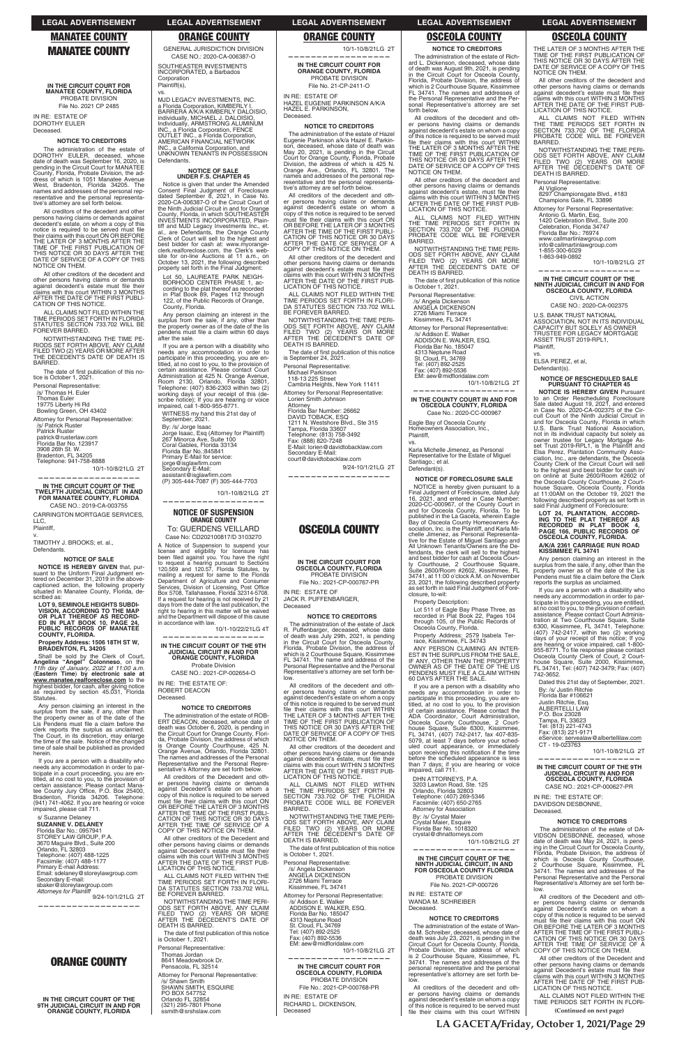## MANATEE COUNTY

**IN THE CIRCUIT COURT FOR MANATEE COUNTY, FLORIDA**
PROBATE DIVISION
File No. 2021 CP 2485

IN RE: ESTATE OF
DOROTHY EULER
Deceased.

**NOTICE TO CREDITORS**

The administration of the estate of DOROTHY EULER, deceased, whose date of death was September 16, 2020, is pending in the Circuit Court for MANATEE County, Florida, Probate Division, the address of which is 1051 Manatee Avenue West, Bradenton, Florida 34205. The names and addresses of the personal representative and the personal representative's attorney are set forth below.

All creditors of the decedent and other persons having claims or demands against decedent's estate, on whom a copy of this notice is required to be served must file their claims with this court ON OR BEFORE THE LATER OF 3 MONTHS AFTER THE TIME OF THE FIRST PUBLICATION OF THIS NOTICE OR 30 DAYS AFTER THE DATE OF SERVICE OF A COPY OF THIS NOTICE ON THEM.

All other creditors of the decedent and other persons having claims or demands against decedent's estate must file their claims with this court WITHIN 3 MONTHS AFTER THE DATE OF THE FIRST PUBLICATION OF THIS NOTICE.

ALL CLAIMS NOT FILED WITHIN THE TIME PERIODS SET FORTH IN FLORIDA STATUTES SECTION 733.702 WILL BE FOREVER BARRED.

NOTWITHSTANDING THE TIME PERIODS SET FORTH ABOVE, ANY CLAIM FILED TWO (2) YEARS OR MORE AFTER THE DECEDENT'S DATE OF DEATH IS BARRED.

The date of first publication of this notice is October 1, 2021.

Personal Representative:
/s/ Thomas H. Euler
Thomas Euler
19775 Liberty Hi Rd
Bowling Green, OH 43402

Attorney for Personal Representative:
/s/ Patrick Ruster
Patrick Ruster
patrick@rusterlaw.com
Florida Bar No. 123917
3908 26th St. W.
Bradenton, FL 34205
Telephone: 941-758-8888

10/1-10/8/21LG 2T

---

**IN THE CIRCUIT COURT OF THE TWELFTH JUDICIAL CIRCUIT IN AND FOR MANATEE COUNTY, FLORIDA**
CASE NO.: 2019-CA-003755

CARRINGTON MORTGAGE SERVICES, LLC,
Plaintiff,
v.
TIMOTHY J. BROOKS; et. al.,
Defendants.

**NOTICE OF SALE**

**NOTICE IS HEREBY GIVEN** that, pursuant to the Uniform Final Judgment entered on December 31, 2019 in the above-captioned action, the following property situated in Manatee County, Florida, described as:

**LOT 9, SEMINOLE HEIGHTS SUBDIVISION, ACCORDING TO THE MAP OR PLAT THEREOF AS RECORDED IN PLAT BOOK 10, PAGE 24, PUBLIC RECORDS OF MANATEE COUNTY, FLORIDA.**

**Property Address: 1506 18TH ST W, BRADENTON, FL 34205**

Shall be sold by the Clerk of Court, **Angelina "Angel" Colonneso**, on the *11th day of January, 2022 at 11:00 a.m.* **(Eastern Time) by electronic sale at www.manatee.realforeclose.com** to the highest bidder, for cash, after giving notice as required by section 45.031, Florida Statutes.

Any person claiming an interest in the surplus from the sale, if any, other than the property owner as of the date of the Lis Pendens must file a claim before the clerk reports the surplus as unclaimed. The Court, in its discretion, may enlarge the time of the sale. Notice of the changed time of sale shall be published as provided herein.

If you are a person with a disability who needs any accommodation in order to participate in a court proceeding, you are entitled, at no cost to you, to the provision of certain assistance. Please contact Manatee County Jury Office, P.O. Box 25400, Bradenton, Florida 34206. Telephone: (941) 741-4062. If you are hearing or voice impaired, please call 711.

s/ Suzanne Delaney
**SUZANNE V. DELANEY**
Florida Bar No.: 0957941
STOREY LAW GROUP, P.A.
3670 Maguire Blvd., Suite 200
Orlando, FL 32803
Telephone: (407) 488-1225
Facsimile: (407) 488-1177
Primary E-mail Address:
Email: sdelaney@storeylawgroup.com
Secondary E-mail:
sbaker@storeylawgroup.com
*Attorneys for Plaintiff*

9/24-10/1/21LG 2T

---

## ORANGE COUNTY

**IN THE CIRCUIT COURT OF THE 9TH JUDICIAL CIRCUIT IN AND FOR ORANGE COUNTY, FLORIDA**
GENERAL JURISDICTION DIVISION
CASE NO.: 2020-CA-006387-O

SOUTHEASTER INVESTMENTS INCORPORATED, a Barbados Corporation
Plaintiff(s),
vs.
MJD LEGACY INVESTMENTS, INC. a Florida Corporation, KIMBERLY I. BARRERA A/K/A KIMBERLY DALOISIO, individually, MICHAEL J. DALOISIO, individually, ARMSTRONG ALUMINUM INC., a Florida Corporation, FENCE OUTLET INC., a Florida Corporation, AMERICAN FINANCIAL NETWORK INC., a California Corporation, and UNKNOWN TENANTS IN POSSESSION
Defendants.

**NOTICE OF SALE UNDER F.S. CHAPTER 45**

Notice is given that under the Amended Consent Final Judgment of Foreclosure dated September 8, 2021, in Case No. 2020-CA-006387-O of the Circuit Court of the Ninth Judicial Circuit in and for Orange County, Florida, in which SOUTHEASTER INVESTMENTS INCORPORATED, Plaintiff and MJD Legacy Investments, Inc., et. al., are Defendants, the Orange County Clerk of Court will sell to the highest and best bidder for cash at: www.myorangeclerk.realforeclose.com, the Clerk's website for on-line Auctions at 11 a.m., on October 13, 2021, the following described property set forth in the Final Judgment:

Lot 50, LAUREATE PARK NEIGHBORHOOD CENTER PHASE 1, according to the plat thereof as recorded in Plat Book 69, Pages 112 through 122, of the Public Records of Orange, County, Florida.

Any person claiming an interest in the surplus from the sale, if any, other than the property owner as of the date of the lis pendens must file a claim within 60 days after the sale.

If you are a person with a disability who needs any accommodation in order to participate in this proceeding, you are entitled, at no cost to you, to the provision of certain assistance. Please contact Court Administration at 425 N. Orange Avenue, Room 2130, Orlando, Florida 32801, Telephone: (407) 836-2303 within two (2) working days of your receipt of this (describe notice); If you are hearing or voice impaired, call 1-800-955-8771.

WITNESS my hand this 21st day of September, 2021.

By: /s/ Jorge Isaac
Jorge Isaac, Esq (Attorney for Plaintiff)
267 Minorca Ave, Suite 100
Coral Gables, Florida 33134
Florida Bar No.:845841
Primary E-Mail for service:
jorge@isglawfirm.com
Secondary E-Mail:
assistant@isglawfirm.com
(P) 305-444-7087 (F) 305-444-7703

10/1-10/8/21LG 2T

---

**NOTICE OF SUSPENSION**
**ORANGE COUNTY**

To: GUERDENS VEILLARD
Case No: CD202100817/D 3103270

A Notice of Suspension to suspend your license and eligibility for licensure has been filed against you. You have the right to request a hearing pursuant to Sections 120.569 and 120.57, Florida Statutes, by mailing a request for same to the Florida Department of Agriculture and Consumer Services, Division of Licensing, Post Office Box 5708, Tallahassee, Florida 32314-5708. If a request for hearing is not received by 21 days from the date of the last publication, the right to hearing in this matter will be waived and the Department will dispose of this cause in accordance with law.

10/1-10/22/21LG 4T

---

**IN THE CIRCUIT COURT OF THE 9TH JUDICIAL CIRCUIT IN AND FOR ORANGE COUNTY, FLORIDA**
Probate Division
CASE NO.: 2021-CP-002654-O

IN RE: THE ESTATE OF:
ROBERT DEACON
Deceased.

**NOTICE TO CREDITORS**

The administration of the estate of ROBERT DEACON, deceased, whose date of death was October 6, 2020, is pending in the Circuit Court for Orange County, Florida, Probate Division, the address of which is Orange County Courthouse, 425 N. Orange Avenue, Orlando, Florida 32801. The names and addresses of the Personal Representative and the Personal Representative's Attorney are set forth below.

All creditors of the Decedent and other persons having claims or demands against Decedent's estate on whom a copy of this notice is required to be served must file their claims with this court ON OR BEFORE THE LATER OF 3 MONTHS AFTER THE TIME OF THE FIRST PUBLICATION OF THIS NOTICE OR 30 DAYS AFTER THE DATE OF SERVICE OF A COPY OF THIS NOTICE ON THEM.

All other creditors of the Decedent and other persons having claims or demands against Decedent's estate must file their claims with this court WITHIN 3 MONTHS AFTER THE DATE OF THE FIRST PUBLICATION OF THIS NOTICE.

ALL CLAIMS NOT FILED WITHIN THE TIME PERIODS SET FORTH IN FLORIDA STATUTES SECTION 733.702 WILL BE FOREVER BARRED.

NOTWITHSTANDING THE TIME PERIODS SET FORTH ABOVE, ANY CLAIM FILED TWO (2) YEARS OR MORE AFTER THE DECEDENT'S DATE OF DEATH IS BARRED.

The date of first publication of this notice is October 1, 2021.

Personal Representative:
Thomas Jordan
8641 Meadowbrook Dr.
Pensacola, FL 32514

Attorney for Personal Representative:
/s/ Shawn Smith
SHAWN SMITH, ESQUIRE
PO BOX 547752
Orlando FL 32854
(321) 295-7801 Phone
ssmith@srshslaw.com

10/1-10/8/21LG 2T

---

**IN THE CIRCUIT COURT FOR ORANGE COUNTY, FLORIDA**
PROBATE DIVISION
File No. 21-CP-2411-O

IN RE: ESTATE OF
HAZEL EUGENIE PARKINSON A/K/A HAZEL E. PARKINSON,
Deceased.

**NOTICE TO CREDITORS**

The administration of the estate of Hazel Eugenie Parkinson a/k/a Hazel E. Parkinson, deceased, whose date of death was May 20, 2021, is pending in the Circuit Court for Orange County, Florida, Probate Division, the address of which is 425 N. Orange Ave., Orlando, FL 32801. The names and addresses of the personal representative and the personal representative's attorney are set forth below.

All creditors of the decedent and other persons having claims or demands against decedent's estate on whom a copy of this notice is required to be served must file their claims with this court ON OR BEFORE THE LATER OF 3 MONTHS AFTER THE TIME OF THE FIRST PUBLICATION OF THIS NOTICE OR 30 DAYS AFTER THE DATE OF SERVICE OF A COPY OF THIS NOTICE ON THEM.

All other creditors of the decedent and other persons having claims or demands against decedent's estate must file their claims with this court WITHIN 3 MONTHS AFTER THE DATE OF THE FIRST PUBLICATION OF THIS NOTICE.

ALL CLAIMS NOT FILED WITHIN THE TIME PERIODS SET FORTH IN FLORIDA STATUTES SECTION 733.702 WILL BE FOREVER BARRED.

NOTWITHSTANDING THE TIME PERIODS SET FORTH ABOVE, ANY CLAIM FILED TWO (2) YEARS OR MORE AFTER THE DECEDENT'S DATE OF DEATH IS BARRED.

The date of first publication of this notice is September 24, 2021.

Personal Representative:
Michael Parkinson
118-13 225 Street
Cambria Heights, New York 11411

Attorney for Personal Representative:
Lorien Smith Johnson
Attorney
Florida Bar Number: 26662
DAVID TOBACK, ESQ
1211 N. Westshore Blvd., Ste 315
Tampa, Florida 33607
Telephone: (813) 758-3492
Fax: (888) 820-7248
E-Mail: lorien@davidtobacklaw.com
Secondary E-Mail:
court@davidtobacklaw.com

9/24-10/1/21LG 2T

---

## OSCEOLA COUNTY

**IN THE CIRCUIT COURT FOR OSCEOLA COUNTY, FLORIDA**
PROBATE DIVISION
File No.: 2021-CP-000767-PR

IN RE: ESTATE OF
JACK R. PUFFENBARGER,
Deceased

**NOTICE TO CREDITORS**

The administration of the estate of Jack R. Puffenbarger, deceased, whose date of death was July 29th, 2021, is pending in the Circuit Court for Osceola County, Florida, Probate Division, the address of which is 2 Courthouse Square, Kissimmee FL 34741. The name and address of the Personal Representative and the Personal Representative's attorney are set forth below.

All creditors of the decedent and other persons having claims or demands against decedent's estate on whom a copy of this notice is required to be served must file their claims with this court WITHIN THE LATER OF 3 MONTHS AFTER THE TIME OF THE FIRST PUBLICATION OF THIS NOTICE OR 30 DAYS AFTER THE DATE OF SERVICE OF A COPY OF THIS NOTICE ON THEM.

All other creditors of the decedent and other persons having claims or demands against decedent's estate, must file their claims with this court WITHIN 3 MONTHS AFTER THE DATE OF THE FIRST PUBLICATION OF THIS NOTICE.

ALL CLAIMS NOT FILED WITHIN THE TIME PERIODS SET FORTH IN SECTION 733.702 OF THE FLORIDA PROBATE CODE WILL BE FOREVER BARRED.

NOTWITHSTANDING THE TIME PERIODS SET FORTH ABOVE, ANY CLAIM FILED TWO (2) YEARS OR MORE AFTER THE DECEDENT'S DATE OF DEATH IS BARRED.

The date of first publication of this notice is October 1, 2021.

Personal Representative:
/s/ Angela Dickenson
ANGELA DICKENSON
2726 Miami Terrace
Kissimmee, FL 34741

Attorney for Personal Representative:
/s/ Addison E. Walker
ADDISON E. WALKER, ESQ.
Florida Bar No. 185047
4313 Neptune Road
St. Cloud, FL 34769
Tel: (407) 892-2525
Fax: (407) 892-5536
EM: aew@midfloridalaw.com

10/1-10/8/21LG 2T

---

**IN THE CIRCUIT COURT FOR OSCEOLA COUNTY, FLORIDA**
PROBATE DIVISION
File No.: 2021-CP-000768-PR

IN RE: ESTATE OF
RICHARD L. DICKENSON,
Deceased

**NOTICE TO CREDITORS**

The administration of the estate of Richard L. Dickenson, deceased, whose date of death was August 9th, 2021, is pending in the Circuit Court for Osceola County, Florida, Probate Division, the address of which is 2 Courthouse Square, Kissimmee FL 34741. The names and addresses of the Personal Representative and the Personal Representative's attorney are set forth below.

All creditors of the decedent and other persons having claims or demands against decedent's estate on whom a copy of this notice is required to be served must file their claims with this court WITHIN THE LATER OF 3 MONTHS AFTER THE TIME OF THE FIRST PUBLICATION OF THIS NOTICE OR 30 DAYS AFTER THE DATE OF SERVICE OF A COPY OF THIS NOTICE ON THEM.

All other creditors of the decedent and other persons having claims or demands against decedent's estate, must file their claims with this court WITHIN 3 MONTHS AFTER THE DATE OF THE FIRST PUBLICATION OF THIS NOTICE.

ALL CLAIMS NOT FILED WITHIN THE TIME PERIODS SET FORTH IN SECTION 733.702 OF THE FLORIDA PROBATE CODE WILL BE FOREVER BARRED.

NOTWITHSTANDING THE TIME PERIODS SET FORTH ABOVE, ANY CLAIM FILED TWO (2) YEARS OR MORE AFTER THE DECEDENT'S DATE OF DEATH IS BARRED.

The date of first publication of this notice is October 1, 2021.

Personal Representative:
/s/ Angela Dickenson
ANGELA DICKENSON
2726 Miami Terrace
Kissimmee, FL 34741

Attorney for Personal Representative:
/s/ Addison E. Walker
ADDISON E. WALKER, ESQ.
Florida Bar No. 185047
4313 Neptune Road
St. Cloud, FL 34769
Tel: (407) 892-2525
Fax: (407) 892-5536
EM: aew@midfloridalaw.com

10/1-10/8/21LG 2T

---

**IN THE COUNTY COURT IN AND FOR OSCEOLA COUNTY, FLORIDA**
Case No.: 2020-CC-000967

Eagle Bay of Osceola County Homeowners Association, Inc.,
Plaintiff,
vs.
Karla Michelle Jimenez, as Personal Representative for the Estate of Miguel Santiago,; et al.
Defendant(s).

**NOTICE OF FORECLOSURE SALE**

NOTICE is hereby given pursuant to a Final Judgment of Foreclosure, dated July 16, 2021, and entered in Case Number: 2020-CC-000967, of the County Court in and for Osceola County, Florida. To be published in the La Gaceta, wherein Eagle Bay of Osceola County Homeowners Association, Inc. is the Plaintiff, and Karla Michelle Jimenez, as Personal Representative for the Estate of Miguel Santiago and All Unknown Tenants/Owners are the Defendants, the clerk will sell to the highest and best bidder for cash at Osceola County Courthouse, 2 Courthouse Square, Suite 2600/Room #2602, Kissimmee, FL 34741, at 11:00 o'clock A.M. on November 23, 2021, the following described property as set forth in said Final Judgment of Foreclosure, to-wit:

Property Description:

Lot 511 of Eagle Bay Phase Three, as recorded in Plat Book 22, Pages 104 through 105, of the Public Records of Osceola County, Florida.

Property Address: 2579 Isabela Terrace, Kissimmee, FL 34743

ANY PERSON CLAIMING AN INTEREST IN THE SURPLUS FROM THE SALE, IF ANY, OTHER THAN THE PROPERTY OWNER AS OF THE DATE OF THE LIS PENDENS MUST FILE A CLAIM WITHIN 60 DAYS AFTER THE SALE.

If you are a person with a disability who needs any accommodation in order to participate in this proceeding, you are entitled, at no cost to you, to the provision of certain assistance. Please contact the ADA Coordinator, Court Administration, Osceola County Courthouse, 2 Courthouse Square, Suite 6300, Kissimmee, FL 34741, (407) 742-2417, fax 407-835-5079, at least 7 days before your scheduled court appearance, or immediately upon receiving this notification if the time before the scheduled appearance is less than 7 days; if you are hearing or voice impaired, call 711.

DHN ATTORNEYS, P.A.
3203 Lawton Road, Ste. 125
Orlando, Florida 32803
Telephone: (407) 269-5346
Facsimile: (407) 650-2765
Attorney for Association

By: /s/ Crystal Maier
Crystal Maier, Esquire
Florida Bar No. 1018320
crystal@dhnattorneys.com

10/1-10/8/21LG 2T

---

**IN THE CIRCUIT COURT OF THE NINTH JUDICIAL CIRCUIT, IN AND FOR OSCEOLA COUNTY, FLORIDA**
PROBATE DIVISION
File No. 2021-CP-000726

IN RE: ESTATE OF
WANDA M. SCHREIBER
Deceased.

**NOTICE TO CREDITORS**

The administration of the estate of Wanda M. Schreiber, deceased, whose date of death was July 23, 2021, is pending in the Circuit Court for Osceola County, Florida, Probate Division, the address of which is 2 Courthouse Square, Kissimmee, FL 34741. The names and addresses of the personal representative and the personal representative's attorney are set forth below.

All creditors of the decedent and other persons having claims or demands against decedent's estate on whom a copy of this notice is required to be served must file their claims with this court WITHIN THE LATER OF 3 MONTHS AFTER THE TIME OF THE FIRST PUBLICATION OF THIS NOTICE OR 30 DAYS AFTER THE DATE OF SERVICE OF A COPY OF THIS NOTICE ON THEM.

All other creditors of the decedent and other persons having claims or demands against decedent's estate must file their claims with this court WITHIN 3 MONTHS AFTER THE DATE OF THE FIRST PUBLICATION OF THIS NOTICE.

ALL CLAIMS NOT FILED WITHIN THE TIME PERIODS SET FORTH IN SECTION 733.702 OF THE FLORIDA PROBATE CODE WILL BE FOREVER BARRED.

NOTWITHSTANDING THE TIME PERIODS SET FORTH ABOVE, ANY CLAIM FILED TWO (2) YEARS OR MORE AFTER THE DECEDENT'S DATE OF DEATH IS BARRED.

Personal Representative:
Al Vigilone
8297 Championsgate Blvd., #183
Champions Gate, FL 33896

Attorney for Personal Representative:
Antonio G. Martin, Esq.
1420 Celebration Blvd., Suite 200
Celebration, Florida 34747
Florida Bar No.: 76974
www.callmartinlawgroup.com
info@callmartinlawgroup.com
1-855-300-6029
1-863-949-0892

10/1-10/8/21LG 2T

---

**IN THE CIRCUIT COURT OF THE NINTH JUDICIAL CIRCUIT IN AND FOR OSCEOLA COUNTY, FLORIDA**
CIVIL ACTION
CASE NO.: 2020-CA-002375

U.S. BANK TRUST NATIONAL ASSOCIATION, NOT IN ITS INDIVIDUAL CAPACITY BUT SOLELY AS OWNER TRUSTEE FOR LEGACY MORTGAGE ASSET TRUST 2019-RPL1,
Plaintiff,
vs.
ELSA PEREZ, et al,
Defendant(s).

**NOTICE OF RESCHEDULED SALE PURSUANT TO CHAPTER 45**

**NOTICE IS HEREBY GIVEN** Pursuant to an Order Rescheduling Foreclosure Sale dated August 19, 2021, and entered in Case No. 2020-CA-002375 of the Circuit Court of the Ninth Judicial Circuit in and for Osceola County, Florida in which U.S. Bank Trust National Association, not in its individual capacity but solely as owner trustee for Legacy Mortgage Asset Trust 2019-RPL1, is the Plaintiff and Elsa Perez, Plantation Community Association, Inc., are defendants, the Osceola County Clerk of the Circuit Court will sell to the highest and best bidder for cash in/on online at Suite 2600/Room #2602 of the Osceola County Courthouse, 2 Courthouse Square, Osceola County, Florida at 11:00AM on the October 19, 2021 the following described property as set forth in said Final Judgment of Foreclosure:

**LOT 24, PLANTATION, ACCORDING TO THE PLAT THEREOF AS RECORDED IN PLAT BOOK 4, PAGE 166, PUBLIC RECORDS OF OSCEOLA COUNTY, FLORIDA.**

**A/K/A 2361 CARRIAGE RUN ROAD KISSIMMEE FL 34741**

Any person claiming an interest in the surplus from the sale, if any, other than the property owner as of the date of the Lis Pendens must file a claim before the Clerk reports the surplus as unclaimed.

If you are a person with a disability who needs any accommodation in order to participate in this proceeding, you are entitled, at no cost to you, to the provision of certain assistance. Please contact Court Administration at Two Courthouse Square, Suite 6300, Kissimmee, FL 34741, Telephone: (407) 742-2417, within two (2) working days of your receipt of this notice; If you are hearing or voice impaired, call 1-800-955-8771. To file response please contact Osceola County Clerk of Court, 2 Courthouse Square, Suite 2000, Kissimmee, FL 34741, Tel: (407) 742-3479; Fax: (407) 742-3652.

Dated this 21st day of September, 2021.

By: /s/ Justin Ritchie
Florida Bar #106621
Justin Ritchie, Esq.
ALBERTELLI LAW
P.O. Box 23028
Tampa, FL 33623
Tel: (813) 221-4743
Fax: (813) 221-9171
eService: servealaw@albertellilaw.com
CT - 19-023763

10/1-10/8/21LG 2T

---

**IN THE CIRCUIT COURT OF THE 9TH JUDICIAL CIRCUIT IN AND FOR OSCEOLA COUNTY, FLORIDA**
CASE NO.: 2021-CP-000627-PR

IN RE: THE ESTATE OF:
DAVIDSON DESBONNE,
Deceased.

**NOTICE TO CREDITORS**

The administration of the estate of DAVIDSON DESBONNE, deceased, whose date of death was May 24, 2021, is pending in the Circuit Court for Osceola County, Florida, Probate Division, the address of which is Osceola County Courthouse, 2 Courthouse Square, Kissimmee, FL 34741. The names and addresses of the Personal Representative and the Personal Representative's Attorney are set forth below.

All creditors of the Decedent and other persons having claims or demands against Decedent's estate on whom a copy of this notice is required to be served must file their claims with this court ON OR BEFORE THE LATER OF 3 MONTHS AFTER THE TIME OF THE FIRST PUBLICATION OF THIS NOTICE OR 30 DAYS AFTER THE DATE OF SERVICE OF A COPY OF THIS NOTICE ON THEM.

All other creditors of the Decedent and other persons having claims or demands against Decedent's estate must file their claims with this court WITHIN 3 MONTHS AFTER THE DATE OF THE FIRST PUBLICATION OF THIS NOTICE.

ALL CLAIMS NOT FILED WITHIN THE TIME PERIODS SET FORTH IN FLORI-

**(Continued on next page)**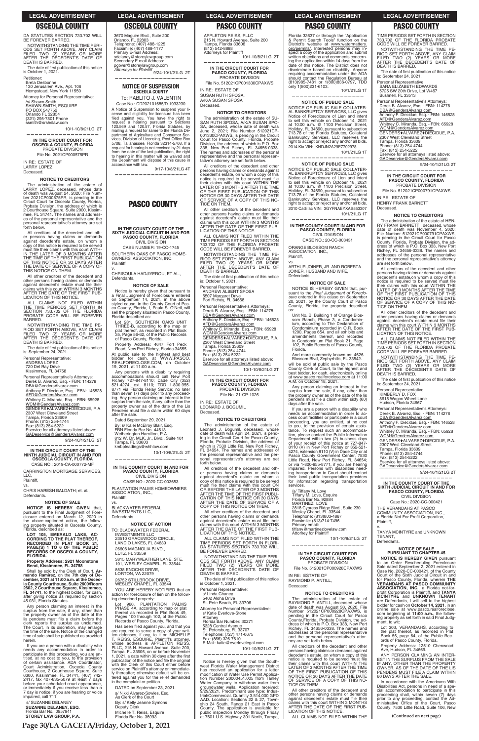## OSCEOLA COUNTY

DA STATUTES SECTION 733.702 WILL BE FOREVER BARRED.

NOTWITHSTANDING THE TIME PERIODS SET FORTH ABOVE, ANY CLAIM FILED TWO (2) YEARS OR MORE AFTER THE DECEDENT'S DATE OF DEATH IS BARRED.

The date of first publication of this notice is October 1, 2021.

Petitioner:
Breia Desbonne
130 Jerusalem Ave., Apt. 106
Hempstead, New York 11550

Attorney for Personal Representative:
/s/ Shawn Smith
SHAWN SMITH, ESQUIRE
PO BOX 547752
Orlando FL 32854
(321) 295-7801 Phone
ssmith@srshslaw.com

10/1-10/8/21LG 2T

---

**IN THE CIRCUIT COURT FOR OSCEOLA COUNTY, FLORIDA**
PROBATE DIVISION
File No. 2021CP000575PR

IN RE: ESTATE OF
LARRY LOPEZ
Deceased.

**NOTICE TO CREDITORS**

The administration of the estate of LARRY LOPEZ, deceased, whose date of death was August 24, 2020; File Number 2021CP000575PR, is pending in the Circuit Court for Osceola County, Florida, Probate Division, the address of which is 2 Courthouse Square, Suite 2000, Kissimmee, FL 34741. The names and addresses of the personal representative and the personal representative's attorney are set forth below.

All creditors of the decedent and other persons having claims or demands against decedent's estate, on whom a copy of this notice is required to be served must file their claims with this court WITHIN THE LATER OF 3 MONTHS AFTER THE TIME OF THE FIRST PUBLICATION OF THIS NOTICE OR 30 DAYS AFTER THE DATE OF SERVICE OF A COPY OF THIS NOTICE ON THEM.

All other creditors of the decedent and other persons having claims or demands against decedent's estate must file their claims with this court WITHIN 3 MONTHS AFTER THE DATE OF THE FIRST PUBLICATION OF THIS NOTICE.

ALL CLAIMS NOT FILED WITHIN THE TIME PERIODS SET FORTH IN SECTION 733.702 OF THE FLORIDA PROBATE CODE WILL BE FOREVER BARRED.

NOTWITHSTANDING THE TIME PERIOD SET FORTH ABOVE, ANY CLAIM FILED TWO (2) YEARS OR MORE AFTER THE DECEDENT'S DATE OF DEATH IS BARRED.

The date of first publication of this notice is: September 24, 2021.

Personal Representative:
ANDREA LOPEZ
720 Del Ray Drive
Kissimmee, FL 34758

Personal Representative's Attorneys:
Derek B. Alvarez, Esq. - FBN: 114278
DBA@GendersAlvarez.com
Anthony F. Diecidue, Esq. - FBN: 146528
AFD@GendersAlvarez.com
Whitney C. Miranda, Esq. - FBN: 65928
WCM@GendersAlvarez.com
GENDERS♦ALVAREZ♦DIECIDUE, P.A.
2307 West Cleveland Street
Tampa, Florida 33609
Phone: (813) 254-4744
Fax: (813) 254-5222
Eservice for all attorneys listed above:
GADeservice@GendersAlvarez.com

9/24-10/1/21LG 2T

---

**IN THE CIRCUIT COURT OF THE NINTH JUDICIAL CIRCUIT IN AND FOR OSCEOLA COUNTY, FLORIDA**
CASE NO.: 2019-CA-000772-MF

CARRINGTON MORTGAGE SERVICES, LLC,
Plaintiff,
vs.
CHRIS HARESH BALDATH; et. al.,
Defendants.

**NOTICE OF SALE**

**NOTICE IS HEREBY GIVEN** that, pursuant to the Final Judgment of Foreclosure entered on March 12, 2020 in the above-captioned action, the following property situated in Osceola County, Florida, described as:

**LOT 105, EMERALD LAKE, ACCORDING TO THE PLAT THEREOF, RECORDED IN PLAT BOOK 21, PAGE(S) 1 TO 6 OF THE PUBLIC RECORDS OF OSCEOLA COUNTY, FLORIDA.**

**Property Address: 2921 Moonstone Bend, Kissimmee, FL 34758**

Shall be sold by the Clerk of Court, **Armando Ramirez**, on the **7th day of December, 2021 at 11:00 a.m. at the Osceola County Courthouse, Suite 2600/Room 2602, 2 Courthouse Square, Kissimmee, FL 34741**, to the highest bidder, for cash, after giving notice as required by section 45.031, Florida Statutes.

Any person claiming an interest in the surplus from the sale, if any, other than the property owner as of the date of the lis pendens must file a claim before the clerk reports the surplus as unclaimed. The Court, in its discretion, may enlarge the time of the sale. Notice of the changed time of sale shall be published as provided herein.

If you are a person with a disability who needs any accommodation in order to participate in this proceeding, you are entitled, at no cost to you, to the provision of certain assistance. ADA Coordinator, Court Administration, Osceola County Courthouse, 2 Courthouse Square, Suite 6300, Kissimmee, FL 34741, (407) 742-2417, fax 407-835-5079 at least 7 days before your scheduled court appearance, or immediately if you receive less than a 7 day is notice; if you are hearing or voice impaired, call 711.

s/ SUZANNE DELANEY
**SUZANNE DELANEY, ESQ.**
Florida Bar No.: 0957941
**STOREY LAW GROUP, P.A.**
3670 Maguire Blvd., Suite 200
Orlando, FL 32803
Telephone: (407) 488-1225
Facsimile: (407) 488-1177
Primary E-Mail Address:
sdelaney@storeylawgroup.com
Secondary E-mail Address:
pgover@storeylawgroup.com
*Attorneys for Plaintiff*

9/24-10/1/21LG 2T

---

**NOTICE OF SUSPENSION**
**OSCEOLA COUNTY**

To: PABLITO J. VALENTIN
Case No.: CD202101685/D 1933230

A Notice of Suspension to suspend your license and eligibility for licensure has been filed against you. You have the right to request a hearing pursuant to Sections 120.569 and 120.57, Florida Statutes, by mailing a request for same to the Florida Department of Agriculture and Consumer Services, Division of Licensing, Post Office Box 5708, Tallahassee, Florida 32314-5708. If a request for hearing is not received by 21 days from the date of the last publication, the right to hearing in this matter will be waived and the Department will dispose of this cause in accordance with law.

9/17-10/8/21LG 4T

---

## PASCO COUNTY

**IN THE COUNTY COURT OF THE SIXTH JUDICIAL CIRCUIT IN AND FOR PASCO COUNTY, FLORIDA**
CIVIL DIVISION
CASE NUMBER: 19-CC-1745

SOUTHERN OAKS OF PASCO HOMEOWNERS' ASSOCIATION, INC.
Plaintiff
v.
CHRISOULA HADJIYEROU, ET AL.,
Defendants.

**NOTICE OF SALE**

Notice is hereby given that pursuant to a Final Judgment of Foreclosure entered on September 14, 2021, in the above styled cause, in the County Court of Pasco County, Florida, I, Paula S. O'Neil, will sell the property situated in Pasco County, Florida described as:

Lot 281, SOUTHERN OAKS UNIT THREE-B, according to the map or plat thereof, as recorded in Plat Book 35, Page 56-62, of the Public Records of Pasco County, Florida.

Property Address: 4647 Fort Peck Road, New Port Richey, Florida 34655

At public sale to the highest and best bidder for cash, at WWW.PASCO.REALFORECLOSE.COM, on October 19, 2021, at 11:00 a.m.

Any persons with a disability requiring accommodations should call New Port Richey 727-847-8110; Dade City (352) 521-4274, ext. 8110; TDD 1-800-955-8771 via Florida Relay Service; no later than seven (7) days prior to any proceeding. Any person claiming an interest in the surplus from the sale, if any, other than the property owner as of the date of the Lis Pendens must file a claim within 60 days after the sale.

Dated September 29, 2021.

By: s/ Kalei McElroy Blair, Esq.
FBN Florida Bar No. 44613
Wetherington Hamilton, P. A.
812 W. Dr. MLK, Jr., Blvd., Suite 101
Tampa, FL 33603
kmbpleadings@whhlaw.com

10/1-10/8/21LG 2T

---

**IN THE COUNTY COURT IN AND FOR PASCO COUNTY, FLORIDA**
CIVIL DIVISION
CASE NO.: 2020-CC-003653

PLANTATION PALMS HOMEOWNERS ASSOCIATION, INC.,
Plaintiff,
vs.
BLACKWATER FEDERAL INVESTMENTS LLC,
Defendants.

**NOTICE OF ACTION**

TO: BLACKWATER FEDERAL INVESTMENTS LLC
23510 GRACEWOOD CIRCLE, LAND O LAKES, FL 34639

26606 MAGNOLIA BLVD., LUTZ, FL 33559

3815 MARYWEATHER LANE, STE. 101, WESLEY CHAPEL, FL 33544

8538 ENOCHS DRIVE, LORTON, VA 22079

26752 STILLBROOK DRIVE, WESLEY CHAPEL, FL 33544

YOU ARE HEREBY NOTIFIED that an action for foreclosure of lien on the following described property:

Lot 966, PLANTATION PALMS PHASE 4A, according to map or plat thereof as recorded in Plat Book 49, Pages 100 through 102, of the Public Records of Pasco County, Florida.

Has been filed against you, and that you are required to serve a copy of your written defenses, if any, to it on MICHELLE T. REISS, ESQUIRE, Plaintiff's attorney, whose address is APPLETON REISS, PLLC, 215 N. Howard Avenue, Suite 200, Tampa, FL 33606, on or before November 1, 2021, a date within 30 days after the first publication of the notice and file the original with the Clerk of this Court either before service on Plaintiff's attorney or immediately thereafter; otherwise default will be entered against you for the relief demanded in the complaint or petition.

DATED on September 23, 2021.

s/ Nikki Alvarez-Sowles, Esq.
As Clerk of the Court
By: s/ Kelly Jeanne Symons
Deputy Clerk
Michelle T. Reiss, Esquire
Florida Bar No. 36993
APPLETON REISS, PLLC
215 N. Howard Avenue, Suite 200
Tampa, Florida 33606
(813) 542-8888
Attorneys for Plaintiff

10/1-10/8/21LG 2T

---

**IN THE CIRCUIT COURT FOR PASCO COUNTY, FLORIDA**
PROBATE DIVISION
File No. 512021CP001330CPAXWS

IN RE: ESTATE OF
SUSAN RUTH SPOSA,
A/K/A SUSAN SPOSA
Deceased.

**NOTICE TO CREDITORS**

The administration of the estate of SUSAN RUTH SPOSA, A/K/A SUSAN SPOSA, deceased, whose date of death was June 2, 2021; File Number 512021CP001330CPAXWS, is pending in the Circuit Court for Pasco County, Florida, Probate Division, the address of which is P.O. Box 338, New Port Richey, FL 34656-0338. The names and addresses of the personal representative and the personal representative's attorney are set forth below.

All creditors of the decedent and other persons having claims or demands against decedent's estate, on whom a copy of this notice is required to be served must file their claims with this court WITHIN THE LATER OF 3 MONTHS AFTER THE TIME OF THE FIRST PUBLICATION OF THIS NOTICE OR 30 DAYS AFTER THE DATE OF SERVICE OF A COPY OF THIS NOTICE ON THEM.

All other creditors of the decedent and other persons having claims or demands against decedent's estate must file their claims with this court WITHIN 3 MONTHS AFTER THE DATE OF THE FIRST PUBLICATION OF THIS NOTICE.

ALL CLAIMS NOT FILED WITHIN THE TIME PERIODS SET FORTH IN SECTION 733.702 OF THE FLORIDA PROBATE CODE WILL BE FOREVER BARRED.

NOTWITHSTANDING THE TIME PERIOD SET FORTH ABOVE, ANY CLAIM FILED TWO (2) YEARS OR MORE AFTER THE DECEDENT'S DATE OF DEATH IS BARRED.

The date of first publication of this notice is: October 1, 2021.

Personal Representative:
ANDREW ALBERT SPOSA
6507 Margaret Drive
Port Richey, FL 34668

Personal Representative's Attorneys:
Derek B. Alvarez, Esq. - FBN: 114278
DBA@GendersAlvarez.com
Anthony F. Diecidue, Esq. - FBN: 146528
AFD@GendersAlvarez.com
Whitney C. Miranda, Esq. - FBN: 65928
WCM@GendersAlvarez.com
GENDERS♦ALVAREZ♦DIECIDUE, P.A.
2307 West Cleveland Street
Tampa, Florida 33609
Phone: (813) 254-4744
Fax: (813) 254-5222
Eservice for all attorneys listed above:
GADeservice@GendersAlvarez.com

10/1-10/8/21LG 2T

---

**IN THE CIRCUIT COURT FOR PASCO COUNTY, FLORIDA**
PROBATE DIVISION
File No. 21-CP-1026

IN RE: ESTATE OF
LEONARD J. BOGUMIL
Deceased.

**NOTICE TO CREDITORS**

The administration of the estate of Leonard J. Bogumil, deceased, whose date of death was April 24, 2021, is pending in the Circuit Court for Pasco County, Florida, Probate Division, the address of which is 7530 Little Rd, New Port Richey, FL 34654. The names and addresses of the personal representative and the personal representative's attorney are set forth below.

All creditors of the decedent and other persons having claims or demands against decedent's estate on whom a copy of this notice is required to be served must file their claims with this court ON OR BEFORE THE LATER OF 3 MONTHS AFTER THE TIME OF THE FIRST PUBLICATION OF THIS NOTICE OR 30 DAYS AFTER THE DATE OF SERVICE OF A COPY OF THIS NOTICE ON THEM.

All other creditors of the decedent and other persons having claims or demands against decedent's estate must file their claims with this court WITHIN 3 MONTHS AFTER THE DATE OF THE FIRST PUBLICATION OF THIS NOTICE.

ALL CLAIMS NOT FILED WITHIN THE TIME PERIODS SET FORTH IN FLORIDA STATUTES SECTION 733.702 WILL BE FOREVER BARRED.

NOTWITHSTANDING THE TIME PERIODS SET FORTH ABOVE, ANY CLAIM FILED TWO (2) YEARS OR MORE AFTER THE DECEDENT'S DATE OF DEATH IS BARRED.

The date of first publication of this notice is October 1, 2021.

Personal Representative:
s/ Linda Chaney
5402 Aloha Drive
St. Pete Beach, FL 33706

Attorney for Personal Representative:
s/ Katie Everlove-Stone
Attorney
Florida Bar Number: 30271
5328 Central Avenue
St. Petersburg, FL 33707
Telephone: (727) 471-0675
Fax: (866) 326-7610
E-Mail: katie@everlovelegal.com

10/1-10/8/21LG 2T

---

Notice is hereby given that the Southwest Florida Water Management District has received an application for a letter modification of Water Use Permit Application Number 20000451.005 from Twiley Water Company to withdraw water from groundwater wells. Application received: 9/29/2021. Predominant use type: Industrial/Commercial. Quantity 3,514,000 GPD AAD. Location: Sections 22 & 27, Township 24 South, Range 21 East in Pasco County. The application is available for public inspection Monday through Friday at 7601 U.S. Highway 301 North, Tampa, Florida 33637 or through the "Application & Permit Search Tools" function on the District's website at www.watermatters.org/permits/. Interested persons may inspect a copy of the application and submit written objections and comments concerning the application within 14 days from the date of this notice. The District does not discriminate based on disability. Anyone requiring accommodation under the ADA should contact the Regulation Bureau at (813)985-7481 or 1(800)836-0797, TDD only 1(800)231-6103.

10/1/21LG 1T

---

**NOTICE OF PUBLIC SALE**

NOTICE OF PUBLIC SALE COLLATERAL BANKRUPTCY SERVICES, LLC gives Notice of Foreclosure of Lien and intent to sell this vehicle on October 14, 2021 at 10:00 a.m. @ 1103 Precision Street, Holiday, FL 34690, pursuant to subsection 713.78 of the Florida Statutes, Collateral Bankruptcy Services, LLC reserves the right to accept or reject any and/or all bids.

2014 Kia VIN: KNDJN2A29E7702978

10/1/21LG 1T

---

**NOTICE OF PUBLIC SALE**

NOTICE OF PUBLIC SALE COLLATERAL BANKRUPTCY SERVICES, LLC gives Notice of Foreclosure of Lien and intent to sell this vehicle on October 18, 2021 at 10:00 a.m. @ 1103 Precision Street, Holiday, FL 34690, pursuant to subsection 713.78 of the Florida Statutes, Collateral Bankruptcy Services, LLC reserves the right to accept or reject any and/or all bids.

2010 Cadillac VIN: 3GYFNAEYXAS553307

10/1/21LG 1T

---

**IN THE COUNTY COURT IN AND FOR PASCO COUNTY, FLORIDA**
CIVIL DIVISION
CASE NO.: 20-CC-003431

ORANGE BLOSSOM RANCH ASSOCIATION, INC.,
Plaintiff,
vs.
ARTHUR JOINER, JR. AND ROBERTA JOINER, HUSBAND AND WIFE,
Defendants.

**NOTICE OF SALE**

NOTICE IS HEREBY GIVEN that, pursuant to the *Final Judgement of Foreclosure* entered in this cause on September 20, 2021, by the County Court of Pasco County, Florida, the property described as:

Unit No. B, Building 1 of Orange Blossom Ranch, Phase 3, a Condominium, according to The Declaration of Condominium recorded in O.R. Book 1200, Pages 654, and all exhibits and amendments thereof, and recorded in Condominium Plat Book 21, Page 102, Public Records of Pasco County, Florida.

And more commonly known as: 4626 Blossom Blvd, Zephyrhills, FL 33542.

will be sold at public sale by the Pasco County Clerk of Court, to the highest and best bidder, for cash, electronically online at www.pasco.realforeclose.com at 11:00 A.M. on October 18, 2021.

Any person claiming an interest in the surplus from the sale, if any, other than the property owner as of the date of the lis pendens must file a claim within sixty (60) days after the sale.

If you are a person with a disability who needs an accommodation in order to access court facilities or participate in a court proceeding, you are entitled, at no cost to you, to the provision of certain assistance. To request such an accommodation, please contact the Public Information Department within two (2) business days of your receipt of this notice at 727-847-8110 (V) in New Port Richey or 352-521-4274, extension 8110 (V) in Dade City or at Pasco County Government Center, 7530 Little Road, New Port Richey, FL 34654; or via 1-800-955-8771, if you are hearing impaired. Persons with disabilities needing transportation to Court should contact their local public transportation providers for information regarding transportation services.

/s/ Tiffany M. Love
Tiffany M. Love, Esquire
Florida Bar No. 92884
MARTINEZ | LOVE
2818 Cypress Ridge Blvd., Suite 230
Wesley Chapel, FL 33544
Telephone: (813)803-4887
Facsimile: (813)714-7496
Primary email:
tiffany@martinezlovelaw.com
Attorney for Plaintiff

10/1-10/8/21LG 2T

---

**IN THE CIRCUIT COURT FOR PASCO COUNTY, FLORIDA**
PROBATE DIVISION
File No. 512021CP000928CPAXWS

IN RE: ESTATE OF
RAYMOND P. ANTILL,
Deceased.

**NOTICE TO CREDITORS**

The administration of the estate of RAYMOND P. ANTILL, deceased, whose date of death was August 30, 2020; File Number 512021CP000928CPAXWS, is pending in the Circuit Court for Pasco County, Florida, Probate Division, the address of which is P.O. Box 338, New Port Richey, FL 34656-0338. The names and addresses of the personal representative and the personal representative's attorney are set forth below.

All creditors of the decedent and other persons having claims or demands against decedent's estate, on whom a copy of this notice is required to be served must file their claims with this court WITHIN THE LATER OF 3 MONTHS AFTER THE TIME OF THE FIRST PUBLICATION OF THIS NOTICE OR 30 DAYS AFTER THE DATE OF SERVICE OF A COPY OF THIS NOTICE ON THEM.

All other creditors of the decedent and other persons having claims or demands against decedent's estate must file their claims with this court WITHIN 3 MONTHS AFTER THE DATE OF THE FIRST PUBLICATION OF THIS NOTICE.

ALL CLAIMS NOT FILED WITHIN THE TIME PERIODS SET FORTH IN SECTION 733.702 OF THE FLORIDA PROBATE CODE WILL BE FOREVER BARRED.

NOTWITHSTANDING THE TIME PERIOD SET FORTH ABOVE, ANY CLAIM FILED TWO (2) YEARS OR MORE AFTER THE DECEDENT'S DATE OF DEATH IS BARRED.

The date of first publication of this notice is: September 24, 2021.

Personal Representative:
SARA ELIZABETH EDWARDS
5725 SW 20th Drive, Lot W467
Bushnell, FL 33513

Personal Representative's Attorneys:
Derek B. Alvarez, Esq. - FBN: 114278
DBA@GendersAlvarez.com
Anthony F. Diecidue, Esq. - FBN: 146528
AFD@GendersAlvarez.com
Whitney C. Miranda, Esq. - FBN: 65928
WCM@GendersAlvarez.com
GENDERS♦ALVAREZ♦DIECIDUE, P.A.
2307 West Cleveland Street
Tampa, Florida 33609
Phone: (813) 254-4744
Fax: (813) 254-5222
Eservice for all attorneys listed above:
GADeservice@GendersAlvarez.com

9/24-10/1/21LG 2T

---

**IN THE CIRCUIT COURT FOR PASCO COUNTY, FLORIDA**
PROBATE DIVISION
File No. 512021CP000791CPAXWS

IN RE: ESTATE OF
HENRY FRANK BARNETT
Deceased.

**NOTICE TO CREDITORS**

The administration of the estate of HENRY FRANK BARNETT, deceased, whose date of death was November 4, 2020; File Number 512021CP000791CPAXWS, is pending in the Circuit Court for Pasco County, Florida, Probate Division, the address of which is P.O. Box 338, New Port Richey, FL 34656-0338. The names and addresses of the personal representative and the personal representative's attorney are set forth below.

All creditors of the decedent and other persons having claims or demands against decedent's estate, on whom a copy of this notice is required to be served must file their claims with this court WITHIN THE LATER OF 3 MONTHS AFTER THE TIME OF THE FIRST PUBLICATION OF THIS NOTICE OR 30 DAYS AFTER THE DATE OF SERVICE OF A COPY OF THIS NOTICE ON THEM.

All other creditors of the decedent and other persons having claims or demands against decedent's estate must file their claims with this court WITHIN 3 MONTHS AFTER THE DATE OF THE FIRST PUBLICATION OF THIS NOTICE.

ALL CLAIMS NOT FILED WITHIN THE TIME PERIODS SET FORTH IN SECTION 733.702 OF THE FLORIDA PROBATE CODE WILL BE FOREVER BARRED.

NOTWITHSTANDING THE TIME PERIOD SET FORTH ABOVE, ANY CLAIM FILED TWO (2) YEARS OR MORE AFTER THE DECEDENT'S DATE OF DEATH IS BARRED.

The date of first publication of this notice is: September 24, 2021.

Personal Representative:
KIMBERLY D. FOX
8615 Wagon Wheel Lane
Hudson, Florida 34667

Personal Representative's Attorneys:
Derek B. Alvarez, Esq. - FBN: 114278
DBA@GendersAlvarez.com
Anthony F. Diecidue, Esq. - FBN: 146528
AFD@GendersAlvarez.com
Whitney C. Miranda, Esq. - FBN: 65928
WCM@GendersAlvarez.com
GENDERS♦ALVAREZ♦DIECIDUE, P.A.
2307 West Cleveland Street
Tampa, Florida 33609
Phone: (813) 254-4744
Fax: (813) 254-5222
Eservice for all attorneys listed above:
GADeservice@GendersAlvarez.com

9/24-10/1/21LG 2T

---

**IN THE COUNTY COURT OF THE SIXTH JUDICIAL CIRCUIT IN AND FOR PASCO COUNTY, FLORIDA**
CIVIL DIVISION
Case No.: 2020-CC-000421

THE VERANDAHS AT PASCO COMMUNITY ASSOCIATION, INC., a Florida Not-For-Profit Corporation,
Plaintiff,
v.
TANYA MCINTYRE and UNKNOWN TENANT,
Defendants.

**NOTICE OF SALE PURSUANT TO CHAPTER 45**

**NOTICE IS HEREBY GIVEN** pursuant to an Order Rescheduling Foreclosure Sale dated September 2, 2021 entered in Case No. 2020-CC-000421, of the County Court of the Sixth Judicial Circuit in and for Pasco County, Florida, wherein **THE VERANDAHS AT PASCO COMMUNITY ASSOCIATION, INC.**, a Florida not-for-profit Corporation is Plaintiff, and **TANYA MCINTYRE** and **UNKNOWN TENANT** are Defendants, I will sell to the highest bidder for cash on **October 14, 2021**, in an online sale at www.pasco.realforeclose.com beginning at **11:00 a.m.**, the following property as set forth in said Final Judgment, to wit:

Lot 303, VERANDAHS, according to the plat thereof, as recorded in Plat Book 56, page 64, of the Public Records of Pasco County, Florida.

Property Address: 12510 Chenwood Ave, Hudson, FL 34669.

ANY PERSON CLAIMING AN INTEREST IN THE SURPLUS FROM THE SALE, IF ANY, OTHER THAN THE PROPERTY OWNER, AS OF THE DATE OF THE LIS PENDENS MUST FILE A CLAIM WITHIN 60 DAYS AFTER THE SALE.

In accordance with the Americans With Disabilities Act, persons in need of a special accommodation to participate in this proceeding shall, within seven (7) days prior to any proceeding, contact the Administrative Office of the Court, Pasco County, 7530 Little Road, Suite 106, New

**(Continued on next page)**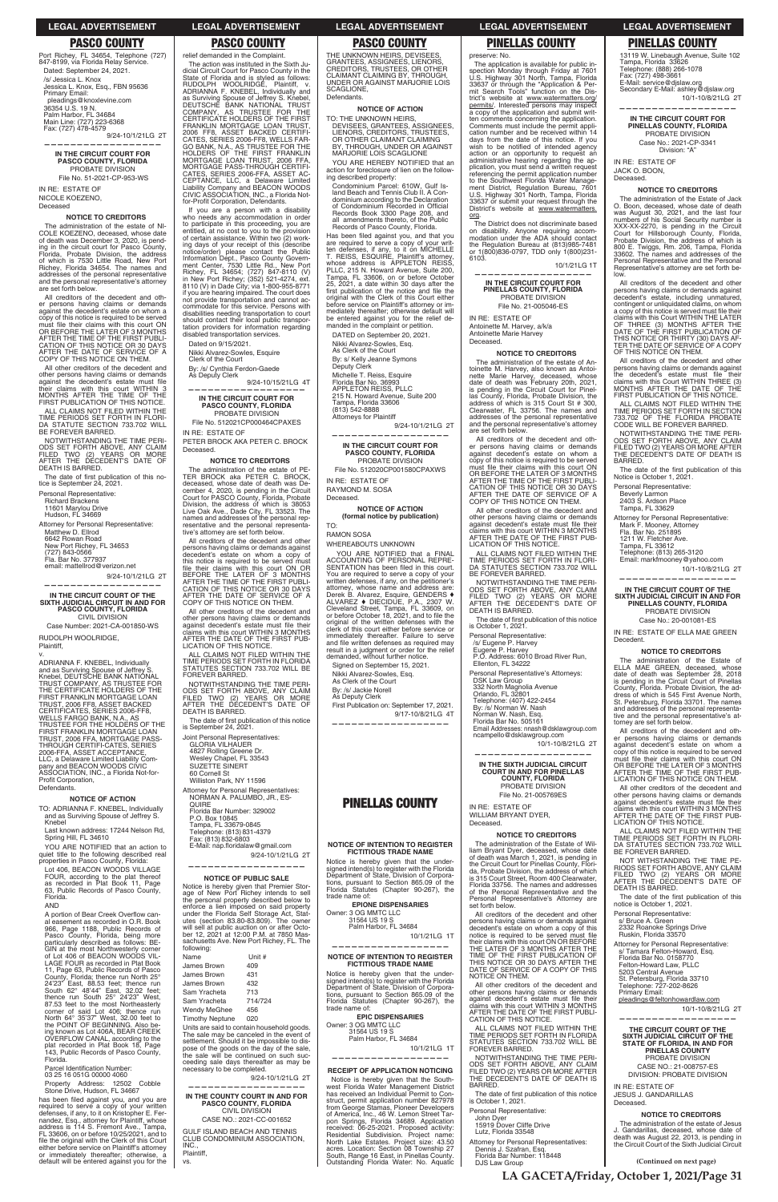## LEGAL ADVERTISEMENT

### PASCO COUNTY

Port Richey, FL 34654, Telephone (727) 847-8199, via Florida Relay Service.

Dated: September 24, 2021.

/s/ Jessica L. Knox
Jessica L. Knox, Esq., FBN 95636
Primary Email:
pleadings@knoxlevine.com
36354 U.S. 19 N.
Palm Harbor, FL 34684
Main Line: (727) 223-6368
Fax: (727) 478-4579

9/24-10/1/21LG 2T

---

**IN THE CIRCUIT COURT FOR PASCO COUNTY, FLORIDA**
PROBATE DIVISION
File No. 51-2021-CP-953-WS

IN RE: ESTATE OF
NICOLE KOEZENO,
Deceased

**NOTICE TO CREDITORS**

The administration of the estate of NICOLE KOEZENO, deceased, whose date of death was December 3, 2020, is pending in the circuit court for Pasco County, Florida, Probate Division, the address of which is 7530 Little Road, New Port Richey, Florida 34654. The names and addresses of the personal representative and the personal representative's attorney are set forth below.

All creditors of the decedent and other persons having claims or demands against decedent's estate on whom a copy of this notice is required to be served must file their claims with this court ON OR BEFORE THE LATER OF 3 MONTHS AFTER THE TIME OF THE FIRST PUBLICATION OF THIS NOTICE OR 30 DAYS AFTER THE DATE OF SERVICE OF A COPY OF THIS NOTICE ON THEM.

All other creditors of the decedent and other persons having claims or demands against decedent's estate must file their claims with this court WITHIN 3 MONTHS AFTER THE TIME OF THE FIRST PUBLICATION OF THIS NOTICE.

ALL CLAIMS NOT FILED WITHIN THE TIME PERIODS SET FORTH IN FLORIDA STATUTE SECTION 733.702 WILL BE FOREVER BARRED.

NOTWITHSTANDING THE TIME PERIODS SET FORTH ABOVE, ANY CLAIM FILED TWO (2) YEARS OR MORE AFTER THE DECEDENT'S DATE OF DEATH IS BARRED.

The date of first publication of this notice is September 24, 2021.

Personal Representative:
Richard Brackens
11601 Marylou Drive
Hudson, FL 34669

Attorney for Personal Representative:
Matthew D. Ellrod
6642 Rowan Road
New Port Richey, FL 34653
(727) 843-0566
Fla. Bar No. 377937
email: mattellrod@verizon.net

9/24-10/1/21LG 2T

---

**IN THE CIRCUIT COURT OF THE SIXTH JUDICIAL CIRCUIT IN AND FOR PASCO COUNTY, FLORIDA**
CIVIL DIVISION
Case Number: 2021-CA-001850-WS

RUDOLPH WOOLRIDGE,
Plaintiff,

v.

ADRIANNA F. KNEBEL, Individually and as Surviving Spouse of Jeffrey S. Knebel, DEUTSCHE BANK NATIONAL TRUST COMPANY, AS TRUSTEE FOR THE CERTIFICATE HOLDERS OF THE FIRST FRANKLIN MORTGAGE LOAN TRUST, 2006 FF8, ASSET BACKED CERTIFICATES, SERIES 2006-FF8, WELLS FARGO BANK, N.A., AS TRUSTEE FOR THE HOLDERS OF THE FIRST FRANKLIN MORTGAGE LOAN TRUST, 2006 FFA, MORTGAGE PASS-THROUGH CERTIFICATES, SERIES 2006-FFA, ASSET ACCEPTANCE, LLC, a Delaware Limited Liability Company and BEACON WOODS CIVIC ASSOCIATION, INC., a Florida Not-for-Profit Corporation,
Defendants.

**NOTICE OF ACTION**

TO: ADRIANNA F. KNEBEL, Individually and as Surviving Spouse of Jeffrey S. Knebel
Last known address: 17244 Nelson Rd, Spring Hill, FL 34610

YOU ARE NOTIFIED that an action to quiet title to the following described real properties in Pasco County, Florida:

Lot 406, BEACON WOODS VILLAGE FOUR, according to the plat thereof as recorded in Plat Book 11, Page 63, Public Records of Pasco County, Florida.

AND

A portion of Bear Creek Overflow canal easement as recorded in O.R. Book 966, Page 1188, Public Records of Pasco County, Florida, being more particularly described as follows: BEGIN at the most Northwesterly corner of Lot 406 of BEACON WOODS VILLAGE FOUR as recorded in Plat Book 11, Page 63, Public Records of Pasco County, Florida; thence run North 25° 24'23" East, 88.53 feet; thence run South 62° 48'44" East, 32.02 feet; thence run South 25° 24'23" West, 87.53 feet to the most Northeasterly corner of said Lot 406; thence run North 64° 35'37" West, 32.00 feet to the POINT OF BEGINNING. Also being known as Lot 406A, BEAR CREEK OVERFLOW CANAL, according to the plat recorded in Plat Book 18, Page 143, Public Records of Pasco County, Florida.

Parcel Identification Number:
03 25 16 051G 00000 4060

Property Address: 12502 Cobble Stone Drive, Hudson, FL 34667

has been filed against you, and you are required to serve a copy of your written defenses, if any, to it on Kristopher E. Fernandez, Esq., attorney for Plaintiff, whose address is 114 S. Fremont Ave., Tampa, FL 33606, on or before 10/25/2021, and to file the original with the Clerk of this Court either before service on Plaintiff's attorney or immediately thereafter; otherwise, a default will be entered against you for the relief demanded in the Complaint.

The action was instituted in the Sixth Judicial Circuit Court for Pasco County in the State of Florida and is styled as follows: RUDOLPH WOOLRIDGE, Plaintiff, v. ADRIANNA F. KNEBEL, Individually and as Surviving Spouse of Jeffrey S. Knebel, DEUTSCHE BANK NATIONAL TRUST COMPANY, AS TRUSTEE FOR THE CERTIFICATE HOLDERS OF THE FIRST FRANKLIN MORTGAGE LOAN TRUST, 2006 FF8, ASSET BACKED CERTIFICATES, SERIES 2006-FF8, WELLS FARGO BANK, N.A., AS TRUSTEE FOR THE HOLDERS OF THE FIRST FRANKLIN MORTGAGE LOAN TRUST, 2006 FFA, MORTGAGE PASS-THROUGH CERTIFICATES, SERIES 2006-FFA, ASSET ACCEPTANCE, LLC, a Delaware Limited Liability Company and BEACON WOODS CIVIC ASSOCIATION, INC., a Florida Not-for-Profit Corporation, Defendants.

If you are a person with a disability who needs any accommodation in order to participate in this proceeding, you are entitled, at no cost to you to the provision of certain assistance. Within two (2) working days of your receipt of this (describe notice/order) please contact the Public Information Dept., Pasco County Government Center, 7530 Little Rd., New Port Richey, FL 34654; (727) 847-8110 (V) in New Port Richey; (352) 521-4274, ext. 8110 (V) in Dade City; via 1-800-955-8771 if you are hearing impaired. The court does not provide transportation and cannot accommodate for this service. Persons with disabilities needing transportation to court should contact their local public transportation providers for information regarding disabled transportation services.

Dated on 9/15/2021.

Nikki Alvarez-Sowles, Esquire
Clerk of the Court
By: /s/ Cynthia Ferdon-Gaede
As Deputy Clerk

9/24-10/15/21LG 4T

---

**IN THE CIRCUIT COURT FOR PASCO COUNTY, FLORIDA**
PROBATE DIVISION
File No. 512021CP000464CPAXES

IN RE: ESTATE OF
PETER BROCK AKA PETER C. BROCK
Deceased.

**NOTICE TO CREDITORS**

The administration of the estate of PETER BROCK aka PETER C. BROCK, deceased, whose date of death was December 4, 2020, is pending in the Circuit Court for PASCO County, Florida, Probate Division, the address of which is 38053 Live Oak Ave., Dade City, FL 33523. The names and addresses of the personal representative and the personal representative's attorney are set forth below.

All creditors of the decedent and other persons having claims or demands against decedent's estate on whom a copy of this notice is required to be served must file their claims with this court ON OR BEFORE THE LATER OF 3 MONTHS AFTER THE TIME OF THE FIRST PUBLICATION OF THIS NOTICE OR 30 DAYS AFTER THE DATE OF SERVICE OF A COPY OF THIS NOTICE ON THEM.

All other creditors of the decedent and other persons having claims or demands against decedent's estate must file their claims with this court WITHIN 3 MONTHS AFTER THE DATE OF THE FIRST PUBLICATION OF THIS NOTICE.

ALL CLAIMS NOT FILED WITHIN THE TIME PERIODS SET FORTH IN FLORIDA STATUTES SECTION 733.702 WILL BE FOREVER BARRED.

NOTWITHSTANDING THE TIME PERIODS SET FORTH ABOVE, ANY CLAIM FILED TWO (2) YEARS OR MORE AFTER THE DECEDENT'S DATE OF DEATH IS BARRED.

The date of first publication of this notice is September 24, 2021.

Joint Personal Representatives:
GLORIA VILHAUER
4827 Rolling Greene Dr.
Wesley Chapel, FL 33543
SUZETTE SINERT
60 Cornell St
Williston Park, NY 11596

Attorney for Personal Representatives:
NORMAN A. PALUMBO, JR., ESQUIRE
Florida Bar Number: 329002
P.O. Box 10845
Tampa, FL 33679-0845
Telephone: (813) 831-4379
Fax: (813) 832-6803
E-Mail: nap.floridalaw@gmail.com

9/24-10/1/21LG 2T

---

**NOTICE OF PUBLIC SALE**

Notice is hereby given that Premier Storage of New Port Richey intends to sell the personal property described below to enforce a lien imposed on said property under the Florida Self Storage Act, Statutes (section 83.80-83.809). The owner will sell at public auction on or after October 12, 2021 at 12:00 P.M. at 7850 Massachusetts Ave. New Port Richey, FL. The following:

| Name | Unit # |
|---|---|
| James Brown | 409 |
| James Brown | 431 |
| James Brown | 432 |
| Sam Yracheta | 713 |
| Sam Yracheta | 714/724 |
| Wendy McGhee | 456 |
| Timothy Neptune | 020 |

Units are said to contain household goods. The sale may be canceled in the event of settlement. Should it be impossible to dispose of the goods on the day of the sale, the sale will be continued on such succeeding sale days thereafter as may be necessary to be completed.

9/24-10/1/21LG 2T

---

**IN THE COUNTY COURT IN AND FOR PASCO COUNTY, FLORIDA**
CIVIL DIVISION
CASE NO.: 2021-CC-001652

GULF ISLAND BEACH AND TENNIS CLUB CONDOMINIUM ASSOCIATION, INC.,
Plaintiff,

vs.

THE UNKNOWN HEIRS, DEVISEES, GRANTEES, ASSIGNEES, LIENORS, CREDITORS, TRUSTEES, OR OTHER CLAIMANT CLAIMING BY, THROUGH, UNDER OR AGAINST MARJORIE LOIS SCAGLIONE,
Defendants.

**NOTICE OF ACTION**

TO: THE UNKNOWN HEIRS, DEVISEES, GRANTEES, ASSIGNEES, LIENORS, CREDITORS, TRUSTEES, OR OTHER CLAIMANT CLAIMING BY, THROUGH, UNDER OR AGAINST MARJORIE LOIS SCAGLIONE

YOU ARE HEREBY NOTIFIED that an action for foreclosure of lien on the following described property:

Condominium Parcel: 610W, Gulf Island Beach and Tennis Club II. A Condominium according to the Declaration of Condominium Recorded in Official Records Book 3300 Page 208, and all amendments thereto, of the Public Records of Pasco County, Florida.

Has been filed against you, and that you are required to serve a copy of your written defenses, if any, to it on MICHELLE T. REISS, ESQUIRE, Plaintiff's attorney, whose address is APPLETON REISS, PLLC, 215 N. Howard Avenue, Suite 200, Tampa, FL 33606, on or before October 25, 2021, a date within 30 days after the first publication of the notice and file the original with the Clerk of this Court either before service on Plaintiff's attorney or immediately thereafter; otherwise default will be entered against you for the relief demanded in the complaint or petition.

DATED on September 20, 2021.

Nikki Alvarez-Sowles, Esq.
As Clerk of the Court
By: s/ Kelly Jeanne Symons
Deputy Clerk

Michelle T. Reiss, Esquire
Florida Bar No. 36993
APPLETON REISS, PLLC
215 N. Howard Avenue, Suite 200
Tampa, Florida 33606
(813) 542-8888
Attorneys for Plaintiff

9/24-10/1/21LG 2T

---

**IN THE CIRCUIT COURT FOR PASCO COUNTY, FLORIDA**
PROBATE DIVISION
File No. 512020CP001580CPAXWS

IN RE: ESTATE OF
RAYMOND M. SOSA
Deceased.

**NOTICE OF ACTION (formal notice by publication)**

TO:
RAMON SOSA
WHEREABOUTS UNKNOWN

YOU ARE NOTIFIED that a FINAL ACCOUNTING OF PERSONAL REPRESENTATION has been filed in this court. You are required to serve a copy of your written defenses, if any, on the petitioner's attorney, whose name and address are: Derek B. Alvarez, Esquire, GENDERS ♦ ALVAREZ ♦ DIECIDUE, P.A., 2307 W. Cleveland Street, Tampa, FL 33609, on or before October 18, 2021, and to file the original of the written defenses with the clerk of this court either before service or immediately thereafter. Failure to serve and file written defenses as required may result in a judgment or order for the relief demanded, without further notice.

Signed on September 15, 2021.

Nikki Alvarez-Sowles, Esq.
As Clerk of the Court
By: /s/ Jackie Norell
As Deputy Clerk

First Publication on: September 17, 2021.

9/17-10/8/21LG 4T

---

### PINELLAS COUNTY

**NOTICE OF INTENTION TO REGISTER FICTITIOUS TRADE NAME**

Notice is hereby given that the undersigned intend(s) to register with the Florida Department of State, Division of Corporations, pursuant to Section 865.09 of the Florida Statutes (Chapter 90-267), the trade name of:

**EPIONE DISPENSARIES**

Owner: 3 OG MMTC LLC
31564 US 19 S
Palm Harbor, FL 34684

10/1/21LG 1T

---

**NOTICE OF INTENTION TO REGISTER FICTITIOUS TRADE NAME**

Notice is hereby given that the undersigned intend(s) to register with the Florida Department of State, Division of Corporations, pursuant to Section 865.09 of the Florida Statutes (Chapter 90-267), the trade name of:

**EPIC DISPENSARIES**

Owner: 3 OG MMTC LLC
31564 US 19 S
Palm Harbor, FL 34684

10/1/21LG 1T

---

**RECEIPT OF APPLICATION NOTICING**

Notice is hereby given that the Southwest Florida Water Management District has received an Individual Permit to Construct, permit application number 827978 from George Stamas, Pioneer Developers of America, Inc., 46 W. Lemon Street Tarpon Springs, Florida 34689. Application received: 06-25-2021. Proposed activity: Residential Subdivision. Project name: North Lake Estates. Project size: 43.50 acres. Location: Section 08 Township 27 South, Range 16 East, in Pinellas County. Outstanding Florida Water: No. Aquatic preserve: No.

The application is available for public inspection Monday through Friday at 7601 U.S. Highway 301 North, Tampa, Florida 33637 or through the "Application & Permit Search Tools" function on the District's website at www.watermatters.org/permits/. Interested persons may inspect a copy of the application and submit written comments concerning the application. Comments must include the permit application number and be received within 14 days from the date of this notice. If you wish to be notified of intended agency action or an opportunity to request an administrative hearing regarding the application, you must send a written request referencing the permit application number to the Southwest Florida Water Management District, Regulation Bureau, 7601 U.S. Highway 301 North, Tampa, Florida 33637 or submit your request through the District's website at www.watermatters.org.

The District does not discriminate based on disability. Anyone requiring accommodation under the ADA should contact the Regulation Bureau at (813)985-7481 or 1(800)836-0797, TDD only 1(800)231-6103.

10/1/21LG 1T

---

**IN THE CIRCUIT COURT FOR PINELLAS COUNTY, FLORIDA**
PROBATE DIVISION
File No. 21-005046-ES

IN RE: ESTATE OF
Antoinette M. Harvey, a/k/a
Antoinette Marie Harvey
Deceased.

**NOTICE TO CREDITORS**

The administration of the estate of Antoinette M. Harvey, also known as Antoinette Marie Harvey, deceased, whose date of death was February 20th, 2021, is pending in the Circuit Court for Pinellas County, Florida, Probate Division, the address of which is 315 Court St # 300, Clearwater, FL 33756. The names and addresses of the personal representative and the personal representative's attorney are set forth below.

All creditors of the decedent and other persons having claims or demands against decedent's estate on whom a copy of this notice is required to be served must file their claims with this court ON OR BEFORE THE LATER OF 3 MONTHS AFTER THE TIME OF THE FIRST PUBLICATION OF THIS NOTICE OR 30 DAYS AFTER THE DATE OF SERVICE OF A COPY OF THIS NOTICE ON THEM.

All other creditors of the decedent and other persons having claims or demands against decedent's estate must file their claims with this court WITHIN 3 MONTHS AFTER THE DATE OF THE FIRST PUBLICATION OF THIS NOTICE.

ALL CLAIMS NOT FILED WITHIN THE TIME PERIODS SET FORTH IN FLORIDA STATUTES SECTION 733.702 WILL BE FOREVER BARRED.

NOTWITHSTANDING THE TIME PERIODS SET FORTH ABOVE, ANY CLAIM FILED TWO (2) YEARS OR MORE AFTER THE DECEDENT'S DATE OF DEATH IS BARRED.

The date of first publication of this notice is October 1, 2021.

Personal Representative:
/s/ Eugene P. Harvey
Eugene P. Harvey
P.O. Address: 6010 Broad River Run, Ellenton, FL 34222

Personal Representative's Attorneys:
DSK Law Group
332 North Magnolia Avenue
Orlando, FL 32801
Telephone: (407) 422-2454
By: /s/ Norman W. Nash
Norman W. Nash, Esq.
Florida Bar No. 505161
Email Addresses: nnash@dsklawgroup.com
ncampello@dsklawgroup.com

10/1-10/8/21LG 2T

---

**IN THE SIXTH JUDICIAL CIRCUIT COURT IN AND FOR PINELLAS COUNTY, FLORIDA**
PROBATE DIVISION
File No. 21-005769ES

IN RE: ESTATE OF
WILLIAM BRYANT DYER,
Deceased.

**NOTICE TO CREDITORS**

The administration of the Estate of William Bryant Dyer, deceased, whose date of death was March 1, 2021, is pending in the Circuit Court for Pinellas County, Florida, Probate Division, the address of which is 315 Court Street, Room 400 Clearwater, Florida 33756. The names and addresses of the Personal Representative and the Personal Representative's Attorney are set forth below.

All creditors of the decedent and other persons having claims or demands against decedent's estate on whom a copy of this notice is required to be served must file their claims with this court ON OR BEFORE THE LATER OF 3 MONTHS AFTER THE TIME OF THE FIRST PUBLICATION OF THIS NOTICE OR 30 DAYS AFTER THE DATE OF SERVICE OF A COPY OF THIS NOTICE ON THEM.

All other creditors of the decedent and other persons having claims or demands against decedent's estate must file their claims with this court WITHIN 3 MONTHS AFTER THE DATE OF THE FIRST PUBLICATION OF THIS NOTICE.

ALL CLAIMS NOT FILED WITHIN THE TIME PERIODS SET FORTH IN FLORIDA STATUTES SECTION 733.702 WILL BE FOREVER BARRED.

NOTWITHSTANDING THE TIME PERIODS SET FORTH ABOVE, ANY CLAIM FILED TWO (2) YEARS OR MORE AFTER THE DECEDENT'S DATE OF DEATH IS BARRED.

The date of first publication of this notice is October 1, 2021.

Personal Representative:
John Dyer
15919 Dover Cliffe Drive
Lutz, Florida 33548

Attorney for Personal Representatives:
Dennis J. Szafran, Esq.
Florida Bar Number: 118448
DJS Law Group
13119 W. Linebaugh Avenue, Suite 102
Tampa, Florida 33626
Telephone: (888) 266-1078
Fax: (727) 498-3661
E-Mail: service@djslaw.org
Secondary E-Mail: ashley@djslaw.org

10/1-10/8/21LG 2T

---

**IN THE CIRCUIT COURT FOR PINELLAS COUNTY, FLORIDA**
PROBATE DIVISION
Case No.: 2021-CP-3341
Division: "A"

IN RE: ESTATE OF
JACK O. BOON,
Deceased.

**NOTICE TO CREDITORS**

The administration of the Estate of Jack O. Boon, deceased, whose date of death was August 30, 2021, and the last four numbers of his Social Security number is XXX-XX-2270, is pending in the Circuit Court for Hillsborough County, Florida, Probate Division, the address of which is 800 E. Twiggs, Rm. 206, Tampa, Florida 33602. The names and addresses of the Personal Representative and the Personal Representative's attorney are set forth below.

All creditors of the decedent and other persons having claims or demands against decedent's estate, including unmatured, contingent or unliquidated claims, on whom a copy of this notice is served must file their claims with this Court WITHIN THE LATER OF THREE (3) MONTHS AFTER THE DATE OF THE FIRST PUBLICATION OF THIS NOTICE OR THIRTY (30) DAYS AFTER THE DATE OF SERVICE OF A COPY OF THIS NOTICE ON THEM.

All creditors of the decedent and other persons having claims or demands against the decedent's estate must file their claims with this Court WITHIN THREE (3) MONTHS AFTER THE DATE OF THE FIRST PUBLICATION OF THIS NOTICE.

ALL CLAIMS NOT FILED WITHIN THE TIME PERIODS SET FORTH IN SECTION 733.702 OF THE FLORIDA PROBATE CODE WILL BE FOREVER BARRED.

NOTWITHSTANDING THE TIME PERIODS SET FORTH ABOVE, ANY CLAIM FILED TWO (2) YEARS OR MORE AFTER THE DECEDENT'S DATE OF DEATH IS BARRED.

The date of the first publication of this Notice is October 1, 2021.

Personal Representative:
Beverly Lamm
2403 S. Ardson Place
Tampa, FL 33629

Attorney for Personal Representative:
Mark F. Mooney, Attorney
Fla. Bar No. 251895
1211 W. Fletcher Ave.
Tampa, FL 33612
Telephone: (813) 265-3120
Email: markfmooney@yahoo.com

10/1-10/8/21LG 2T

---

**IN THE CIRCUIT COURT OF THE SIXTH JUDICIAL CIRCUIT IN AND FOR PINELLAS COUNTY, FLORIDA**
PROBATE DIVISION
Case No.: 20-001081-ES

IN RE: ESTATE OF ELLA MAE GREEN
Decedent.

**NOTICE TO CREDITORS**

The administration of the Estate of ELLA MAE GREEN, deceased, whose date of death was September 28, 2018 is pending in the Circuit Court of Pinellas County, Florida, Probate Division, the address of which is 545 First Avenue North, St. Petersburg, Florida 33701. The names and addresses of the personal representative and the personal representative's attorney are set forth below.

All creditors of the decedent and other persons having claims or demands against decedent's estate on whom a copy of this notice is required to be served must file their claims with this court ON OR BEFORE THE LATER OF 3 MONTHS AFTER THE TIME OF THE FIRST PUBLICATION OF THIS NOTICE ON THEM.

All other creditors of the decedent and other persons having claims or demands against decedent's estate must file their claims with this court WITHIN 3 MONTHS AFTER THE DATE OF THE FIRST PUBLICATION OF THIS NOTICE.

ALL CLAIMS NOT FILED WITHIN THE TIME PERIODS SET FORTH IN FLORIDA STATUTES SECTION 733.702 WILL BE FOREVER BARRED.

NOT WITHSTANDING THE TIME PERIODS SET FORTH ABOVE, ANY CLAIM FILED TWO (2) YEARS OR MORE AFTER THE DECEDENT'S DATE OF DEATH IS BARRED.

The date of the first publication of this notice is October 1, 2021.

Personal Representative:
s/ Bruce A. Green
2332 Roanoke Springs Drive
Ruskin, Florida 33570

Attorney for Personal Representative:
s/ Tamara Felton-Howard, Esq.
Florida Bar No. 0158770
Felton-Howard Law, PLLC
5203 Central Avenue
St. Petersburg, Florida 33710
Telephone: 727-202-8626
Primary Email:
pleadings@feltonhowardlaw.com

10/1-10/8/21LG 2T

---

**THE CIRCUIT COURT OF THE SIXTH JUDICIAL CIRCUIT OF THE STATE OF FLORIDA, IN AND FOR PINELLAS COUNTY**
PROBATE DIVISION
CASE NO.: 21-008757-ES
DIVISION: PROBATE DIVISION

IN RE: ESTATE OF
JESUS J. GANDARILLAS
Deceased.

**NOTICE TO CREDITORS**

The administration of the estate of Jesus J. Gandarillas, deceased, whose date of death was August 22, 2013, is pending in the Circuit Court of the Sixth Judicial Circuit

**(Continued on next page)**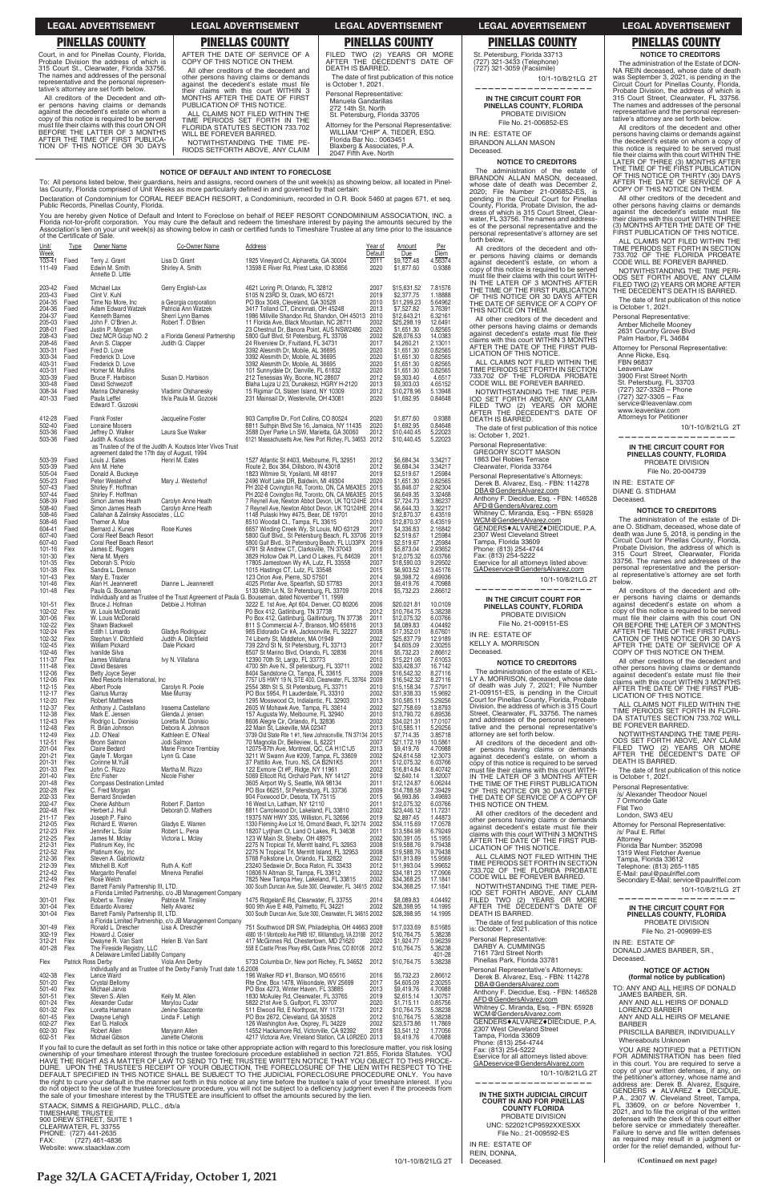LEGAL ADVERTISEMENT

## PINELLAS COUNTY

Court, in and for Pinellas County, Florida, Probate Division the address of which is 315 Court St., Clearwater, Florida 33756. The names and addresses of the personal representative and the personal representative's attorney are set forth below.

All creditors of the Decedent and other persons having claims or demands against the decedent's estate on whom a copy of this notice is required to be served must file their claims with this court ON OR BEFORE THE LATER OF 3 MONTHS AFTER THE TIME OF FIRST PUBLICATION OF THIS NOTICE OR 30 DAYS AFTER THE DATE OF SERVICE OF A COPY OF THIS NOTICE ON THEM.

All other creditors of the decedent and other persons having claims or demands against the decedent's estate must file their claims with this court WITHIN 3 MONTHS AFTER THE DATE OF FIRST PUBLICATION OF THIS NOTICE.

ALL CLAIMS NOT FILED WITHIN THE TIME PERIODS SET FORTH IN THE FLORIDA STATUTES SECTION 733.702 WILL BE FOREVER BARRED.

NOTWITHSTANDING THE TIME PERIODS SET FORTH ABOVE, ANY CLAIM FILED TWO (2) YEARS OR MORE AFTER THE DECEDENT'S DATE OF DEATH IS BARRED.

The date of first publication of this notice is October 1, 2021.

Personal Representative:
Manuela Gandarillas
272 14th St. North
St. Petersburg, Florida 33705

Attorney for the Personal Representative:
WILLIAM "CHIP" A. TIEDER, ESQ.
Florida Bar No.: 0063451
Blaxberg & Associates, P.A.
2047 Fifth Ave. North

### NOTICE OF DEFAULT AND INTENT TO FORECLOSE

To: All persons listed below, their guardians, heirs and assigns, record owners of the unit week(s) as showing below, all located in Pinellas County, Florida comprised of Unit Weeks as more particularly defined in and governed by that certain:

Declaration of Condominium for CORAL REEF BEACH RESORT, a Condominium, recorded in O.R. Book 5460 at pages 671, et seq. Public Records, Pinellas County, Florida.

You are hereby given Notice of Default and Intent to Foreclose on behalf of REEF RESORT CONDOMINIUM ASSOCIATION, INC. a Florida not-for-profit corporation. You may cure the default and redeem the timeshare interest by paying the amounts secured by the Association's lien on your unit week(s) as showing below in cash or certified funds to Timeshare Trustee at any time prior to the issuance of the Certificate of Sale.

| Unit/ Week | Type | Owner Name | Co-Owner Name | Address | Year of Default | Amount Due | Per Diem |
|---|---|---|---|---|---|---|---|
| 103-41 | Fixed | Terry J. Grant | Lisa D. Grant | 1925 Vineyard Ct, Alpharetta, GA 30004 | 2011 | $9,127.48 | 4.56374 |
| 111-49 | Fixed | Edwin M. Smith | Shirley A. Smith | 13598 E River Rd, Priest Lake, ID 83856 | 2020 | $1,877.60 | 0.9388 |
| | | Annette D. Little | | | | | |
| 203-42 | Fixed | Michael Lax | Gerry English-Lax | 4621 Loring Pl, Orlando, FL 32812 | 2007 | $15,631.52 | 7.81576 |
| 203-43 | Fixed | Clint V. Kuhl | | 5105 N 23RD St, Ozark, MO 65721 | 2019 | $2,377.75 | 1.18888 |
| 204-35 | Fixed | Time No More, Inc | a Georgia corporation | PO Box 3049, Cleveland, GA 30528 | 2010 | $11,289.23 | 5.64962 |
| 204-36 | Fixed | Adam Edward Walzak | Patricia Ann Walzak | 3417 Tolland CT, Cincinnati, OH 45248 | 2013 | $7,527.82 | 3.76391 |
| 204-37 | Fixed | Kenneth Barnes | Sherri Lynn Barnes | 1986 Millville Shandon Rd, Shandon, OH 45013 | 2010 | $12,643.21 | 6.32161 |
| 205-03 | Fixed | John F. O'Brien Jr. | Robert T. O'Brien | 11 Florida Ave, Black Mountain, NC 28711 | 2002 | $25,298.19 | 12.6491 |
| 206-51 | Fixed | Justin P. Morgan | | 23 Chestnut Dr, Banora Point, AUS NSW2486 | 2020 | $1,651.30 | 0.82565 |
| 208-43 | Fixed | Diez MCR Group NO. 2 | a Florida General Partnership | 5800 Gulf Blvd, St Petersburg, FL 33706 | 2006 | $28,076.53 | 14.0383 |
| 208-46 | Fixed | Arvin S. Clapper | Judith G. Clapper | 24 Riverview Dr, Fruitland, FL 34731 | 2017 | $4,260.21 | 2.13011 |
| 303-31 | Fixed | Fred D. Love | | 3392 Alesmith Dr, Mobile, AL 36695 | 2020 | $1,651.30 | 0.82565 |
| 303-34 | Fixed | Frederick D. Love | | 3392 Alesmith Dr, Mobile, AL 36695 | 2020 | $1,651.30 | 0.82565 |
| 403-31 | Fixed | Frederick D. Love | | 3392 Alesmith Dr, Mobile, AL 36695 | 2020 | $1,651.30 | 0.82565 |
| 403-33 | Fixed | Homer M. Mullins | | 101 Sunnydale Dr, Danville, FL 61832 | 2020 | $1,651.30 | 0.82565 |
| 303-39 | Fixed | Bruce F. Harbison | Susan D. Harbison | 212 Tenessias Wy, Boone, NC 28607 | 2012 | $9,303.40 | 4.6517 |
| 303-48 | Fixed | David Schwarzoff | | Blaha Lujza U 23, Dunakeszi, HGRY H-2120 | 2013 | $9,303.03 | 4.65152 |
| 308-34 | Fixed | Marina Olshanesky | Vladimir Olshanesky | 15 Rigimar Ct, Staten Island, NY 10309 | 2012 | $10,278.96 | 5.13948 |
| 401-33 | Fixed | Paula Leffel | f/k/a Paula M. Gozoski | 231 Mainsail Dr, Westerville, OH 43081 | 2020 | $1,692.95 | 0.84648 |
| | | Edward T. Gozoski | | | | | |
| 412-28 | Fixed | Frank Foster | Jacqueline Foster | 903 Campfire Dr, Fort Collins, CO 80524 | 2020 | $1,877.60 | 0.9388 |
| 502-40 | Fixed | Lorraine Mooers | | 8811 Sutphin Blvd Ste 16, Jamaica, NY 11435 | 2020 | $1,692.95 | 0.84648 |
| 503-36 | Fixed | Jeffrey D. Walker | Laura Sue Walker | 3588 Dyer Parke Ln SW, Marietta, GA 30060 | 2012 | $10,440.45 | 5.22023 |
| 503-36 | Fixed | Judith A. Koutsos | | 6121 Massachusetts Ave, New Port Richey, FL 34653 | 2012 | $10,440.45 | 5.22023 |
| | | as Trustee of the of the Judith A. Koutsos Inter Vivos Trust agreement dated the 17th day of August, 1994 | | | | | |
| 503-39 | Fixed | Louis J. Eates | Henri M. Eates | 1527 Atlantic St #403, Melbourne, FL 32951 | 2012 | $6,684.34 | 3.34217 |
| 503-39 | Fixed | Ann M. Hehe | | Route 2, Box 384, Dillsboro, IN 43018 | 2012 | $6,684.34 | 3.34217 |
| 505-04 | Fixed | Donald A. Buckeye | | 1823 Witmire St, Ypsilanti, MI 48197 | 2019 | $2,519.67 | 1.25984 |
| 505-23 | Fixed | Peter Westerhof | Mary J. Westerhof | 2496 Wolf Lake DR, Baldwin, MI 49304 | 2020 | $1,651.30 | 0.82565 |
| 507-43 | Fixed | Shirley F. Hoffman | | PH 202-8 Covington Rd, Toronto, ON, CA M6A3E5 | 2015 | $5,846.07 | 2.92304 |
| 507-44 | Fixed | Shirley F. Hoffman | | PH 202-8 Covington Rd, Toronto, ON, CA M6A3E5 | 2015 | $6,649.35 | 3.32468 |
| 508-39 | Fixed | Simon James Heath | Carolyn Anne Heath | 7 Reynell Ave, Newton Abbot Devon, UK TQ124HE | 2014 | $7,724.73 | 3.86237 |
| 508-40 | Fixed | Simon James Heath | Carolyn Anne Heath | 7 Reynell Ave, Newton Abbot Devon, UK TQ124HE | 2014 | $6,644.33 | 3.32217 |
| 508-45 | Fixed | Callahan & Zalinsky Associates , LLC | | 1148 Pulaski Hwy #475, Bear, DE 19701 | 2010 | $12,870.37 | 6.43519 |
| 508-46 | Fixed | Therner A. Moe | | 8510 Woodall Ct., Tampa, FL 33615 | 2010 | $12,870.37 | 6.43519 |
| 604-41 | Fixed | Bernard J. Kunes | Rose Kunes | 6657 Winding Creek Wy, St Louis, MO 63129 | 2017 | $4,336.83 | 2.16842 |
| 607-40 | Fixed | Coral Reef Beach Resort | | 5800 Gulf Blvd., St Petersburg Beach, FL 33706 | 2019 | $2,519.67 | 1.25984 |
| 607-40 | Fixed | Coral Reef Beach Resort | | 5800 Gulf Blvd., St Petersburg Beach, FL LU33PX | 2019 | $2,519.67 | 1.25984 |
| 101-16 | Flex | James E. Rogers | | 4791 St Andrew CT, Clarksville, TN 37043 | 2016 | $5,873.04 | 2.93652 |
| 101-30 | Flex | Nena M. Myers | | 3829 Hollow Oak Pl, Land O Lakes, FL 84639 | 2011 | $12,075.32 | 6.03766 |
| 101-35 | Flex | Deborah S. Priolo | | 17805 Jamestown Wy #A, Lutz, FL 33558 | 2007 | $18,590.03 | 9.29502 |
| 101-38 | Flex | Sandra L. Denson | | 1015 Hastings CT, Lutz, FL 33548 | 2015 | $6,903.52 | 3.45176 |
| 101-43 | Flex | Mary E. Traxler | | 123 Orion Ave, Pierre, SD 57501 | 2014 | $9,398.72 | 4.69936 |
| 101-46 | Flex | Alan H. Jeanneret | Dianne L. Jeanneret | 4025 Pintar Ave, Spearfish, SD 57783 | 2013 | $9,419.76 | 4.70988 |
| 101-48 | Flex | Paula G. Bouseman | | 5133 88th Ln N, St Petersburg, FL 33709 | 2016 | $5,732.23 | 2.86612 |
| | | Individually and as Trustee of the Trust Agreement of Paula G. Bouseman, dated November 11, 1999 | | | | | |
| 101-51 | Flex | Bruce J. Hofman | Debbie J. Hofman | 3222 E. 1st Ave, Apt 604, Denver, CO 80206 | 2006 | $20,021.81 | 10.0109 |
| 102-02 | Flex | W. Louis McDonald | | PO Box 412, Gatlinburg, TN 37738 | 2012 | $10,764.75 | 5.38238 |
| 301-06 | Flex | W. Louis McDonald | | Po Box 412, Gatlinburg, Gatlinburg, TN 37738 | 2011 | $12,075.32 | 6.03766 |
| 102-20 | Flex | Shawn Blackwell | | 811 S Commercial A-7, Branson, MO 65616 | 2013 | $8,089.83 | 4.04492 |
| 102-24 | Flex | Edith I. Linardo | Gladys Rodriguez | 965 Eldorado Cir #A, Jacksonville, FL 32227 | 2008 | $17,352.01 | 8.67601 |
| 102-32 | Flex | Stephan V. Ditchfield | Judith A. Ditchfield | 74 Liberty St, Middleton, MA 01949 | 2002 | $25,837.79 | 12.9189 |
| 102-45 | Flex | William Pickard | Dale Pickard | 739 22nd St N, St Petersburg, FL 33713 | 2017 | $4,605.09 | 2.30255 |
| 102-46 | Flex | Ivanilde Silva | | 8507 St Marino Blvd, Orlando, FL 32836 | 2016 | $5,732.23 | 2.86612 |
| 111-37 | Flex | James Villafana | Ivy N. Villafana | 12390 70th St, Largo, FL 33773 | 2010 | $15,221.06 | 7.61053 |
| 111-48 | Flex | David Besares | | 4700 5th Ave N., St petersburg, FL 33711 | 2000 | $33,428.37 | 16.7142 |
| 112-06 | Flex | Betty Joyce Seyer | | 8404 Sandstone Ct, Tampa, FL 33615 | 2009 | $16,542.32 | 8.27116 |
| 112-06 | Flex | Med Resorts International, Inc | | 7757 US HWY 19 N, STE 400, Clearwater, FL 33764 | 2009 | $16,542.32 | 8.27116 |
| 112-15 | Flex | Albert Poole | Carolyn R. Poole | 2554 38th St S, St Petersburg, FL 33711 | 2010 | $15,158.34 | 7.57917 |
| 112-17 | Flex | Gainus Murray | Mae Murray | PO Box 5954, Ft Lauderdale, FL 33310 | 2002 | $31,938.33 | 15.9692 |
| 112-20 | Flex | Robert Matthews | | 1295 Mosswood Ct, Indialantic, FL 32903 | 2013 | $10,585.11 | 5.29256 |
| 112-37 | Flex | Anthony J. Castellano | Irasema Castellano | 2605 W Mohawk Ave, Tampa, FL 33614 | 2002 | $27,758.69 | 13.8793 |
| 112-38 | Flex | Mark E. Jensen | Glenda J. Jensen | 157 Augusta Wy, Melbourne, FL 32940 | 2010 | $13,790.72 | 6.89536 |
| 112-43 | Flex | Rodrigo L. Dionisio | Loretta M. Dionisio | 8606 Alegre Cir, Orlando, FL 32836 | 2002 | $34,021.31 | 17.0107 |
| 112-48 | Flex | R. Brian Johnson | Debora A. Johnson | 22 Main St, Lakeville, MA 02347 | 2013 | $10,585.11 | 5.29256 |
| 112-49 | Flex | J.D. O'Neal | Kathleen E. O'Neal | 3739 Old State Rte 1 #1, New Johnsonville, TN 37134 | 2015 | $7,714.35 | 3.85718 |
| 112-51 | Flex | Bronn Salmon | Jodi Salmon | 70 Magnolia Dr, Belleview, IL 62221 | 2007 | $21,172.19 | 10.5861 |
| 201-04 | Flex | Claire Bedard | Marie France Tremblay | 12075-87th Ave, Montreal, QC, CA H1C1J5 | 2013 | $9,419.76 | 4.70988 |
| 201-21 | Flex | Gayle T. Morgan | Lynn G. Case | 3211 W Swann Ave #209, Tampa, FL 33609 | 2002 | $24,614.58 | 12.3073 |
| 201-31 | Flex | Corinne M. Vull | | 37 Patillo Ave, Truro, NS, CA B2N1K5 | 2011 | $12,075.32 | 6.03766 |
| 201-33 | Flex | John C. Rizzo | Martha M. Rizzo | 122 Exmore Ct #F, Ridge, NY 11961 | 2002 | $16,814.84 | 8.40742 |
| 201-40 | Flex | Eric Fisher | Nicole Fisher | 5069 Ellicott Rd, Orchard Park, NY 14127 | 2019 | $2,640.14 | 1.32007 |
| 201-48 | Flex | Compass Destination Limited | | 3605 Airport Wy S, Seattle, WA 98134 | 2011 | $12,124.87 | 6.06244 |
| 202-08 | Flex | C. Fred Morgan | | PO Box 66251, St Petersburg, FL 33736 | 2009 | $14,788.58 | 7.39429 |
| 202-33 | Flex | Bernard Snowden | | 904 Foxwood Dr, Desota, TX 75115 | 2015 | $6,993.86 | 3.49693 |
| 202-47 | Flex | Cherie Ashburn | Robert F. Danton | 16 West Ln, Latham, NY 12110 | 2011 | $12,075.32 | 6.03766 |
| 202-48 | Flex | Herbert J. Hull | Deborah D. Mathers | 8811 Carrolwood Dr, Lakeland, FL 33810 | 2002 | $23,446.12 | 11.7231 |
| 211-17 | Flex | Joseph P. Fano | | 19375 NW HWY 335, Williston, FL 32696 | 2019 | $2,897.45 | 1.44873 |
| 212-05 | Flex | Richard E. Warren | Gladys E. Warren | 1330 Fleming Ave Lot 16, Ormond Beach, FL 32174 | 2002 | $34,115.69 | 17.0578 |
| 212-23 | Flex | Jennifer L. Solar | Robert L. Pena | 18207 Lytham Ct, Land O Lakes, FL 34638 | 2011 | $13,584.98 | 6.79249 |
| 212-25 | Flex | James M. Mclay | Victoria L. Mclay | 123 W Main St, Shelby, OH 48975 | 2002 | $30,191.05 | 15.1955 |
| 212-31 | Flex | Platinum Key, Inc | | 2275 N Tropical Trl, Merritt Island, FL 32953 | 2008 | $19,588.76 | 9.79438 |
| 212-52 | Flex | Platinum Key, Inc | | 2275 N Tropical Trl, Merritt Island, FL 32953 | 2008 | $19,588.76 | 9.79438 |
| 212-36 | Flex | Steven A. Gabrilowitz | | 5768 Folkstone Ln, Orlando, FL 32822 | 2002 | $31,913.89 | 15.9569 |
| 212-39 | Flex | Mitchell B. Koff | Ruth A. Koff | 23240 Sedewie Dr, Boca Raton, FL 33433 | 2012 | $11,993.04 | 5.99652 |
| 212-42 | Flex | Margarito Penafiel | Minerva Penafiel | 10606 N Altman St, Tampa, FL 33612 | 2002 | $34,181.23 | 17.0906 |
| 212-49 | Flex | Rosé Welch | | 7825 New Tampa Hwy, Lakeland, FL 33815 | 2002 | $34,368.25 | 17.1841 |
| 212-49 | Flex | Barrett Family Partnership III, LTD. | | 300 South Duncan Ave, Suite 300, Clearwater, FL 34615 | 2002 | $34,368.25 | 17.1841 |
| | | a Florida Limited Partnership, c/o JB Management Company | | | | | |
| 301-01 | Flex | Robert w. Tinsley | Patrice M. Tinsley | 1475 Ridgelane Rd, Clearwater, FL 33755 | 2014 | $8,089.83 | 4.04492 |
| 301-04 | Flex | Eduardo Alvarez | Nelly Alvarez | 900 9th Ave E #49, Palmetto, FL 34221 | 2002 | $28,398.95 | 14.1995 |
| 301-04 | Flex | Barrett Family Partnership III, LTD. | | 300 South Duncan Ave, Suite 300, Clearwater, FL 34615 | 2002 | $28,398.95 | 14.1995 |
| | | a Florida Limited Partnership, c/o JB Management Company | | | | | |
| 301-49 | Flex | Ronald L. Drescher | Lisa A. Drescher | 751 Southwood DR SW, Philadelphia, OH 44663 | 2008 | $17,033.69 | 8.51685 |
| 302-19 | Flex | Howard J. Cosier | | 4880 18-1 Monticello Ave PMB 167, Williamsburg, VA 23188 | 2012 | $10,764.75 | 5.38238 |
| 312-21 | Flex | Dwayne R. Van Sant | Helen B. Van Sant | 417 McGinnes Rd, Chestertown, MD 21620 | 2020 | $1,924.77 | 0.96239 |
| 401-28 | Flex | The Fireside Registry, LLC | | 558 E Castle Pines Pkwy #B4, Castle Pines, CO 80108 | 2012 | $10,764.75 | 5.38238 |
| | | A Delaware Limited Liability Company | | | | | 401-28 |
| Flex | | Patrick Ross Derby | Viola Ann Derby | 5733 Columbia Dr, New port Richey, FL 34652 | 2012 | $10,764.75 | 5.38238 |
| | | Individually and as Trustee of the Derby Family Trust date 1.6.2006 | | | | | |
| 402-38 | Flex | Lance Ward | | 198 Walker RD #1, Branson, MO 65616 | 2016 | $5,732.23 | 2.86612 |
| 501-20 | Flex | Crystal Bellomy | | Rte One, Box 1478, Wilsondale, WV 25699 | 2017 | $4,605.09 | 2.30255 |
| 501-40 | Flex | Michael Jarvis | | PO Box 4273, Winter Haven, FL 33885 | 2013 | $9,419.76 | 4.70988 |
| 501-51 | Flex | Steven S. Allen | Kelly M. Allen | 1830 McAuley Rd, Clearwater, FL 33765 | 2019 | $2,615.14 | 1.30757 |
| 601-24 | Flex | Alexander Cudar | Marylou Cudar | 5822 21st Ave S, Gulfport, FL 33707 | 2020 | $1,715.11 | 0.85756 |
| 601-32 | Flex | Loretta Hamann | Jenine Saccente | 511 Elwood Rd, E Northport, NY 11731 | 2012 | $10,764.75 | 5.38238 |
| 601-45 | Flex | Dwayne Lehigh | Linda F. Lehigh | PO Box 2672, Cleveland, GA 30528 | 2012 | $10,764.75 | 5.38238 |
| 602-27 | Flex | Earl G. Hallock | | 126 Washington Ave, Osprey, FL 34229 | 2002 | $23,573.86 | 11.7869 |
| 602-30 | Flex | Robert Allen | Maryann Allen | 14552 Hackamore Rd, Victorville, CA 92392 | 2018 | $3,541.12 | 1.77056 |
| 602-51 | Flex | Michael Gibson | Janette Chelonis | 4217 Victoria Ave, Vineland Station, CA L0R2E0 | 2013 | $9,419.76 | 4.70988 |

If you fail to cure the default as set forth in this notice or take other appropriate action with regard to this foreclosure matter, you risk losing ownership of your timeshare interest through the trustee foreclosure procedure established in section 721.855, Florida Statutes. YOU HAVE THE RIGHT AS A MATTER OF LAW TO SEND TO THE TRUSTEE WRITTEN NOTICE THAT YOU OBJECT TO THIS PROCEDURE. UPON THE TRUSTEE'S RECEIPT OF YOUR OBJECTION, THE FORECLOSURE OF THE LIEN WITH RESPECT TO THE DEFAULT SPECIFIED IN THIS NOTICE SHALL BE SUBJECT TO THE JUDICIAL FORECLOSURE PROCEDURE ONLY. You have the right to cure your default in the manner set forth in this notice at any time before the trustee's sale of your timeshare interest. If you do not object to the use of the trustee foreclosure procedure, you will not be subject to a deficiency judgment even if the proceeds from the sale of your timeshare interest by the TRUSTEE are insufficient to offset the amounts secured by the lien.

STAACK, SIMMS & REIGHARD, PLLC., d/b/a
TIMESHARE TRUSTEE
900 DREW STREET, SUITE 1
CLEARWATER, FL 33755
PHONE: (727) 441-2635
FAX: (727) 461-4836
Website: www.staacklaw.com

10/1-10/8/21LG 2T

St. Petersburg, Florida 33713
(727) 321-3433 (Telephone)
(727) 321-3059 (Facsimile)

10/1-10/8/21LG 2T

---

**IN THE CIRCUIT COURT FOR PINELLAS COUNTY, FLORIDA**
PROBATE DIVISION
File No. 21-006852-ES

IN RE: ESTATE OF
BRANDON ALLAN MASON
Deceased.

### NOTICE TO CREDITORS

The administration of the estate of BRANDON ALLAN MASON, deceased, whose date of death was December 2, 2020; File Number 21-006852-ES, is pending in the Circuit Court for Pinellas County, Florida, Probate Division, the address of which is 315 Court Street, Clearwater, FL 33756. The names and addresses of the personal representative and the personal representative's attorney are set forth below.

All creditors of the decedent and other persons having claims or demands against decedent's estate, on whom a copy of this notice is required to be served must file their claims with this court WITHIN THE LATER OF 3 MONTHS AFTER THE TIME OF THE FIRST PUBLICATION OF THIS NOTICE OR 30 DAYS AFTER THE DATE OF SERVICE OF A COPY OF THIS NOTICE ON THEM.

All other creditors of the decedent and other persons having claims or demands against decedent's estate must file their claims with this court WITHIN 3 MONTHS AFTER THE DATE OF THE FIRST PUBLICATION OF THIS NOTICE.

ALL CLAIMS NOT FILED WITHIN THE TIME PERIODS SET FORTH IN SECTION 733.702 OF THE FLORIDA PROBATE CODE WILL BE FOREVER BARRED.

NOTWITHSTANDING THE TIME PERIOD SET FORTH ABOVE, ANY CLAIM FILED TWO (2) YEARS OR MORE AFTER THE DECEDENT'S DATE OF DEATH IS BARRED.

The date of first publication of this notice is: October 1, 2021.

Personal Representative:
GREGORY SCOTT MASON
1863 Del Robles Terrace
Clearwater, Florida 33764

Personal Representative's Attorneys:
Derek B. Alvarez, Esq. - FBN: 114278
DBA@GendersAlvarez.com
Anthony F. Diecidue, Esq. - FBN: 146528
AFD@GendersAlvarez.com
Whitney C. Miranda, Esq. - FBN: 65928
WCM@GendersAlvarez.com
GENDERS♦ALVAREZ♦DIECIDUE, P.A.
2307 West Cleveland Street
Tampa, Florida 33609
Phone: (813) 254-4744
Fax: (813) 254-5222
Eservice for all attorneys listed above:
GADeservice@GendersAlvarez.com

10/1-10/8/21LG 2T

---

**IN THE CIRCUIT COURT FOR PINELLAS COUNTY, FLORIDA**
PROBATE DIVISION
File No. 21-009151-ES

IN RE: ESTATE OF
KELLY A. MORRISON
Deceased.

### NOTICE TO CREDITORS

The administration of the estate of KELLY A. MORRISON, deceased, whose date of death was July 7, 2021; File Number 21-009151-ES, is pending in the Circuit Court for Pinellas County, Florida, Probate Division, the address of which is 315 Court Street, Clearwater, FL 33756. The names and addresses of the personal representative and the personal representative's attorney are set forth below.

All creditors of the decedent and other persons having claims or demands against decedent's estate, on whom a copy of this notice is required to be served must file their claims with this court WITHIN THE LATER OF 3 MONTHS AFTER THE TIME OF THE FIRST PUBLICATION OF THIS NOTICE OR 30 DAYS AFTER THE DATE OF SERVICE OF A COPY OF THIS NOTICE ON THEM.

All other creditors of the decedent and other persons having claims or demands against decedent's estate must file their claims with this court WITHIN 3 MONTHS AFTER THE DATE OF THE FIRST PUBLICATION OF THIS NOTICE.

ALL CLAIMS NOT FILED WITHIN THE TIME PERIODS SET FORTH IN SECTION 733.702 OF THE FLORIDA PROBATE CODE WILL BE FOREVER BARRED.

NOTWITHSTANDING THE TIME PERIOD SET FORTH ABOVE, ANY CLAIM FILED TWO (2) YEARS OR MORE AFTER THE DECEDENT'S DATE OF DEATH IS BARRED.

The date of first publication of this notice is: October 1, 2021.

Personal Representative:
DARBY A. CUMMINGS
7161 73rd Street North
Pinellas Park, Florida 33781

Personal Representative's Attorneys:
Derek B. Alvarez, Esq. - FBN: 114278
DBA@GendersAlvarez.com
Anthony F. Diecidue, Esq. - FBN: 146528
AFD@GendersAlvarez.com
Whitney C. Miranda, Esq. - FBN: 65928
WCM@GendersAlvarez.com
GENDERS♦ALVAREZ♦DIECIDUE, P.A.
2307 West Cleveland Street
Tampa, Florida 33609
Phone: (813) 254-4744
Fax: (813) 254-5222
Eservice for all attorneys listed above:
GADeservice@GendersAlvarez.com

10/1-10/8/21LG 2T

---

**IN THE SIXTH JUDICIAL CIRCUIT COURT IN AND FOR PINELLAS COUNTY FLORIDA**
PROBATE DIVISION
UNC: 522021CP9592XXESXX
File No.: 21-009592-ES

IN RE: ESTATE OF
REIN, DONNA,
Deceased.

### NOTICE TO CREDITORS

The administration of the Estate of DONNA REIN deceased, whose date of death was September 3, 2021, is pending in the Circuit Court for Pinellas County, Florida, Probate Division, the address of which is 315 Court Street, Clearwater, FL 33756. The names and addresses of the personal representative and the personal representative's attorney are set forth below.

All creditors of the decedent and other persons having claims or demands against the decedent's estate on whom a copy of this notice is required to be served must file their claims with this court WITHIN THE LATER OF THREE (3) MONTHS AFTER THE TIME OF THE FIRST PUBLICATION OF THIS NOTICE OR THIRTY (30) DAYS AFTER THE DATE OF SERVICE OF A COPY OF THIS NOTICE ON THEM.

All other creditors of the decedent and other persons having claims or demands against the decedent's estate must file their claims with this court WITHIN THREE (3) MONTHS AFTER THE DATE OF THE FIRST PUBLICATION OF THIS NOTICE.

ALL CLAIMS NOT FILED WITHIN THE TIME PERIODS SET FORTH IN SECTION 733.702 OF THE FLORIDA PROBATE CODE WILL BE FOREVER BARRED.

NOTWITHSTANDING THE TIME PERIODS SET FORTH ABOVE, ANY CLAIM FILED TWO (2) YEARS OR MORE AFTER THE DECEDENT'S DATE OF DEATH IS BARRED.

The date of first publication of this notice is October 1, 2021.

Personal Representative:
Amber Michelle Mooney
2631 Country Grove Blvd
Palm Harbor, FL 34684

Attorney for Personal Representative:
Anne Ricke, Esq.
FBN 96837
LeavenLaw
3900 First Street North
St. Petersburg, FL 33703
(727) 327-3328 – Phone
(727) 327-3305 – Fax
service@leavenlaw.com
www.leavenlaw.com
Attorneys for Petitioner

10/1-10/8/21LG 2T

---

**IN THE CIRCUIT COURT FOR PINELLAS COUNTY, FLORIDA**
PROBATE DIVISION
File No. 20-004739

IN RE: ESTATE OF
DIANE G. STIDHAM
Deceased.

### NOTICE TO CREDITORS

The administration of the estate of Diane G. Stidham, deceased, whose date of death was June 5, 2018, is pending in the Circuit Court for Pinellas County, Florida, Probate Division, the address of which is 315 Court Street, Clearwater, Florida 33756. The names and addresses of the personal representative and the personal representative's attorney are set forth below.

All creditors of the decedent and other persons having claims or demands against decedent's estate on whom a copy of this notice is required to be served must file their claims with this court ON OR BEFORE THE LATER OF 3 MONTHS AFTER THE TIME OF THE FIRST PUBLICATION OF THIS NOTICE OR 30 DAYS AFTER THE DATE OF SERVICE OF A COPY OF THIS NOTICE ON THEM.

All other creditors of the decedent and other persons having claims or demands against decedent's estate must file their claims with this court WITHIN 3 MONTHS AFTER THE DATE OF THE FIRST PUBLICATION OF THIS NOTICE.

ALL CLAIMS NOT FILED WITHIN THE TIME PERIODS SET FORTH IN FLORIDA STATUTES SECTION 733.702 WILL BE FOREVER BARRED.

NOTWITHSTANDING THE TIME PERIODS SET FORTH ABOVE, ANY CLAIM FILED TWO (2) YEARS OR MORE AFTER THE DECEDENT'S DATE OF DEATH IS BARRED.

The date of first publication of this notice is October 1, 2021.

Personal Representative:
/s/ Alexander Theodoor Nouel
7 Ormonde Gate
Flat Two
London, SW3 4EU

Attorney for Personal Representative:
/s/ Paul E. Riffel
Attorney
Florida Bar Number: 352098
1319 West Fletcher Avenue
Tampa, Florida 33612
Telephone: (813) 265-1185
E-Mail: paul@paulriffel.com
Secondary E-Mail: service@paulriffel.com

10/1-10/8/21LG 2T

---

**IN THE CIRCUIT COURT FOR PINELLAS COUNTY, FLORIDA**
PROBATE DIVISION
File No. 21-009699-ES

IN RE: ESTATE OF
DONALD JAMES BARBER, SR.,
Deceased.

### NOTICE OF ACTION (formal notice by publication)

TO: ANY AND ALL HEIRS OF DONALD JAMES BARBER, SR.
ANY AND ALL HEIRS OF DONALD LORENZO BARBER
ANY AND ALL HEIRS OF MELANIE BARBER
PRISCILLA BARBER, INDIVIDUALLY
Whereabouts Unknown

YOU ARE NOTIFIED that a PETITION FOR ADMINISTRATION has been filed in this court. You are required to serve a copy of your written defenses, if any, on the petitioner's attorney, whose name and address are: Derek B. Alvarez, Esquire, GENDERS ♦ ALVAREZ ♦ DIECIDUE, P.A., 2307 W. Cleveland Street, Tampa, FL 33609, on or before November 1, 2021, and to file the original of the written defenses with the clerk of this court either before service or immediately thereafter. Failure to serve and file written defenses as required may result in a judgment or order for the relief demanded, without fur-

**(Continued on next page)**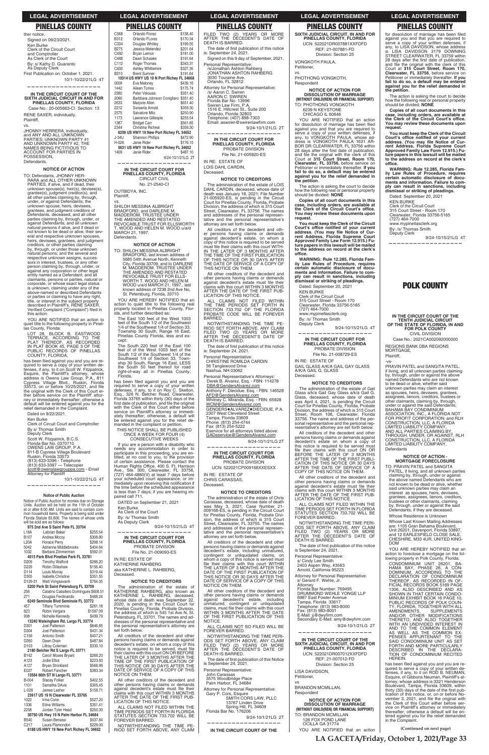## PINELLAS COUNTY

ther notice.

Signed on 09/23/2021.

Ken Burke
Clerk of the Circuit Court
and Comptroller
As Clerk of the Court
By: s/ Kathy D. Guaranto
As Deputy Clerk

First Publication on: October 1, 2021.

10/1-10/22/21LG 4T

---

**IN THE CIRCUIT COURT OF THE SIXTH JUDICIAL CIRCUIT IN AND FOR PINELLAS COUNTY, FLORIDA**

Case No.: 20-005663-CI Section: 13

RENE SAXER, individually,
Plaintiff,

vs.

JHONNY HERRERA, individually, and ANY AND ALL UNKNOWN PARTIES: UNKNOWN PARTY #1 AND UNKNOWN PARTY #2, THE NAMES BEING FICTITIOUS TO ACCOUNT FOR PARTIES IN POSSESSION,
Defendants.

**NOTICE OF ACTION**

TO: Defendants, JHONNY HERRARA and ALL OTHER UNKNOWN PARTIES, if alive, and if dead, their unknown spouse(s), heir(s), devisee(s), grantee(s), judgment creditor(s), and all other parties claiming by, through, under, or against Defendant(s); the unknown spouse, heirs, devisees, grantees, and judgment creditors of Defendants, deceased, and all other parties claiming by, through, under, or against Defendants; and all unknown natural persons if alive, and if dead or not known to be dead or alive, their several and respective unknown spouses, heirs, devisees, grantees, and judgment creditors, or other parties claiming by, through, or under those unknown natural persons; and the several and respective unknown assigns, successors in interest, trustees, or any other person claiming by, through, under, or against any corporation or other legal entity named as a Defendant; and all claimants, persons or parties, natural or corporate, or whose exact legal status is unknown, claiming under any of the above-named or described Defendants or parties or claiming to have any right, title, or interest in the subject property described in Plaintiff's, RENE SAXER, Verified Complaint ("Complaint") filed in this action:

YOU ARE NOTIFIED that an action to quiet title to the following property in Pinellas County, Florida:

LOT 28, BLOCK B, EASTWOOD TERRACE, ACCORDING TO THE PLAT THEREOF, AS RECORDED IN PLAT BOOK 45, PAGE 3 OF THE PUBLIC RECORDS OF PINELLAS COUNTY, FLORIDA,

has been filed against you and you are required to serve a copy of your written defenses, if any, to it on Scott W. Fitzpatrick, Esquire, the Plaintiff's attorney, whose address is Owens Law Group, P.A., 811 Cypress Village Blvd., Ruskin, Florida 33573, on or before 10/25/2021, and file the original with the Clerk of this Court either before service on the Plaintiff' attorney or immediately thereafter; otherwise a default will be entered against you for the relief demanded in the Complaint.

Dated on 9/22/2021.

Ken Burke
Clerk of Circuit Court and Comptroller
By: s/ Thomas Smith
Deputy Clerk

Scott W. Fitzpatrick, B.C.S.
Florida Bar No. 0370710
OWENS LAW GROUP, P.A.
811-B Cypress Village Boulevard
Ruskin, Florida 33573
(813) 633-3396 - Telephone
(813) 633-3397 – Telecopier
scott@owenslawgrouppa.com - Email
Attorney for Plaintiff

10/1-10/22/21LG 4T

---

**Notice of Public Auction**

Notice of Public Auction for monies due on Storage Units. Auction will be held on the 11th of October at or after 8:00 AM. Units are said to contain common household items. Property is being sold under Florida Statute 83.806. The names of whose units will be sold are as follows:

**975 2nd Ave S Saint Pete FL 33704**

| | | |
|---|---|---|
| L18A | Labrian Baker | $255.54 |
| B107 | Andrea Mccoy | $308.80 |
| L20A | Horace Perry | $298.14 |
| 5042 | Adrienne Middlebrooks | $404.64 |
| 1032 | Barbara Zimmerman | $592.01 |

**4015 Park Blvd Pinellas Park FL 33781**

| | | |
|---|---|---|
| D209 | Timothy Walford | $266.20 |
| D229 | Robin Dillashaw | $156.40 |
| D114 | Louis Murray | $319.44 |
| D305 | Isabella Christine | $351.55 |
| D129-31 | Watt Vongsavanh | $764.05 |

**5200 Park St Saint Petersburg FL 33709**

| | | |
|---|---|---|
| 256 | Catalino Caballero Domingues | $608.51 |
| 271 | Douglas Ferdinando | $468.24 |

**6249 Seminole Blvd Seminole FL 33772**

| | | |
|---|---|---|
| 457 | Tiffany Tumminia | $261.18 |
| 623 | Robin Vergara | $1597.09 |
| 938 | Nichelle Kennedy | $439.79 |

**13240 Walsingham Rd. Largo FL 33774**

| | | |
|---|---|---|
| D301 | Joel Patterson | $646.85 |
| D304 | Joel Patterson | $431.34 |
| C156 | Antonio Smith | $407.21 |
| D260 | Dawn Drain | $487.84 |
| D103 | Liltray Coleman | $330.10 |

**2180 Belcher Rd S Largo FL 33771**

| | | |
|---|---|---|
| B142 | Caroll Moses Bryant | $266.20 |
| A123 | Jodie Elliot | $223.60 |
| A127 | Bryan Strickland | $566.96 |
| E027 | Robert Fancher | $383.34 |

**13564 66th ST N Largo FL 33771**

| | | |
|---|---|---|
| B-004 | Stacey Folker | $402.55 |
| 1101 | Samatha DAvis | $305.45 |
| L-026 | James Lasher | $159.71 |

**23917 US 19 N Clearwater FL 33765**

| | | |
|---|---|---|
| 1022 | Irma Cone | $527.20 |
| 1336 | Edna Williams | $351.41 |
| 2258 | Jordan Tyler Head | $250.30 |

**30750 US Hwy 19 N Palm Harbor FL 34684**

| | | |
|---|---|---|
| B540 | Susan Benassi | $537.84 |
| C217 | Laura Plamondon | $229.00 |

**6188 US HWY 19 New Port Richey FL 34652**

| | | |
|---|---|---|
| C568 | Orlando Florez | $138.40 |
| B312 | Orlando FLorez | $170.34 |
| C334 | Douglas Whitley | $199.55 |
| B275 | Jessica Melendez | $201.64 |
| C492 | Bryan Lemon | $181.00 |
| C468 | Dawn Schaake | $191.64 |
| C112 | Roger Thomas | $343.31 |
| C450 | Ashley Whittemire | $327.35 |
| B310 | Brent Sumner | $191.64 |

**10314 US HWY US 19 N Port Richey FL 34668**

| | | |
|---|---|---|
| 0009 | Eva Maloney | $436.16 |
| 1442 | Aileen Torres | $175.74 |
| 2380 | Peter Velousis | $351.40 |
| 2090 | Barbbara Johnson Coniglaro | $351.40 |
| 2633 | Marjorie Allen | $651.40 |
| 2212 | Sunseria Arnold | $359.30 |
| 2575 | Salvatore Milo | $250.90 |
| 1173 | Lawrence Gillespie | $255.54 |
| 1387 | Bridget Carr | $561.85 |
| 2344 | Christina Richeal | $359.30 |

**6209 US HWY 19 New Port Richey FL 34652**

| | | |
|---|---|---|
| J-34U | Shannon Phillips | $472.90 |
| H-026 | Janie Rider | $176.15 |

**5631 US HWY 19 New Port Richey FL 34652**

| | | |
|---|---|---|
| 1409 | Janie Rider | $487.10 |

9/24-10/1/21LG 2T

---

**IN THE CIRCUIT COURT FOR PINELLAS COUNTY, FLORIDA**
CIRCUIT CIVIL
No. 21-2540-CI

OUTBIDYA, INC.
Plaintiff,

vs.

SHILOH MESSINA ALBRIGHT BRADFORD, and DARLENE M. MADDEROM, TRUSTEE UNDER THE AMENDED AND RESTATED REVOCABLE TRUST FOR ELLSWORTH T. WOOD AND HELEN M. WOOD u/a/d MARCH 21, 1997.
Defendants.

**NOTICE OF ACTION**

TO: SHILOH MESSINA ALBRIGHT BRADFORD, last known address of 5685 54th Avenue North, Kenneth City, Florida 33709, and to DARLENE M. MADDEROM, TRUSTEE UNDER THE AMENDED AND RESTATED REVOCABLE TRUST FOR ELLSWORTH T. WOOD AND HELEN M. WOOD u/a/d MARCH 21, 1997., last known address of 7238 2nd Ave No, St. Petersburg, Florida, 33710

YOU ARE HEREBY NOTIFIED that an action to quiet title to the following real property located in Pinellas County, Florida, and further described as:

The East 100 feet of the West 1003 feet of the South 1/2 of the Southwest 1/4 of the Southwest 1/4 of Section 33, Township 30 South, Range 16 East, Pinellas County Florida, less and except:

The South 220 feet of the East 100 feet of the West 1003 feet of the South 1/2 of the Southwest 1/4 of the Southwest 1/4 of Section 33, Township 30 South, Range 16 East, LESS the South 50 feet thereof for road right-of-way all in Pinellas County, Florida.

has been filed against you and you are required to serve a copy of your written defenses, if any, to it on Roy C. Skelton, Esq., 326 N. Belcher Road, Clearwater, Florida 33765 within thirty (30) days of the first date of publication, and file the original with the Clerk of this Court either before service on Plaintiff's attorney or immediately thereafter; otherwise, a default will be entered against you for the relief demanded in the complaint or petition.

THIS NOTICE SHALL BE PUBLISHED ONCE A WEEK FOR FOUR (4) CONSECUTIVE WEEKS

If you are a person with a disability who needs any accommodation in order to participate in this proceeding, you are entitled, at no cost to you, to the provision of certain assistance. Please contact the Human Rights Office, 400 S. Ft. Harrison Ave., Ste. 300, Clearwater, FL 33756, (727) 464-4880(V) at least 7 days before your scheduled court appearance, or immediately upon receiving this notification if the time before the scheduled appearance is less than 7 days; if you are hearing impaired call 711.

DATED on September 21, 2021

Ken Burke
As Clerk of the Court
By: /s/ Thomas Smith
As Deputy Clerk

9/24-10/15/21LG 4T

---

**IN THE CIRCUIT COURT FOR PINELLAS COUNTY, FLORIDA**
PROBATE DIVISION
File No. 21-009093-ES

IN RE: ESTATE OF
KATHERINE RAHBERG
aka KATHERINE L. RAHBERG,
Deceased.

**NOTICE TO CREDITORS**

The administration of the estate of KATHERINE RAHBERG, also known as KATHERINE L. RAHBERG, deceased, whose date of death was September 22, 2020, is pending in the Circuit Court for Pinellas County, Florida, Probate Division, the address of which is 545 1st Ave N, St. Petersburg, FL 33701. The names and addresses of the personal representative and the personal representative's attorney are set forth below.

All creditors of the decedent and other persons having claims or demands against decedent's estate, on whom a copy of this notice is required to be served, must file their claims with this court ON OR BEFORE THE LATER OF 3 MONTHS AFTER THE TIME OF THE FIRST PUBLICATION OF THIS NOTICE OR 30 DAYS AFTER THE DATE OF SERVICE OF A COPY OF THIS NOTICE ON THEM.

All other creditors of the decedent and other persons having claims or demands against decedent's estate must file their claims with this court WITHIN 3 MONTHS AFTER THE DATE OF THE FIRST PUBLICATION OF THIS NOTICE.

ALL CLAIMS NOT FILED WITHIN THE TIME PERIODS SET FORTH IN FLORIDA STATUTES SECTION 733.702 WILL BE FOREVER BARRED.

NOTWITHSTANDING THE TIME PERIOD SET FORTH ABOVE, ANY CLAIM FILED TWO (2) YEARS OR MORE AFTER THE DECEDENT'S DATE OF DEATH IS BARRED.

The date of first publication of this notice is: September 24, 2021.

Signed on this 9 day of September, 2021.

Personal Representative:
/s/Jonathan Ashton Rahberg
JONATHAN ASHTON RAHBERG
3030 Touraine Ave.
Orlando, FL 32812

Attorney for Personal Representative:
/s/ Aaron C. Swiren
AARON C. SWIREN
Florida Bar No. 13996
Swiren Law Firm, P.A.
1516 E. Hillcrest St., Suite 200
Orlando, Florida 32803
Telephone: (407) 898-7303
Email: aswiren@swirenlawfirm.com

9/24-10/1/21LG 2T

---

**IN THE CIRCUIT COURT FOR PINELLAS COUNTY, FLORIDA**
PROBATE DIVISION
File No. 21-005920-ES

IN RE: ESTATE OF
LOIS DAHL CARDIN,
Deceased.

**NOTICE TO CREDITORS**

The administration of the estate of LOIS DAHL CARDIN, deceased, whose date of death was January 18, 2021; File Number 21-005920-ES, is pending in the Circuit Court for Pinellas County, Florida, Probate Division, the address of which is 315 Court Street, Clearwater, FL 33756. The names and addresses of the personal representative and the personal representative's attorney are set forth below.

All creditors of the decedent and other persons having claims or demands against decedent's estate, on whom a copy of this notice is required to be served must file their claims with this court WITHIN THE LATER OF 3 MONTHS AFTER THE TIME OF THE FIRST PUBLICATION OF THIS NOTICE OR 30 DAYS AFTER THE DATE OF SERVICE OF A COPY OF THIS NOTICE ON THEM.

All other creditors of the decedent and other persons having claims or demands against decedent's estate must file their claims with this court WITHIN 3 MONTHS AFTER THE DATE OF THE FIRST PUBLICATION OF THIS NOTICE.

ALL CLAIMS NOT FILED WITHIN THE TIME PERIODS SET FORTH IN SECTION 733.702 OF THE FLORIDA PROBATE CODE WILL BE FOREVER BARRED.

NOTWITHSTANDING THE TIME PERIOD SET FORTH ABOVE, ANY CLAIM FILED TWO (2) YEARS OR MORE AFTER THE DECEDENT'S DATE OF DEATH IS BARRED.

The date of first publication of this notice is: September 24, 2021.

Personal Representative:
CHRISTINE ROMILDA CARDIN
56 Tanglewood Drive
Nashua, NH 03062

Personal Representative's Attorneys:
Derek B. Alvarez, Esq. - FBN: 114278
DBA@GendersAlvarez.com
Anthony F. Diecidue, Esq. - FBN: 146528
AFD@GendersAlvarez.com
Whitney C. Miranda, Esq. - FBN: 65928
WCM@GendersAlvarez.com
GENDERS♦ALVAREZ♦DIECIDUE, P.A.
2307 West Cleveland Street
Tampa, Florida 33609
Phone: (813) 254-4744
Fax: (813) 254-5222
Eservice for all attorneys listed above:
GADeservice@GendersAlvarez.com

9/24-10/1/21LG 2T

---

**IN THE CIRCUIT COURT FOR PINELLAS COUNTY, FLORIDA**
PROBATE DIVISION
UCN: 522021CP009168XXESXX

IN RE: ESTATE OF
CHRIS CARASSAS,
Deceased.

**NOTICE TO CREDITORS**

The administration of the estate of Chris Carassas, deceased, whose date of death was May 3, 2021; Case Number 21-009168-ES, is pending in the Circuit Court for Pinellas County, Florida, Probate Division, the address of which is 315 Court Street, Clearwater, FL 33755. The names and addresses of the personal representative and the personal representative's attorney are set forth below.

All creditors of the decedent and other persons having claims or demands against decedent's estate, including unmatured, contingent or unliquidated claims, on whom a copy of this notice is served must file their claims with this court WITHIN THE LATER OF 3 MONTHS AFTER THE DATE OF THE FIRST PUBLICATION OF THIS NOTICE OR 30 DAYS AFTER THE DATE OF SERVICE OF A COPY OF THIS NOTICE ON THEM.

All other creditors of the decedent and other persons having claims or demands against decedent's estate, including unmatured, contingent or unliquidated claims, must file their claims with this court WITHIN 3 MONTHS AFTER THE DATE OF THE FIRST PUBLICATION OF THIS NOTICE.

ALL CLAIMS NOT SO FILED WILL BE FOREVER BARRED.

NOTWITHSTANDING THE TIME PERIODS SET FORTH ABOVE, ANY CLAIM FILED TWO (2) YEARS OR MORE AFTER THE DECEDENT'S DATE OF DEATH IS BARRED.

The date of first publication of this Notice is September 24, 2021.

Personal Representative:
John Carassas
3575 Woodbridge Place
Palm Harbor, FL 34684

Attorney for Personal Representative:
Gary P. Cors, Esquire
SMITH CORS LAW, PLLC
13767 Linden Drive
Spring Hill, FL 34609
Florida Bar No. 176206

9/24-10/1/21LG 2T

---

**IN THE CIRCUIT COURT OF THE SIXTH JUDICIAL CIRCUIT, IN AND FOR PINELLAS COUNTY, FLORIDA**
UCN: 522021DR007881XXFDFD
REF: 21-007881-FD
Division: Section 25

VONGKOTH PAULA,
Petitioner,

vs

PHOTHONG VONGKOTH,
Respondent

**NOTICE OF ACTION FOR DISSOLUTION OF MARRIAGE**
**(WITHOUT CHILD(REN) OR FINANCIAL SUPPORT)**

TO: PHOTHONG VONGKOTH
6239 N KEYSTONE
CHICAGO IL 60646

YOU ARE NOTIFIED that an action for dissolution of marriage has been filed against you and that you are required to serve a copy of your written defenses, if any, to VONGKOTH PAULA, whose address is VONGKOTH PAULA 1631 ARBOR DR CLEARWATER, FL 33756 within 28 days after the first date of publication, and file the original with the clerk of this Court at **315 Court Street, Room 170, Clearwater, FL 33756**, before service on Petitioner or immediately thereafter. **If you fail to do so, a default may be entered against you for the relief demanded in the petition.**

The action is asking the court to decide how the following real or personal property should be divided: **NONE**

**Copies of all court documents in this case, including orders, are available at the Clerk of the Circuit Court's office. You may review these documents upon request.**

**You must keep the Clerk of the Circuit Court's office notified of your current address. (You may file Notice of Current Address, Florida Supreme Court Approved Family Law Form 12.915.) Future papers in this lawsuit will be mailed to the address on record at the clerk's office.**

**WARNING: Rule 12.285, Florida Family Law Rules of Procedure, requires certain automatic disclosure of documents and information. Failure to comply can result in sanctions, including dismissal or striking of pleadings.**

Dated: September 20, 2021

KEN BURKE
Clerk of the Circuit Court
315 Court Street - Room 170
Clearwater, Florida 33756-5165
(727) 464-7000
www.mypinellasclerk.org
By: /s/ Thomas Smith
Deputy Clerk

9/24-10/15/21LG 4T

---

**IN THE CIRCUIT COURT FOR PINELLAS COUNTY, FLORIDA**
PROBATE DIVISION
File No. 21-008729-ES

IN RE: ESTATE OF
GAIL GLASS A/K/A GAIL GAY GLASS
A/K/A GAIL G. GLASS
Deceased.

**NOTICE TO CREDITORS**

The administration of the estate of Gail Glass a/k/a Gail Gay Glass a/k/a Gail G. Glass, deceased, whose date of death was April 4, 2021, is pending the Circuit Court for Pinellas County, Florida, Probate Division, the address of which is 315 Court Street, Room 106, Clearwater, Florida 33756. The name and address of the personal representative and the personal representative's attorney are set forth below.

All creditors of the decedent and other persons having claims or demands against decedent's estate on whom a copy of this notice is required to be served must file their claims with this court ON OR BEFORE THE LATER OF 3 MONTHS AFTER THE TIME OF THE FIRST PUBLICATION OF THIS NOTICE OR 30 DAYS AFTER THE DATE OF SERVICE OF A COPY OF THIS NOTICE ON THEM.

All other creditors of the decedent and other persons having claims or demands against decedent's estate must file their claims with this court WITHIN 3 MONTHS AFTER THE DATE OF THE FIRST PUBLICATION OF THIS NOTICE.

ALL CLAIMS NOT FILED WITHIN THE TIME PERIODS SET FORTH IN FLORIDA STATUTES SECTION 733.702 WILL BE FOREVER BARRED.

NOTWITHSTANDING THE TIME PERIODS SET FORTH ABOVE, ANY CLAIM FILED TWO (2) YEARS OR MORE AFTER THE DECEDENT'S DATE OF DEATH IS BARRED.

The date of first publication of this notice is September 24, 2021.

Personal Representative:
s/ Cindy Lee Smith
2403 Aspen Way, #3563
Arnold, California 95223

Attorney for Personal Representative:
s/ Gerard F. Wehle, Jr.
Attorney
Florida Bar Number: 769495
DRUMMOND WEHLE YONGE LLP
6987 East Fowler Avenue
Tampa, Florida 33617
Telephone: (813) 983-8000
Fax: (813) 983-8001
E-Mail: jj@dwyfirm.com
Secondary E-Mail: amy@dwyfirm.com

9/24-10/1/21LG 2T

---

**IN THE CIRCUIT COURT OF THE SIXTH JUDICIAL CIRCUIT, IN AND FOR PINELLAS COUNTY, FLORIDA**
UCN: 522021DR007012XXFDFD
REF: 21-007012-FD
Division: Section 25

LISA DAVIDSON,
Petitioner,

vs

BRANDON MCMILLAN,
Respondent

**NOTICE OF ACTION FOR DISSOLUTION OF MARRIAGE**
**(WITHOUT CHILD(REN) OR FINANCIAL SUPPORT)**

TO: BRANDON MCMILLAN
126 FOX POND LANE
OCILLA GA 31774

YOU ARE NOTIFIED that an action for dissolution of marriage has been filed against you and that you are required to serve a copy of your written defenses, if any, to LISA DAVIDSON, whose address is LISA DAVIDSON 3179 DOWNING STREET CLEARWATER, FL 33759 within 28 days after the first date of publication, and file the original with the clerk of this Court at **315 Court Street, Room 170, Clearwater, FL 33756**, before service on Petitioner or immediately thereafter. **If you fail to do so, a default may be entered against you for the relief demanded in the petition.**

The action is asking the court to decide how the following real or personal property should be divided: **NONE**

**Copies of all court documents in this case, including orders, are available at the Clerk of the Circuit Court's office. You may review these documents upon request.**

**You must keep the Clerk of the Circuit Court's office notified of your current address. (You may file Notice of Current Address, Florida Supreme Court Approved Family Law Form 12.915.) Future papers in this lawsuit will be mailed to the address on record at the clerk's office.**

**WARNING: Rule 12.285, Florida Family Law Rules of Procedure, requires certain automatic disclosure of documents and information. Failure to comply can result in sanctions, including dismissal or striking of pleadings.**

Dated: September 20, 2021

KEN BURKE
Clerk of the Circuit Court
315 Court Street - Room 170
Clearwater, Florida 33756-5165
(727) 464-7000
www.mypinellasclerk.org
By: /s/ Thomas Smith
Deputy Clerk

9/24-10/15/21LG 4T

---

## POLK COUNTY

**IN THE CIRCUIT COURT OF THE TENTH JUDICIAL CIRCUIT OF THE STATE OF FLORIDA, IN AND FOR POLK COUNTY**
CIVIL DIVISION
Case No.: 2021CA002092000000

REGIONS BANK DBA REGIONS MORTGAGE,
Plaintiff,

-vs-

PRAVIN PATEL and SANGITA PATEL, if living, and all unknown parties claiming by, through, under or against the above named Defendants who are not known to be dead or alive, whether said unknown parties may claim an interest as spouses, heirs, devisees, grantees, assignees, lienors, creditors, trustees or other claimants, claiming by, through, under or against the said Defendants; BAHAMA BAY CONDOMINIUM ASSOCIATION, INC., A FLORIDA NOT FOR PROFIT CORPORATION; and RLH CONSTRUCTION, LLC, A FLORIDA LIMITED LIABILITY COMPANY, AND ALL PARTIES CLAIMING BY, THROUGH, UNDER, OR AGAINST, RLH CONSTRUCTION, LLC, A FLORIDA LIMITED LIABILITY COMPANY,
Defendants

**NOTICE OF ACTION - MORTGAGE FORECLOSURE**

TO: PRAVIN PATEL and SANGITA PATEL, if living, and all unknown parties claiming by, through, under or against the above named Defendants who are not known to be dead or alive, whether said unknown parties may claim an interest as spouses, heirs, devisees, grantees, assignees, lienors, creditors, trustees or other claimants, claiming by, through, under or against the said Defendants, if they are deceased.

Whose Residence is Unknown

Whose Last Known Mailing Addresses are: 1105 Gran Bahama Boulevard, Unit 26201, Davenport, Florida 33897, and 12 EARLESFIELD CLOSE SALE, CHESHIRE, M33 4UR, UNITED KINGDOM

YOU ARE HEREBY NOTIFIED that an action to foreclose a mortgage on the following property in Polk County, Florida:

CONDOMINIUM UNIT 26201, BAHAMA BAY, PHASE 26, A CONDOMINIUM, ACCORDING TO THE DECLARATION OF CONDOMINIUM THEREOF, AS RECORDED IN OFFICIAL RECORDS BOOK 5169 PAGE 1306, ALSO DESCRIBED AND AS SHOWN IN THAT CERTAIN CONDOMINIUM EXHIBIT BOOK 16 PAGE 10, PUBLIC RECORDS OF POLK COUNTY, FLORIDA, TOGETHER WITH ALL AMENDMENTS, SUPPLEMENTS AND/OR OTHER MODIFICATIONS THERETO, AND ALSO TOGETHER WITH AN UNDIVIDED INTEREST IN AND TO THE COMMON ELEMENT AS WELL AS THE COMMON EXPENSES APPURTENANT TO THE SAID CONDOMINIUM UNIT AS SET FORTH AND MORE PARTICULARLY DESCRIBED IN THE DECLARATION OF CONDOMINIUM RECITED HEREIN.

has been filed against you and you are required to serve a copy of your written defenses, if any, to it on ROD B. NEUMAN, Esquire, of Gibbons Neuman, Plaintiff's attorney, whose address is 3321 Henderson Boulevard, Tampa, Florida 33609, within thirty (30) days of the date of the first publication of this notice, or, on or before November 3, 2021, and file the original with the Clerk of this Court either before service on Plaintiff's attorney or immediately thereafter; otherwise a default will be entered against you for the relief demanded in the Complaint.

**(Continued on next page)**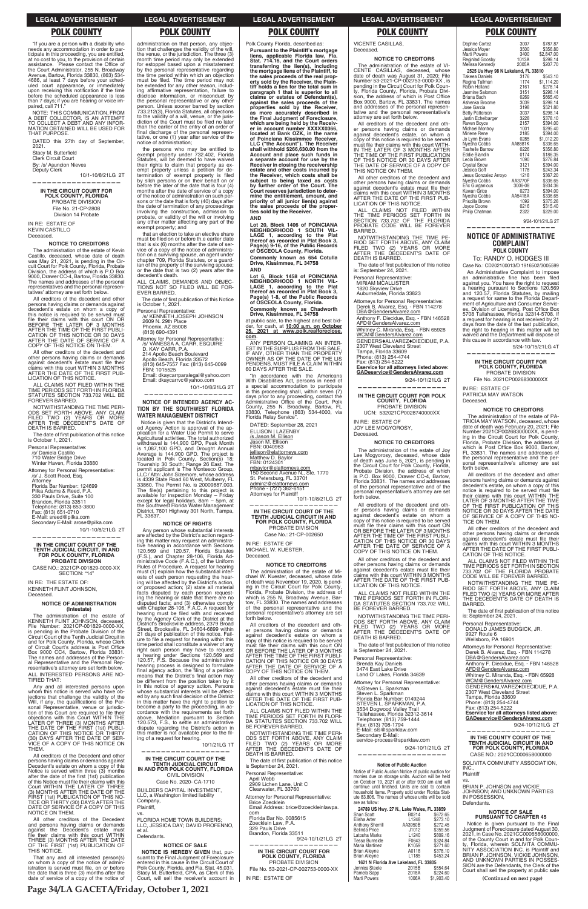"If you are a person with a disability who needs any accommodation in order to participate in this proceeding, you are entitled, at no cost to you, to the provision of certain assistance. Please contact the Office of the Court Administrator, 255 N. Broadway Avenue, Bartow, Florida 33830, (863) 534-4686, at least 7 days before your scheduled court appearance, or immediately upon receiving this notification if the time before the scheduled appearance is less than 7 days; if you are hearing or voice impaired, call 711."

NOTE: THIS COMMUNICATION, FROM A DEBT COLLECTOR, IS AN ATTEMPT TO COLLECT A DEBT AND ANY INFORMATION OBTAINED WILL BE USED FOR THAT PURPOSE.

DATED this 27th day of September, 2021.

Stacy M. Butterfield
Clerk Circuit Court
By: /s/ Asuncion Nieves
Deputy Clerk

10/1-10/8/21LG 2T

---

**IN THE CIRCUIT COURT FOR POLK COUNTY, FLORIDA**
PROBATE DIVISION
File No. 21-CP-2808
Division 14 Probate

IN RE: ESTATE OF
KEVIN CASTILLO
Deceased.

**NOTICE TO CREDITORS**

The administration of the estate of Kevin Castillo, deceased, whose date of death was May 21, 2021, is pending in the Circuit Court for Polk County, Florida, Probate Division, the address of which is P.O Box 9000, Drawer CC-4, Bartow, Florida 33830. The names and addresses of the personal representatives and the personal representatives' attorney are set forth below.

All creditors of the decedent and other persons having claims or demands against decedent's estate on whom a copy of this notice is required to be served must file their claims with this court ON OR BEFORE THE LATER OF 3 MONTHS AFTER THE TIME OF THE FIRST PUBLICATION OF THIS NOTICE OR 30 DAYS AFTER THE DATE OF SERVICE OF A COPY OF THIS NOTICE ON THEM.

All other creditors of the decedent and other persons having claims or demands against decedent's estate must file their claims with this court WITHIN 3 MONTHS AFTER THE DATE OF THE FIRST PUBLICATION OF THIS NOTICE.

ALL CLAIMS NOT FILED WITHIN THE TIME PERIODS SET FORTH IN FLORIDA STATUTES SECTION 733.702 WILL BE FOREVER BARRED.

NOTWITHSTANDING THE TIME PERIODS SET FORTH ABOVE, ANY CLAIM FILED TWO (2) YEARS OR MORE AFTER THE DECEDENT'S DATE OF DEATH IS BARRED.

The date of first publication of this notice is October 1, 2021.

Personal Representative:
/s/ Daniela Castillo
710 Water Bridge Drive
Winter Haven, Florida 33880

Attorney for Personal Representative:
/s/ J. Scott Reed, Esq.
Attorney
Florida Bar Number: 124699
Pilka Adams & Reed, P.A.
330 Pauls Drive, Suite 100
Brandon, Florida 33511
Telephone: (813) 653-3800
Fax: (813) 651-0710
E-Mail: sreed@pilka.com
Secondary E-Mail: arose@pilka.com

10/1-10/8/21LG 2T

---

**IN THE CIRCUIT COURT OF THE TENTH JUDICIAL CIRCUIT IN AND FOR POLK COUNTY, FLORIDA**
**PROBATE DIVISION**
CASE NO.: 2021CP-001829-0000-XX
SECTION: "14"

IN RE: THE ESTATE OF:
KENNETH FLINT JOHNSON,
Deceased.

**NOTICE OF ADMINISTRATION (Intestate)**

The administration of the estate of KENNETH FLINT JOHNSON, deceased, File Number: 2021CP-001829-0000-XX, is pending in the Probate Division of the Circuit Court of the Tenth Judicial Circuit in and for Polk County, Florida, whose Clerk of Circuit Court's address is Post Office Box 9000 CC-4, Bartow, Florida 33831. The names and addresses of the Personal Representative and the Personal Representative's attorney are set forth below.

ALL INTERESTED PERSONS ARE NOTIFIED THAT:

Any and all interested persons upon whom this notice is served who have objections that challenge the validity of the Will, if any, the qualifications of the Personal Representative, venue or jurisdiction of this Court are required to file their objections with this Court WITHIN THE LATER OF THREE (3) MONTHS AFTER THE DATE OF THE FIRST (1st) PUBLICATION OF THIS NOTICE OR THIRTY (30) DAYS AFTER THE DATE OF SERVICE OF A COPY OF THIS NOTICE ON THEM.

All creditors of the Decedent and other persons having claims or demands against Decedent's estate on whom a copy of this Notice is served within three (3) months after the date of the first (1st) publication of this Notice must file their claims with this Court WITHIN THE LATER OF THREE (3) MONTHS AFTER THE DATE OF THE FIRST (1st) PUBLICATION OF THIS NOTICE OR THIRTY (30) DAYS AFTER THE DATE OF SERVICE OF A COPY OF THIS NOTICE ON THEM.

All other creditors of the Decedent and persons having claims or demands against the Decedent's estate must file their claims with this court WITHIN THREE (3) MONTHS AFTER THE DATE OF THE FIRST (1st) PUBLICATION OF THIS NOTICE.

That any and all interested person(s) on whom a copy of the notice of administration is served must file, on or before the date that is three (3) months after the date of service of a copy of the notice of administration on that person, any objection that challenges the validity of the will, the venue, or the jurisdiction. The three (3) month time period may only be extended for estoppel based upon a misstatement by the personal representative regarding the time period within which an objection must be filed. The time period may not be extended for any other reason, including affirmative representation, failure to disclose information, or misconduct by the personal representative or any other person. Unless sooner barred by section 733.212(3), Florida Statutes, all objections to the validity of a will, venue, or the jurisdiction of the Court must be filed no later than the earlier of the entry of an order of final discharge of the personal representative, or one (1) year after service of the notice of administration;

the persons who may be entitled to exempt property under 732.402, Florida Statutes, will be deemed to have waived their rights to claim that property as exempt property unless a petition for determination of exempt property is filed by sllch persons or on their behalf on or before the later of the date that is four (4) months after the date of service of a copy of the notice of administration on such persons or the date of termination of any proceedings involving the construction, admission to probate, or validity of the will or involving any other matter affecting any part of the exempt property; and

that an election to take an elective share must be filed on or before th.e earlier date that is six (6) months after the date of service of a copy of the notice of administration on a surviving spouse, an agent under chapter 709, Florida Statutes, or a guardian of the property of the surviving spouse; or the date that is two (2) years after the decedent's death.

ALL CLAIMS, DEMANDS AND OBJECTIONS NOT SO FILED WILL BE FOREVER BARRED.

The date of first publication of this Notice is October 1, 2021.

Personal Representative:
/s/ KENNETH JOSEPH JOHNSON
2609 N. 29th Place
Phoenix, AZ 85008
(813) 690-4391

Attorney for Personal Representative:
/s/ VANESSA A. CARR, ESQUIRE
D. KAY CARR, P.A.
214 Apollo Beach Boulevard
Apollo Beach, Florida 33572
(813) 645-7557 Fax: (813) 645-0099
FBN: 1015525
Email: dkaycarrparalegal@yahoo.com
Email: dkaycarrvc@yahoo.com

10/1-10/8/21LG 2T

---

**NOTICE OF INTENDED AGENCY ACTION BY THE SOUTHWEST FLORIDA WATER MANAGEMENT DISTRICT**

Notice is given that the District's Intended Agency Action is approval of the application for a Water Use Permit to serve Agricultural activities. The total authorized withdrawal is 144,900 GPD, Peak Month is 1,087,100 GPD, and Drought Annual Average is 144,900 GPD. The project is located in Polk County, Section(s) 18; Township 30 South; Range 26 East. The permit applicant is The Montesco Group, LLC / Attn: John Sizemore, whose address is 4339 State Road 60 West, Mulberry, FL 33860. The Permit No. is 20009687.003. The file(s) pertaining to this project is available for inspection Monday – Friday except for legal holidays, 8am – 5pm, at the Southwest Florida Water Management District, 7601 Highway 301 North, Tampa, FL 33637.

**NOTICE OF RIGHTS**

Any person whose substantial interests are affected by the District's action regarding this matter may request an administrative hearing in accordance with Sections 120.569 and 120.57, Florida Statutes (F.S.), and Chapter 28-106, Florida Administrative Code (F.A.C.), of the Uniform Rules of Procedure. A request for hearing must (1) explain how the substantial interests of each person requesting the hearing will be affected by the District's action, or proposed action; (2) state all material facts disputed by each person requesting the hearing or state that there are no disputed facts; and (3) otherwise comply with Chapter 28-106, F.A.C. A request for hearing must be filed with and received by the Agency Clerk of the District at the District's Brooksville address, 2379 Broad Street, Brooksville, FL 34604-6899 within 21 days of publication of this notice. Failure to file a request for hearing within this time period shall constitute a waiver of any right such person may have to request a hearing under Sections 120.569 and 120.57, F.S. Because the administrative hearing process is designed to formulate final agency action, the filing of a petition means that the District's final action may be different from the position taken by it in this notice of agency action. Persons whose substantial interests will be affected by any such final decision of the District in this matter have the right to petition to become a party to the proceeding, in accordance with the requirements set forth above. Mediation pursuant to Section 120.573, F.S., to settle an administrative dispute regarding the District's action in this matter is not available prior to the filing of a request for hearing.

10/1/21LG 1T

---

**IN THE CIRCUIT COURT OF THE TENTH JUDICIAL CIRCUIT IN AND FOR POLK COUNTY, FLORIDA**
CIVIL DIVISION
Case No. 2020- CA-1710

BUILDERS CAPITAL INVESTMENT, LLC, a Washington limited liability Company,
Plaintiff,

vs.

FLORIDA HOME TOWN BUILDERS; LLC, JESSICA DAY; DAVID PROFENNO, et al.
Defendants.

**NOTICE OF SALE**

**NOTICE IS HEREBY GIVEN** that, pursuant to the Final Judgment of Foreclosure entered in this cause in the Circuit Court of Polk County, Florida, and Fla. Stat. 45.031, Stacy M. Butterfield, CPA, as Clerk of this Court, will sell the receiver's account in Polk County Florida, described as:

**Pursuant to the Plaintiff's mortgage liens, applicable Florida law, Fla. Stat. 714.16, and the Court orders transferring the lien(s), including the mortgage liens of the Plaintiff, to the sales proceeds of the real property sold by the Receiver, the Plaintiff holds a lien for the total sum in paragraph 1 that is superior to all claims or estates of Defendant(s), against the sales proceeds of the properties sold by the Receiver, as more accurately described in the Final Judgment of Foreclosure, which are being held by the Receiver in account number XXXXX0366, located at Bank OZK, in the name of Poinciana Kissimmee Receiver, LLC ("the Account"). The Receiver shall withhold $266,630.00 from the Account and place such funds in a separate account for use by the Receiver in closing the receivership estate and other costs incurred by the Receiver, which costs shall be subject to being taxed as costs by further order of the Court. The Court reserves jurisdiction to determine the entitlement, amount, and priority of all junior lien(s) against the sales proceeds of the properties sold by the Receiver.**

**AND**

**Lot 20, Block 1406 of POINCIANA NEIGHBORHOOD 1 SOUTH VILLAGE 1, according to the Plat thereof as recorded in Plat Book 3, Page(s) 9-16, of the Public Records of OSCEOLA County, Florida.**

**Commonly known as 654 Cotulla Drive, Kissimmee, FL 34758**

**AND**

**Lot 6, Block 1458 of POINCIANA NEIGHBORHOOD 1 NORTH VILLAGE 1, according to the Plat thereof as recorded in Plat Book 3, Page(s) 1-8, of the Public Records of OSCEOLA County, Florida.**

**Commonly known as Chadworth Drive, Kissimmee, FL 34758**

at public sale, to the highest and best bidder, for cash, at **10:00 a.m. on October 25, 2021 at www.polk.realforeclose.com**.

ANY PERSON CLAIMING AN INTEREST IN THE SURPLUS FROM THE SALE, IF ANY, OTHER THAN THE PROPERTY OWNER AS OF THE DATE OF THE LIS PENDENS, MUST FILE A CLAIM WITHIN 60 DAYS AFTER THE SALE.

"In accordance with the Americans With Disabilities Act, persons in need of a special accommodation to participate in this proceeding shall, within seven (7) days prior to any proceeding, contact the Administrative Office of the Court, Polk County, 255 N. Broadway, Bartow, FL 33830, Telephone (863) 534-4000, via Florida Relay Service".

DATED: September 28, 2021
ELLISON | LAZENBY
/s Jason M. Ellison
Jason M. Ellison
FBN: 0040963
jellison@elattorneys.com
Matthew D. Baylor
FBN: 0124301
mbaylor@elattorneys.com
150 Second Avenue N., Ste. 1770
St. Petersburg, FL 33701
admin2@elattorneys.com
Phone - (727) 362-6151
Attorneys for Plaintiff

10/1-10/8/21LG 2T

---

**IN THE CIRCUIT COURT OF THE TENTH JUDICIAL CIRCUIT IN AND FOR POLK COUNTY, FLORIDA**
PROBATE DIVISION
Case No.: 21-CP-002650

IN RE: ESTATE OF
MICHAEL W. KUESTER,
Deceased.

**NOTICE TO CREDITORS**

The administration of the estate of Michael W. Kuester, deceased, whose date of death was November 19, 2020, is pending in the Circuit Court for Polk County, Florida, Probate Division, the address of which is 255 N. Broadway Avenue, Bartow, FL 33830. The names and addresses of the personal representative and the personal representative's attorney are set forth below.

All creditors of the decedent and other persons having claims or demands against decedent's estate on whom a copy of this notice is required to be served must file their claims with this court ON OR BEFORE THE LATER OF 3 MONTHS AFTER THE TIME OF THE FIRST PUBLICATION OF THIS NOTICE OR 30 DAYS AFTER THE DATE OF SERVICE OF A COPY OF THIS NOTICE ON THEM.

All other creditors of the decedent and other persons having claims or demands against decedent's estate must file their claims with this court WITHIN 3 MONTHS AFTER THE DATE OF THE FIRST PUBLICATION OF THIS NOTICE.

ALL CLAIMS NOT FILED WITHIN THE TIME PERIODS SET FORTH IN FLORIDA STATUTES SECTION 733.702 WILL BE FOREVER BARRED.

NOTWITHSTANDING THE TIME PERIODS SET FORTH ABOVE, ANY CLAIM FILED TWO (2) YEARS OR MORE AFTER THE DECEDENT'S DATE OF DEATH IS BARRED.

The date of first publication of this notice is September 24, 2021.

Personal Representative:
April Webb
2909 Lichen Lane, Unit C
Clearwater, FL 33760

Attorney for Personal Representative:
Brice Zoecklein
Email Address: brice@zoeckleinlawpa.com
Florida Bar No. 0085615
Zoecklein Law, P.A.
329 Pauls Drive
Brandon, Florida 33511

9/24-10/1/21LG 2T

---

**IN THE CIRCUIT COURT FOR POLK COUNTY, FLORIDA**
PROBATE DIVISION
File No. 53-2021-CP-002753-0000-XX

IN RE: ESTATE OF
VICENTE CASILLAS,
Deceased.

**NOTICE TO CREDITORS**

The administration of the estate of VICENTE CASILLAS, deceased, whose date of death was August 31, 2020; File Number 53-2021-CP-002753-0000-XX, is pending in the Circuit Court for Polk County, Florida, Probate Division, the address of which is Post Office Box 9000, Bartow, FL 33831. The names and addresses of the personal representative and the personal representative's attorney are set forth below.

All creditors of the decedent and other persons having claims or demands against decedent's estate, on whom a copy of this notice is required to be served must file their claims with this court WITHIN THE LATER OF 3 MONTHS AFTER THE TIME OF THE FIRST PUBLICATION OF THIS NOTICE OR 30 DAYS AFTER THE DATE OF SERVICE OF A COPY OF THIS NOTICE ON THEM.

All other creditors of the decedent and other persons having claims or demands against decedent's estate must file their claims with this court WITHIN 3 MONTHS AFTER THE DATE OF THE FIRST PUBLICATION OF THIS NOTICE.

ALL CLAIMS NOT FILED WITHIN THE TIME PERIODS SET FORTH IN SECTION 733.702 OF THE FLORIDA PROBATE CODE WILL BE FOREVER BARRED.

NOTWITHSTANDING THE TIME PERIOD SET FORTH ABOVE, ANY CLAIM FILED TWO (2) YEARS OR MORE AFTER THE DECEDENT'S DATE OF DEATH IS BARRED.

The date of first publication of this notice is: September 24, 2021.

Personal Representative:
MIRIAM MCALLISTER
1820 Skyview Drive
Auburndale, Florida 33823

Attorneys for Personal Representative:
Derek B. Alvarez, Esq. - FBN 114278
DBA@GendersAlvarez.com
Anthony F. Diecidue, Esq. - FBN 146528
AFD@GendersAlvarez.com
Whitney C. Miranda, Esq. - FBN 65928
WCM@GendersAlvarez.com
GENDERS♦ALVAREZ♦DIECIDUE, P.A.
2307 West Cleveland Street
Tampa, Florida 33609
Phone: (813) 254-4744
Fax: (813) 254-5222
**Eservice for all attorneys listed above: GADeservice@GendersAlvarez.com**

9/24-10/1/21LG 2T

---

**IN THE CIRCUIT COURT FOR POLK COUNTY, FLORIDA**
PROBATE DIVISION
UCN: 532021CP0028740000XX

IN RE: ESTATE OF
JOY LEE MOGYOROSY,
Deceased.

**NOTICE TO CREDITORS**

The administration of the estate of Joy Lee Mogyorosy, deceased, whose date of death was June 5, 2021, is pending in the Circuit Court for Polk County, Florida, Probate Division, the address of which is P.O. Box 9000, Drawer CC-4, Bartow, Florida 33831. The names and addresses of the personal representative and of the personal representative's attorney are set forth below.

All creditors of the decedent and other persons having claims or demands against decedent's estate on whom a copy of this notice is required to be served must file their claims with this court ON OR BEFORE THE LATER OF 3 MONTHS AFTER THE TIME OF THE FIRST PUBLICATION OF THIS NOTICE OR 30 DAYS AFTER THE DATE OF SERVICE OF A COPY OF THIS NOTICE ON THEM.

All other creditors of the decedent and other persons having claims or demands against decedent's estate must file their claims with this court WITHIN 3 MONTHS AFTER THE DATE OF THE FIRST PUBLICATION OF THIS NOTICE.

ALL CLAIMS NOT FILED WITHIN THE TIME PERIODS SET FORTH IN FLORIDA STATUTES SECTION 733.702 WILL BE FOREVER BARRED.

NOTWITHSTANDING THE TIME PERIODS SET FORTH ABOVE, ANY CLAIM FILED TWO (2) YEARS OR MORE AFTER THE DECEDENT'S DATE OF DEATH IS BARRED.

The date of first publication of this notice is September 24, 2021.

Personal Representative:
Brenda Kay Daniels
3474 East Lake Drive
Land O' Lakes, Florida 34639

Attorney for Personal Representative:
/s/Steven L. Sparkman
Steven L. Sparkman
Florida Bar Number: 0149244
STEVEN L. SPARKMAN, P.A.
3534 Dogwood Valley Trail
Tallahassee, Florida 32312-3614
Telephone: (813) 759-1444
Fax: (813) 708-1794
E-Mail: sls@sparklaw.com
Secondary E-Mail:
service-process@sparklaw.com

9/24-10/1/21LG 2T

---

**Notice of Public Auction**

Notice of Public Auction Notice of public auction for monies due on storage units. Auction will be held on October 19, 2021 at or after 9:00 am and will continue until finished. Units are said to contain household items. Property sold under Florida Statute 83.806. The names of whose units will be sold are as follow:

**24789 US Hwy. 27 N., Lake Wales, FL 33859**

| Name | Unit | Amount |
|---|---|---|
| Shan Scott | B0214 | $672.65 |
| Elisha Avler | L1248 | $273.10 |
| Anthony Sherrill | AA3950B | $272.45 |
| Belinda Price | J1012 | $359.56 |
| Latosha Marks | L1240 | $809.16 |
| Tessa Burnside | F0643 | $324.84 |
| Maria Martinez | K1059 | $271.60 |
| Brian Alleyne | A0118 | $378.10 |
| Brian Alleyne | L1185 | $453.24 |

**1621 N Florida Ave Lakeland, FL 33805**

| Name | Unit | Amount |
|---|---|---|
| Jennica Steele | 2015B | $554.64 |
| Pamela Sapp | 2018A | $224.60 |
| Marti Powers | 1006A | $1,903.40 |
| Daphne Cortez | 3007 | $787.87 |
| Jessica Moyer | 3500 | $356.80 |
| Marti Powers | 3400 | $2,847.00 |
| Reginald Goosby | 1013A | $298.14 |
| Melissa Kennedy | 2005A | $207.70 |

**2525 Us Hwy 98 N Lakeland, FL 33810**

| Name | Unit | Amount |
|---|---|---|
| Takeea Daniels | 3176 | $543.10 |
| Regina Tallman | 1174 | $1,114.20 |
| Robin Holland | 2161 | $278.14 |
| Jasmine Salomon | 3151 | $298.14 |
| Briana Bach | 0269 | $665.40 |
| Ashenka Broome | 3039 | $298.14 |
| Jose Garcia | 3198 | $521.80 |
| Betty Patterson | 3037 | $298.14 |
| Justin Echelbarger | 3228 | $378.10 |
| Raven Boyce | 2157 | $394.00 |
| Michael Montroy | 1001 | $295.40 |
| Mirlene Pierre | 2185 | $394.00 |
| Jo Lynn Evans | 0285 | $1,012.20 |
| Nyesha Cobbs | AA8681K | $336.65 |
| Tashelle Barrow | 0226 | $356.80 |
| Eddie Blandin | 0174 | $186.35 |
| Leola Brown | 1090 | $276.84 |
| Crystal Snow | 3121 | $394.00 |
| Jessica Goff | 1178 | $243.34 |
| Jessica Gonzalez Arroyo | 1218 | $367.20 |
| Nyesha Cobbs | AA3770F | $336.65 |
| Eric Gurganious | 3006-08 | $934.36 |
| Kawan Grice | 0273 | $394.00 |
| Nyesha Cobbs | AA5418A | $336.65 |
| Priscilla Brown | 1092 | $375.26 |
| Joyce Coone | 0216 | $315.40 |
| Philip Chatman | 2322 | $229.00 |

9/24-10/1/21LG 2T

---

**NOTICE OF ADMINISTRATIVE COMPLAINT**
**POLK COUNTY**

To: RANDY O. HODGES III

Case No.: CD202100013/D 1916502/3005599

An Administrative Complaint to impose an administrative fine has been filed against you. You have the right to request a hearing pursuant to Sections 120.569 and 120.57, Florida Statutes, by mailing a request for same to the Florida Department of Agriculture and Consumer Services, Division of Licensing, Post Office Box 5708 Tallahassee, Florida 32314-5708. If a request for hearing is not received by 21 days from the date of the last publication, the right to hearing in this matter will be waived and the Department will dispose of this cause in accordance with law.

9/24-10/15/21LG 4T

---

**IN THE CIRCUIT COURT FOR POLK COUNTY, FLORIDA**
PROBATE DIVISION
File No. 2021CP0026830000XX

IN RE: ESTATE OF
PATRICIA MAY WATSON
Deceased.

**NOTICE TO CREDITORS**

The administration of the estate of PATRICIA MAY WATSON, deceased, whose date of death was February 20, 2021; File Number 2021CP0026830000XX, is pending in the Circuit Court for Polk County, Florida, Probate Division, the address of which is Post Office Box 9000, Bartow, FL 33831. The names and addresses of the personal representative and the personal representative's attorney are set forth below.

All creditors of the decedent and other persons having claims or demands against decedent's estate, on whom a copy of this notice is required to be served must file their claims with this court WITHIN THE LATER OF 3 MONTHS AFTER THE TIME OF THE FIRST PUBLICATION OF THIS NOTICE OR 30 DAYS AFTER THE DATE OF SERVICE OF A COPY OF THIS NOTICE ON THEM.

All other creditors of the decedent and other persons having claims or demands against decedent's estate must file their claims with this court WITHIN 3 MONTHS AFTER THE DATE OF THE FIRST PUBLICATION OF THIS NOTICE.

ALL CLAIMS NOT FILED WITHIN THE TIME PERIODS SET FORTH IN SECTION 733.702 OF THE FLORIDA PROBATE CODE WILL BE FOREVER BARRED.

NOTWITHSTANDING THE TIME PERIOD SET FORTH ABOVE, ANY CLAIM FILED TWO (2) YEARS OR MORE AFTER THE DECEDENT'S DATE OF DEATH IS BARRED.

The date of first publication of this notice is: September 24, 2021.

Personal Representative:
DONALD JAMES BUDGICK, JR.
9927 Route 6
Wellsboro, PA 16901

Attorneys for Personal Representative:
Derek B. Alvarez, Esq. - FBN 114278
DBA@GendersAlvarez.com
Anthony F. Diecidue, Esq. - FBN 146528
AFD@GendersAlvarez.com
Whitney C. Miranda, Esq. - FBN 65928
WCM@GendersAlvarez.com
GENDERS♦ALVAREZ♦DIECIDUE, P.A.
2307 West Cleveland Street
Tampa, Florida 33609
Phone: (813) 254-4744
Fax: (813) 254-5222
**Eservice for all attorneys listed above: GADeservice@GendersAlvarez.com**

9/24-10/1/21LG 2T

---

**IN THE COUNTY COURT OF THE TENTH JUDICIAL CIRCUIT IN AND FOR POLK COUNTY, FLORIDA**
CASE NO.: 2021CC000658000000

SOLIVITA COMMUNITY ASSOCIATION, INC.,
Plaintiff

vs.

BRIAN P. JOHNSON and VICKIE JOHNSON; AND UNKNOWN PARTIES IN POSSESSION,
Defendants.

**NOTICE OF SALE PURSUANT TO CHAPTER 45**

Notice is given pursuant to the Final Judgment of Foreclosure dated August 30, 2021, in Case No. 2021CC000658000000, of the County Court in and for Polk County, Florida, wherein SOLIVITA COMMUNITY ASSOCIATION INC. is Plaintiff and BRIAN P. JOHNSON, VICKIE JOHNSON, AND UNKNOWN PARTIES IN POSSESSION are the Defendants, the Clerk of the Court shall sell the property at public sale

**(Continued on next page)**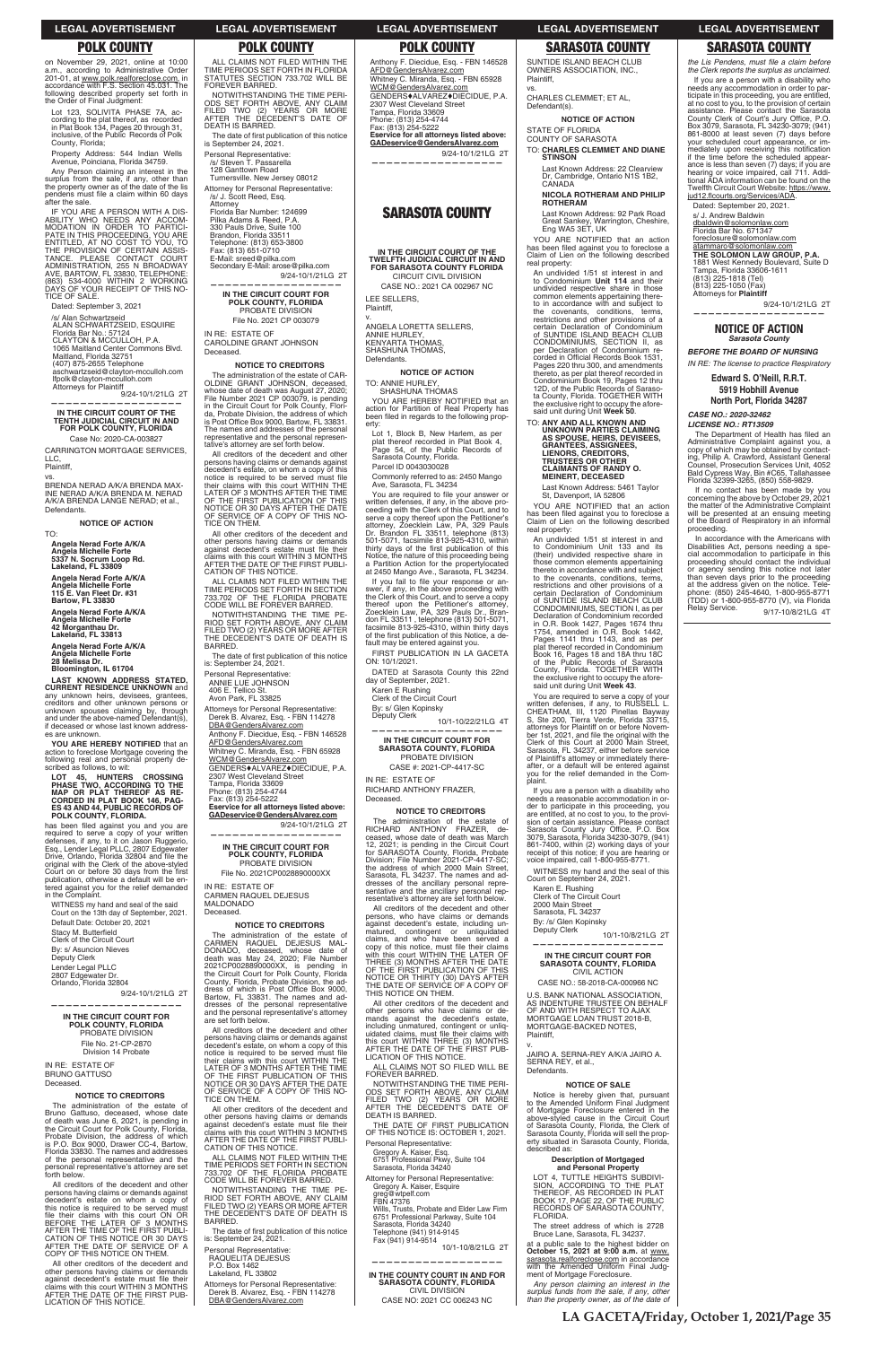LEGAL ADVERTISEMENT

# POLK COUNTY

on November 29, 2021, online at 10:00 a.m., according to Administrative Order 201-01, at www.polk.realforeclose.com, in accordance with F.S. Section 45.031. The following described property set forth in the Order of Final Judgment:

Lot 123, SOLIVITA PHASE 7A, according to the plat thereof, as recorded in Plat Book 134, Pages 20 through 31, inclusive, of the Public Records of Polk County, Florida;

Property Address: 544 Indian Wells Avenue, Poinciana, Florida 34759.

Any Person claiming an interest in the surplus from the sale, if any, other than the property owner as of the date of the lis pendens must file a claim within 60 days after the sale.

IF YOU ARE A PERSON WITH A DISABILITY WHO NEEDS ANY ACCOMMODATION IN ORDER TO PARTICIPATE IN THIS PROCEEDING, YOU ARE ENTITLED, AT NO COST TO YOU, TO THE PROVISION OF CERTAIN ASSISTANCE. PLEASE CONTACT COURT ADMINISTRATION, 255 N BROADWAY AVE, BARTOW, FL 33830, TELEPHONE: (863) 534-4000 WITHIN 2 WORKING DAYS OF YOUR RECEIPT OF THIS NOTICE OF SALE.

Dated: September 3, 2021

/s/ Alan Schwartzseid
ALAN SCHWARTZSEID, ESQUIRE
Florida Bar No.: 57124
CLAYTON & MCCULLOH, P.A.
1065 Maitland Center Commons Blvd.
Maitland, Florida 32751
(407) 875-2655 Telephone
aschwartzseid@clayton-mcculloh.com
lfpolk@clayton-mcculloh.com
Attorneys for Plaintiff

9/24-10/1/21LG 2T

**IN THE CIRCUIT COURT OF THE TENTH JUDICIAL CIRCUIT IN AND FOR POLK COUNTY, FLORIDA**

Case No: 2020-CA-003827

CARRINGTON MORTGAGE SERVICES, LLC,
Plaintiff,
vs.
BRENDA NERAD A/K/A BRENDA MAXINE NERAD A/K/A BRENDA M. NERAD A/K/A BRENDA LANGE NERAD; et al.,
Defendants.

**NOTICE OF ACTION**

TO:

**Angela Nerad Forte A/K/A Angela Michelle Forte
5337 N. Socrum Loop Rd.
Lakeland, FL 33809**

**Angela Nerad Forte A/K/A Angela Michelle Forte
115 E. Van Fleet Dr. #31
Bartow, FL 33830**

**Angela Nerad Forte A/K/A Angela Michelle Forte
42 Morganthau Dr.
Lakeland, FL 33813**

**Angela Nerad Forte A/K/A Angela Michelle Forte
28 Melissa Dr.
Bloomington, IL 61704**

**LAST KNOWN ADDRESS STATED, CURRENT RESIDENCE UNKNOWN** and any unknown heirs, devisees, grantees, creditors and other unknown persons or unknown spouses claiming by, through and under the above-named Defendant(s), if deceased or whose last known addresses are unknown.

**YOU ARE HEREBY NOTIFIED** that an action to foreclose Mortgage covering the following real and personal property described as follows, to wit:

**LOT 45, HUNTERS CROSSING PHASE TWO, ACCORDING TO THE MAP OR PLAT THEREOF AS RECORDED IN PLAT BOOK 146, PAGES 43 AND 44, PUBLIC RECORDS OF POLK COUNTY, FLORIDA.**

has been filed against you and you are required to serve a copy of your written defenses, if any, to it on Jason Ruggerio, Esq., Lender Legal PLLC, 2807 Edgewater Drive, Orlando, Florida 32804 and file the original with the Clerk of the above-styled Court on or before 30 days from the first publication, otherwise a default will be entered against you for the relief demanded in the Complaint.

WITNESS my hand and seal of the said Court on the 13th day of September, 2021.

Default Date: October 20, 2021
Stacy M. Butterfield
Clerk of the Circuit Court
By: s/ Asuncion Nieves
Deputy Clerk
Lender Legal PLLC
2807 Edgewater Dr.
Orlando, Florida 32804

9/24-10/1/21LG 2T

**IN THE CIRCUIT COURT FOR POLK COUNTY, FLORIDA**
PROBATE DIVISION
File No. 21-CP-2870
Division 14 Probate

IN RE: ESTATE OF
BRUNO GATTUSO
Deceased.

**NOTICE TO CREDITORS**

The administration of the estate of Bruno Gattuso, deceased, whose date of death was June 6, 2021, is pending in the Circuit Court for Polk County, Florida, Probate Division, the address of which is P.O. Box 9000, Drawer CC-4, Bartow, Florida 33830. The names and addresses of the personal representative and the personal representative's attorney are set forth below.

All creditors of the decedent and other persons having claims or demands against decedent's estate on whom a copy of this notice is required to be served must file their claims with this court ON OR BEFORE THE LATER OF 3 MONTHS AFTER THE TIME OF THE FIRST PUBLICATION OF THIS NOTICE OR 30 DAYS AFTER THE DATE OF SERVICE OF A COPY OF THIS NOTICE ON THEM.

All other creditors of the decedent and other persons having claims or demands against decedent's estate must file their claims with this court WITHIN 3 MONTHS AFTER THE DATE OF THE FIRST PUBLICATION OF THIS NOTICE.

ALL CLAIMS NOT FILED WITHIN THE TIME PERIODS SET FORTH IN FLORIDA STATUTES SECTION 733.702 WILL BE FOREVER BARRED.

NOTWITHSTANDING THE TIME PERIODS SET FORTH ABOVE, ANY CLAIM FILED TWO (2) YEARS OR MORE AFTER THE DECEDENT'S DATE OF DEATH IS BARRED.

The date of first publication of this notice is September 24, 2021.

Personal Representative:
/s/ Steven T. Passarella
128 Ganttown Road
Turnersville, New Jersey 08012

Attorney for Personal Representative:
/s/ J. Scott Reed, Esq.
Attorney
Florida Bar Number: 124699
Pilka Adams & Reed, P.A.
330 Pauls Drive, Suite 100
Brandon, Florida 33511
Telephone: (813) 653-3800
Fax: (813) 651-0710
E-Mail: sreed@pilka.com
Secondary E-Mail: arose@pilka.com

9/24-10/1/21LG 2T

**IN THE CIRCUIT COURT FOR POLK COUNTY, FLORIDA**
PROBATE DIVISION
File No. 2021 CP 003079

IN RE: ESTATE OF
CAROLDINE GRANT JOHNSON
Deceased.

**NOTICE TO CREDITORS**

The administration of the estate of CAROLDINE GRANT JOHNSON, deceased, whose date of death was August 27, 2020; File Number 2021 CP 003079, is pending in the Circuit Court for Polk County, Florida, Probate Division, the address of which is Post Office Box 9000, Bartow, FL 33831. The names and addresses of the personal representative and the personal representative's attorney are set forth below.

All creditors of the decedent and other persons having claims or demands against decedent's estate, on whom a copy of this notice is required to be served must file their claims with this court WITHIN THE LATER OF 3 MONTHS AFTER THE TIME OF THE FIRST PUBLICATION OF THIS NOTICE OR 30 DAYS AFTER THE DATE OF SERVICE OF A COPY OF THIS NOTICE ON THEM.

All other creditors of the decedent and other persons having claims or demands against decedent's estate must file their claims with this court WITHIN 3 MONTHS AFTER THE DATE OF THE FIRST PUBLICATION OF THIS NOTICE.

ALL CLAIMS NOT FILED WITHIN THE TIME PERIODS SET FORTH IN SECTION 733.702 OF THE FLORIDA PROBATE CODE WILL BE FOREVER BARRED.

NOTWITHSTANDING THE TIME PERIOD SET FORTH ABOVE, ANY CLAIM FILED TWO (2) YEARS OR MORE AFTER THE DECEDENT'S DATE OF DEATH IS BARRED.

The date of first publication of this notice is: September 24, 2021.

Personal Representative:
ANNIE LUE JOHNSON
406 E. Tellico St.
Avon Park, FL 33825

Attorneys for Personal Representative:
Derek B. Alvarez, Esq. - FBN 114278
DBA@GendersAlvarez.com
Anthony F. Diecidue, Esq. - FBN 146528
AFD@GendersAlvarez.com
Whitney C. Miranda, Esq. - FBN 65928
WCM@GendersAlvarez.com
GENDERS♦ALVAREZ♦DIECIDUE, P.A.
2307 West Cleveland Street
Tampa, Florida 33609
Phone: (813) 254-4744
Fax: (813) 254-5222
**Eservice for all attorneys listed above: GADeservice@GendersAlvarez.com**

9/24-10/1/21LG 2T

**IN THE CIRCUIT COURT FOR POLK COUNTY, FLORIDA**
PROBATE DIVISION
File No. 2021CP0028890000XX

IN RE: ESTATE OF
CARMEN RAQUEL DEJESUS MALDONADO
Deceased.

**NOTICE TO CREDITORS**

The administration of the estate of CARMEN RAQUEL DEJESUS MALDONADO, deceased, whose date of death was May 24, 2021; File Number 2021CP0028890000XX, is pending in the Circuit Court for Polk County, Florida, Probate Division, the address of which is Post Office Box 9000, Bartow, FL 33831. The names and addresses of the personal representative and the personal representative's attorney are set forth below.

All creditors of the decedent and other persons having claims or demands against decedent's estate, on whom a copy of this notice is required to be served must file their claims with this court WITHIN THE LATER OF 3 MONTHS AFTER THE TIME OF THE FIRST PUBLICATION OF THIS NOTICE OR 30 DAYS AFTER THE DATE OF SERVICE OF A COPY OF THIS NOTICE ON THEM.

All other creditors of the decedent and other persons having claims or demands against decedent's estate must file their claims with this court WITHIN 3 MONTHS AFTER THE DATE OF THE FIRST PUBLICATION OF THIS NOTICE.

ALL CLAIMS NOT FILED WITHIN THE TIME PERIODS SET FORTH IN SECTION 733.702 OF THE FLORIDA PROBATE CODE WILL BE FOREVER BARRED.

NOTWITHSTANDING THE TIME PERIOD SET FORTH ABOVE, ANY CLAIM FILED TWO (2) YEARS OR MORE AFTER THE DECEDENT'S DATE OF DEATH IS BARRED.

The date of first publication of this notice is: September 24, 2021.

Personal Representative:
RAQUELITA DEJESUS
P.O. Box 1462
Lakeland, FL 33802

Attorneys for Personal Representative:
Derek B. Alvarez, Esq. - FBN 114278
DBA@GendersAlvarez.com
Anthony F. Diecidue, Esq. - FBN 146528
AFD@GendersAlvarez.com
Whitney C. Miranda, Esq. - FBN 65928
WCM@GendersAlvarez.com
GENDERS♦ALVAREZ♦DIECIDUE, P.A.
2307 West Cleveland Street
Tampa, Florida 33609
Phone: (813) 254-4744
Fax: (813) 254-5222
**Eservice for all attorneys listed above: GADeservice@GendersAlvarez.com**

9/24-10/1/21LG 2T

# SARASOTA COUNTY

**IN THE CIRCUIT COURT OF THE TWELFTH JUDICIAL CIRCUIT IN AND FOR SARASOTA COUNTY FLORIDA**
CIRCUIT CIVIL DIVISION
CASE NO.: 2021 CA 002967 NC

LEE SELLERS,
Plaintiff,
v.
ANGELA LORETTA SELLERS, ANNIE HURLEY, KENYARTA THOMAS, SHASHUNA THOMAS,
Defendants.

**NOTICE OF ACTION**

TO: ANNIE HURLEY,
SHASHUNA THOMAS

YOU ARE HEREBY NOTIFIED that an action for Partition of Real Property has been filed in regards to the following property:

Lot 1, Block B, New Harlem, as per plat thereof recorded in Plat Book 4, Page 54, of the Public Records of Sarasota County, Florida.

Parcel ID 0043030028

Commonly referred to as: 2450 Mango Ave, Sarasota, FL 34234

You are required to file your answer or written defenses, if any, in the above proceeding with the Clerk of this Court, and to serve a copy thereof upon the Petitioner's attorney, Zoecklein Law, PA, 329 Pauls Dr. Brandon FL 33511, telephone (813) 501-5071, facsimile 813-925-4310, within thirty days of the first publication of this Notice, the nature of this proceeding being a Partition Action for the property located at 2450 Mango Ave., Sarasota, FL 34234.

If you fail to file your response or answer, if any, in the above proceeding with the Clerk of this Court, and to serve a copy thereof upon the Petitioner's attorney, Zoecklein Law, PA, 329 Pauls Dr., Brandon FL 33511 , telephone (813) 501-5071, facsimile 813-925-4310, within thirty days of the first publication of this Notice, a default may be entered against you.

FIRST PUBLICATION IN LA GACETA ON: 10/1/2021.

DATED at Sarasota County this 22nd day of September, 2021.

Karen E. Rushing
Clerk of the Circuit Court
By: s/ Glen Kopinsky
Deputy Clerk

10/1-10/22/21LG 4T

**IN THE CIRCUIT COURT FOR SARASOTA COUNTY, FLORIDA**
PROBATE DIVISION
CASE #: 2021-CP-4417-SC

IN RE: ESTATE OF
RICHARD ANTHONY FRAZER,
Deceased.

**NOTICE TO CREDITORS**

The administration of the estate of RICHARD ANTHONY FRAZER, deceased, whose date of death was March 12, 2021; is pending in the Circuit Court for SARASOTA County, Florida, Probate Division; File Number 2021-CP-4417-SC; the address of which 2000 Main Street, Sarasota, FL 34237. The names and addresses of the ancillary personal representative and the ancillary personal representative's attorney are set forth below.

All creditors of the decedent and other persons, who have claims or demands against decedent's estate, including unmatured, contingent or unliquidated claims, and who have been served a copy of this notice, must file their claims with this court WITHIN THE LATER OF THREE (3) MONTHS AFTER THE DATE OF THE FIRST PUBLICATION OF THIS NOTICE OR THIRTY (30) DAYS AFTER THE DATE OF SERVICE OF A COPY OF THIS NOTICE ON THEM.

All other creditors of the decedent and other persons who have claims or demands against the decedent's estate, including unmatured, contingent or unliquidated claims, must file their claims with this court WITHIN THREE (3) MONTHS AFTER THE DATE OF THE FIRST PUBLICATION OF THIS NOTICE.

ALL CLAIMS NOT SO FILED WILL BE FOREVER BARRED.

NOTWITHSTANDING THE TIME PERIODS SET FORTH ABOVE, ANY CLAIM FILED TWO (2) YEARS OR MORE AFTER THE DECEDENT'S DATE OF DEATH IS BARRED.

THE DATE OF FIRST PUBLICATION OF THIS NOTICE IS: OCTOBER 1, 2021.

Personal Representative:
Gregory A. Kaiser, Esq.
6751 Professional Pkwy, Suite 104
Sarasota, Florida 34240

Attorney for Personal Representative:
Gregory A. Kaiser, Esquire
greg@wtpelf.com
FBN 47376
Wills, Trusts, Probate and Elder Law Firm
6751 Professional Parkway, Suite 104
Sarasota, Florida 34240
Telephone (941) 914-9145
Fax (941) 914-9514

10/1-10/8/21LG 2T

**IN THE COUNTY COURT IN AND FOR SARASOTA COUNTY, FLORIDA**
CIVIL DIVISION
CASE NO: 2021 CC 006243 NC

SUNTIDE ISLAND BEACH CLUB OWNERS ASSOCIATION, INC.,
Plaintiff,
vs.
CHARLES CLEMMET; ET AL,
Defendant(s).

**NOTICE OF ACTION**

STATE OF FLORIDA
COUNTY OF SARASOTA

TO: **CHARLES CLEMMET AND DIANE STINSON**

Last Known Address: 22 Clearview Dr, Cambridge, Ontario N1S 1B2, CANADA

**NICOLA ROTHERAM AND PHILIP ROTHERAM**

Last Known Address: 92 Park Road Great Sankey, Warrington, Cheshire, Eng WA5 3ET, UK

YOU ARE NOTIFIED that an action has been filed against you to foreclose a Claim of Lien on the following described real property:

An undivided 1/51 st interest in and to Condominium **Unit 114** and their undivided respective share in those common elements appertaining thereto in accordance with and subject to the covenants, conditions, terms, restrictions and other provisions of a certain Declaration of Condominium of SUNTIDE ISLAND BEACH CLUB CONDOMINIUMS, SECTION II, as per Declaration of Condominium recorded in Official Records Book 1531, Pages 220 thru 300, and amendments thereto, as per plat thereof recorded in Condominium Book 19, Pages 12 thru 12D, of the Public Records of Sarasota County, Florida. TOGETHER WITH the exclusive right to occupy the aforesaid unit during Unit **Week 50**.

TO: **ANY AND ALL KNOWN AND UNKNOWN PARTIES CLAIMING AS SPOUSE, HEIRS, DEVISEES, GRANTEES, ASSIGNEES, LIENORS, CREDITORS, TRUSTEES OR OTHER CLAIMANTS OF RANDY O. MEINERT, DECEASED**

Last Known Address: 5461 Taylor St, Davenport, IA 52806

YOU ARE NOTIFIED that an action has been filed against you to foreclose a Claim of Lien on the following described real property:

An undivided 1/51 st interest in and to Condominium Unit 133 and its (their) undivided respective share in those common elements appertaining thereto in accordance with and subject to the covenants, conditions, terms, restrictions and other provisions of a certain Declaration of Condominium of SUNTIDE ISLAND BEACH CLUB CONDOMINIUMS, SECTION I, as per Declaration of Condominium recorded in O.R. Book 1427, Pages 1674 thru 1754, amended in O.R. Book 1442, Pages 1141 thru 1143, and as per plat thereof recorded in Condominium Book 16, Pages 18 and 18A thru 18C of the Public Records of Sarasota County, Florida. TOGETHER WITH the exclusive right to occupy the aforesaid unit during Unit **Week 43**.

You are required to serve a copy of your written defenses, if any, to RUSSELL L. CHEATHAM, III, 1120 Pinellas Bayway S, Ste 200, Tierra Verde, Florida 33715, attorneys for Plaintiff on or before November 1st, 2021, and file the original with the Clerk of this Court at 2000 Main Street, Sarasota, FL 34237, either before service of Plaintiff's attorney or immediately thereafter, or a default will be entered against you for the relief demanded in the Complaint.

If you are a person with a disability who needs a reasonable accommodation in order to participate in this proceeding, you are entitled, at no cost to you, to the provision of certain assistance. Please contact Sarasota County Jury Office, P.O. Box 3079, Sarasota, Florida 34230-3079, (941) 861-7400, within (2) working days of your receipt of this notice; if you are hearing or voice impaired, call 1-800-955-8771.

WITNESS my hand and the seal of this Court on September 24, 2021.

Karen E. Rushing
Clerk of The Circuit Court
2000 Main Street
Sarasota, FL 34237
By: /s/ Glen Kopinsky
Deputy Clerk

10/1-10/8/21LG 2T

**IN THE CIRCUIT COURT FOR SARASOTA COUNTY, FLORIDA**
CIVIL ACTION
CASE NO.: 58-2018-CA-000966 NC

U.S. BANK NATIONAL ASSOCIATION, AS INDENTURE TRUSTEE ON BEHALF OF AND WITH RESPECT TO AJAX MORTGAGE LOAN TRUST 2018-B, MORTGAGE-BACKED NOTES,
Plaintiff,
v.
JAIRO A. SERNA-REY A/K/A JAIRO A. SERNA REY, et al.,
Defendants.

**NOTICE OF SALE**

Notice is hereby given that, pursuant to the Amended Uniform Final Judgment of Mortgage Foreclosure entered in the above-styled cause in the Circuit Court of Sarasota County, Florida, the Clerk of Sarasota County, Florida will sell the property situated in Sarasota County, Florida, described as:

**Description of Mortgaged and Personal Property**

LOT 4, TUTTLE HEIGHTS SUBDIVISION, ACCORDING TO THE PLAT THEREOF, AS RECORDED IN PLAT BOOK 17, PAGE 22, OF THE PUBLIC RECORDS OF SARASOTA COUNTY, FLORIDA.

The street address of which is 2728 Bruce Lane, Sarasota, FL 34237.

at a public sale to the highest bidder on **October 15, 2021 at 9:00 a.m.** at www.sarasota.realforeclose.com in accordance with the Amended Uniform Final Judgment of Mortgage Foreclosure.

*Any person claiming an interest in the surplus funds from the sale, if any, other than the property owner, as of the date of the Lis Pendens, must file a claim before the Clerk reports the surplus as unclaimed.*

If you are a person with a disability who needs any accommodation in order to participate in this proceeding, you are entitled, at no cost to you, to the provision of certain assistance. Please contact the Sarasota County Clerk of Court's Jury Office, P.O. Box 3079, Sarasota, FL 34230-3079; (941) 861-8000 at least seven (7) days before your scheduled court appearance, or immediately upon receiving this notification if the time before the scheduled appearance is less than seven (7) days; if you are hearing or voice impaired, call 711. Additional ADA information can be found on the Twelfth Circuit Court Website: https://www.jud12.flcourts.org/Services/ADA.

Dated: September 20, 2021.

s/ J. Andrew Baldwin
dbaldwin@solomonlaw.com
Florida Bar No. 671347
foreclosure@solomonlaw.com
atammaro@solomonlaw.com
**THE SOLOMON LAW GROUP, P.A.**
1881 West Kennedy Boulevard, Suite D
Tampa, Florida 33606-1611
(813) 225-1818 (Tel)
(813) 225-1050 (Fax)
Attorneys for **Plaintiff**

9/24-10/1/21LG 2T

## NOTICE OF ACTION
*Sarasota County*

***BEFORE THE BOARD OF NURSING***

*IN RE: The license to practice Respiratory*

**Edward S. O'Neill, R.R.T.
5919 Hohlbill Avenue
North Port, Florida 34287**

***CASE NO.: 2020-32462
LICENSE NO.: RT13509***

The Department of Health has filed an Administrative Complaint against you, a copy of which may be obtained by contacting, Philip A. Crawford, Assistant General Counsel, Prosecution Services Unit, 4052 Bald Cypress Way, Bin #C65, Tallahassee Florida 32399-3265, (850) 558-9829.

If no contact has been made by you concerning the above by October 29, 2021 the matter of the Administrative Complaint will be presented at an ensuing meeting of the Board of Respiratory in an informal proceeding.

In accordance with the Americans with Disabilities Act, persons needing a special accommodation to participate in this proceeding should contact the individual or agency sending this notice not later than seven days prior to the proceeding at the address given on the notice. Telephone: (850) 245-4640, 1-800-955-8771 (TDD) or 1-800-955-8770 (V), via Florida Relay Service.

9/17-10/8/21LG 4T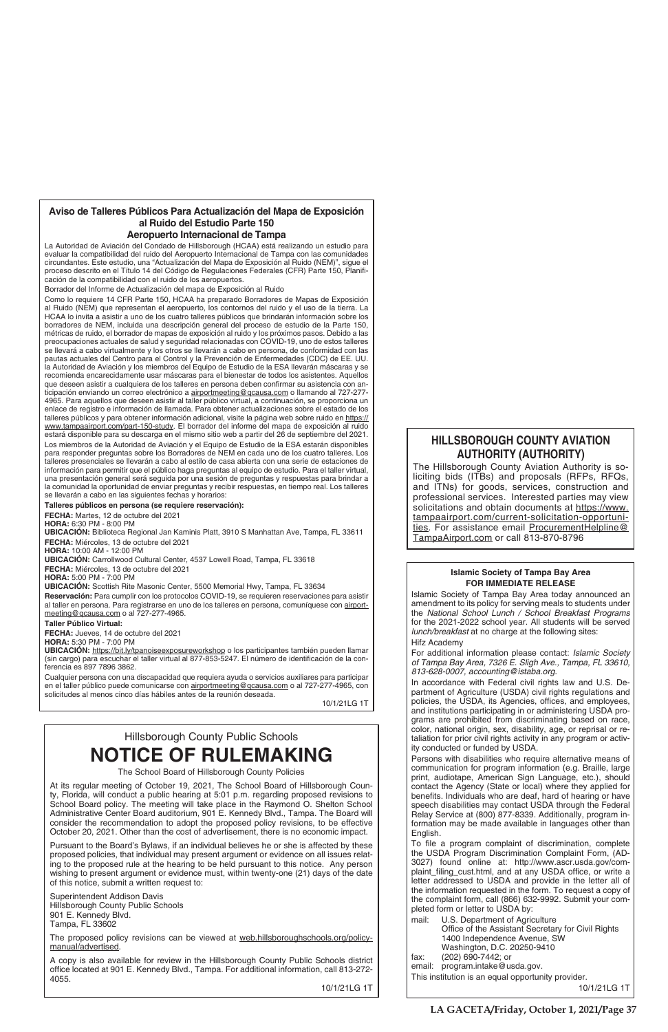**Aviso de Talleres Públicos Para Actualización del Mapa de Exposición al Ruido del Estudio Parte 150**
**Aeropuerto Internacional de Tampa**

La Autoridad de Aviación del Condado de Hillsborough (HCAA) está realizando un estudio para evaluar la compatibilidad del ruido del Aeropuerto Internacional de Tampa con las comunidades circundantes. Este estudio, una "Actualización del Mapa de Exposición al Ruido (NEM)", sigue el proceso descrito en el Título 14 del Código de Regulaciones Federales (CFR) Parte 150, Planificación de la compatibilidad con el ruido de los aeropuertos.

Borrador del Informe de Actualización del mapa de Exposición al Ruido

Como lo requiere 14 CFR Parte 150, HCAA ha preparado Borradores de Mapas de Exposición al Ruido (NEM) que representan el aeropuerto, los contornos del ruido y el uso de la tierra. La HCAA lo invita a asistir a uno de los cuatro talleres públicos que brindarán información sobre los borradores de NEM, incluida una descripción general del proceso de estudio de la Parte 150, métricas de ruido, el borrador de mapas de exposición al ruido y los próximos pasos. Debido a las preocupaciones actuales de salud y seguridad relacionadas con COVID-19, uno de estos talleres se llevará a cabo virtualmente y los otros se llevarán a cabo en persona, de conformidad con las pautas actuales del Centro para el Control y la Prevención de Enfermedades (CDC) de EE. UU. la Autoridad de Aviación y los miembros del Equipo de Estudio de la ESA llevarán máscaras y se recomienda encarecidamente usar máscaras para el bienestar de todos los asistentes. Aquellos que deseen asistir a cualquiera de los talleres en persona deben confirmar su asistencia con anticipación enviando un correo electrónico a airportmeeting@qcausa.com o llamando al 727-277-4965. Para aquellos que deseen asistir al taller público virtual, a continuación, se proporciona un enlace de registro e información de llamada. Para obtener actualizaciones sobre el estado de los talleres públicos y para obtener información adicional, visite la página web sobre ruido en https://www.tampaairport.com/part-150-study. El borrador del informe del mapa de exposición al ruido estará disponible para su descarga en el mismo sitio web a partir del 26 de septiembre del 2021.

Los miembros de la Autoridad de Aviación y el Equipo de Estudio de la ESA estarán disponibles para responder preguntas sobre los Borradores de NEM en cada uno de los cuatro talleres. Los talleres presenciales se llevarán a cabo al estilo de casa abierta con una serie de estaciones de información para permitir que el público haga preguntas al equipo de estudio. Para el taller virtual, una presentación general será seguida por una sesión de preguntas y respuestas para brindar a la comunidad la oportunidad de enviar preguntas y recibir respuestas, en tiempo real. Los talleres se llevarán a cabo en las siguientes fechas y horarios:

**Talleres públicos en persona (se requiere reservación):**

**FECHA:** Martes, 12 de octubre del 2021
**HORA:** 6:30 PM - 8:00 PM
**UBICACIÓN:** Biblioteca Regional Jan Kaminis Platt, 3910 S Manhattan Ave, Tampa, FL 33611

**FECHA:** Miércoles, 13 de octubre del 2021
**HORA:** 10:00 AM - 12:00 PM
**UBICACIÓN:** Carrollwood Cultural Center, 4537 Lowell Road, Tampa, FL 33618

**FECHA:** Miércoles, 13 de octubre del 2021
**HORA:** 5:00 PM - 7:00 PM
**UBICACIÓN:** Scottish Rite Masonic Center, 5500 Memorial Hwy, Tampa, FL 33634

**Reservación:** Para cumplir con los protocolos COVID-19, se requieren reservaciones para asistir al taller en persona. Para registrarse en uno de los talleres en persona, comuníquese con airportmeeting@qcausa.com o al 727-277-4965.

**Taller Público Virtual:**

**FECHA:** Jueves, 14 de octubre del 2021
**HORA:** 5:30 PM - 7:00 PM
**UBICACIÓN:** https://bit.ly/tpanoiseexposureworkshop o los participantes también pueden llamar (sin cargo) para escuchar el taller virtual al 877-853-5247. El número de identificación de la conferencia es 897 7896 3862.

Cualquier persona con una discapacidad que requiera ayuda o servicios auxiliares para participar en el taller público puede comunicarse con airportmeeting@qcausa.com o al 727-277-4965, con solicitudes al menos cinco días hábiles antes de la reunión deseada.

10/1/21LG 1T

---

Hillsborough County Public Schools

# NOTICE OF RULEMAKING

The School Board of Hillsborough County Policies

At its regular meeting of October 19, 2021, The School Board of Hillsborough County, Florida, will conduct a public hearing at 5:01 p.m. regarding proposed revisions to School Board policy. The meeting will take place in the Raymond O. Shelton School Administrative Center Board auditorium, 901 E. Kennedy Blvd., Tampa. The Board will consider the recommendation to adopt the proposed policy revisions, to be effective October 20, 2021. Other than the cost of advertisement, there is no economic impact.

Pursuant to the Board's Bylaws, if an individual believes he or she is affected by these proposed policies, that individual may present argument or evidence on all issues relating to the proposed rule at the hearing to be held pursuant to this notice. Any person wishing to present argument or evidence must, within twenty-one (21) days of the date of this notice, submit a written request to:

Superintendent Addison Davis
Hillsborough County Public Schools
901 E. Kennedy Blvd.
Tampa, FL 33602

The proposed policy revisions can be viewed at web.hillsboroughschools.org/policy-manual/advertised.

A copy is also available for review in the Hillsborough County Public Schools district office located at 901 E. Kennedy Blvd., Tampa. For additional information, call 813-272-4055.

10/1/21LG 1T

---

## HILLSBOROUGH COUNTY AVIATION AUTHORITY (AUTHORITY)

The Hillsborough County Aviation Authority is soliciting bids (ITBs) and proposals (RFPs, RFQs, and ITNs) for goods, services, construction and professional services. Interested parties may view solicitations and obtain documents at https://www.tampaairport.com/current-solicitation-opportunities. For assistance email ProcurementHelpline@TampaAirport.com or call 813-870-8796

---

**Islamic Society of Tampa Bay Area**
**FOR IMMEDIATE RELEASE**

Islamic Society of Tampa Bay Area today announced an amendment to its policy for serving meals to students under the *National School Lunch / School Breakfast Programs* for the 2021-2022 school year. All students will be served *lunch/breakfast* at no charge at the following sites:

Hifz Academy

For additional information please contact: *Islamic Society of Tampa Bay Area, 7326 E. Sligh Ave., Tampa, FL 33610, 813-628-0007, accounting@istaba.org.*

In accordance with Federal civil rights law and U.S. Department of Agriculture (USDA) civil rights regulations and policies, the USDA, its Agencies, offices, and employees, and institutions participating in or administering USDA programs are prohibited from discriminating based on race, color, national origin, sex, disability, age, or reprisal or retaliation for prior civil rights activity in any program or activity conducted or funded by USDA.

Persons with disabilities who require alternative means of communication for program information (e.g. Braille, large print, audiotape, American Sign Language, etc.), should contact the Agency (State or local) where they applied for benefits. Individuals who are deaf, hard of hearing or have speech disabilities may contact USDA through the Federal Relay Service at (800) 877-8339. Additionally, program information may be made available in languages other than English.

To file a program complaint of discrimination, complete the USDA Program Discrimination Complaint Form, (AD-3027) found online at: http://www.ascr.usda.gov/complaint_filing_cust.html, and at any USDA office, or write a letter addressed to USDA and provide in the letter all of the information requested in the form. To request a copy of the complaint form, call (866) 632-9992. Submit your completed form or letter to USDA by:

mail: U.S. Department of Agriculture
Office of the Assistant Secretary for Civil Rights
1400 Independence Avenue, SW
Washington, D.C. 20250-9410
fax: (202) 690-7442; or
email: program.intake@usda.gov.

This institution is an equal opportunity provider.

10/1/21LG 1T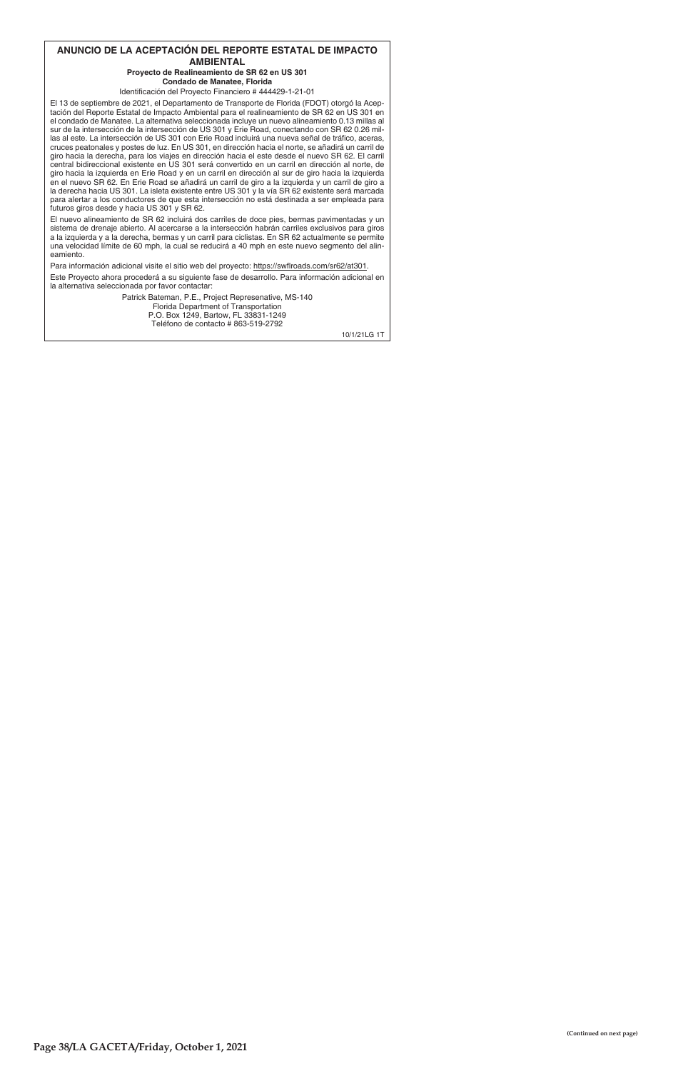## ANUNCIO DE LA ACEPTACIÓN DEL REPORTE ESTATAL DE IMPACTO AMBIENTAL

**Proyecto de Realineamiento de SR 62 en US 301**
**Condado de Manatee, Florida**

Identificación del Proyecto Financiero # 444429-1-21-01

El 13 de septiembre de 2021, el Departamento de Transporte de Florida (FDOT) otorgó la Aceptación del Reporte Estatal de Impacto Ambiental para el realineamiento de SR 62 en US 301 en el condado de Manatee. La alternativa seleccionada incluye un nuevo alineamiento 0.13 millas al sur de la intersección de la intersección de US 301 y Erie Road, conectando con SR 62 0.26 millas al este. La intersección de US 301 con Erie Road incluirá una nueva señal de tráfico, aceras, cruces peatonales y postes de luz. En US 301, en dirección hacia el norte, se añadirá un carril de giro hacia la derecha, para los viajes en dirección hacia el este desde el nuevo SR 62. El carril central bidireccional existente en US 301 será convertido en un carril en dirección al norte, de giro hacia la izquierda en Erie Road y en un carril en dirección al sur de giro hacia la izquierda en el nuevo SR 62. En Erie Road se añadirá un carril de giro a la izquierda y un carril de giro a la derecha hacia US 301. La isleta existente entre US 301 y la vía SR 62 existente será marcada para alertar a los conductores de que esta intersección no está destinada a ser empleada para futuros giros desde y hacia US 301 y SR 62.

El nuevo alineamiento de SR 62 incluirá dos carriles de doce pies, bermas pavimentadas y un sistema de drenaje abierto. Al acercarse a la intersección habrán carriles exclusivos para giros a la izquierda y a la derecha, bermas y un carril para ciclistas. En SR 62 actualmente se permite una velocidad límite de 60 mph, la cual se reducirá a 40 mph en este nuevo segmento del alineamiento.

Para información adicional visite el sitio web del proyecto: https://swflroads.com/sr62/at301.

Este Proyecto ahora procederá a su siguiente fase de desarrollo. Para información adicional en la alternativa seleccionada por favor contactar:

Patrick Bateman, P.E., Project Represenative, MS-140
Florida Department of Transportation
P.O. Box 1249, Bartow, FL 33831-1249
Teléfono de contacto # 863-519-2792

10/1/21LG 1T

(Continued on next page)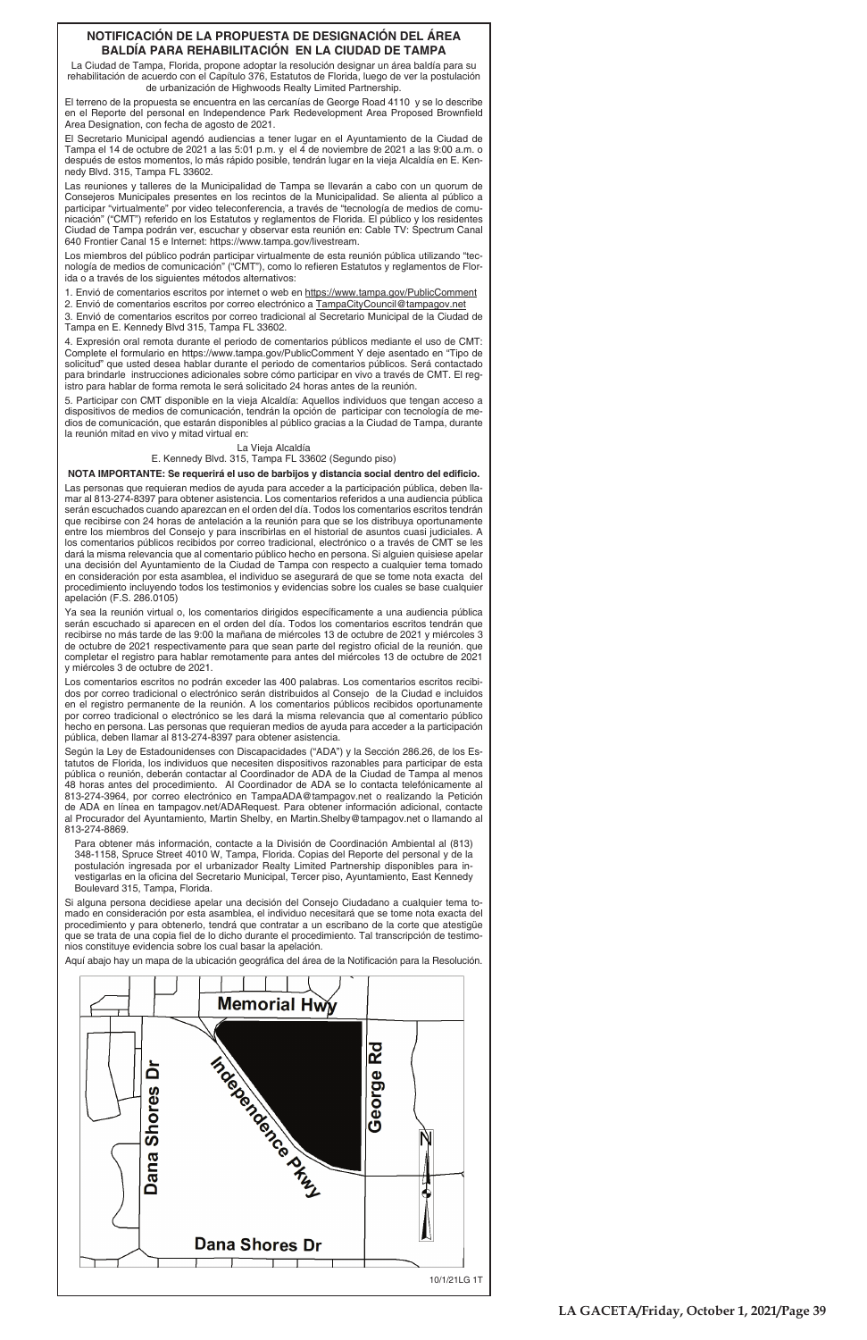## NOTIFICACIÓN DE LA PROPUESTA DE DESIGNACIÓN DEL ÁREA BALDÍA PARA REHABILITACIÓN EN LA CIUDAD DE TAMPA

La Ciudad de Tampa, Florida, propone adoptar la resolución designar un área baldía para su rehabilitación de acuerdo con el Capítulo 376, Estatutos de Florida, luego de ver la postulación de urbanización de Highwoods Realty Limited Partnership.

El terreno de la propuesta se encuentra en las cercanías de George Road 4110 y se lo describe en el Reporte del personal en Independence Park Redevelopment Area Proposed Brownfield Area Designation, con fecha de agosto de 2021.

El Secretario Municipal agendó audiencias a tener lugar en el Ayuntamiento de la Ciudad de Tampa el 14 de octubre de 2021 a las 5:01 p.m. y el 4 de noviembre de 2021 a las 9:00 a.m. o después de estos momentos, lo más rápido posible, tendrán lugar en la vieja Alcaldía en E. Kennedy Blvd. 315, Tampa FL 33602.

Las reuniones y talleres de la Municipalidad de Tampa se llevarán a cabo con un quorum de Consejeros Municipales presentes en los recintos de la Municipalidad. Se alienta al público a participar "virtualmente" por video teleconferencia, a través de "tecnología de medios de comunicación" ("CMT") referido en los Estatutos y reglamentos de Florida. El público y los residentes Ciudad de Tampa podrán ver, escuchar y observar esta reunión en: Cable TV: Spectrum Canal 640 Frontier Canal 15 e Internet: https://www.tampa.gov/livestream.

Los miembros del público podrán participar virtualmente de esta reunión pública utilizando "tecnología de medios de comunicación" ("CMT"), como lo refieren Estatutos y reglamentos de Florida o a través de los siguientes métodos alternativos:

1. Envió de comentarios escritos por internet o web en https://www.tampa.gov/PublicComment
2. Envió de comentarios escritos por correo electrónico a TampaCityCouncil@tampagov.net
3. Envió de comentarios escritos por correo tradicional al Secretario Municipal de la Ciudad de Tampa en E. Kennedy Blvd 315, Tampa FL 33602.
4. Expresión oral remota durante el periodo de comentarios públicos mediante el uso de CMT: Complete el formulario en https://www.tampa.gov/PublicComment Y deje asentado en "Tipo de solicitud" que usted desea hablar durante el periodo de comentarios públicos. Será contactado para brindarle instrucciones adicionales sobre cómo participar en vivo a través de CMT. El registro para hablar de forma remota le será solicitado 24 horas antes de la reunión.
5. Participar con CMT disponible en la vieja Alcaldía: Aquellos individuos que tengan acceso a dispositivos de medios de comunicación, tendrán la opción de participar con tecnología de medios de comunicación, que estarán disponibles al público gracias a la Ciudad de Tampa, durante la reunión mitad en vivo y mitad virtual en:

La Vieja Alcaldía
E. Kennedy Blvd. 315, Tampa FL 33602 (Segundo piso)

**NOTA IMPORTANTE: Se requerirá el uso de barbijos y distancia social dentro del edificio.**

Las personas que requieran medios de ayuda para acceder a la participación pública, deben llamar al 813-274-8397 para obtener asistencia. Los comentarios referidos a una audiencia pública serán escuchados cuando aparezcan en el orden del día. Todos los comentarios escritos tendrán que recibirse con 24 horas de antelación a la reunión para que se los distribuya oportunamente entre los miembros del Consejo y para inscribirlas en el historial de asuntos cuasi judiciales. A los comentarios públicos recibidos por correo tradicional, electrónico o a través de CMT se les dará la misma relevancia que al comentario público hecho en persona. Si alguien quisiese apelar una decisión del Ayuntamiento de la Ciudad de Tampa con respecto a cualquier tema tomado en consideración por esta asamblea, el individuo se asegurará de que se tome nota exacta del procedimiento incluyendo todos los testimonios y evidencias sobre los cuales se base cualquier apelación (F.S. 286.0105)

Ya sea la reunión virtual o, los comentarios dirigidos específicamente a una audiencia pública serán escuchado si aparecen en el orden del día. Todos los comentarios escritos tendrán que recibirse no más tarde de las 9:00 la mañana de miércoles 13 de octubre de 2021 y miércoles 3 de octubre de 2021 respectivamente para que sean parte del registro oficial de la reunión. que completar el registro para hablar remotamente para antes del miércoles 13 de octubre de 2021 y miércoles 3 de octubre de 2021.

Los comentarios escritos no podrán exceder las 400 palabras. Los comentarios escritos recibidos por correo tradicional o electrónico serán distribuidos al Consejo de la Ciudad e incluidos en el registro permanente de la reunión. A los comentarios públicos recibidos oportunamente por correo tradicional o electrónico se les dará la misma relevancia que al comentario público hecho en persona. Las personas que requieran medios de ayuda para acceder a la participación pública, deben llamar al 813-274-8397 para obtener asistencia.

Según la Ley de Estadounidenses con Discapacidades ("ADA") y la Sección 286.26, de los Estatutos de Florida, los individuos que necesiten dispositivos razonables para participar de esta pública o reunión, deberán contactar al Coordinador de ADA de la Ciudad de Tampa al menos 48 horas antes del procedimiento. Al Coordinador de ADA se lo contacta telefónicamente al 813-274-3964, por correo electrónico en TampaADA@tampagov.net o realizando la Petición de ADA en línea en tampagov.net/ADARequest. Para obtener información adicional, contacte al Procurador del Ayuntamiento, Martin Shelby, en Martin.Shelby@tampagov.net o llamando al 813-274-8869.

Para obtener más información, contacte a la División de Coordinación Ambiental al (813) 348-1158, Spruce Street 4010 W, Tampa, Florida. Copias del Reporte del personal y de la postulación ingresada por el urbanizador Realty Limited Partnership disponibles para investigarlas en la oficina del Secretario Municipal, Tercer piso, Ayuntamiento, East Kennedy Boulevard 315, Tampa, Florida.

Si alguna persona decidiese apelar una decisión del Consejo Ciudadano a cualquier tema tomado en consideración por esta asamblea, el individuo necesitará que se tome nota exacta del procedimiento y para obtenerlo, tendrá que contratar a un escribano de la corte que atestigüe que se trata de una copia fiel de lo dicho durante el procedimiento. Tal transcripción de testimonios constituye evidencia sobre los cual basar la apelación.

Aquí abajo hay un mapa de la ubicación geográfica del área de la Notificación para la Resolución.

Memorial Hwy
Independence Pkwy
George Rd
Dana Shores Dr
Dana Shores Dr
N

10/1/21LG 1T